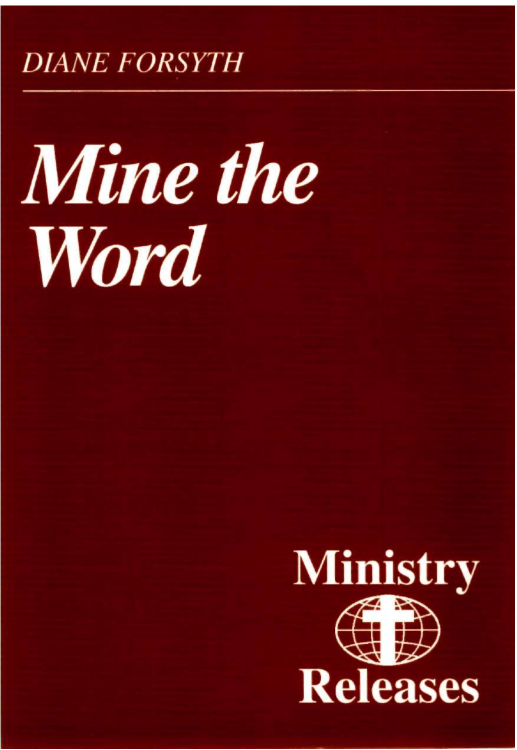*DIANE FORSYTH*

# *Mine the Word*

Ministry Releases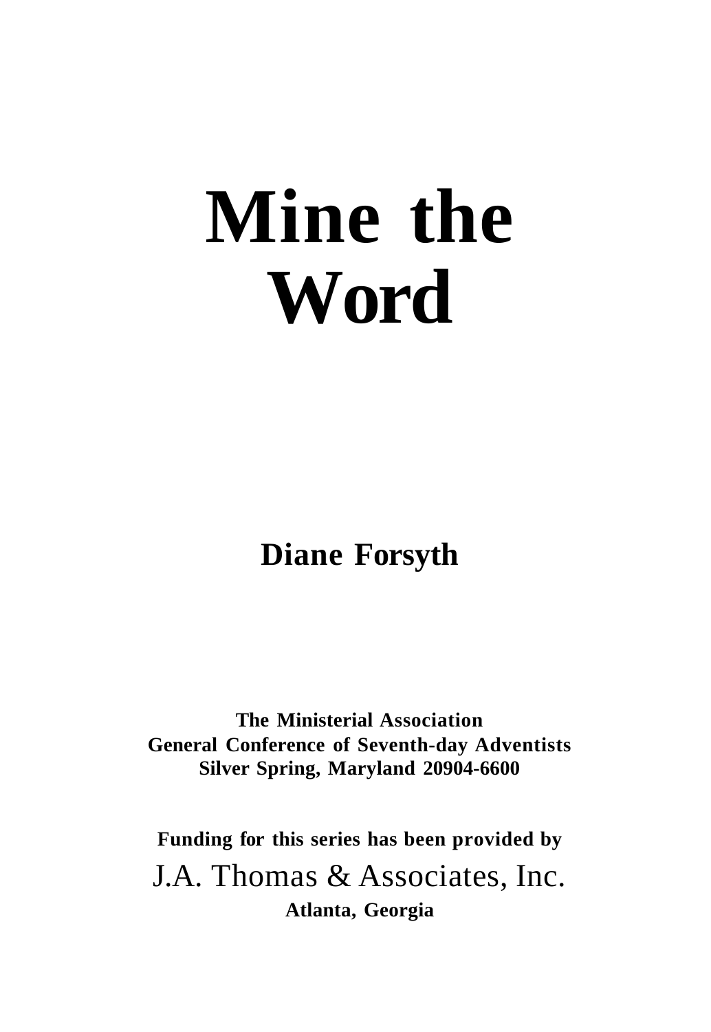# Mine the Word

**Diane Forsyth**

**The Ministerial Association**
**General Conference of Seventh-day Adventists**
**Silver Spring, Maryland 20904-6600**

**Funding for this series has been provided by**

J.A. Thomas & Associates, Inc.

**Atlanta, Georgia**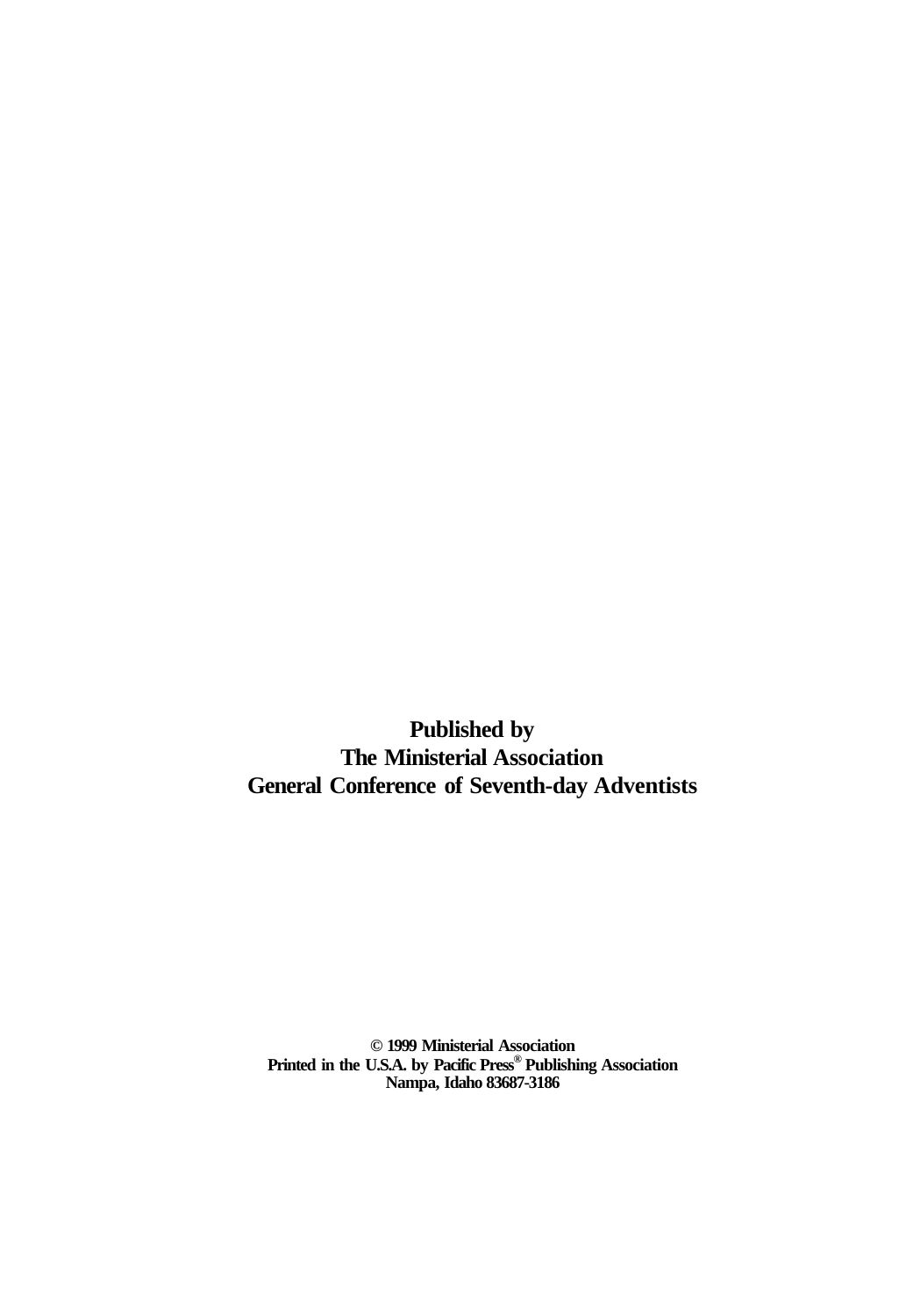**Published by**
**The Ministerial Association**
**General Conference of Seventh-day Adventists**

**© 1999 Ministerial Association**
**Printed in the U.S.A. by Pacific Press® Publishing Association**
**Nampa, Idaho 83687-3186**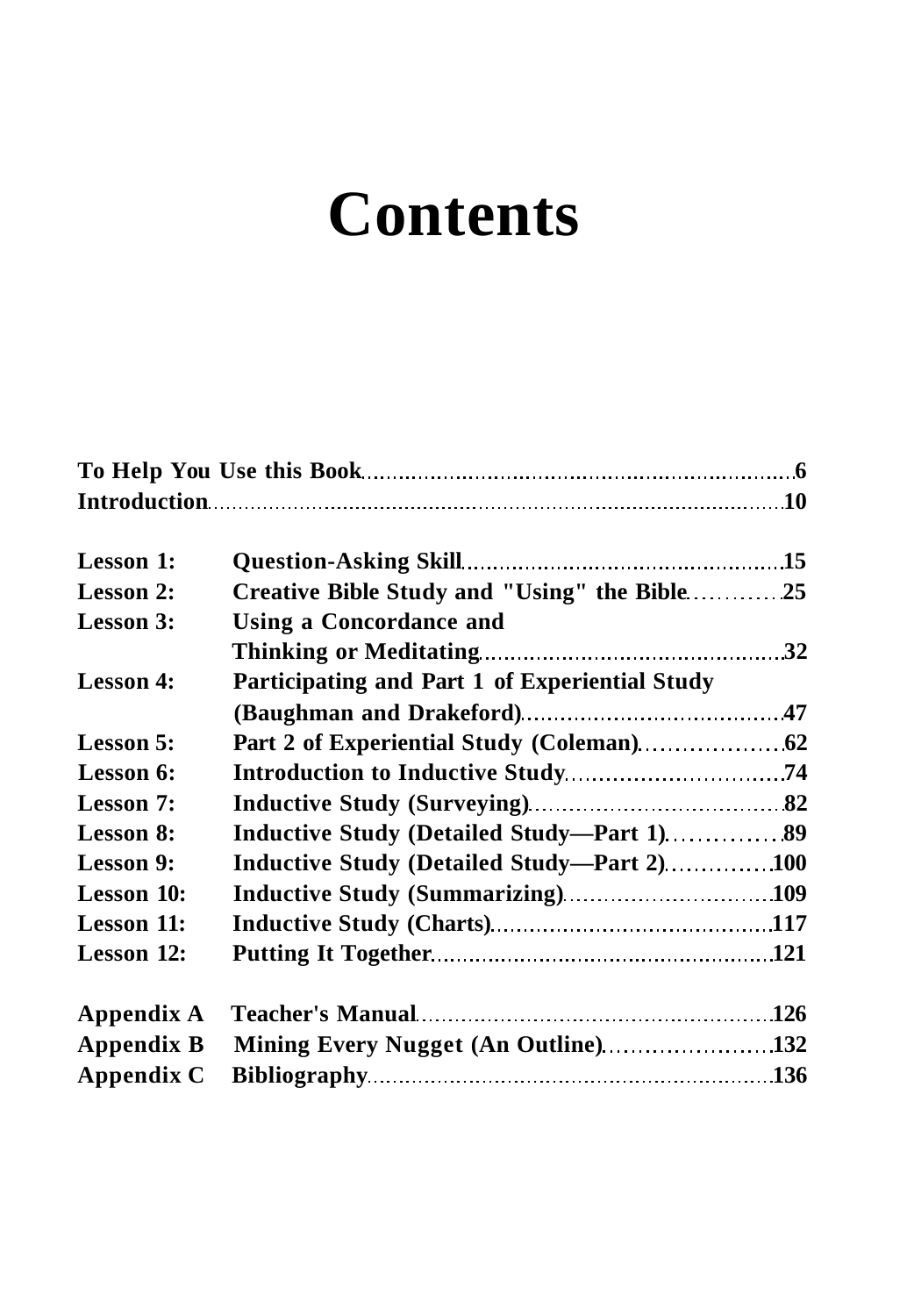# Contents

**To Help You Use this Book** ........ 6
**Introduction** ........ 10

**Lesson 1:** **Question-Asking Skill** ........ 15
**Lesson 2:** **Creative Bible Study and "Using" the Bible** ........ 25
**Lesson 3:** **Using a Concordance and Thinking or Meditating** ........ 32
**Lesson 4:** **Participating and Part 1 of Experiential Study (Baughman and Drakeford)** ........ 47
**Lesson 5:** **Part 2 of Experiential Study (Coleman)** ........ 62
**Lesson 6:** **Introduction to Inductive Study** ........ 74
**Lesson 7:** **Inductive Study (Surveying)** ........ 82
**Lesson 8:** **Inductive Study (Detailed Study—Part 1)** ........ 89
**Lesson 9:** **Inductive Study (Detailed Study—Part 2)** ........ 100
**Lesson 10:** **Inductive Study (Summarizing)** ........ 109
**Lesson 11:** **Inductive Study (Charts)** ........ 117
**Lesson 12:** **Putting It Together** ........ 121

**Appendix A** **Teacher's Manual** ........ 126
**Appendix B** **Mining Every Nugget (An Outline)** ........ 132
**Appendix C** **Bibliography** ........ 136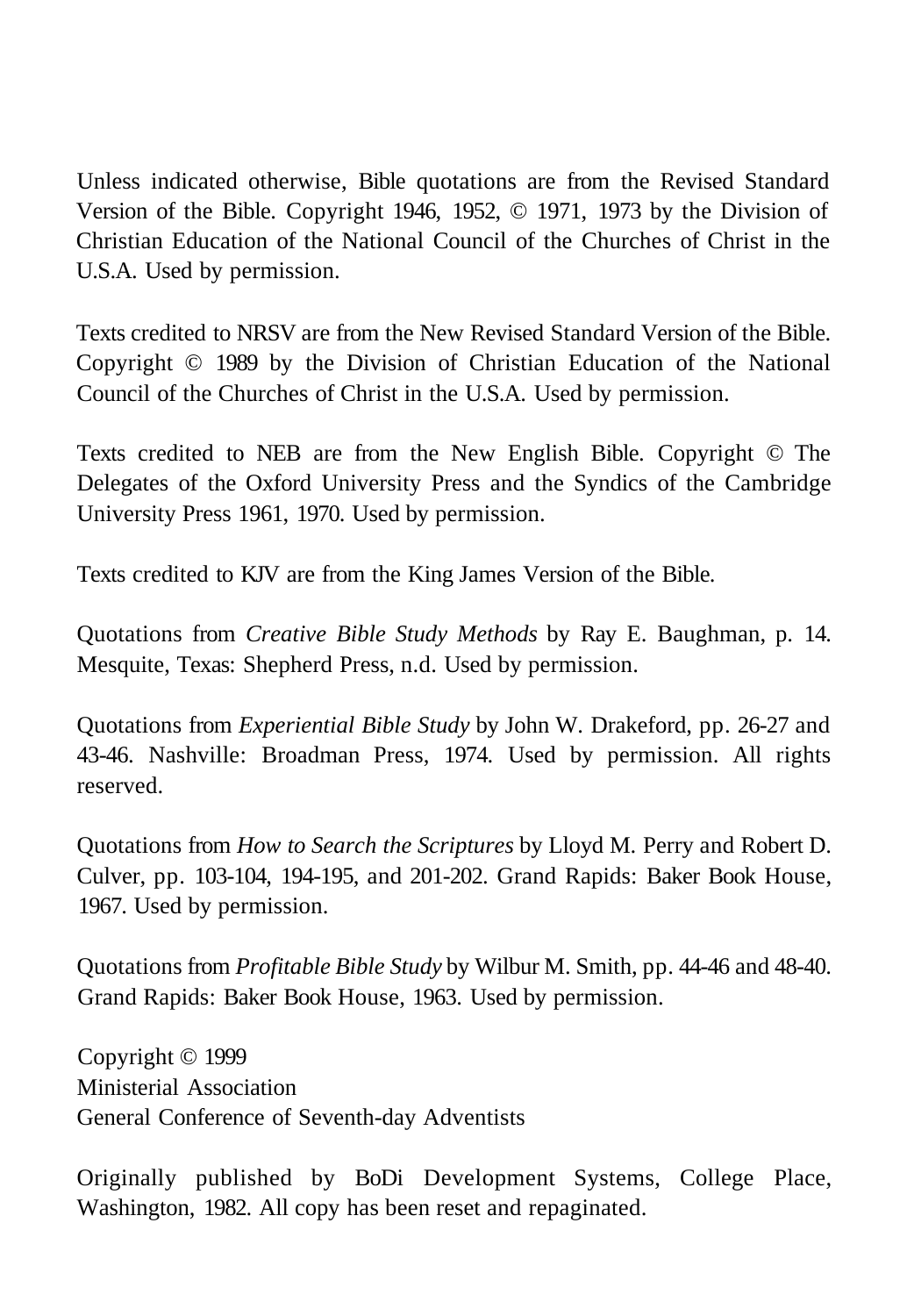Unless indicated otherwise, Bible quotations are from the Revised Standard Version of the Bible. Copyright 1946, 1952, © 1971, 1973 by the Division of Christian Education of the National Council of the Churches of Christ in the U.S.A. Used by permission.

Texts credited to NRSV are from the New Revised Standard Version of the Bible. Copyright © 1989 by the Division of Christian Education of the National Council of the Churches of Christ in the U.S.A. Used by permission.

Texts credited to NEB are from the New English Bible. Copyright © The Delegates of the Oxford University Press and the Syndics of the Cambridge University Press 1961, 1970. Used by permission.

Texts credited to KJV are from the King James Version of the Bible.

Quotations from *Creative Bible Study Methods* by Ray E. Baughman, p. 14. Mesquite, Texas: Shepherd Press, n.d. Used by permission.

Quotations from *Experiential Bible Study* by John W. Drakeford, pp. 26-27 and 43-46. Nashville: Broadman Press, 1974. Used by permission. All rights reserved.

Quotations from *How to Search the Scriptures* by Lloyd M. Perry and Robert D. Culver, pp. 103-104, 194-195, and 201-202. Grand Rapids: Baker Book House, 1967. Used by permission.

Quotations from *Profitable Bible Study* by Wilbur M. Smith, pp. 44-46 and 48-40. Grand Rapids: Baker Book House, 1963. Used by permission.

Copyright © 1999
Ministerial Association
General Conference of Seventh-day Adventists

Originally published by BoDi Development Systems, College Place, Washington, 1982. All copy has been reset and repaginated.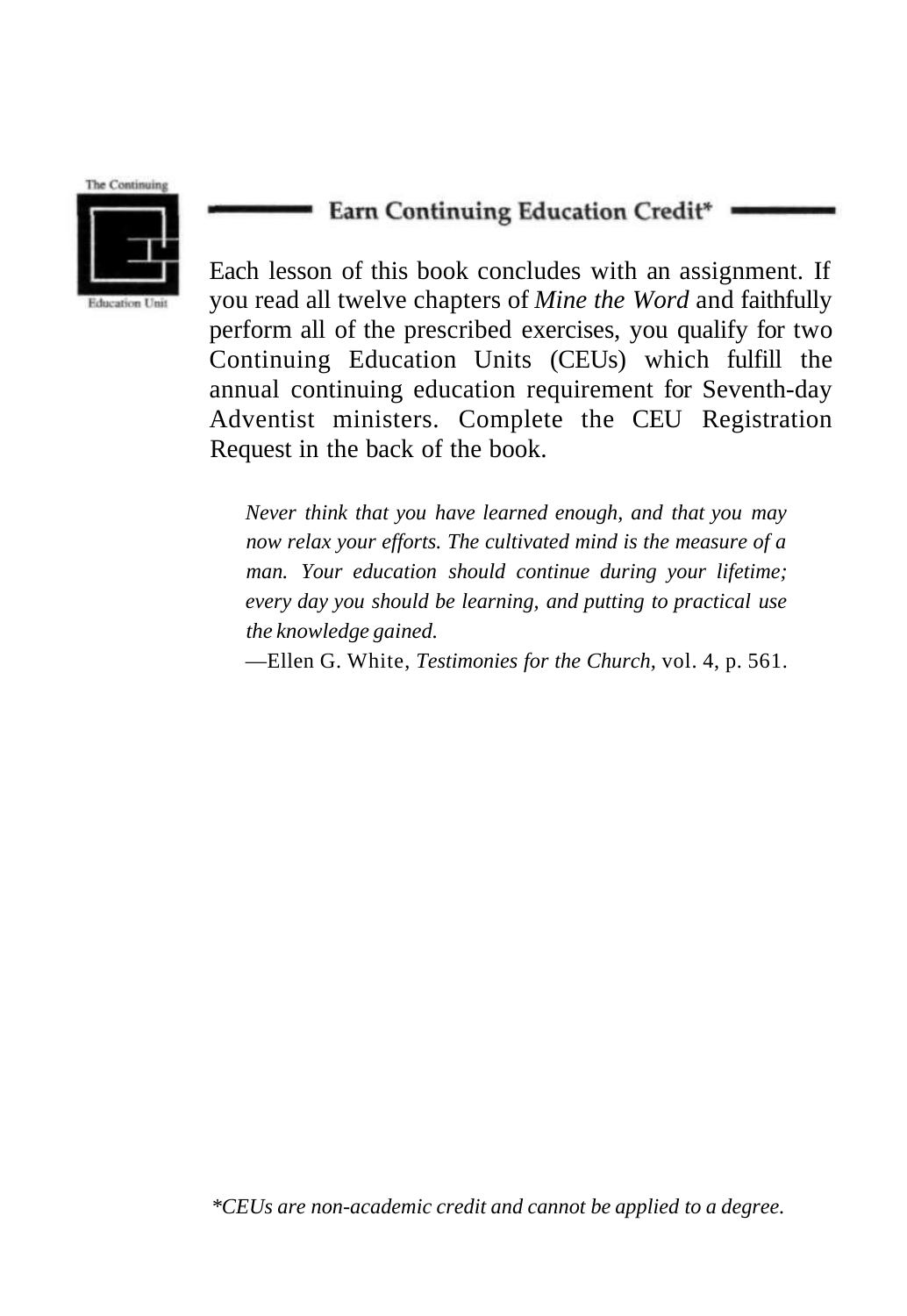The Continuing Education Unit

## Earn Continuing Education Credit*

Each lesson of this book concludes with an assignment. If you read all twelve chapters of *Mine the Word* and faithfully perform all of the prescribed exercises, you qualify for two Continuing Education Units (CEUs) which fulfill the annual continuing education requirement for Seventh-day Adventist ministers. Complete the CEU Registration Request in the back of the book.

> *Never think that you have learned enough, and that you may now relax your efforts. The cultivated mind is the measure of a man. Your education should continue during your lifetime; every day you should be learning, and putting to practical use the knowledge gained.*
>
> —Ellen G. White, *Testimonies for the Church,* vol. 4, p. 561.

*\*CEUs are non-academic credit and cannot be applied to a degree.*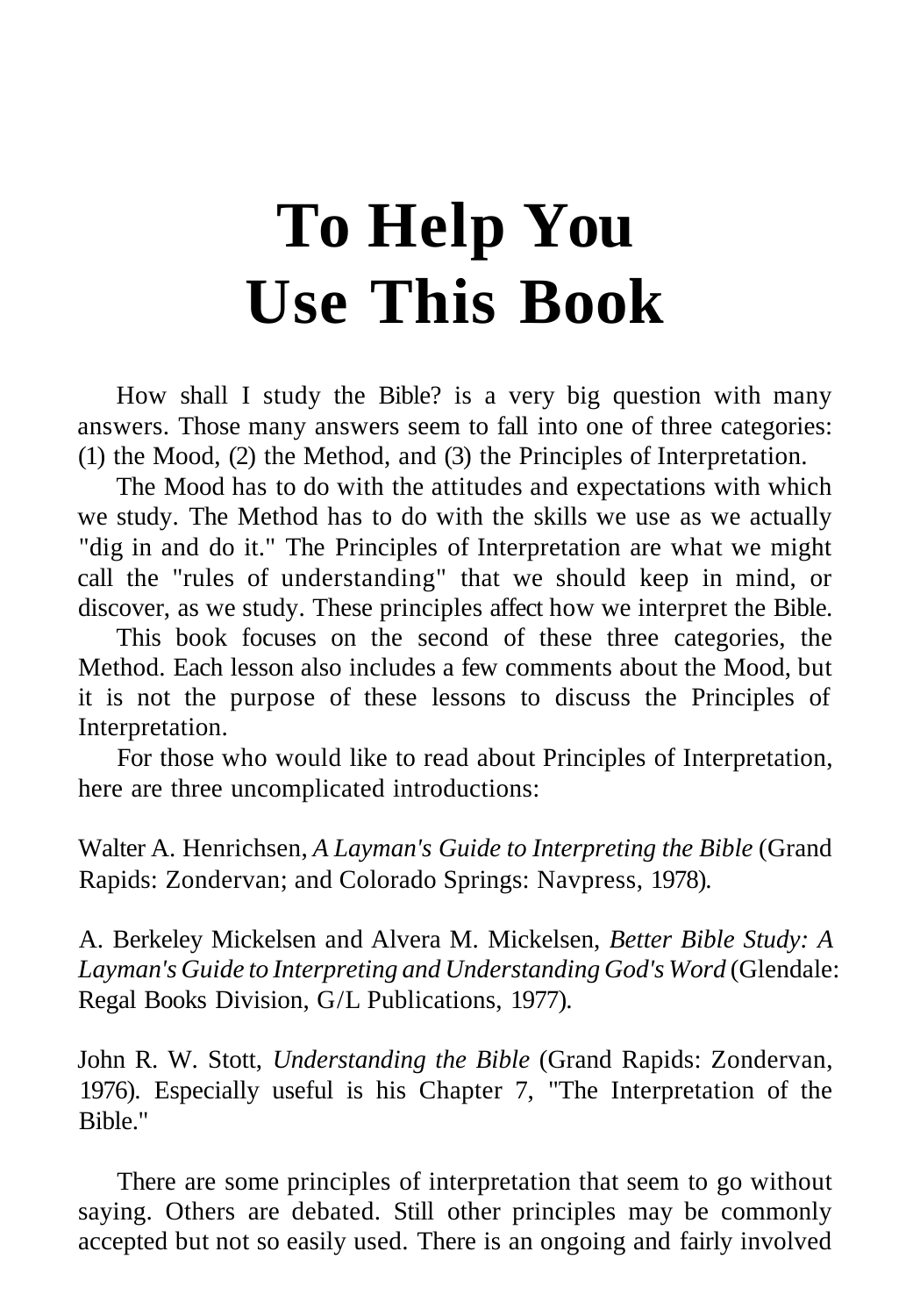# To Help You Use This Book

How shall I study the Bible? is a very big question with many answers. Those many answers seem to fall into one of three categories: (1) the Mood, (2) the Method, and (3) the Principles of Interpretation.

The Mood has to do with the attitudes and expectations with which we study. The Method has to do with the skills we use as we actually "dig in and do it." The Principles of Interpretation are what we might call the "rules of understanding" that we should keep in mind, or discover, as we study. These principles affect how we interpret the Bible.

This book focuses on the second of these three categories, the Method. Each lesson also includes a few comments about the Mood, but it is not the purpose of these lessons to discuss the Principles of Interpretation.

For those who would like to read about Principles of Interpretation, here are three uncomplicated introductions:

Walter A. Henrichsen, *A Layman's Guide to Interpreting the Bible* (Grand Rapids: Zondervan; and Colorado Springs: Navpress, 1978).

A. Berkeley Mickelsen and Alvera M. Mickelsen, *Better Bible Study: A Layman's Guide to Interpreting and Understanding God's Word* (Glendale: Regal Books Division, G/L Publications, 1977).

John R. W. Stott, *Understanding the Bible* (Grand Rapids: Zondervan, 1976). Especially useful is his Chapter 7, "The Interpretation of the Bible."

There are some principles of interpretation that seem to go without saying. Others are debated. Still other principles may be commonly accepted but not so easily used. There is an ongoing and fairly involved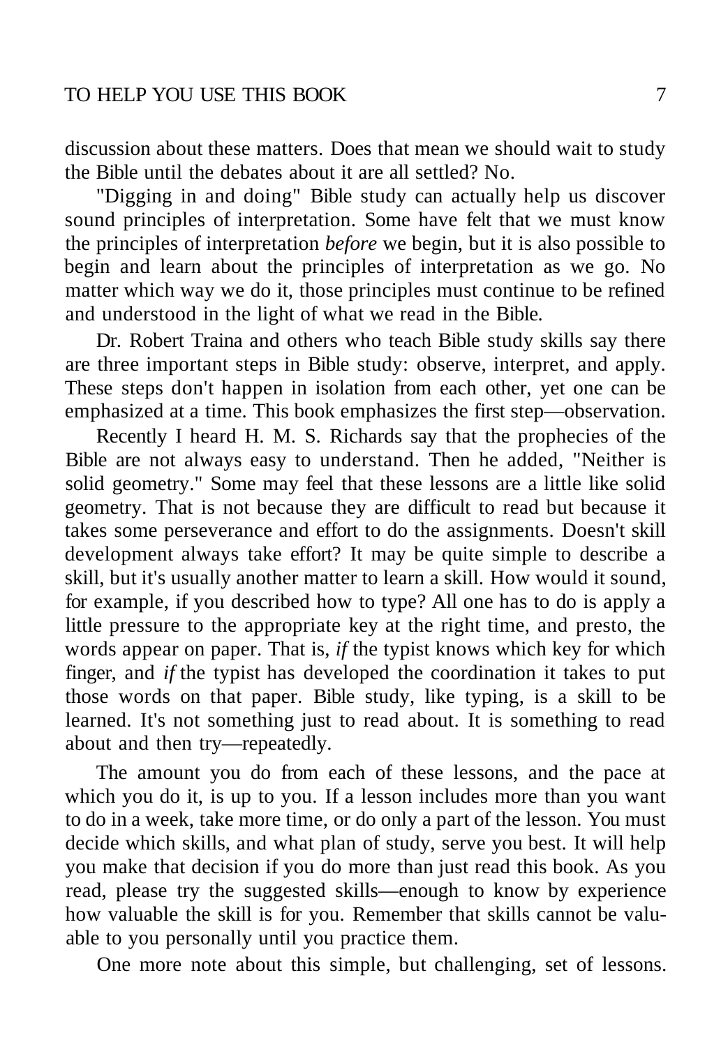discussion about these matters. Does that mean we should wait to study the Bible until the debates about it are all settled? No.

"Digging in and doing" Bible study can actually help us discover sound principles of interpretation. Some have felt that we must know the principles of interpretation *before* we begin, but it is also possible to begin and learn about the principles of interpretation as we go. No matter which way we do it, those principles must continue to be refined and understood in the light of what we read in the Bible.

Dr. Robert Traina and others who teach Bible study skills say there are three important steps in Bible study: observe, interpret, and apply. These steps don't happen in isolation from each other, yet one can be emphasized at a time. This book emphasizes the first step—observation.

Recently I heard H. M. S. Richards say that the prophecies of the Bible are not always easy to understand. Then he added, "Neither is solid geometry." Some may feel that these lessons are a little like solid geometry. That is not because they are difficult to read but because it takes some perseverance and effort to do the assignments. Doesn't skill development always take effort? It may be quite simple to describe a skill, but it's usually another matter to learn a skill. How would it sound, for example, if you described how to type? All one has to do is apply a little pressure to the appropriate key at the right time, and presto, the words appear on paper. That is, *if* the typist knows which key for which finger, and *if* the typist has developed the coordination it takes to put those words on that paper. Bible study, like typing, is a skill to be learned. It's not something just to read about. It is something to read about and then try—repeatedly.

The amount you do from each of these lessons, and the pace at which you do it, is up to you. If a lesson includes more than you want to do in a week, take more time, or do only a part of the lesson. You must decide which skills, and what plan of study, serve you best. It will help you make that decision if you do more than just read this book. As you read, please try the suggested skills—enough to know by experience how valuable the skill is for you. Remember that skills cannot be valuable to you personally until you practice them.

One more note about this simple, but challenging, set of lessons.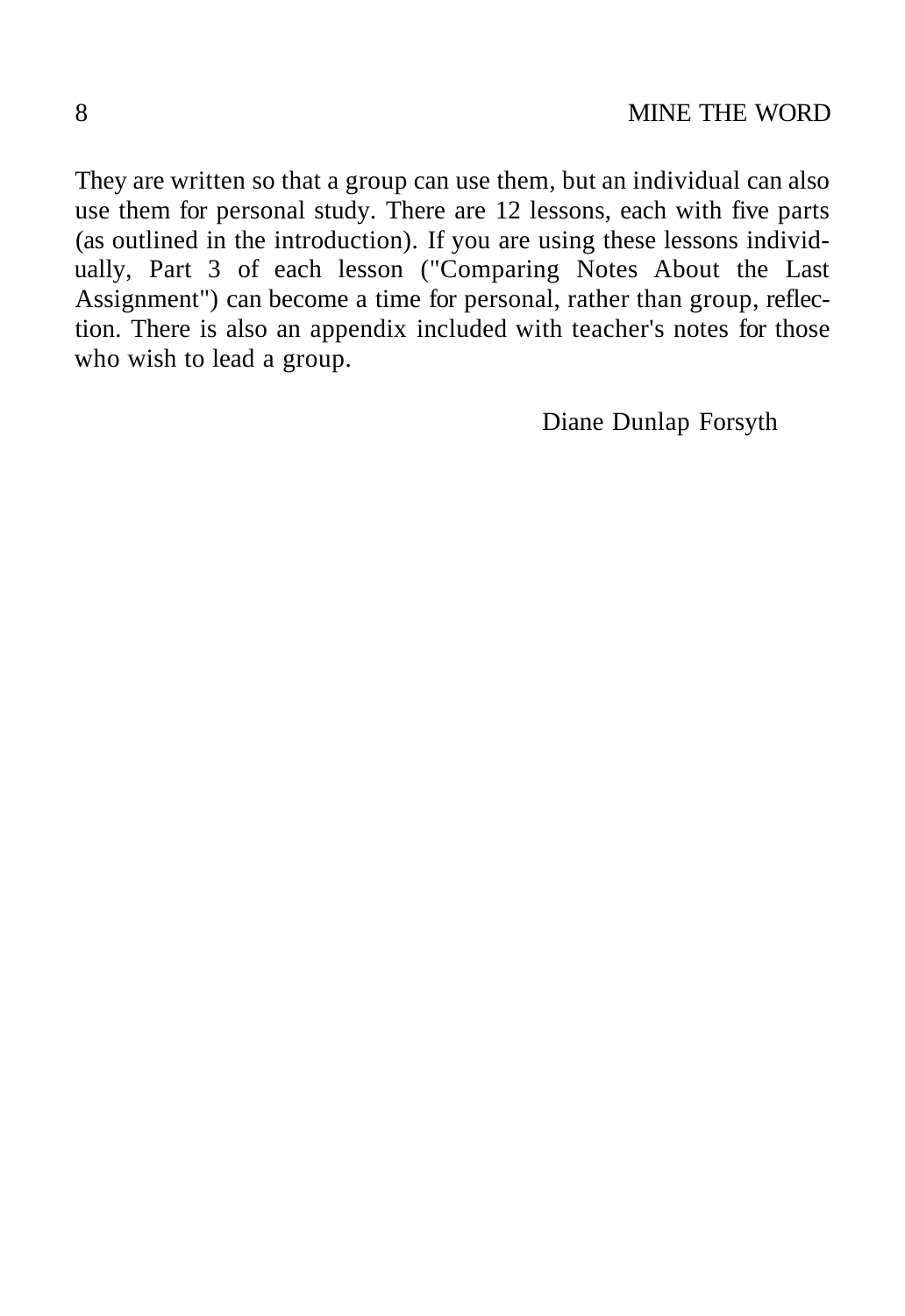They are written so that a group can use them, but an individual can also use them for personal study. There are 12 lessons, each with five parts (as outlined in the introduction). If you are using these lessons individually, Part 3 of each lesson ("Comparing Notes About the Last Assignment") can become a time for personal, rather than group, reflection. There is also an appendix included with teacher's notes for those who wish to lead a group.

Diane Dunlap Forsyth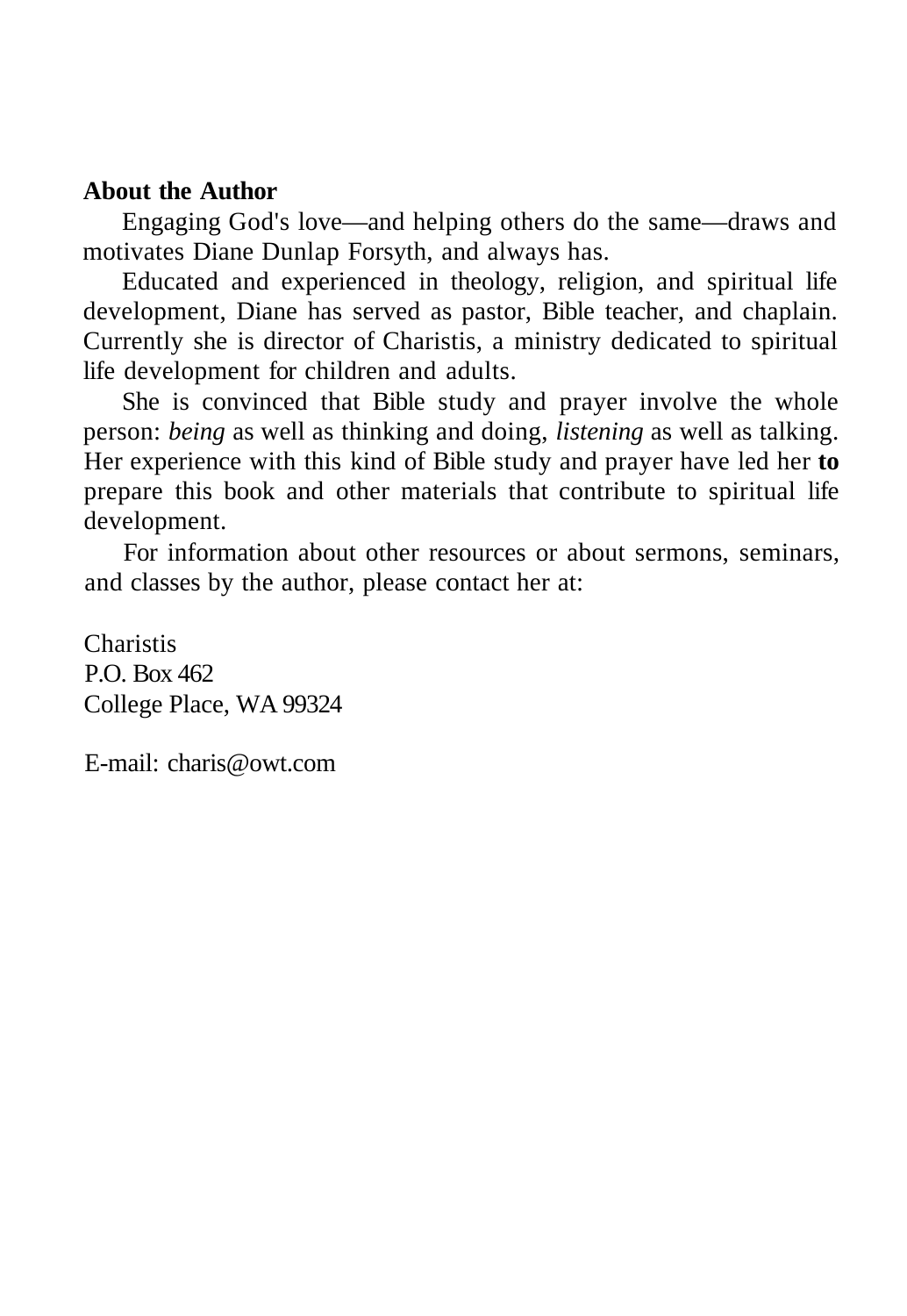**About the Author**

Engaging God's love—and helping others do the same—draws and motivates Diane Dunlap Forsyth, and always has.

Educated and experienced in theology, religion, and spiritual life development, Diane has served as pastor, Bible teacher, and chaplain. Currently she is director of Charistis, a ministry dedicated to spiritual life development for children and adults.

She is convinced that Bible study and prayer involve the whole person: *being* as well as thinking and doing, *listening* as well as talking. Her experience with this kind of Bible study and prayer have led her **to** prepare this book and other materials that contribute to spiritual life development.

For information about other resources or about sermons, seminars, and classes by the author, please contact her at:

Charistis
P.O. Box 462
College Place, WA 99324

E-mail: charis@owt.com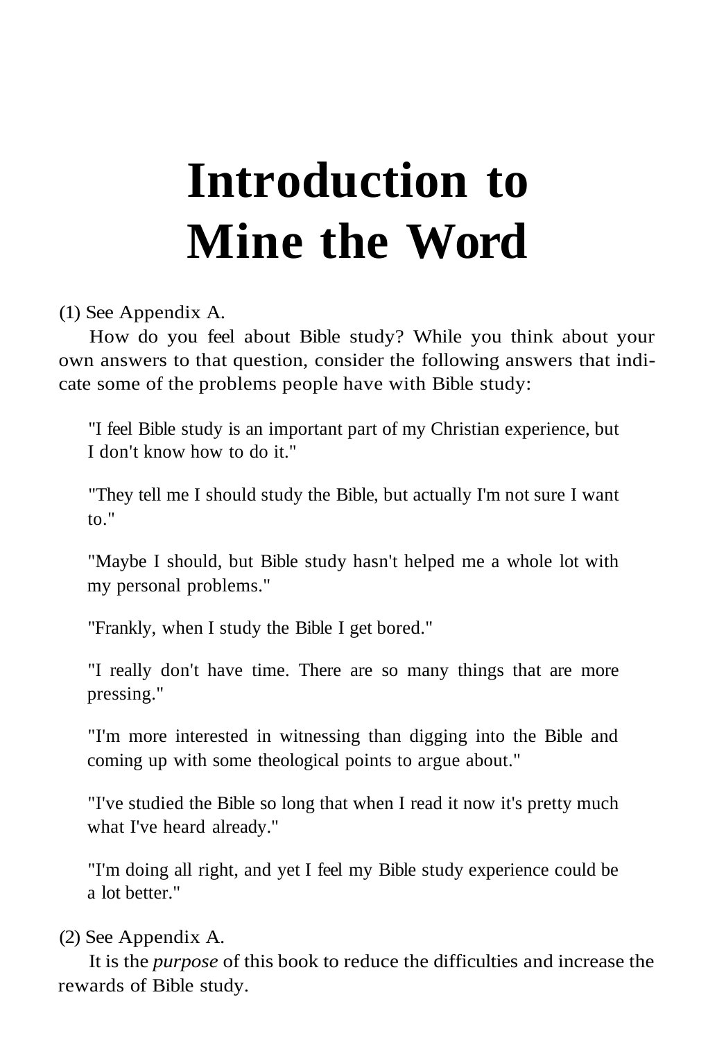# Introduction to Mine the Word

(1) See Appendix A.

How do you feel about Bible study? While you think about your own answers to that question, consider the following answers that indicate some of the problems people have with Bible study:

> "I feel Bible study is an important part of my Christian experience, but I don't know how to do it."
>
> "They tell me I should study the Bible, but actually I'm not sure I want to."
>
> "Maybe I should, but Bible study hasn't helped me a whole lot with my personal problems."
>
> "Frankly, when I study the Bible I get bored."
>
> "I really don't have time. There are so many things that are more pressing."
>
> "I'm more interested in witnessing than digging into the Bible and coming up with some theological points to argue about."
>
> "I've studied the Bible so long that when I read it now it's pretty much what I've heard already."
>
> "I'm doing all right, and yet I feel my Bible study experience could be a lot better."

(2) See Appendix A.

It is the *purpose* of this book to reduce the difficulties and increase the rewards of Bible study.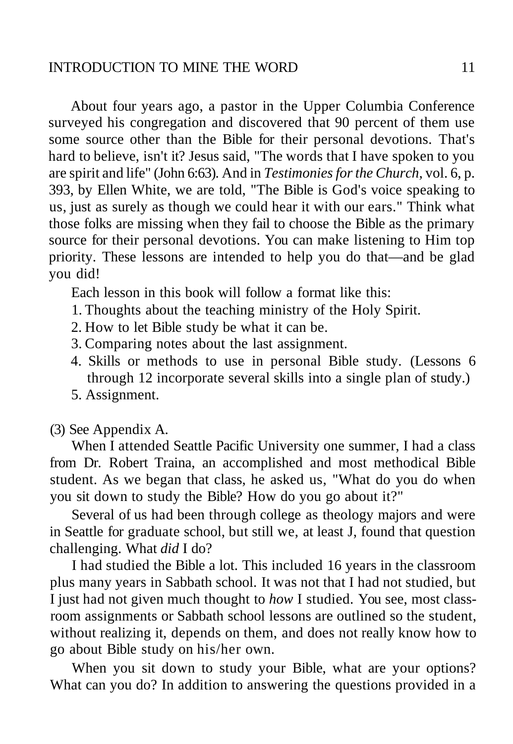About four years ago, a pastor in the Upper Columbia Conference surveyed his congregation and discovered that 90 percent of them use some source other than the Bible for their personal devotions. That's hard to believe, isn't it? Jesus said, "The words that I have spoken to you are spirit and life" (John 6:63). And in *Testimonies for the Church*, vol. 6, p. 393, by Ellen White, we are told, "The Bible is God's voice speaking to us, just as surely as though we could hear it with our ears." Think what those folks are missing when they fail to choose the Bible as the primary source for their personal devotions. You can make listening to Him top priority. These lessons are intended to help you do that—and be glad you did!

Each lesson in this book will follow a format like this:

1. Thoughts about the teaching ministry of the Holy Spirit.
2. How to let Bible study be what it can be.
3. Comparing notes about the last assignment.
4. Skills or methods to use in personal Bible study. (Lessons 6 through 12 incorporate several skills into a single plan of study.)
5. Assignment.

(3) See Appendix A.

When I attended Seattle Pacific University one summer, I had a class from Dr. Robert Traina, an accomplished and most methodical Bible student. As we began that class, he asked us, "What do you do when you sit down to study the Bible? How do you go about it?"

Several of us had been through college as theology majors and were in Seattle for graduate school, but still we, at least J, found that question challenging. What *did* I do?

I had studied the Bible a lot. This included 16 years in the classroom plus many years in Sabbath school. It was not that I had not studied, but I just had not given much thought to *how* I studied. You see, most classroom assignments or Sabbath school lessons are outlined so the student, without realizing it, depends on them, and does not really know how to go about Bible study on his/her own.

When you sit down to study your Bible, what are your options? What can you do? In addition to answering the questions provided in a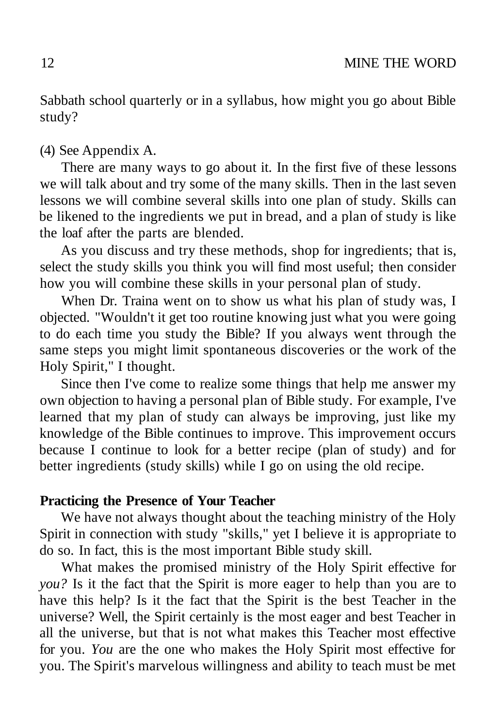Sabbath school quarterly or in a syllabus, how might you go about Bible study?

(4) See Appendix A.

There are many ways to go about it. In the first five of these lessons we will talk about and try some of the many skills. Then in the last seven lessons we will combine several skills into one plan of study. Skills can be likened to the ingredients we put in bread, and a plan of study is like the loaf after the parts are blended.

As you discuss and try these methods, shop for ingredients; that is, select the study skills you think you will find most useful; then consider how you will combine these skills in your personal plan of study.

When Dr. Traina went on to show us what his plan of study was, I objected. "Wouldn't it get too routine knowing just what you were going to do each time you study the Bible? If you always went through the same steps you might limit spontaneous discoveries or the work of the Holy Spirit," I thought.

Since then I've come to realize some things that help me answer my own objection to having a personal plan of Bible study. For example, I've learned that my plan of study can always be improving, just like my knowledge of the Bible continues to improve. This improvement occurs because I continue to look for a better recipe (plan of study) and for better ingredients (study skills) while I go on using the old recipe.

### Practicing the Presence of Your Teacher

We have not always thought about the teaching ministry of the Holy Spirit in connection with study "skills," yet I believe it is appropriate to do so. In fact, this is the most important Bible study skill.

What makes the promised ministry of the Holy Spirit effective for *you?* Is it the fact that the Spirit is more eager to help than you are to have this help? Is it the fact that the Spirit is the best Teacher in the universe? Well, the Spirit certainly is the most eager and best Teacher in all the universe, but that is not what makes this Teacher most effective for you. *You* are the one who makes the Holy Spirit most effective for you. The Spirit's marvelous willingness and ability to teach must be met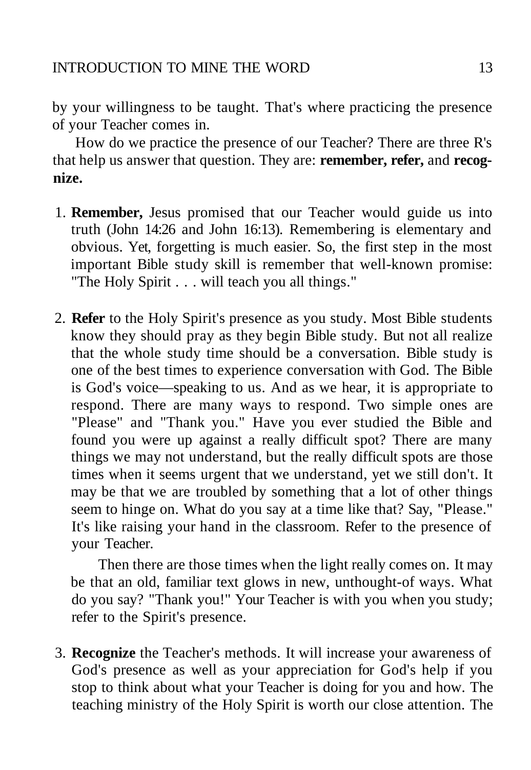by your willingness to be taught. That's where practicing the presence of your Teacher comes in.

How do we practice the presence of our Teacher? There are three R's that help us answer that question. They are: **remember, refer,** and **recognize.**

1. **Remember,** Jesus promised that our Teacher would guide us into truth (John 14:26 and John 16:13). Remembering is elementary and obvious. Yet, forgetting is much easier. So, the first step in the most important Bible study skill is remember that well-known promise: "The Holy Spirit . . . will teach you all things."

2. **Refer** to the Holy Spirit's presence as you study. Most Bible students know they should pray as they begin Bible study. But not all realize that the whole study time should be a conversation. Bible study is one of the best times to experience conversation with God. The Bible is God's voice—speaking to us. And as we hear, it is appropriate to respond. There are many ways to respond. Two simple ones are "Please" and "Thank you." Have you ever studied the Bible and found you were up against a really difficult spot? There are many things we may not understand, but the really difficult spots are those times when it seems urgent that we understand, yet we still don't. It may be that we are troubled by something that a lot of other things seem to hinge on. What do you say at a time like that? Say, "Please." It's like raising your hand in the classroom. Refer to the presence of your Teacher.

   Then there are those times when the light really comes on. It may be that an old, familiar text glows in new, unthought-of ways. What do you say? "Thank you!" Your Teacher is with you when you study; refer to the Spirit's presence.

3. **Recognize** the Teacher's methods. It will increase your awareness of God's presence as well as your appreciation for God's help if you stop to think about what your Teacher is doing for you and how. The teaching ministry of the Holy Spirit is worth our close attention. The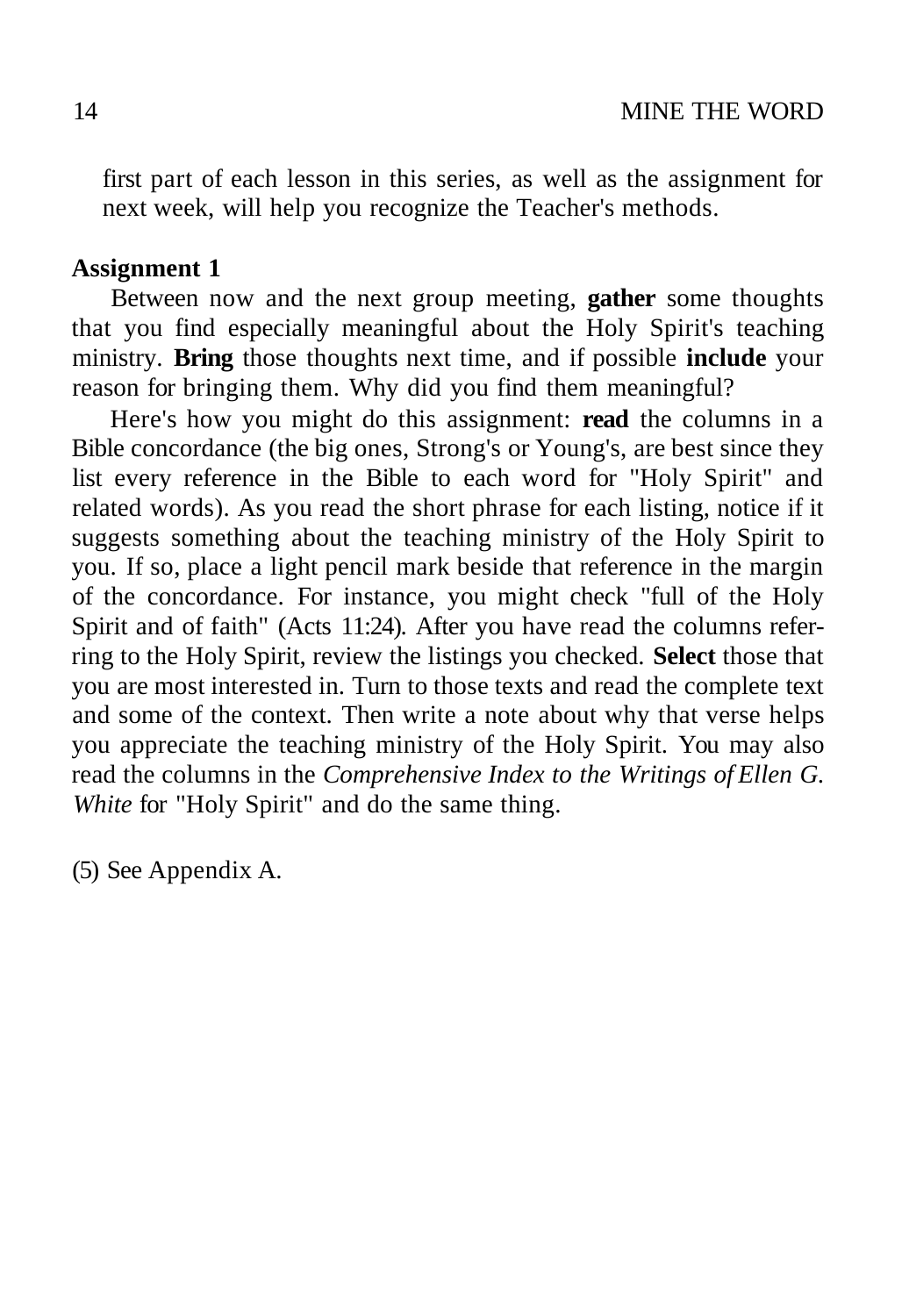first part of each lesson in this series, as well as the assignment for next week, will help you recognize the Teacher's methods.

**Assignment 1**

Between now and the next group meeting, **gather** some thoughts that you find especially meaningful about the Holy Spirit's teaching ministry. **Bring** those thoughts next time, and if possible **include** your reason for bringing them. Why did you find them meaningful?

Here's how you might do this assignment: **read** the columns in a Bible concordance (the big ones, Strong's or Young's, are best since they list every reference in the Bible to each word for "Holy Spirit" and related words). As you read the short phrase for each listing, notice if it suggests something about the teaching ministry of the Holy Spirit to you. If so, place a light pencil mark beside that reference in the margin of the concordance. For instance, you might check "full of the Holy Spirit and of faith" (Acts 11:24). After you have read the columns referring to the Holy Spirit, review the listings you checked. **Select** those that you are most interested in. Turn to those texts and read the complete text and some of the context. Then write a note about why that verse helps you appreciate the teaching ministry of the Holy Spirit. You may also read the columns in the *Comprehensive Index to the Writings of Ellen G. White* for "Holy Spirit" and do the same thing.

(5) See Appendix A.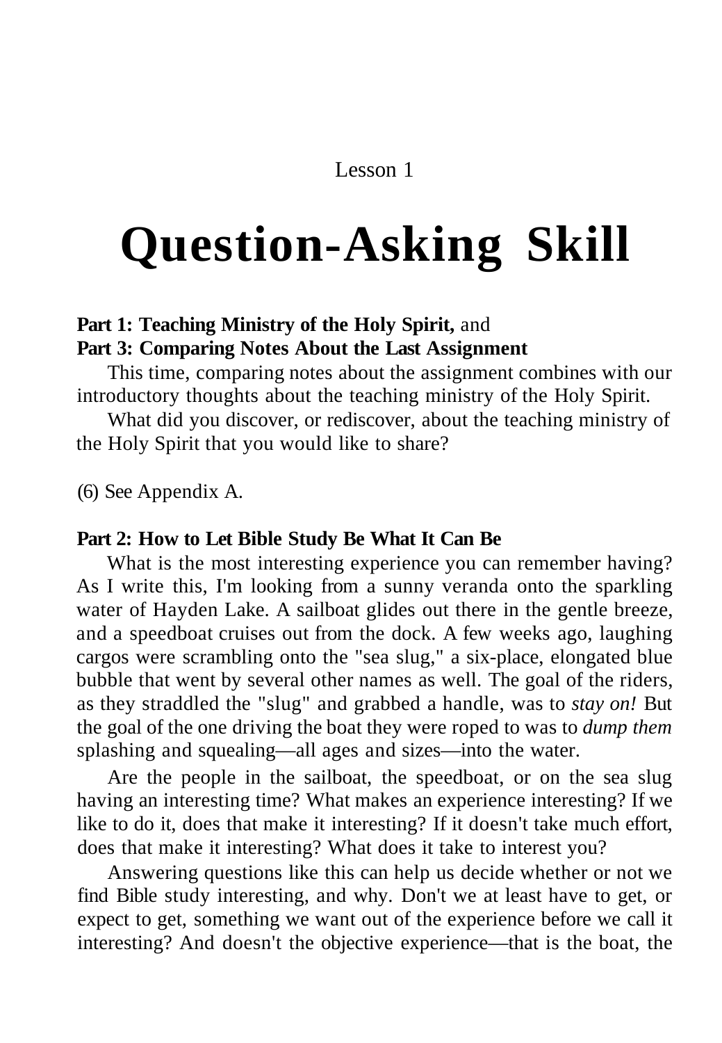Lesson 1

# Question-Asking Skill

**Part 1: Teaching Ministry of the Holy Spirit,** and
**Part 3: Comparing Notes About the Last Assignment**

This time, comparing notes about the assignment combines with our introductory thoughts about the teaching ministry of the Holy Spirit.

What did you discover, or rediscover, about the teaching ministry of the Holy Spirit that you would like to share?

(6) See Appendix A.

**Part 2: How to Let Bible Study Be What It Can Be**

What is the most interesting experience you can remember having? As I write this, I'm looking from a sunny veranda onto the sparkling water of Hayden Lake. A sailboat glides out there in the gentle breeze, and a speedboat cruises out from the dock. A few weeks ago, laughing cargos were scrambling onto the "sea slug," a six-place, elongated blue bubble that went by several other names as well. The goal of the riders, as they straddled the "slug" and grabbed a handle, was to *stay on!* But the goal of the one driving the boat they were roped to was to *dump them* splashing and squealing—all ages and sizes—into the water.

Are the people in the sailboat, the speedboat, or on the sea slug having an interesting time? What makes an experience interesting? If we like to do it, does that make it interesting? If it doesn't take much effort, does that make it interesting? What does it take to interest you?

Answering questions like this can help us decide whether or not we find Bible study interesting, and why. Don't we at least have to get, or expect to get, something we want out of the experience before we call it interesting? And doesn't the objective experience—that is the boat, the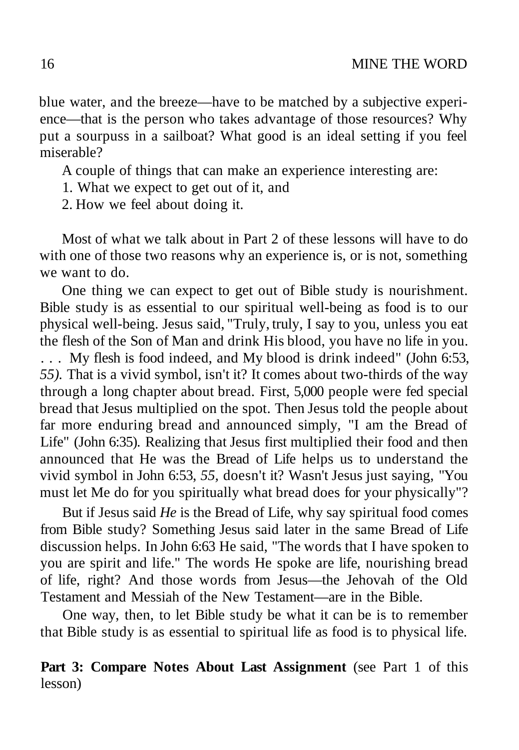blue water, and the breeze—have to be matched by a subjective experience—that is the person who takes advantage of those resources? Why put a sourpuss in a sailboat? What good is an ideal setting if you feel miserable?

A couple of things that can make an experience interesting are:

1. What we expect to get out of it, and
2. How we feel about doing it.

Most of what we talk about in Part 2 of these lessons will have to do with one of those two reasons why an experience is, or is not, something we want to do.

One thing we can expect to get out of Bible study is nourishment. Bible study is as essential to our spiritual well-being as food is to our physical well-being. Jesus said, "Truly, truly, I say to you, unless you eat the flesh of the Son of Man and drink His blood, you have no life in you. . . . My flesh is food indeed, and My blood is drink indeed" (John 6:53, *55).* That is a vivid symbol, isn't it? It comes about two-thirds of the way through a long chapter about bread. First, 5,000 people were fed special bread that Jesus multiplied on the spot. Then Jesus told the people about far more enduring bread and announced simply, "I am the Bread of Life" (John 6:35). Realizing that Jesus first multiplied their food and then announced that He was the Bread of Life helps us to understand the vivid symbol in John 6:53, *55,* doesn't it? Wasn't Jesus just saying, "You must let Me do for you spiritually what bread does for your physically"?

But if Jesus said *He* is the Bread of Life, why say spiritual food comes from Bible study? Something Jesus said later in the same Bread of Life discussion helps. In John 6:63 He said, "The words that I have spoken to you are spirit and life." The words He spoke are life, nourishing bread of life, right? And those words from Jesus—the Jehovah of the Old Testament and Messiah of the New Testament—are in the Bible.

One way, then, to let Bible study be what it can be is to remember that Bible study is as essential to spiritual life as food is to physical life.

**Part 3: Compare Notes About Last Assignment** (see Part 1 of this lesson)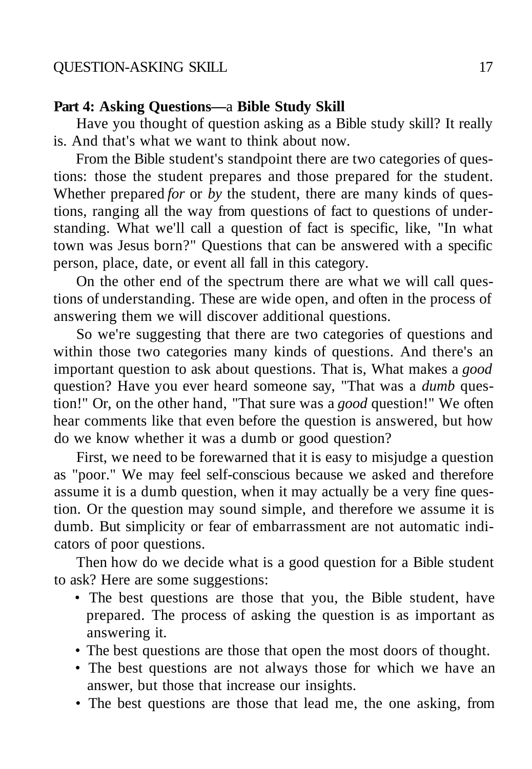**Part 4: Asking Questions—a Bible Study Skill**

Have you thought of question asking as a Bible study skill? It really is. And that's what we want to think about now.

From the Bible student's standpoint there are two categories of questions: those the student prepares and those prepared for the student. Whether prepared *for* or *by* the student, there are many kinds of questions, ranging all the way from questions of fact to questions of understanding. What we'll call a question of fact is specific, like, "In what town was Jesus born?" Questions that can be answered with a specific person, place, date, or event all fall in this category.

On the other end of the spectrum there are what we will call questions of understanding. These are wide open, and often in the process of answering them we will discover additional questions.

So we're suggesting that there are two categories of questions and within those two categories many kinds of questions. And there's an important question to ask about questions. That is, What makes a *good* question? Have you ever heard someone say, "That was a *dumb* question!" Or, on the other hand, "That sure was a *good* question!" We often hear comments like that even before the question is answered, but how do we know whether it was a dumb or good question?

First, we need to be forewarned that it is easy to misjudge a question as "poor." We may feel self-conscious because we asked and therefore assume it is a dumb question, when it may actually be a very fine question. Or the question may sound simple, and therefore we assume it is dumb. But simplicity or fear of embarrassment are not automatic indicators of poor questions.

Then how do we decide what is a good question for a Bible student to ask? Here are some suggestions:

- The best questions are those that you, the Bible student, have prepared. The process of asking the question is as important as answering it.
- The best questions are those that open the most doors of thought.
- The best questions are not always those for which we have an answer, but those that increase our insights.
- The best questions are those that lead me, the one asking, from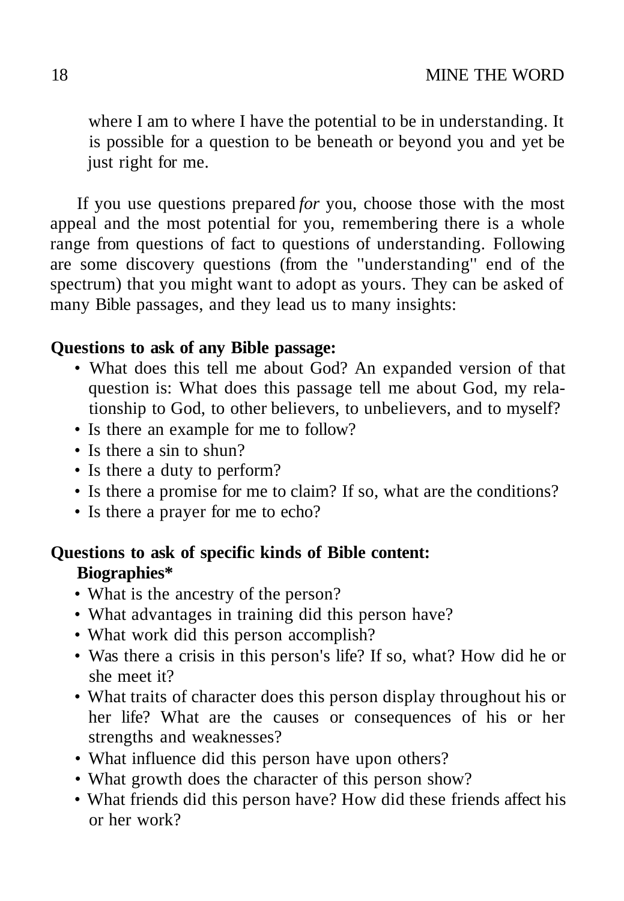where I am to where I have the potential to be in understanding. It is possible for a question to be beneath or beyond you and yet be just right for me.

If you use questions prepared *for* you, choose those with the most appeal and the most potential for you, remembering there is a whole range from questions of fact to questions of understanding. Following are some discovery questions (from the "understanding" end of the spectrum) that you might want to adopt as yours. They can be asked of many Bible passages, and they lead us to many insights:

**Questions to ask of any Bible passage:**

- What does this tell me about God? An expanded version of that question is: What does this passage tell me about God, my relationship to God, to other believers, to unbelievers, and to myself?
- Is there an example for me to follow?
- Is there a sin to shun?
- Is there a duty to perform?
- Is there a promise for me to claim? If so, what are the conditions?
- Is there a prayer for me to echo?

**Questions to ask of specific kinds of Bible content:**

**Biographies***

- What is the ancestry of the person?
- What advantages in training did this person have?
- What work did this person accomplish?
- Was there a crisis in this person's life? If so, what? How did he or she meet it?
- What traits of character does this person display throughout his or her life? What are the causes or consequences of his or her strengths and weaknesses?
- What influence did this person have upon others?
- What growth does the character of this person show?
- What friends did this person have? How did these friends affect his or her work?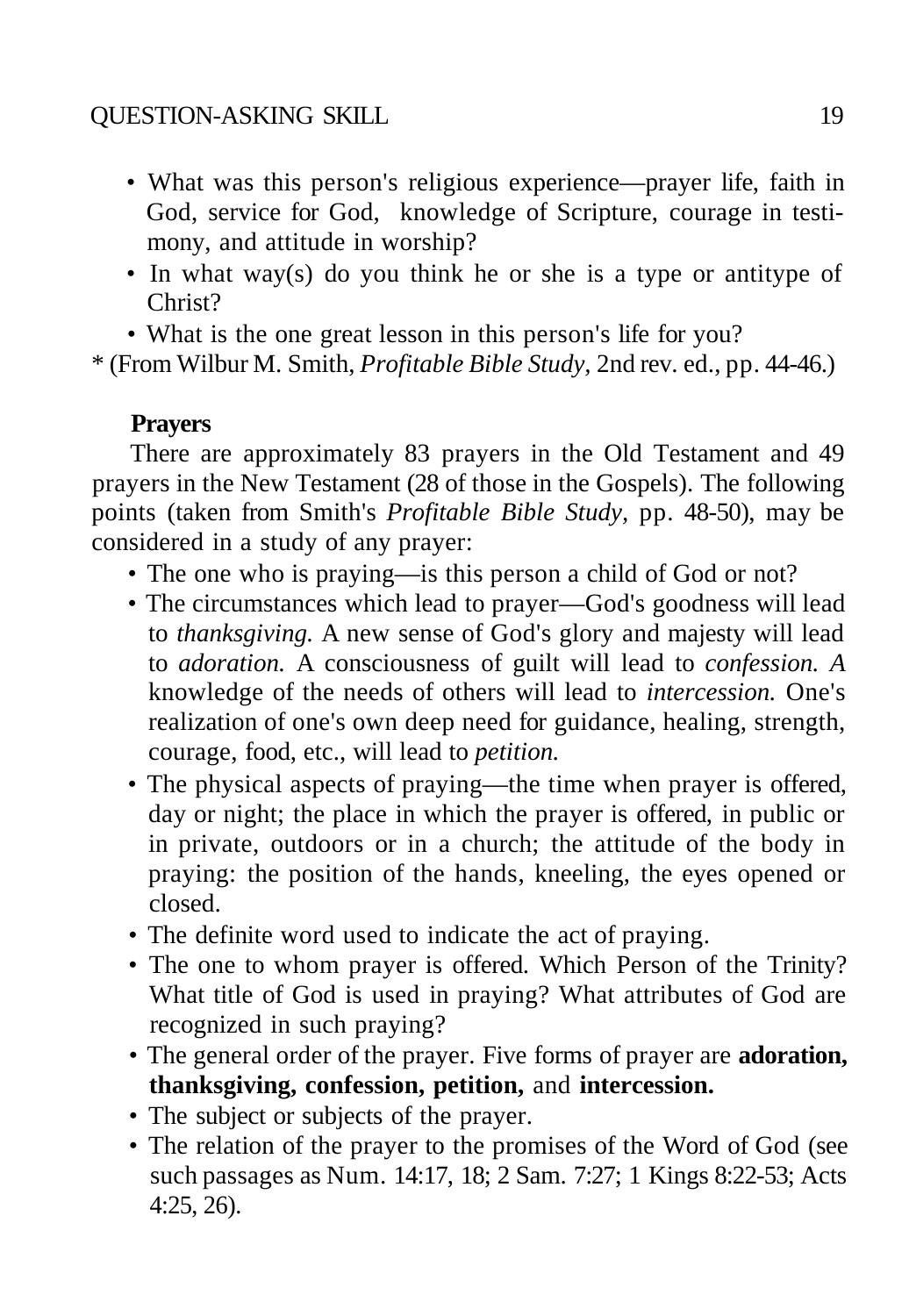- What was this person's religious experience—prayer life, faith in God, service for God, knowledge of Scripture, courage in testimony, and attitude in worship?
- In what way(s) do you think he or she is a type or antitype of Christ?
- What is the one great lesson in this person's life for you?

* (From Wilbur M. Smith, *Profitable Bible Study,* 2nd rev. ed., pp. 44-46.)

**Prayers**

There are approximately 83 prayers in the Old Testament and 49 prayers in the New Testament (28 of those in the Gospels). The following points (taken from Smith's *Profitable Bible Study,* pp. 48-50), may be considered in a study of any prayer:

- The one who is praying—is this person a child of God or not?
- The circumstances which lead to prayer—God's goodness will lead to *thanksgiving.* A new sense of God's glory and majesty will lead to *adoration.* A consciousness of guilt will lead to *confession. A* knowledge of the needs of others will lead to *intercession.* One's realization of one's own deep need for guidance, healing, strength, courage, food, etc., will lead to *petition.*
- The physical aspects of praying—the time when prayer is offered, day or night; the place in which the prayer is offered, in public or in private, outdoors or in a church; the attitude of the body in praying: the position of the hands, kneeling, the eyes opened or closed.
- The definite word used to indicate the act of praying.
- The one to whom prayer is offered. Which Person of the Trinity? What title of God is used in praying? What attributes of God are recognized in such praying?
- The general order of the prayer. Five forms of prayer are **adoration, thanksgiving, confession, petition,** and **intercession.**
- The subject or subjects of the prayer.
- The relation of the prayer to the promises of the Word of God (see such passages as Num. 14:17, 18; 2 Sam. 7:27; 1 Kings 8:22-53; Acts 4:25, 26).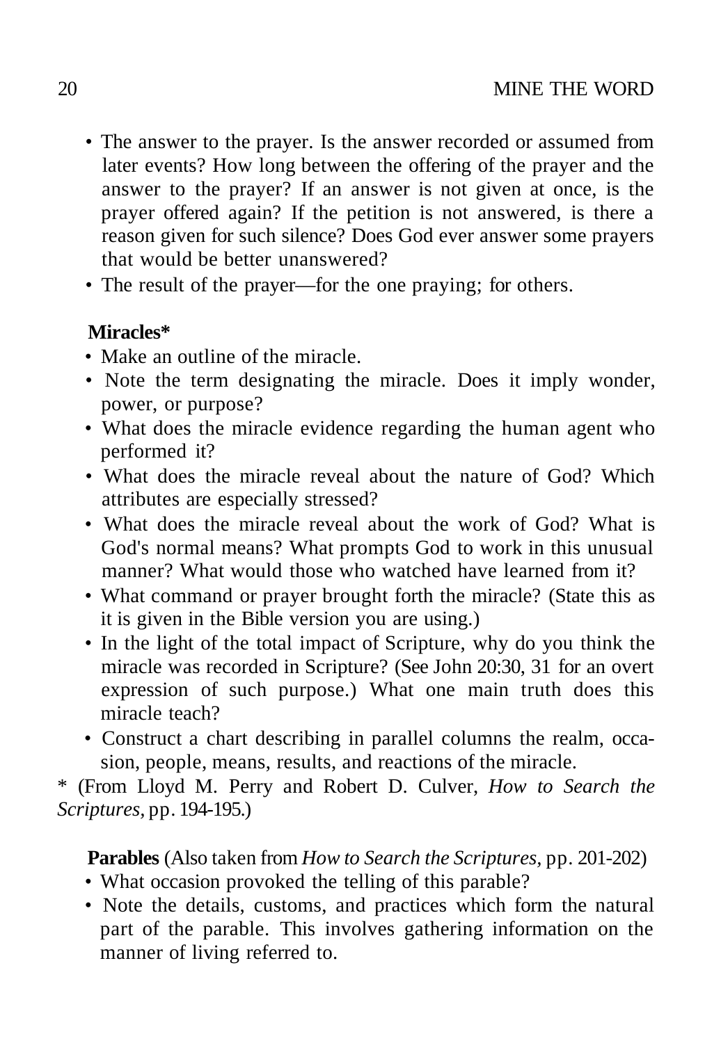- The answer to the prayer. Is the answer recorded or assumed from later events? How long between the offering of the prayer and the answer to the prayer? If an answer is not given at once, is the prayer offered again? If the petition is not answered, is there a reason given for such silence? Does God ever answer some prayers that would be better unanswered?
- The result of the prayer—for the one praying; for others.

**Miracles***

- Make an outline of the miracle.
- Note the term designating the miracle. Does it imply wonder, power, or purpose?
- What does the miracle evidence regarding the human agent who performed it?
- What does the miracle reveal about the nature of God? Which attributes are especially stressed?
- What does the miracle reveal about the work of God? What is God's normal means? What prompts God to work in this unusual manner? What would those who watched have learned from it?
- What command or prayer brought forth the miracle? (State this as it is given in the Bible version you are using.)
- In the light of the total impact of Scripture, why do you think the miracle was recorded in Scripture? (See John 20:30, 31 for an overt expression of such purpose.) What one main truth does this miracle teach?
- Construct a chart describing in parallel columns the realm, occasion, people, means, results, and reactions of the miracle.

* (From Lloyd M. Perry and Robert D. Culver, *How to Search the Scriptures*, pp. 194-195.)

**Parables** (Also taken from *How to Search the Scriptures*, pp. 201-202)

- What occasion provoked the telling of this parable?
- Note the details, customs, and practices which form the natural part of the parable. This involves gathering information on the manner of living referred to.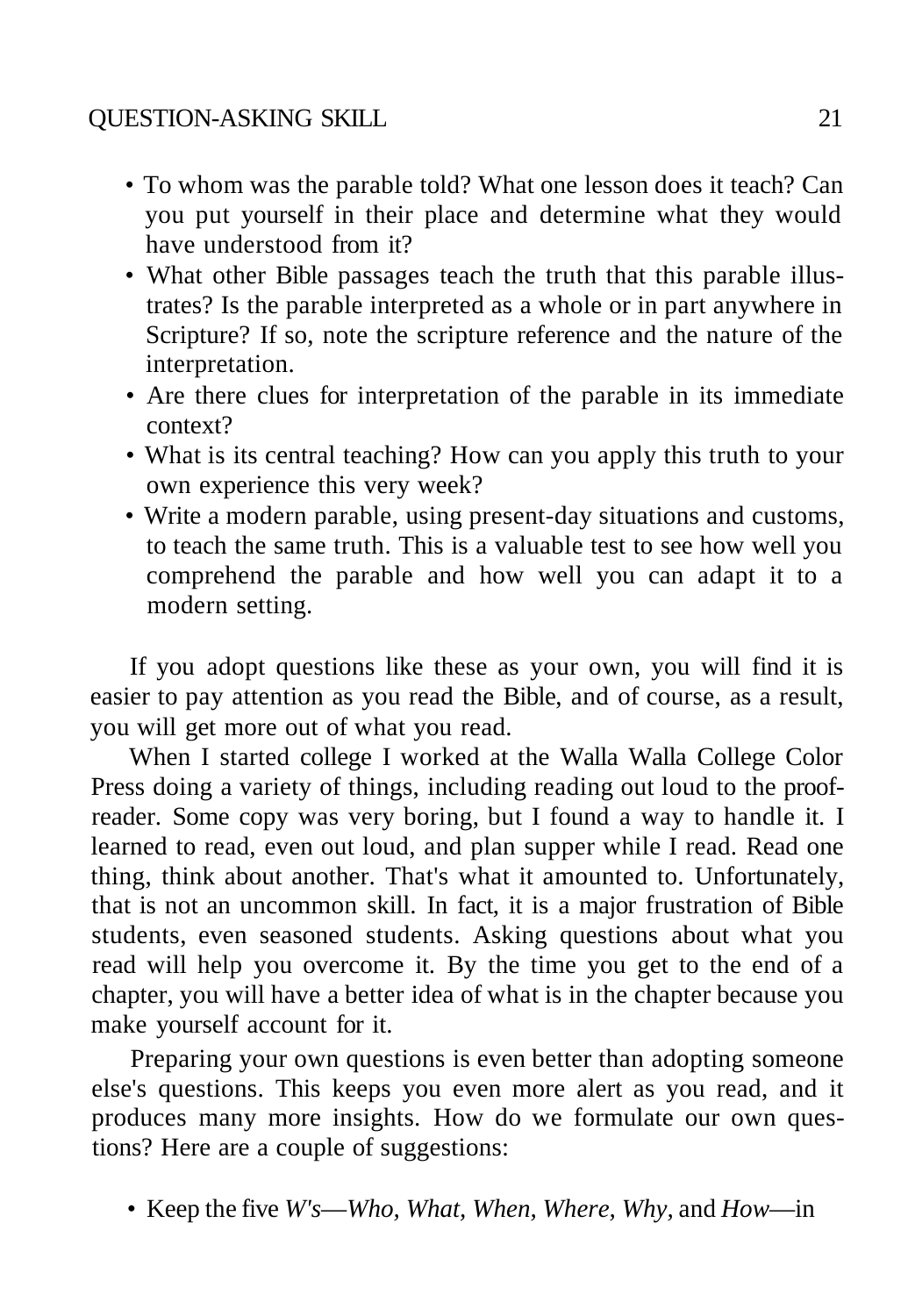- To whom was the parable told? What one lesson does it teach? Can you put yourself in their place and determine what they would have understood from it?
- What other Bible passages teach the truth that this parable illustrates? Is the parable interpreted as a whole or in part anywhere in Scripture? If so, note the scripture reference and the nature of the interpretation.
- Are there clues for interpretation of the parable in its immediate context?
- What is its central teaching? How can you apply this truth to your own experience this very week?
- Write a modern parable, using present-day situations and customs, to teach the same truth. This is a valuable test to see how well you comprehend the parable and how well you can adapt it to a modern setting.

If you adopt questions like these as your own, you will find it is easier to pay attention as you read the Bible, and of course, as a result, you will get more out of what you read.

When I started college I worked at the Walla Walla College Color Press doing a variety of things, including reading out loud to the proofreader. Some copy was very boring, but I found a way to handle it. I learned to read, even out loud, and plan supper while I read. Read one thing, think about another. That's what it amounted to. Unfortunately, that is not an uncommon skill. In fact, it is a major frustration of Bible students, even seasoned students. Asking questions about what you read will help you overcome it. By the time you get to the end of a chapter, you will have a better idea of what is in the chapter because you make yourself account for it.

Preparing your own questions is even better than adopting someone else's questions. This keeps you even more alert as you read, and it produces many more insights. How do we formulate our own questions? Here are a couple of suggestions:

- Keep the five *W's*—*Who, What, When, Where, Why,* and *How*—in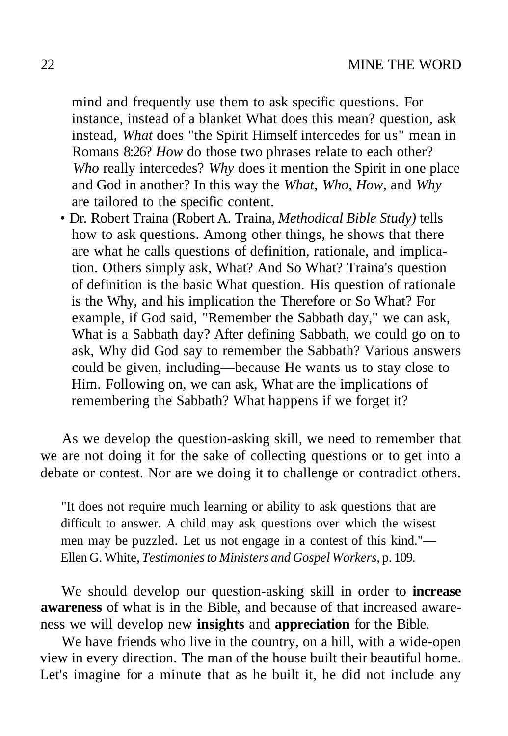mind and frequently use them to ask specific questions. For instance, instead of a blanket What does this mean? question, ask instead, *What* does "the Spirit Himself intercedes for us" mean in Romans 8:26? *How* do those two phrases relate to each other? *Who* really intercedes? *Why* does it mention the Spirit in one place and God in another? In this way the *What, Who, How,* and *Why* are tailored to the specific content.

- Dr. Robert Traina (Robert A. Traina, *Methodical Bible Study)* tells how to ask questions. Among other things, he shows that there are what he calls questions of definition, rationale, and implication. Others simply ask, What? And So What? Traina's question of definition is the basic What question. His question of rationale is the Why, and his implication the Therefore or So What? For example, if God said, "Remember the Sabbath day," we can ask, What is a Sabbath day? After defining Sabbath, we could go on to ask, Why did God say to remember the Sabbath? Various answers could be given, including—because He wants us to stay close to Him. Following on, we can ask, What are the implications of remembering the Sabbath? What happens if we forget it?

As we develop the question-asking skill, we need to remember that we are not doing it for the sake of collecting questions or to get into a debate or contest. Nor are we doing it to challenge or contradict others.

> "It does not require much learning or ability to ask questions that are difficult to answer. A child may ask questions over which the wisest men may be puzzled. Let us not engage in a contest of this kind."—Ellen G. White, *Testimonies to Ministers and Gospel Workers,* p. 109.

We should develop our question-asking skill in order to **increase awareness** of what is in the Bible, and because of that increased awareness we will develop new **insights** and **appreciation** for the Bible.

We have friends who live in the country, on a hill, with a wide-open view in every direction. The man of the house built their beautiful home. Let's imagine for a minute that as he built it, he did not include any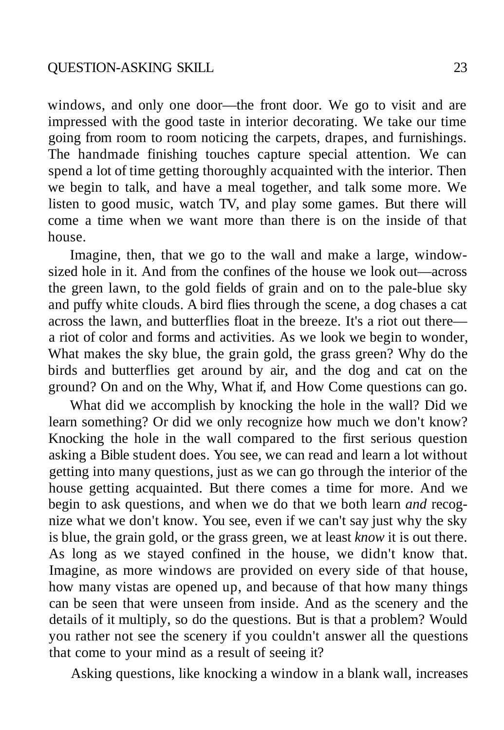windows, and only one door—the front door. We go to visit and are impressed with the good taste in interior decorating. We take our time going from room to room noticing the carpets, drapes, and furnishings. The handmade finishing touches capture special attention. We can spend a lot of time getting thoroughly acquainted with the interior. Then we begin to talk, and have a meal together, and talk some more. We listen to good music, watch TV, and play some games. But there will come a time when we want more than there is on the inside of that house.

Imagine, then, that we go to the wall and make a large, window-sized hole in it. And from the confines of the house we look out—across the green lawn, to the gold fields of grain and on to the pale-blue sky and puffy white clouds. A bird flies through the scene, a dog chases a cat across the lawn, and butterflies float in the breeze. It's a riot out there—a riot of color and forms and activities. As we look we begin to wonder, What makes the sky blue, the grain gold, the grass green? Why do the birds and butterflies get around by air, and the dog and cat on the ground? On and on the Why, What if, and How Come questions can go.

What did we accomplish by knocking the hole in the wall? Did we learn something? Or did we only recognize how much we don't know? Knocking the hole in the wall compared to the first serious question asking a Bible student does. You see, we can read and learn a lot without getting into many questions, just as we can go through the interior of the house getting acquainted. But there comes a time for more. And we begin to ask questions, and when we do that we both learn *and* recognize what we don't know. You see, even if we can't say just why the sky is blue, the grain gold, or the grass green, we at least *know* it is out there. As long as we stayed confined in the house, we didn't know that. Imagine, as more windows are provided on every side of that house, how many vistas are opened up, and because of that how many things can be seen that were unseen from inside. And as the scenery and the details of it multiply, so do the questions. But is that a problem? Would you rather not see the scenery if you couldn't answer all the questions that come to your mind as a result of seeing it?

Asking questions, like knocking a window in a blank wall, increases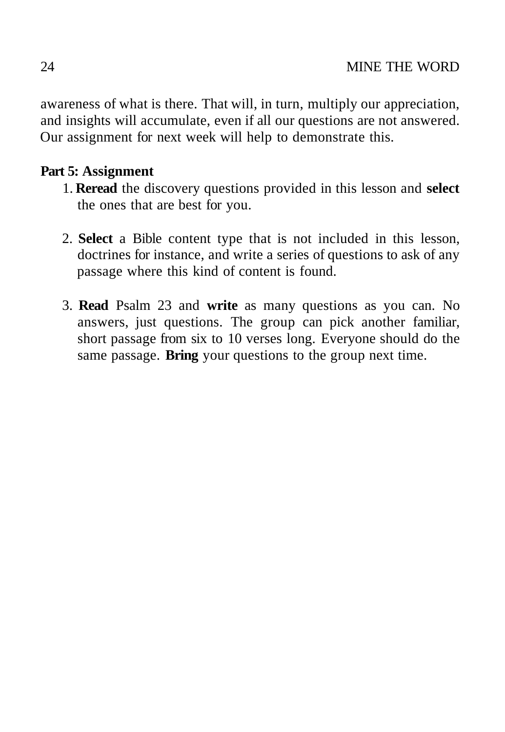awareness of what is there. That will, in turn, multiply our appreciation, and insights will accumulate, even if all our questions are not answered. Our assignment for next week will help to demonstrate this.

**Part 5: Assignment**

1. **Reread** the discovery questions provided in this lesson and **select** the ones that are best for you.

2. **Select** a Bible content type that is not included in this lesson, doctrines for instance, and write a series of questions to ask of any passage where this kind of content is found.

3. **Read** Psalm 23 and **write** as many questions as you can. No answers, just questions. The group can pick another familiar, short passage from six to 10 verses long. Everyone should do the same passage. **Bring** your questions to the group next time.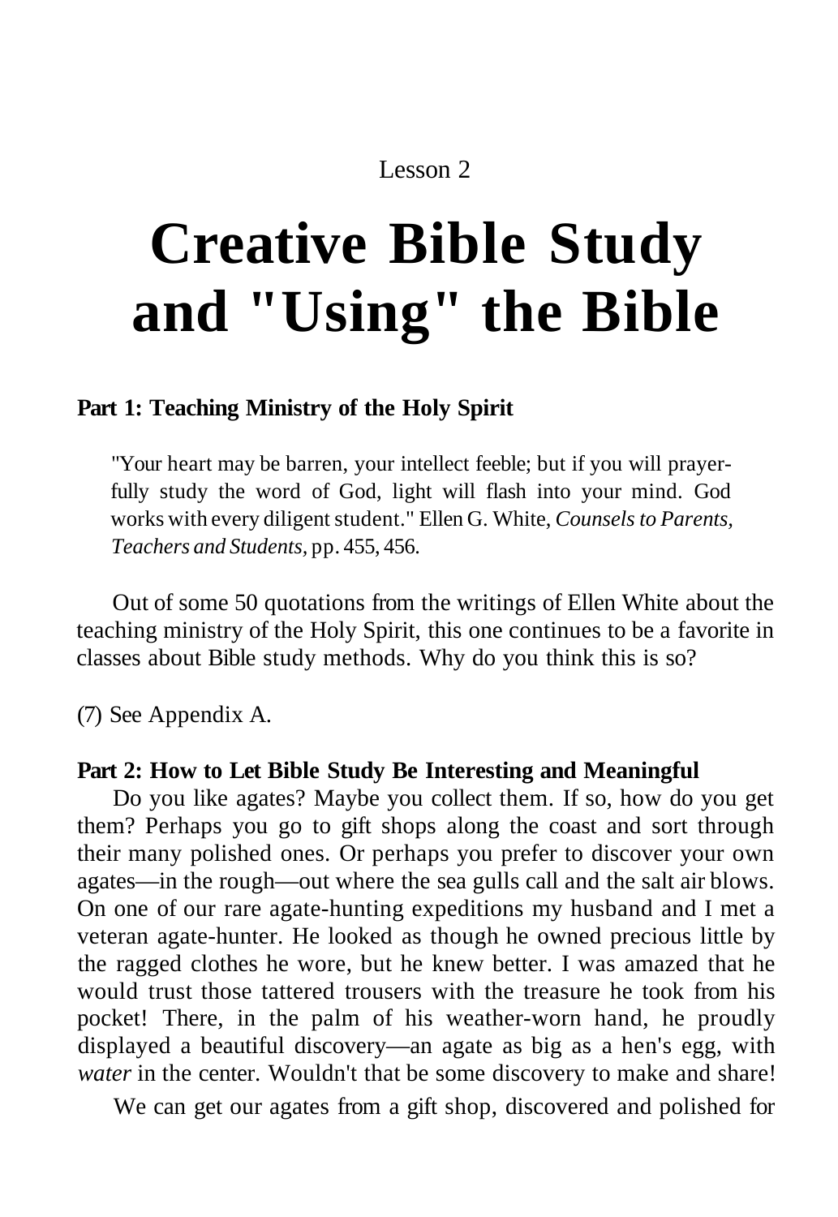Lesson 2

# Creative Bible Study and "Using" the Bible

**Part 1: Teaching Ministry of the Holy Spirit**

> "Your heart may be barren, your intellect feeble; but if you will prayerfully study the word of God, light will flash into your mind. God works with every diligent student." Ellen G. White, *Counsels to Parents, Teachers and Students,* pp. 455, 456.

Out of some 50 quotations from the writings of Ellen White about the teaching ministry of the Holy Spirit, this one continues to be a favorite in classes about Bible study methods. Why do you think this is so?

(7) See Appendix A.

**Part 2: How to Let Bible Study Be Interesting and Meaningful**

Do you like agates? Maybe you collect them. If so, how do you get them? Perhaps you go to gift shops along the coast and sort through their many polished ones. Or perhaps you prefer to discover your own agates—in the rough—out where the sea gulls call and the salt air blows. On one of our rare agate-hunting expeditions my husband and I met a veteran agate-hunter. He looked as though he owned precious little by the ragged clothes he wore, but he knew better. I was amazed that he would trust those tattered trousers with the treasure he took from his pocket! There, in the palm of his weather-worn hand, he proudly displayed a beautiful discovery—an agate as big as a hen's egg, with *water* in the center. Wouldn't that be some discovery to make and share!

We can get our agates from a gift shop, discovered and polished for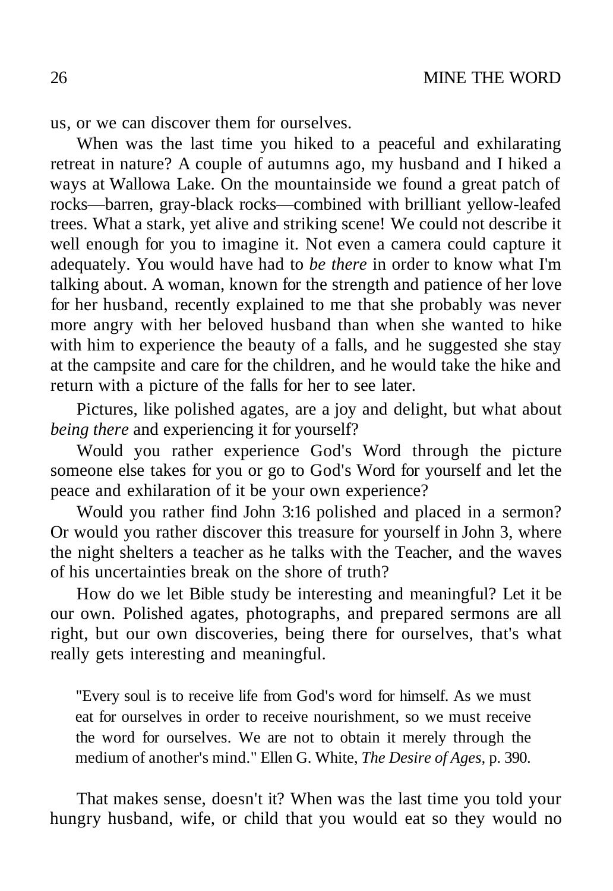us, or we can discover them for ourselves.

When was the last time you hiked to a peaceful and exhilarating retreat in nature? A couple of autumns ago, my husband and I hiked a ways at Wallowa Lake. On the mountainside we found a great patch of rocks—barren, gray-black rocks—combined with brilliant yellow-leafed trees. What a stark, yet alive and striking scene! We could not describe it well enough for you to imagine it. Not even a camera could capture it adequately. You would have had to *be there* in order to know what I'm talking about. A woman, known for the strength and patience of her love for her husband, recently explained to me that she probably was never more angry with her beloved husband than when she wanted to hike with him to experience the beauty of a falls, and he suggested she stay at the campsite and care for the children, and he would take the hike and return with a picture of the falls for her to see later.

Pictures, like polished agates, are a joy and delight, but what about *being there* and experiencing it for yourself?

Would you rather experience God's Word through the picture someone else takes for you or go to God's Word for yourself and let the peace and exhilaration of it be your own experience?

Would you rather find John 3:16 polished and placed in a sermon? Or would you rather discover this treasure for yourself in John 3, where the night shelters a teacher as he talks with the Teacher, and the waves of his uncertainties break on the shore of truth?

How do we let Bible study be interesting and meaningful? Let it be our own. Polished agates, photographs, and prepared sermons are all right, but our own discoveries, being there for ourselves, that's what really gets interesting and meaningful.

> "Every soul is to receive life from God's word for himself. As we must eat for ourselves in order to receive nourishment, so we must receive the word for ourselves. We are not to obtain it merely through the medium of another's mind." Ellen G. White, *The Desire of Ages*, p. 390.

That makes sense, doesn't it? When was the last time you told your hungry husband, wife, or child that you would eat so they would no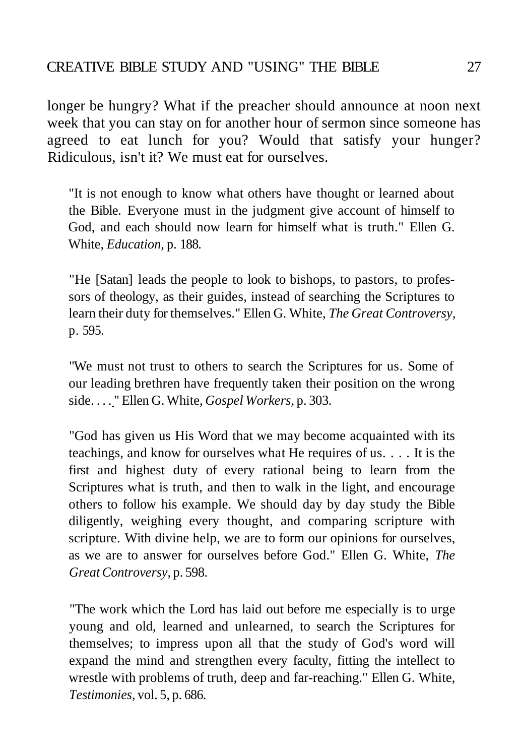longer be hungry? What if the preacher should announce at noon next week that you can stay on for another hour of sermon since someone has agreed to eat lunch for you? Would that satisfy your hunger? Ridiculous, isn't it? We must eat for ourselves.

> "It is not enough to know what others have thought or learned about the Bible. Everyone must in the judgment give account of himself to God, and each should now learn for himself what is truth." Ellen G. White, *Education,* p. 188.

> "He [Satan] leads the people to look to bishops, to pastors, to professors of theology, as their guides, instead of searching the Scriptures to learn their duty for themselves." Ellen G. White, *The Great Controversy,* p. 595.

> "We must not trust to others to search the Scriptures for us. Some of our leading brethren have frequently taken their position on the wrong side. . . ." Ellen G. White, *Gospel Workers,* p. 303.

> "God has given us His Word that we may become acquainted with its teachings, and know for ourselves what He requires of us. . . . It is the first and highest duty of every rational being to learn from the Scriptures what is truth, and then to walk in the light, and encourage others to follow his example. We should day by day study the Bible diligently, weighing every thought, and comparing scripture with scripture. With divine help, we are to form our opinions for ourselves, as we are to answer for ourselves before God." Ellen G. White, *The Great Controversy,* p. 598.

> "The work which the Lord has laid out before me especially is to urge young and old, learned and unlearned, to search the Scriptures for themselves; to impress upon all that the study of God's word will expand the mind and strengthen every faculty, fitting the intellect to wrestle with problems of truth, deep and far-reaching." Ellen G. White, *Testimonies,* vol. 5, p. 686.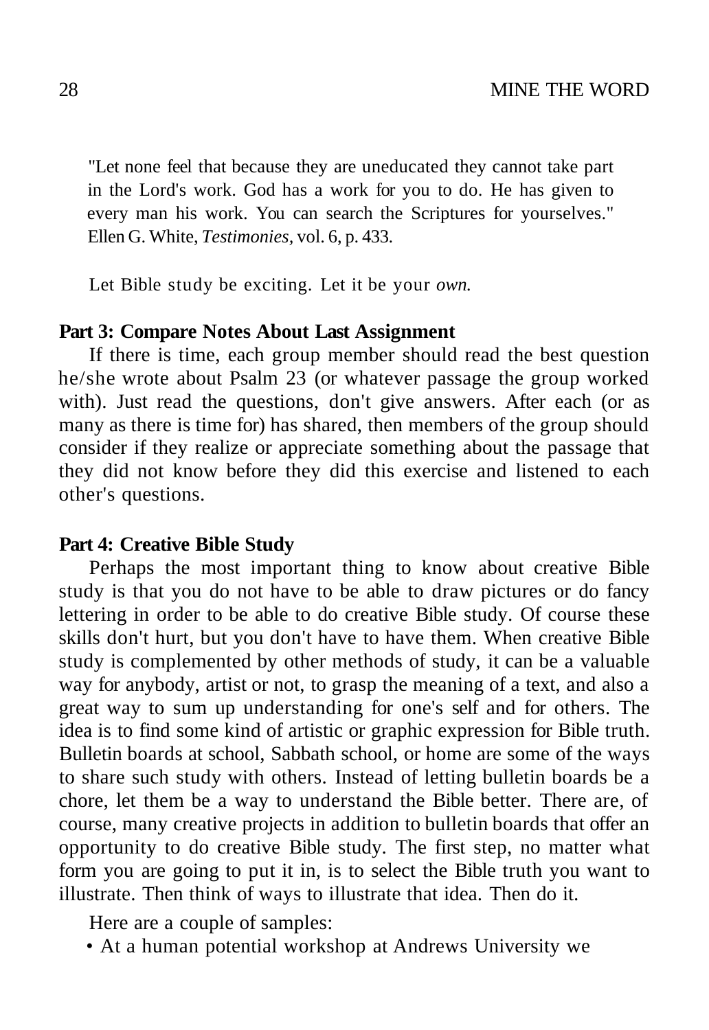"Let none feel that because they are uneducated they cannot take part in the Lord's work. God has a work for you to do. He has given to every man his work. You can search the Scriptures for yourselves." Ellen G. White, *Testimonies,* vol. 6, p. 433.

Let Bible study be exciting. Let it be your *own.*

**Part 3: Compare Notes About Last Assignment**

If there is time, each group member should read the best question he/she wrote about Psalm 23 (or whatever passage the group worked with). Just read the questions, don't give answers. After each (or as many as there is time for) has shared, then members of the group should consider if they realize or appreciate something about the passage that they did not know before they did this exercise and listened to each other's questions.

**Part 4: Creative Bible Study**

Perhaps the most important thing to know about creative Bible study is that you do not have to be able to draw pictures or do fancy lettering in order to be able to do creative Bible study. Of course these skills don't hurt, but you don't have to have them. When creative Bible study is complemented by other methods of study, it can be a valuable way for anybody, artist or not, to grasp the meaning of a text, and also a great way to sum up understanding for one's self and for others. The idea is to find some kind of artistic or graphic expression for Bible truth. Bulletin boards at school, Sabbath school, or home are some of the ways to share such study with others. Instead of letting bulletin boards be a chore, let them be a way to understand the Bible better. There are, of course, many creative projects in addition to bulletin boards that offer an opportunity to do creative Bible study. The first step, no matter what form you are going to put it in, is to select the Bible truth you want to illustrate. Then think of ways to illustrate that idea. Then do it.

Here are a couple of samples:

- At a human potential workshop at Andrews University we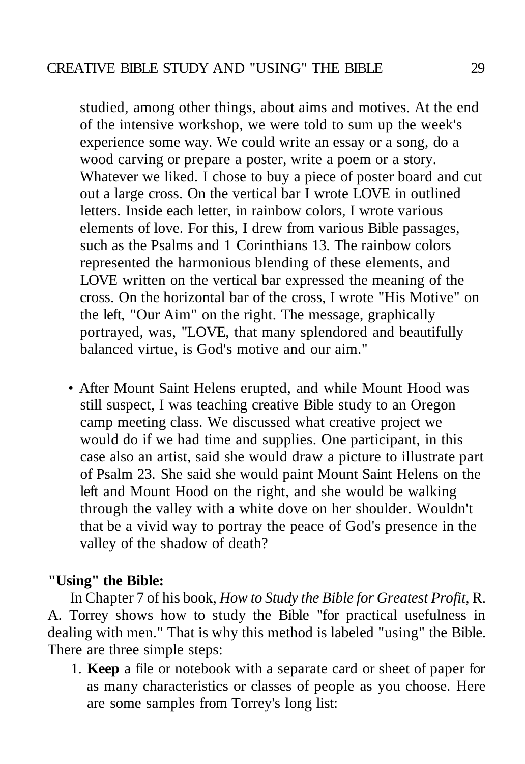studied, among other things, about aims and motives. At the end of the intensive workshop, we were told to sum up the week's experience some way. We could write an essay or a song, do a wood carving or prepare a poster, write a poem or a story. Whatever we liked. I chose to buy a piece of poster board and cut out a large cross. On the vertical bar I wrote LOVE in outlined letters. Inside each letter, in rainbow colors, I wrote various elements of love. For this, I drew from various Bible passages, such as the Psalms and 1 Corinthians 13. The rainbow colors represented the harmonious blending of these elements, and LOVE written on the vertical bar expressed the meaning of the cross. On the horizontal bar of the cross, I wrote "His Motive" on the left, "Our Aim" on the right. The message, graphically portrayed, was, "LOVE, that many splendored and beautifully balanced virtue, is God's motive and our aim."

- After Mount Saint Helens erupted, and while Mount Hood was still suspect, I was teaching creative Bible study to an Oregon camp meeting class. We discussed what creative project we would do if we had time and supplies. One participant, in this case also an artist, said she would draw a picture to illustrate part of Psalm 23. She said she would paint Mount Saint Helens on the left and Mount Hood on the right, and she would be walking through the valley with a white dove on her shoulder. Wouldn't that be a vivid way to portray the peace of God's presence in the valley of the shadow of death?

**"Using" the Bible:**

In Chapter 7 of his book, *How to Study the Bible for Greatest Profit,* R. A. Torrey shows how to study the Bible "for practical usefulness in dealing with men." That is why this method is labeled "using" the Bible. There are three simple steps:

1. **Keep** a file or notebook with a separate card or sheet of paper for as many characteristics or classes of people as you choose. Here are some samples from Torrey's long list: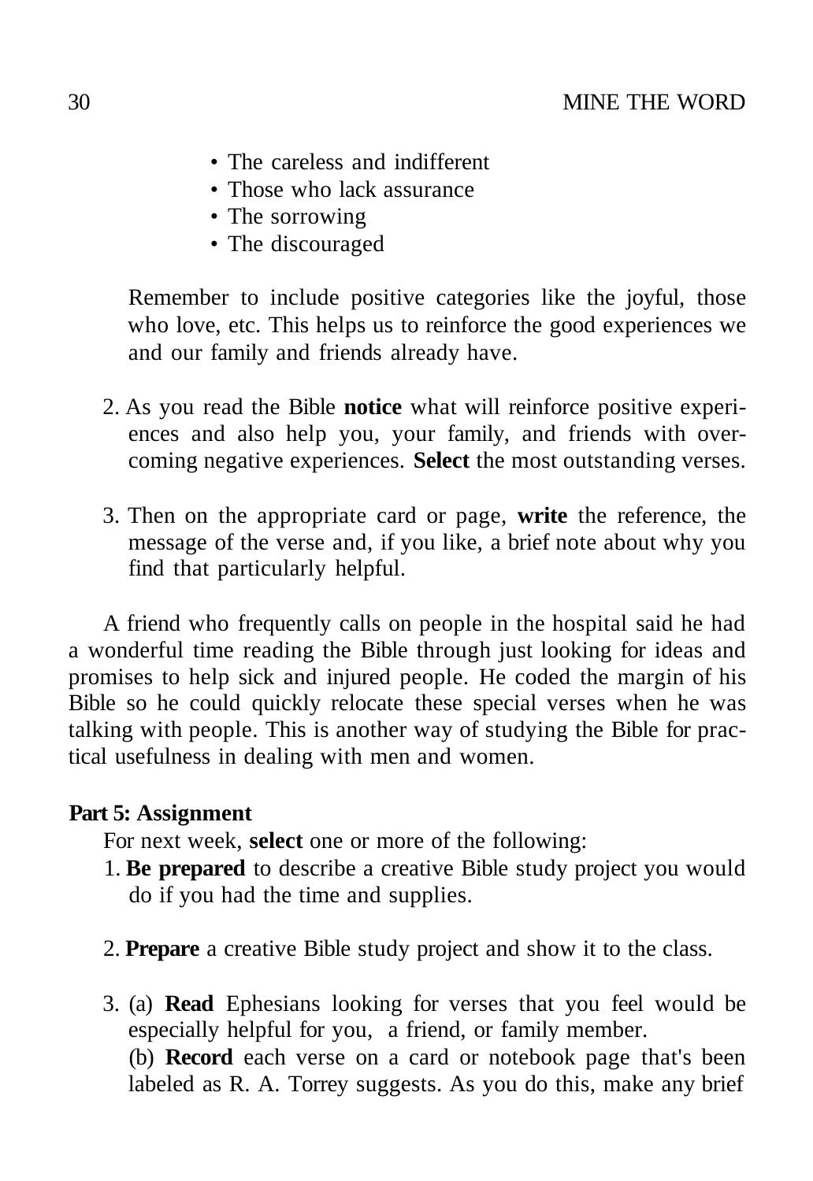- The careless and indifferent
- Those who lack assurance
- The sorrowing
- The discouraged

Remember to include positive categories like the joyful, those who love, etc. This helps us to reinforce the good experiences we and our family and friends already have.

2. As you read the Bible **notice** what will reinforce positive experiences and also help you, your family, and friends with overcoming negative experiences. **Select** the most outstanding verses.

3. Then on the appropriate card or page, **write** the reference, the message of the verse and, if you like, a brief note about why you find that particularly helpful.

A friend who frequently calls on people in the hospital said he had a wonderful time reading the Bible through just looking for ideas and promises to help sick and injured people. He coded the margin of his Bible so he could quickly relocate these special verses when he was talking with people. This is another way of studying the Bible for practical usefulness in dealing with men and women.

**Part 5: Assignment**

For next week, **select** one or more of the following:

1. **Be prepared** to describe a creative Bible study project you would do if you had the time and supplies.

2. **Prepare** a creative Bible study project and show it to the class.

3. (a) **Read** Ephesians looking for verses that you feel would be especially helpful for you, a friend, or family member.
   (b) **Record** each verse on a card or notebook page that's been labeled as R. A. Torrey suggests. As you do this, make any brief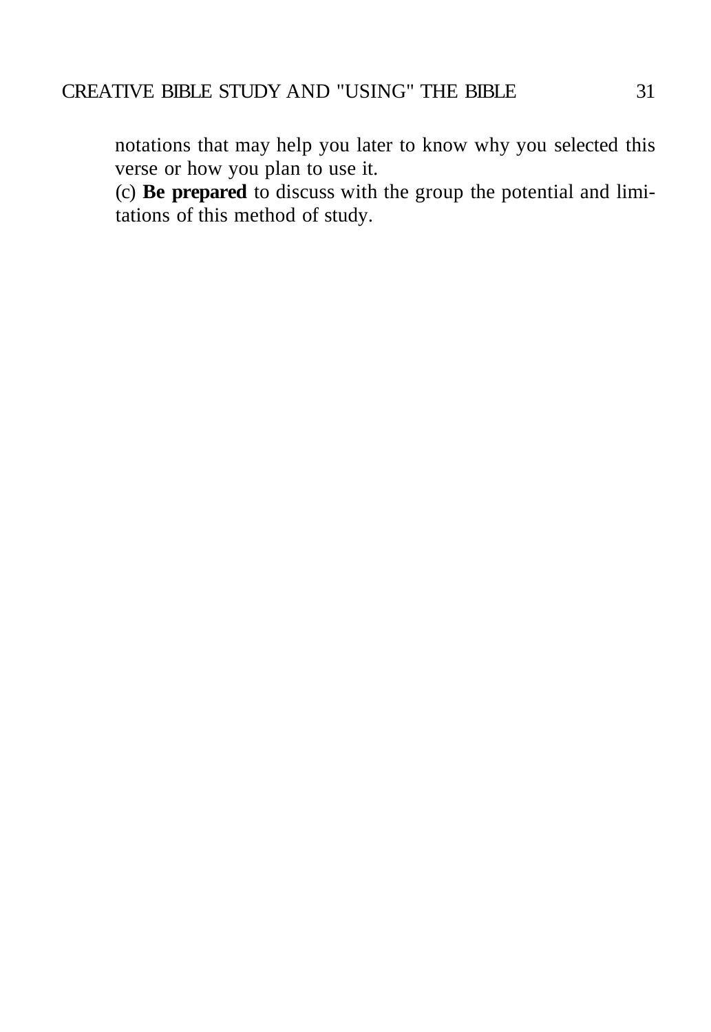notations that may help you later to know why you selected this verse or how you plan to use it.

(c) **Be prepared** to discuss with the group the potential and limitations of this method of study.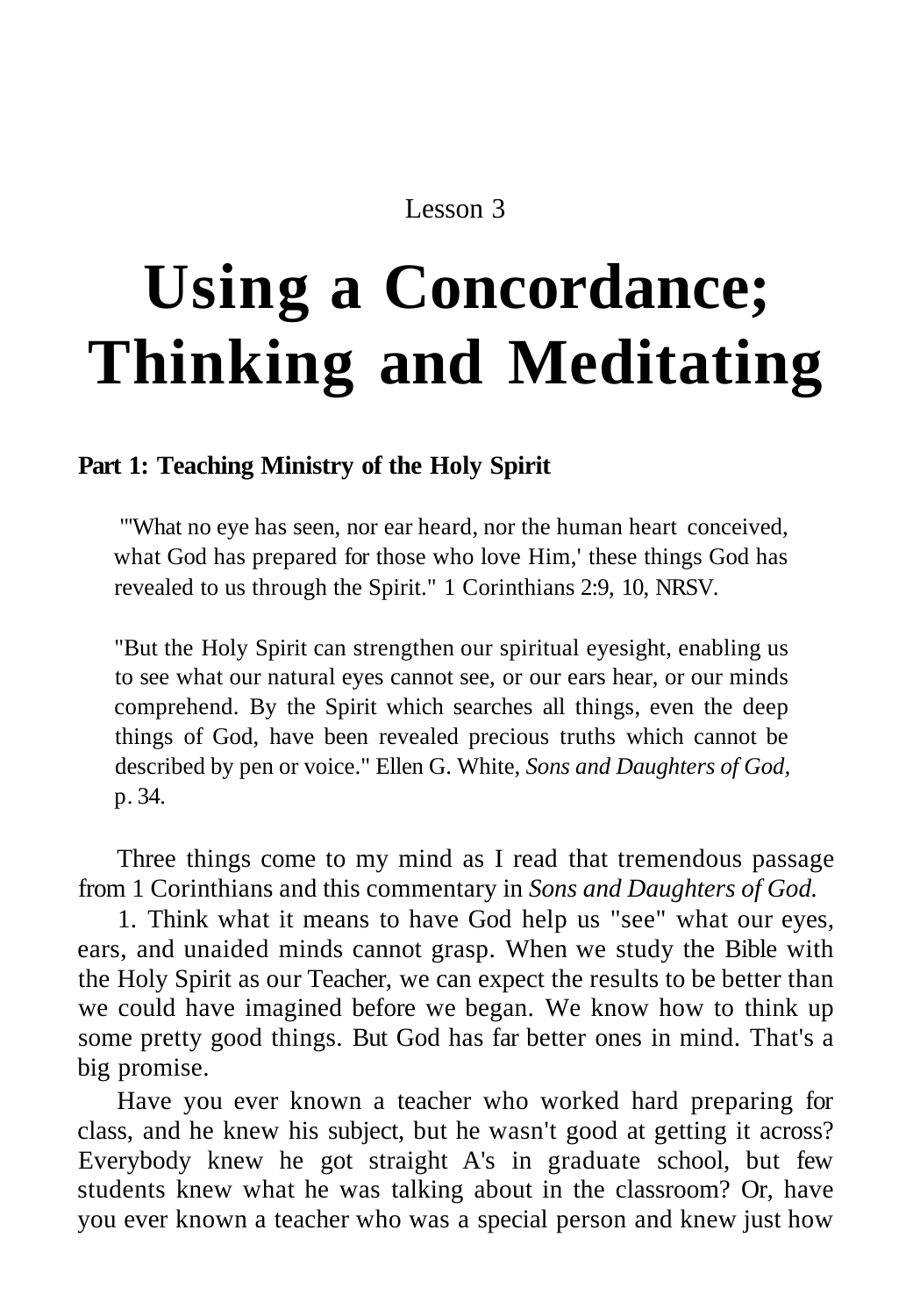Lesson 3

# Using a Concordance; Thinking and Meditating

**Part 1: Teaching Ministry of the Holy Spirit**

> "'What no eye has seen, nor ear heard, nor the human heart conceived, what God has prepared for those who love Him,' these things God has revealed to us through the Spirit." 1 Corinthians 2:9, 10, NRSV.

> "But the Holy Spirit can strengthen our spiritual eyesight, enabling us to see what our natural eyes cannot see, or our ears hear, or our minds comprehend. By the Spirit which searches all things, even the deep things of God, have been revealed precious truths which cannot be described by pen or voice." Ellen G. White, *Sons and Daughters of God*, p. 34.

Three things come to my mind as I read that tremendous passage from 1 Corinthians and this commentary in *Sons and Daughters of God.*

1. Think what it means to have God help us "see" what our eyes, ears, and unaided minds cannot grasp. When we study the Bible with the Holy Spirit as our Teacher, we can expect the results to be better than we could have imagined before we began. We know how to think up some pretty good things. But God has far better ones in mind. That's a big promise.

Have you ever known a teacher who worked hard preparing for class, and he knew his subject, but he wasn't good at getting it across? Everybody knew he got straight A's in graduate school, but few students knew what he was talking about in the classroom? Or, have you ever known a teacher who was a special person and knew just how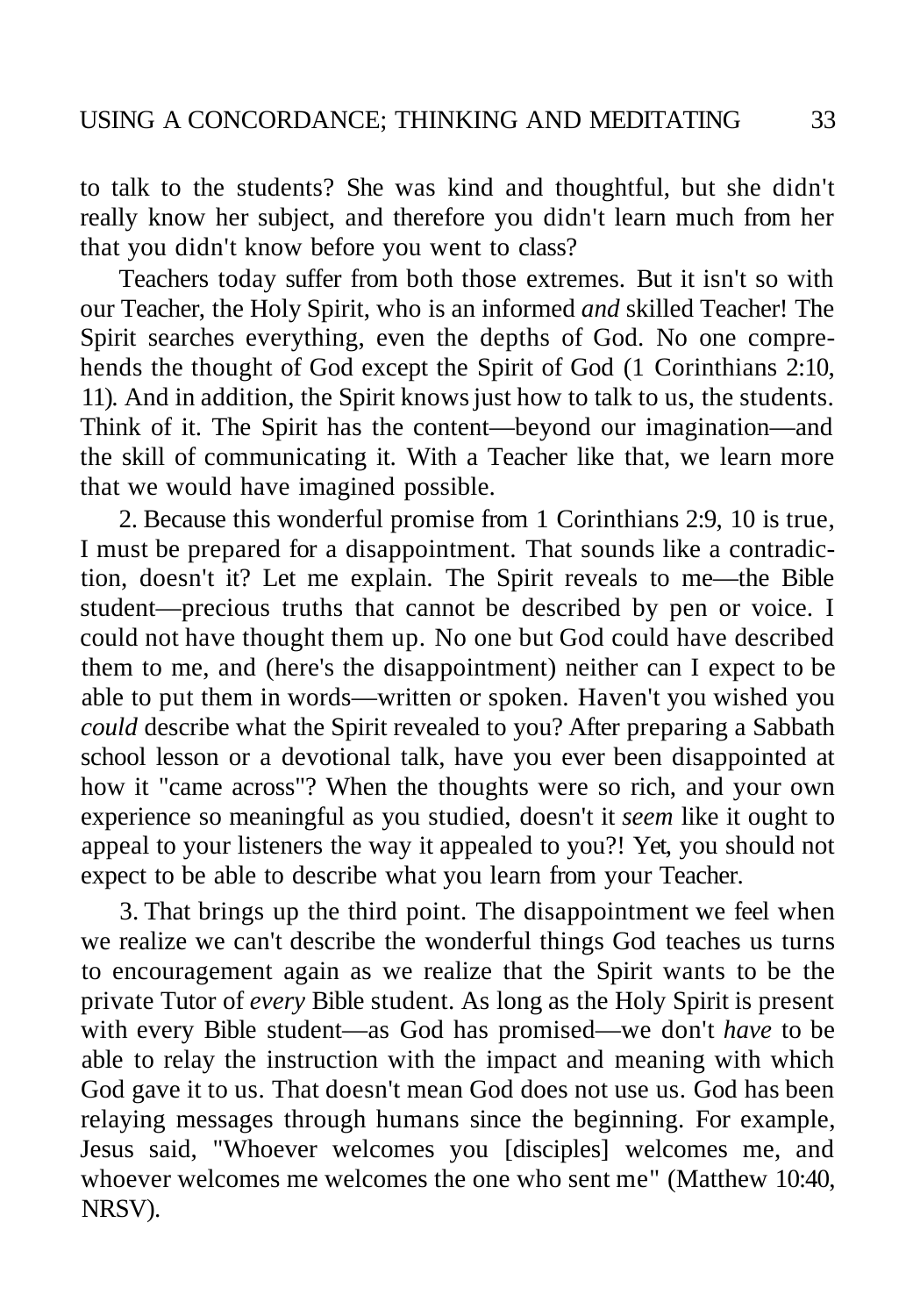to talk to the students? She was kind and thoughtful, but she didn't really know her subject, and therefore you didn't learn much from her that you didn't know before you went to class?

Teachers today suffer from both those extremes. But it isn't so with our Teacher, the Holy Spirit, who is an informed *and* skilled Teacher! The Spirit searches everything, even the depths of God. No one comprehends the thought of God except the Spirit of God (1 Corinthians 2:10, 11). And in addition, the Spirit knows just how to talk to us, the students. Think of it. The Spirit has the content—beyond our imagination—and the skill of communicating it. With a Teacher like that, we learn more that we would have imagined possible.

2. Because this wonderful promise from 1 Corinthians 2:9, 10 is true, I must be prepared for a disappointment. That sounds like a contradiction, doesn't it? Let me explain. The Spirit reveals to me—the Bible student—precious truths that cannot be described by pen or voice. I could not have thought them up. No one but God could have described them to me, and (here's the disappointment) neither can I expect to be able to put them in words—written or spoken. Haven't you wished you *could* describe what the Spirit revealed to you? After preparing a Sabbath school lesson or a devotional talk, have you ever been disappointed at how it "came across"? When the thoughts were so rich, and your own experience so meaningful as you studied, doesn't it *seem* like it ought to appeal to your listeners the way it appealed to you?! Yet, you should not expect to be able to describe what you learn from your Teacher.

3. That brings up the third point. The disappointment we feel when we realize we can't describe the wonderful things God teaches us turns to encouragement again as we realize that the Spirit wants to be the private Tutor of *every* Bible student. As long as the Holy Spirit is present with every Bible student—as God has promised—we don't *have* to be able to relay the instruction with the impact and meaning with which God gave it to us. That doesn't mean God does not use us. God has been relaying messages through humans since the beginning. For example, Jesus said, "Whoever welcomes you [disciples] welcomes me, and whoever welcomes me welcomes the one who sent me" (Matthew 10:40, NRSV).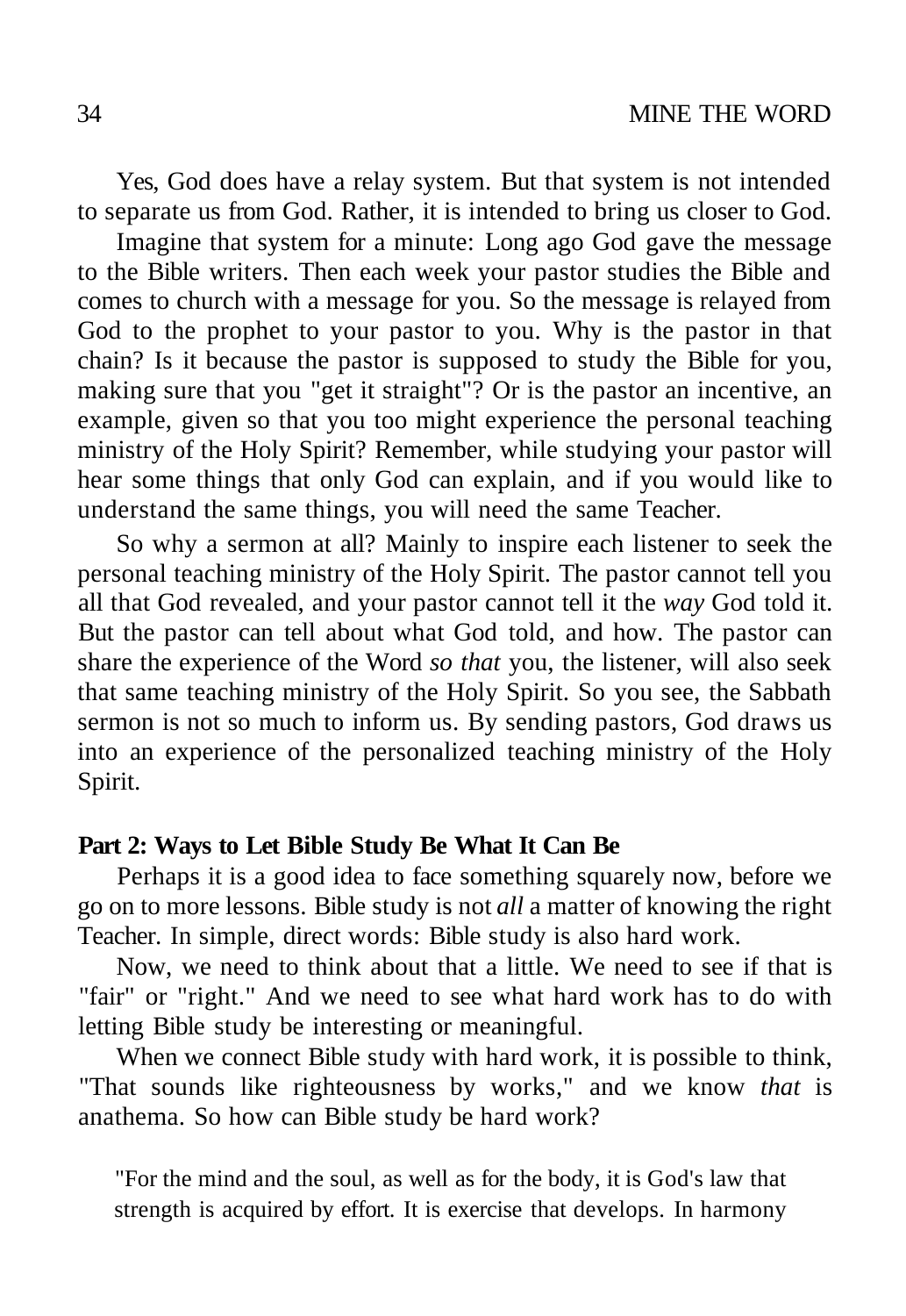Yes, God does have a relay system. But that system is not intended to separate us from God. Rather, it is intended to bring us closer to God.

Imagine that system for a minute: Long ago God gave the message to the Bible writers. Then each week your pastor studies the Bible and comes to church with a message for you. So the message is relayed from God to the prophet to your pastor to you. Why is the pastor in that chain? Is it because the pastor is supposed to study the Bible for you, making sure that you "get it straight"? Or is the pastor an incentive, an example, given so that you too might experience the personal teaching ministry of the Holy Spirit? Remember, while studying your pastor will hear some things that only God can explain, and if you would like to understand the same things, you will need the same Teacher.

So why a sermon at all? Mainly to inspire each listener to seek the personal teaching ministry of the Holy Spirit. The pastor cannot tell you all that God revealed, and your pastor cannot tell it the *way* God told it. But the pastor can tell about what God told, and how. The pastor can share the experience of the Word *so that* you, the listener, will also seek that same teaching ministry of the Holy Spirit. So you see, the Sabbath sermon is not so much to inform us. By sending pastors, God draws us into an experience of the personalized teaching ministry of the Holy Spirit.

**Part 2: Ways to Let Bible Study Be What It Can Be**

Perhaps it is a good idea to face something squarely now, before we go on to more lessons. Bible study is not *all* a matter of knowing the right Teacher. In simple, direct words: Bible study is also hard work.

Now, we need to think about that a little. We need to see if that is "fair" or "right." And we need to see what hard work has to do with letting Bible study be interesting or meaningful.

When we connect Bible study with hard work, it is possible to think, "That sounds like righteousness by works," and we know *that* is anathema. So how can Bible study be hard work?

> "For the mind and the soul, as well as for the body, it is God's law that strength is acquired by effort. It is exercise that develops. In harmony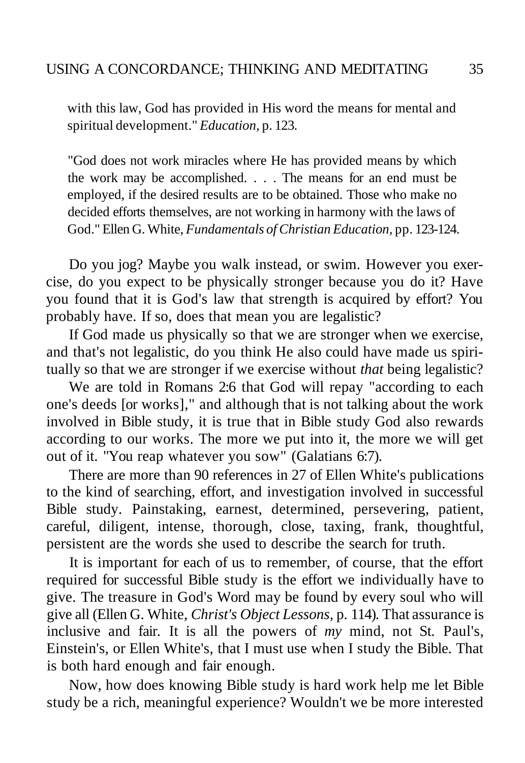with this law, God has provided in His word the means for mental and spiritual development." *Education*, p. 123.

"God does not work miracles where He has provided means by which the work may be accomplished. . . . The means for an end must be employed, if the desired results are to be obtained. Those who make no decided efforts themselves, are not working in harmony with the laws of God." Ellen G. White, *Fundamentals of Christian Education*, pp. 123-124.

Do you jog? Maybe you walk instead, or swim. However you exercise, do you expect to be physically stronger because you do it? Have you found that it is God's law that strength is acquired by effort? You probably have. If so, does that mean you are legalistic?

If God made us physically so that we are stronger when we exercise, and that's not legalistic, do you think He also could have made us spiritually so that we are stronger if we exercise without *that* being legalistic?

We are told in Romans 2:6 that God will repay "according to each one's deeds [or works]," and although that is not talking about the work involved in Bible study, it is true that in Bible study God also rewards according to our works. The more we put into it, the more we will get out of it. "You reap whatever you sow" (Galatians 6:7).

There are more than 90 references in 27 of Ellen White's publications to the kind of searching, effort, and investigation involved in successful Bible study. Painstaking, earnest, determined, persevering, patient, careful, diligent, intense, thorough, close, taxing, frank, thoughtful, persistent are the words she used to describe the search for truth.

It is important for each of us to remember, of course, that the effort required for successful Bible study is the effort we individually have to give. The treasure in God's Word may be found by every soul who will give all (Ellen G. White, *Christ's Object Lessons*, p. 114). That assurance is inclusive and fair. It is all the powers of *my* mind, not St. Paul's, Einstein's, or Ellen White's, that I must use when I study the Bible. That is both hard enough and fair enough.

Now, how does knowing Bible study is hard work help me let Bible study be a rich, meaningful experience? Wouldn't we be more interested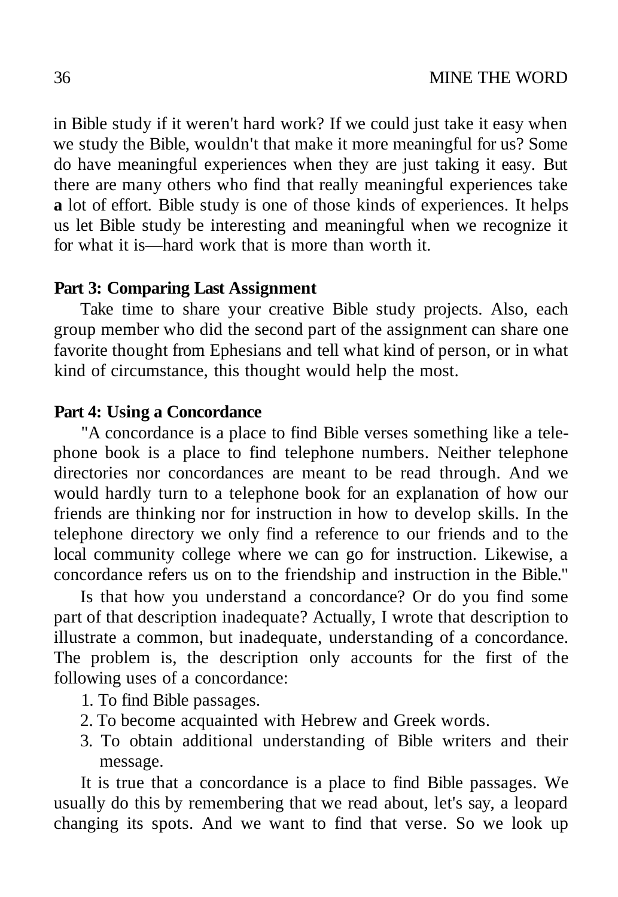in Bible study if it weren't hard work? If we could just take it easy when we study the Bible, wouldn't that make it more meaningful for us? Some do have meaningful experiences when they are just taking it easy. But there are many others who find that really meaningful experiences take **a** lot of effort. Bible study is one of those kinds of experiences. It helps us let Bible study be interesting and meaningful when we recognize it for what it is—hard work that is more than worth it.

**Part 3: Comparing Last Assignment**

Take time to share your creative Bible study projects. Also, each group member who did the second part of the assignment can share one favorite thought from Ephesians and tell what kind of person, or in what kind of circumstance, this thought would help the most.

**Part 4: Using a Concordance**

"A concordance is a place to find Bible verses something like a telephone book is a place to find telephone numbers. Neither telephone directories nor concordances are meant to be read through. And we would hardly turn to a telephone book for an explanation of how our friends are thinking nor for instruction in how to develop skills. In the telephone directory we only find a reference to our friends and to the local community college where we can go for instruction. Likewise, a concordance refers us on to the friendship and instruction in the Bible."

Is that how you understand a concordance? Or do you find some part of that description inadequate? Actually, I wrote that description to illustrate a common, but inadequate, understanding of a concordance. The problem is, the description only accounts for the first of the following uses of a concordance:

1. To find Bible passages.
2. To become acquainted with Hebrew and Greek words.
3. To obtain additional understanding of Bible writers and their message.

It is true that a concordance is a place to find Bible passages. We usually do this by remembering that we read about, let's say, a leopard changing its spots. And we want to find that verse. So we look up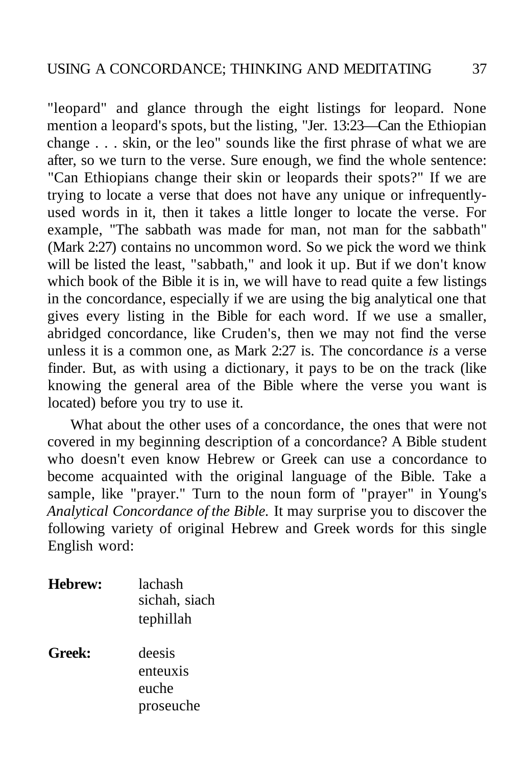"leopard" and glance through the eight listings for leopard. None mention a leopard's spots, but the listing, "Jer. 13:23—Can the Ethiopian change . . . skin, or the leo" sounds like the first phrase of what we are after, so we turn to the verse. Sure enough, we find the whole sentence: "Can Ethiopians change their skin or leopards their spots?" If we are trying to locate a verse that does not have any unique or infrequently-used words in it, then it takes a little longer to locate the verse. For example, "The sabbath was made for man, not man for the sabbath" (Mark 2:27) contains no uncommon word. So we pick the word we think will be listed the least, "sabbath," and look it up. But if we don't know which book of the Bible it is in, we will have to read quite a few listings in the concordance, especially if we are using the big analytical one that gives every listing in the Bible for each word. If we use a smaller, abridged concordance, like Cruden's, then we may not find the verse unless it is a common one, as Mark 2:27 is. The concordance *is* a verse finder. But, as with using a dictionary, it pays to be on the track (like knowing the general area of the Bible where the verse you want is located) before you try to use it.

What about the other uses of a concordance, the ones that were not covered in my beginning description of a concordance? A Bible student who doesn't even know Hebrew or Greek can use a concordance to become acquainted with the original language of the Bible. Take a sample, like "prayer." Turn to the noun form of "prayer" in Young's *Analytical Concordance of the Bible.* It may surprise you to discover the following variety of original Hebrew and Greek words for this single English word:

**Hebrew:**
- lachash
- sichah, siach
- tephillah

**Greek:**
- deesis
- enteuxis
- euche
- proseuche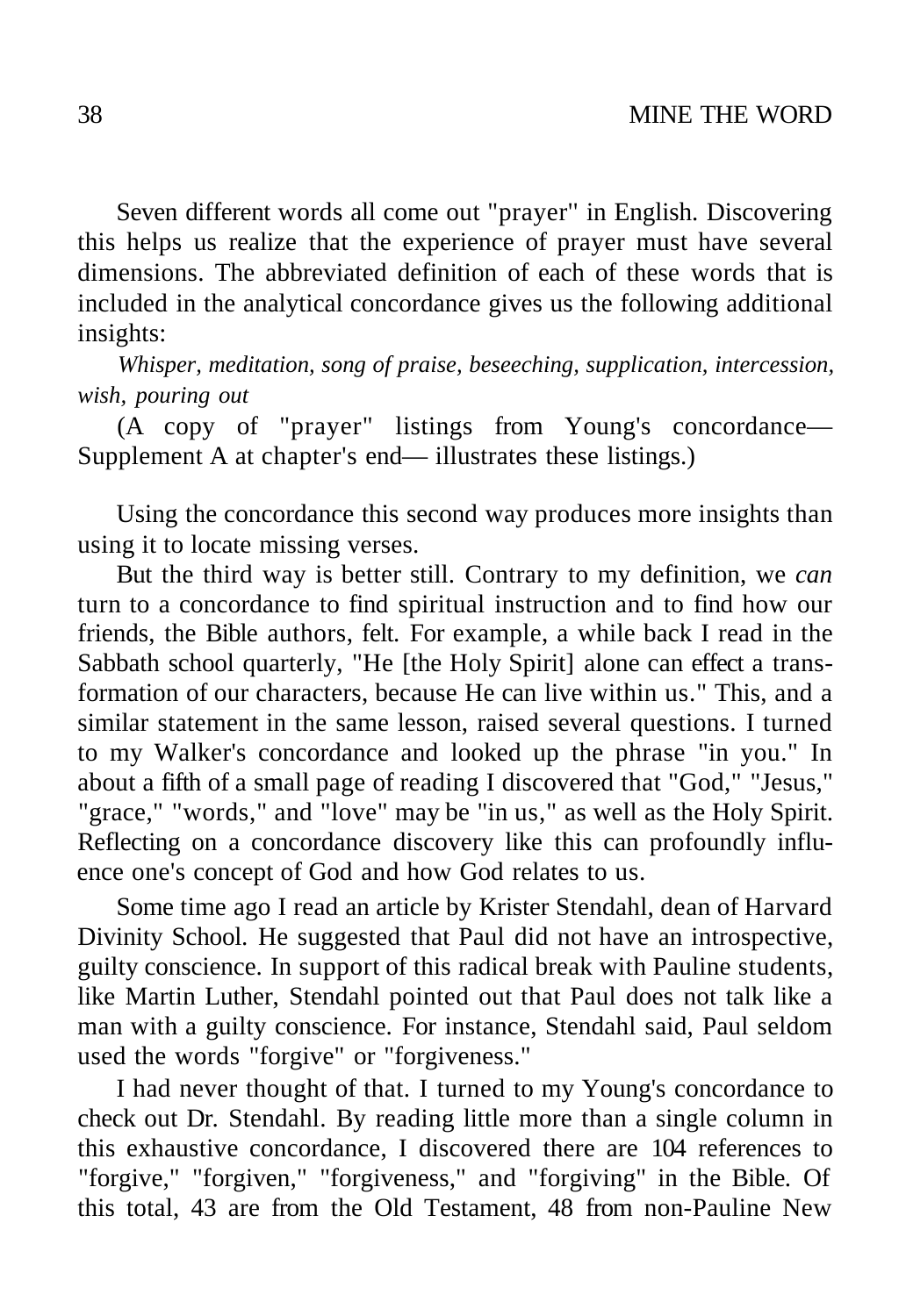Seven different words all come out "prayer" in English. Discovering this helps us realize that the experience of prayer must have several dimensions. The abbreviated definition of each of these words that is included in the analytical concordance gives us the following additional insights:

*Whisper, meditation, song of praise, beseeching, supplication, intercession, wish, pouring out*

(A copy of "prayer" listings from Young's concordance— Supplement A at chapter's end— illustrates these listings.)

Using the concordance this second way produces more insights than using it to locate missing verses.

But the third way is better still. Contrary to my definition, we *can* turn to a concordance to find spiritual instruction and to find how our friends, the Bible authors, felt. For example, a while back I read in the Sabbath school quarterly, "He [the Holy Spirit] alone can effect a transformation of our characters, because He can live within us." This, and a similar statement in the same lesson, raised several questions. I turned to my Walker's concordance and looked up the phrase "in you." In about a fifth of a small page of reading I discovered that "God," "Jesus," "grace," "words," and "love" may be "in us," as well as the Holy Spirit. Reflecting on a concordance discovery like this can profoundly influence one's concept of God and how God relates to us.

Some time ago I read an article by Krister Stendahl, dean of Harvard Divinity School. He suggested that Paul did not have an introspective, guilty conscience. In support of this radical break with Pauline students, like Martin Luther, Stendahl pointed out that Paul does not talk like a man with a guilty conscience. For instance, Stendahl said, Paul seldom used the words "forgive" or "forgiveness."

I had never thought of that. I turned to my Young's concordance to check out Dr. Stendahl. By reading little more than a single column in this exhaustive concordance, I discovered there are 104 references to "forgive," "forgiven," "forgiveness," and "forgiving" in the Bible. Of this total, 43 are from the Old Testament, 48 from non-Pauline New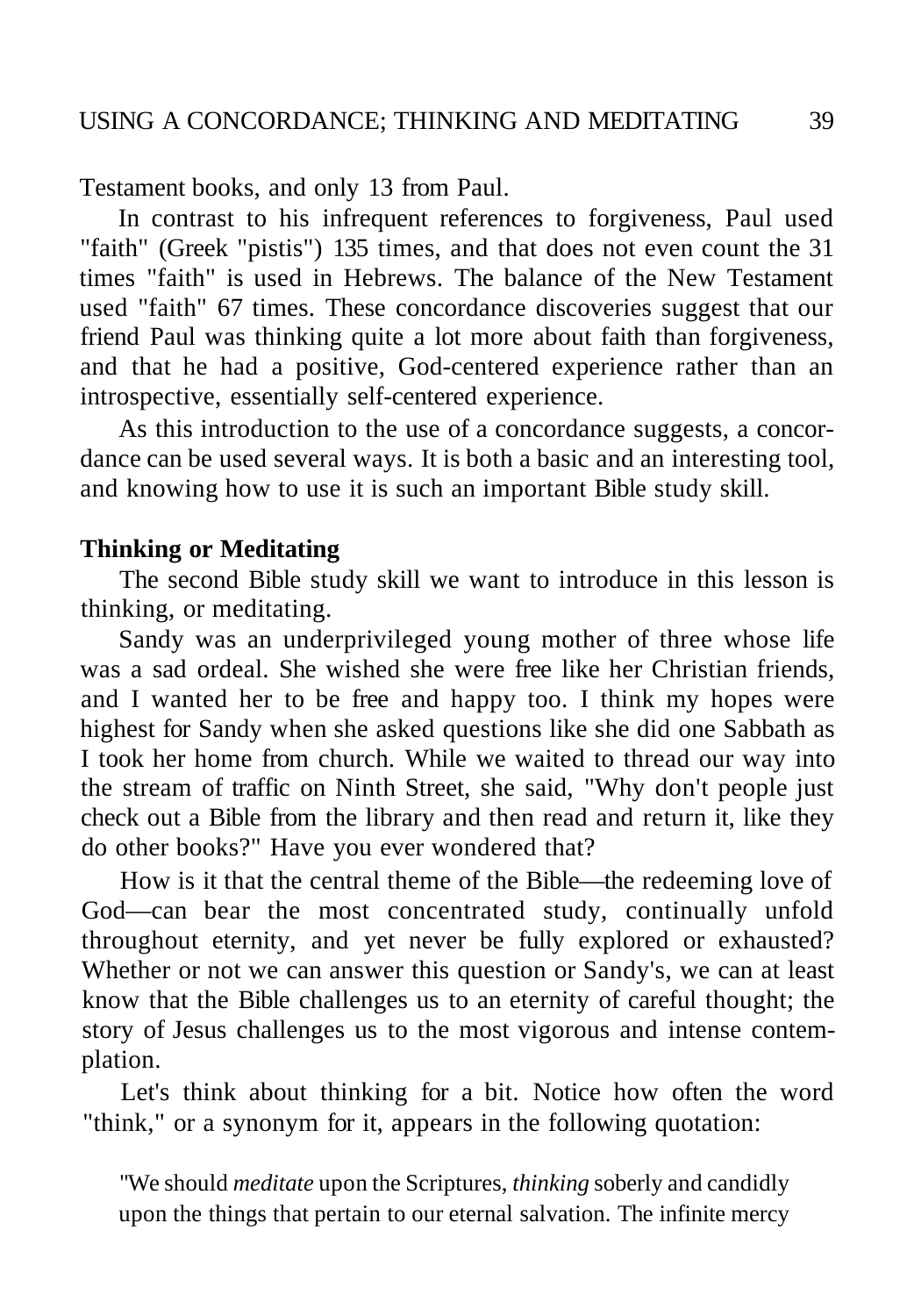Testament books, and only 13 from Paul.

In contrast to his infrequent references to forgiveness, Paul used "faith" (Greek "pistis") 135 times, and that does not even count the 31 times "faith" is used in Hebrews. The balance of the New Testament used "faith" 67 times. These concordance discoveries suggest that our friend Paul was thinking quite a lot more about faith than forgiveness, and that he had a positive, God-centered experience rather than an introspective, essentially self-centered experience.

As this introduction to the use of a concordance suggests, a concordance can be used several ways. It is both a basic and an interesting tool, and knowing how to use it is such an important Bible study skill.

**Thinking or Meditating**

The second Bible study skill we want to introduce in this lesson is thinking, or meditating.

Sandy was an underprivileged young mother of three whose life was a sad ordeal. She wished she were free like her Christian friends, and I wanted her to be free and happy too. I think my hopes were highest for Sandy when she asked questions like she did one Sabbath as I took her home from church. While we waited to thread our way into the stream of traffic on Ninth Street, she said, "Why don't people just check out a Bible from the library and then read and return it, like they do other books?" Have you ever wondered that?

How is it that the central theme of the Bible—the redeeming love of God—can bear the most concentrated study, continually unfold throughout eternity, and yet never be fully explored or exhausted? Whether or not we can answer this question or Sandy's, we can at least know that the Bible challenges us to an eternity of careful thought; the story of Jesus challenges us to the most vigorous and intense contemplation.

Let's think about thinking for a bit. Notice how often the word "think," or a synonym for it, appears in the following quotation:

> "We should *meditate* upon the Scriptures, *thinking* soberly and candidly upon the things that pertain to our eternal salvation. The infinite mercy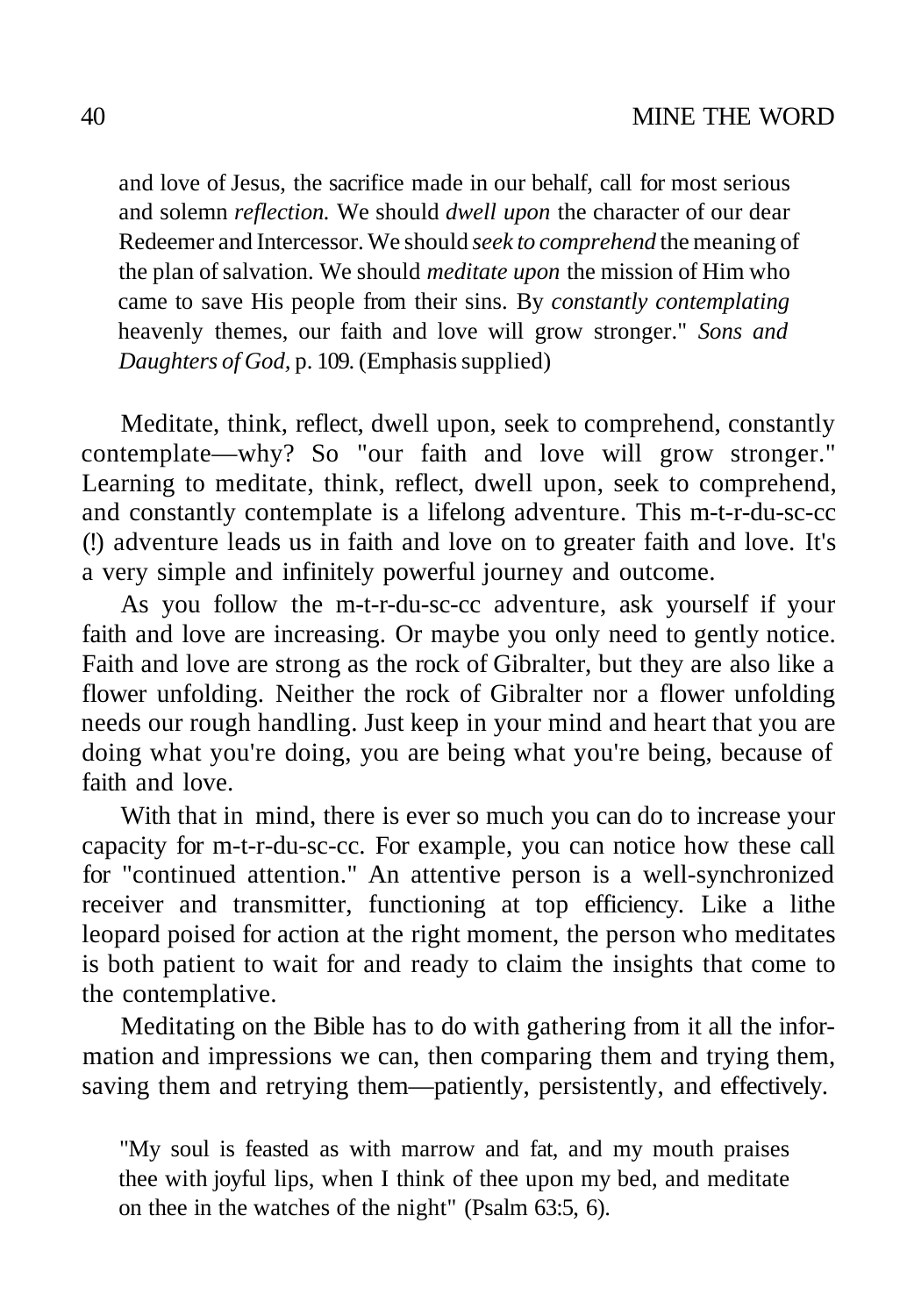> and love of Jesus, the sacrifice made in our behalf, call for most serious and solemn *reflection.* We should *dwell upon* the character of our dear Redeemer and Intercessor. We should *seek to comprehend* the meaning of the plan of salvation. We should *meditate upon* the mission of Him who came to save His people from their sins. By *constantly contemplating* heavenly themes, our faith and love will grow stronger." *Sons and Daughters of God,* p. 109. (Emphasis supplied)

Meditate, think, reflect, dwell upon, seek to comprehend, constantly contemplate—why? So "our faith and love will grow stronger." Learning to meditate, think, reflect, dwell upon, seek to comprehend, and constantly contemplate is a lifelong adventure. This m-t-r-du-sc-cc (!) adventure leads us in faith and love on to greater faith and love. It's a very simple and infinitely powerful journey and outcome.

As you follow the m-t-r-du-sc-cc adventure, ask yourself if your faith and love are increasing. Or maybe you only need to gently notice. Faith and love are strong as the rock of Gibralter, but they are also like a flower unfolding. Neither the rock of Gibralter nor a flower unfolding needs our rough handling. Just keep in your mind and heart that you are doing what you're doing, you are being what you're being, because of faith and love.

With that in mind, there is ever so much you can do to increase your capacity for m-t-r-du-sc-cc. For example, you can notice how these call for "continued attention." An attentive person is a well-synchronized receiver and transmitter, functioning at top efficiency. Like a lithe leopard poised for action at the right moment, the person who meditates is both patient to wait for and ready to claim the insights that come to the contemplative.

Meditating on the Bible has to do with gathering from it all the information and impressions we can, then comparing them and trying them, saving them and retrying them—patiently, persistently, and effectively.

> "My soul is feasted as with marrow and fat, and my mouth praises thee with joyful lips, when I think of thee upon my bed, and meditate on thee in the watches of the night" (Psalm 63:5, 6).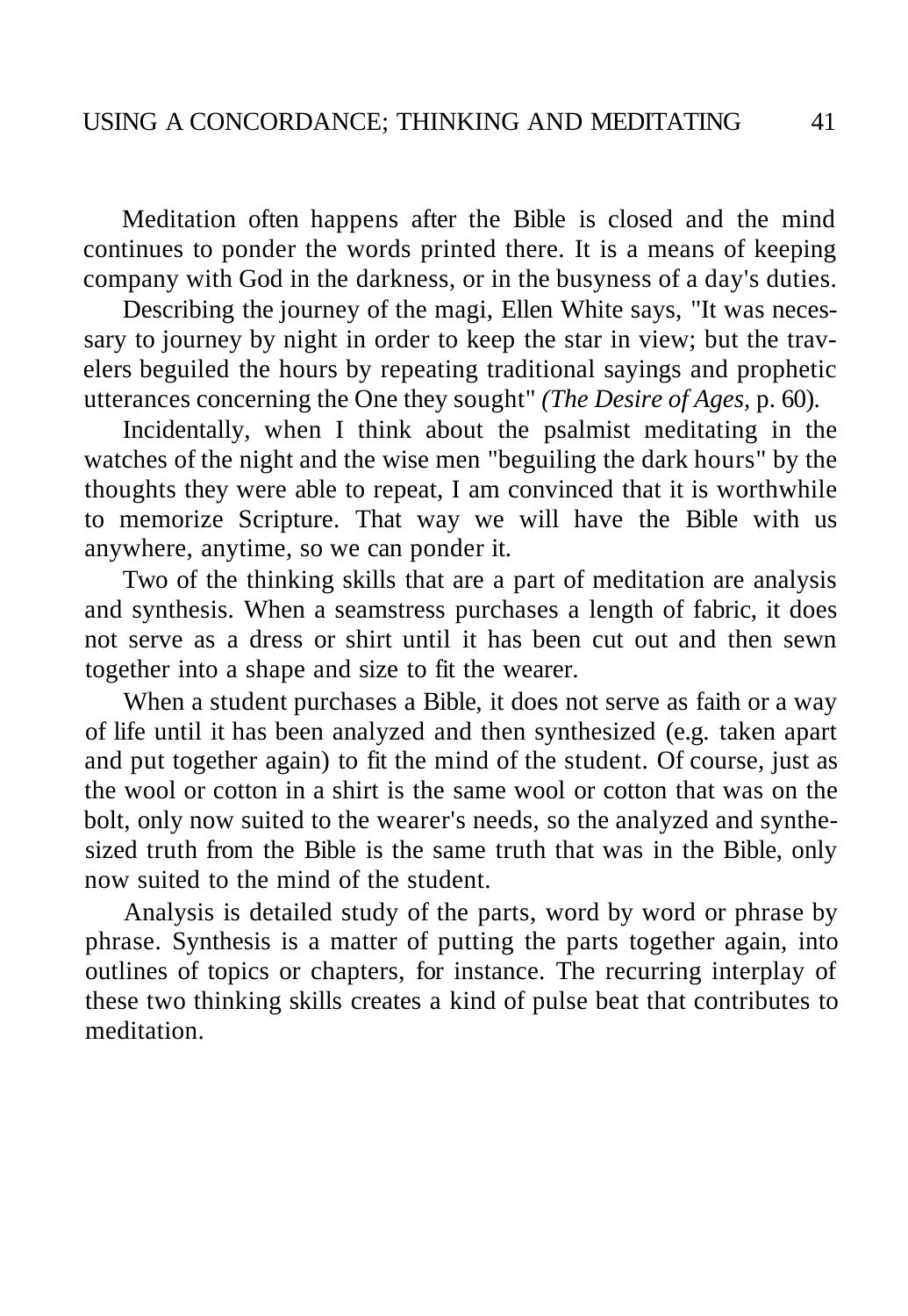Meditation often happens after the Bible is closed and the mind continues to ponder the words printed there. It is a means of keeping company with God in the darkness, or in the busyness of a day's duties.

Describing the journey of the magi, Ellen White says, "It was necessary to journey by night in order to keep the star in view; but the travelers beguiled the hours by repeating traditional sayings and prophetic utterances concerning the One they sought" *(The Desire of Ages,* p. 60).

Incidentally, when I think about the psalmist meditating in the watches of the night and the wise men "beguiling the dark hours" by the thoughts they were able to repeat, I am convinced that it is worthwhile to memorize Scripture. That way we will have the Bible with us anywhere, anytime, so we can ponder it.

Two of the thinking skills that are a part of meditation are analysis and synthesis. When a seamstress purchases a length of fabric, it does not serve as a dress or shirt until it has been cut out and then sewn together into a shape and size to fit the wearer.

When a student purchases a Bible, it does not serve as faith or a way of life until it has been analyzed and then synthesized (e.g. taken apart and put together again) to fit the mind of the student. Of course, just as the wool or cotton in a shirt is the same wool or cotton that was on the bolt, only now suited to the wearer's needs, so the analyzed and synthesized truth from the Bible is the same truth that was in the Bible, only now suited to the mind of the student.

Analysis is detailed study of the parts, word by word or phrase by phrase. Synthesis is a matter of putting the parts together again, into outlines of topics or chapters, for instance. The recurring interplay of these two thinking skills creates a kind of pulse beat that contributes to meditation.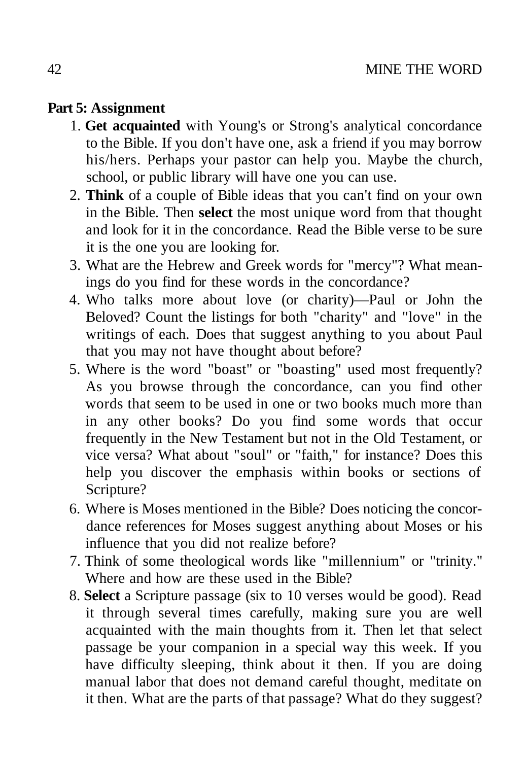**Part 5: Assignment**

1. **Get acquainted** with Young's or Strong's analytical concordance to the Bible. If you don't have one, ask a friend if you may borrow his/hers. Perhaps your pastor can help you. Maybe the church, school, or public library will have one you can use.
2. **Think** of a couple of Bible ideas that you can't find on your own in the Bible. Then **select** the most unique word from that thought and look for it in the concordance. Read the Bible verse to be sure it is the one you are looking for.
3. What are the Hebrew and Greek words for "mercy"? What meanings do you find for these words in the concordance?
4. Who talks more about love (or charity)—Paul or John the Beloved? Count the listings for both "charity" and "love" in the writings of each. Does that suggest anything to you about Paul that you may not have thought about before?
5. Where is the word "boast" or "boasting" used most frequently? As you browse through the concordance, can you find other words that seem to be used in one or two books much more than in any other books? Do you find some words that occur frequently in the New Testament but not in the Old Testament, or vice versa? What about "soul" or "faith," for instance? Does this help you discover the emphasis within books or sections of Scripture?
6. Where is Moses mentioned in the Bible? Does noticing the concordance references for Moses suggest anything about Moses or his influence that you did not realize before?
7. Think of some theological words like "millennium" or "trinity." Where and how are these used in the Bible?
8. **Select** a Scripture passage (six to 10 verses would be good). Read it through several times carefully, making sure you are well acquainted with the main thoughts from it. Then let that select passage be your companion in a special way this week. If you have difficulty sleeping, think about it then. If you are doing manual labor that does not demand careful thought, meditate on it then. What are the parts of that passage? What do they suggest?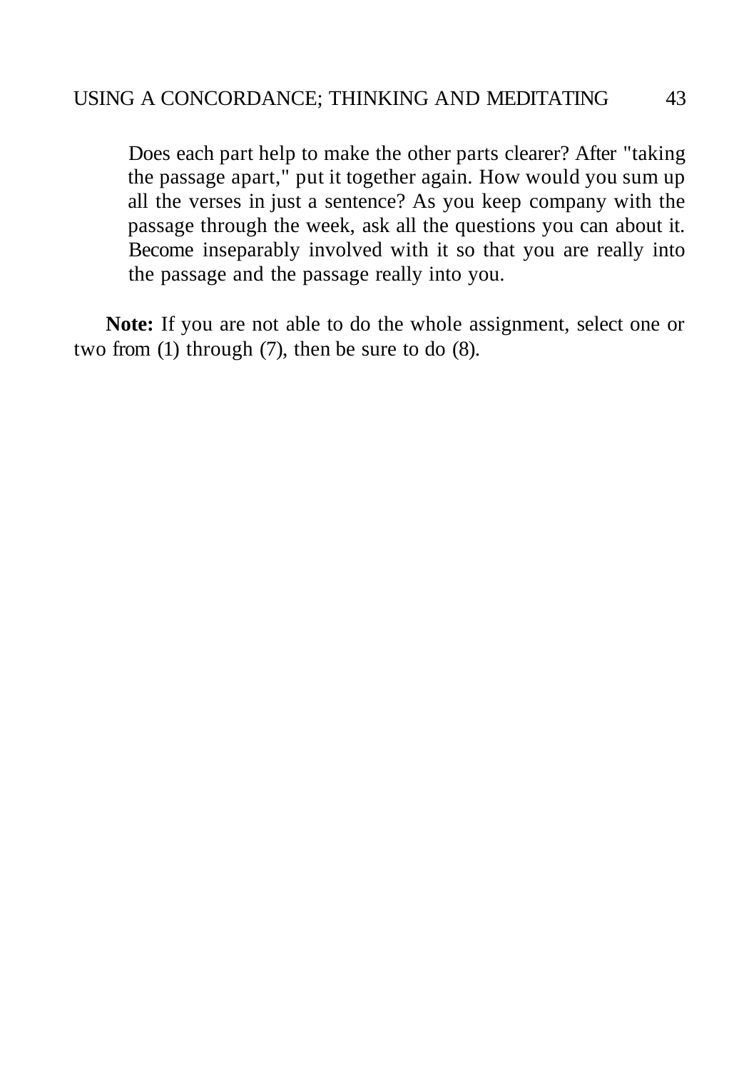Does each part help to make the other parts clearer? After "taking the passage apart," put it together again. How would you sum up all the verses in just a sentence? As you keep company with the passage through the week, ask all the questions you can about it. Become inseparably involved with it so that you are really into the passage and the passage really into you.

**Note:** If you are not able to do the whole assignment, select one or two from (1) through (7), then be sure to do (8).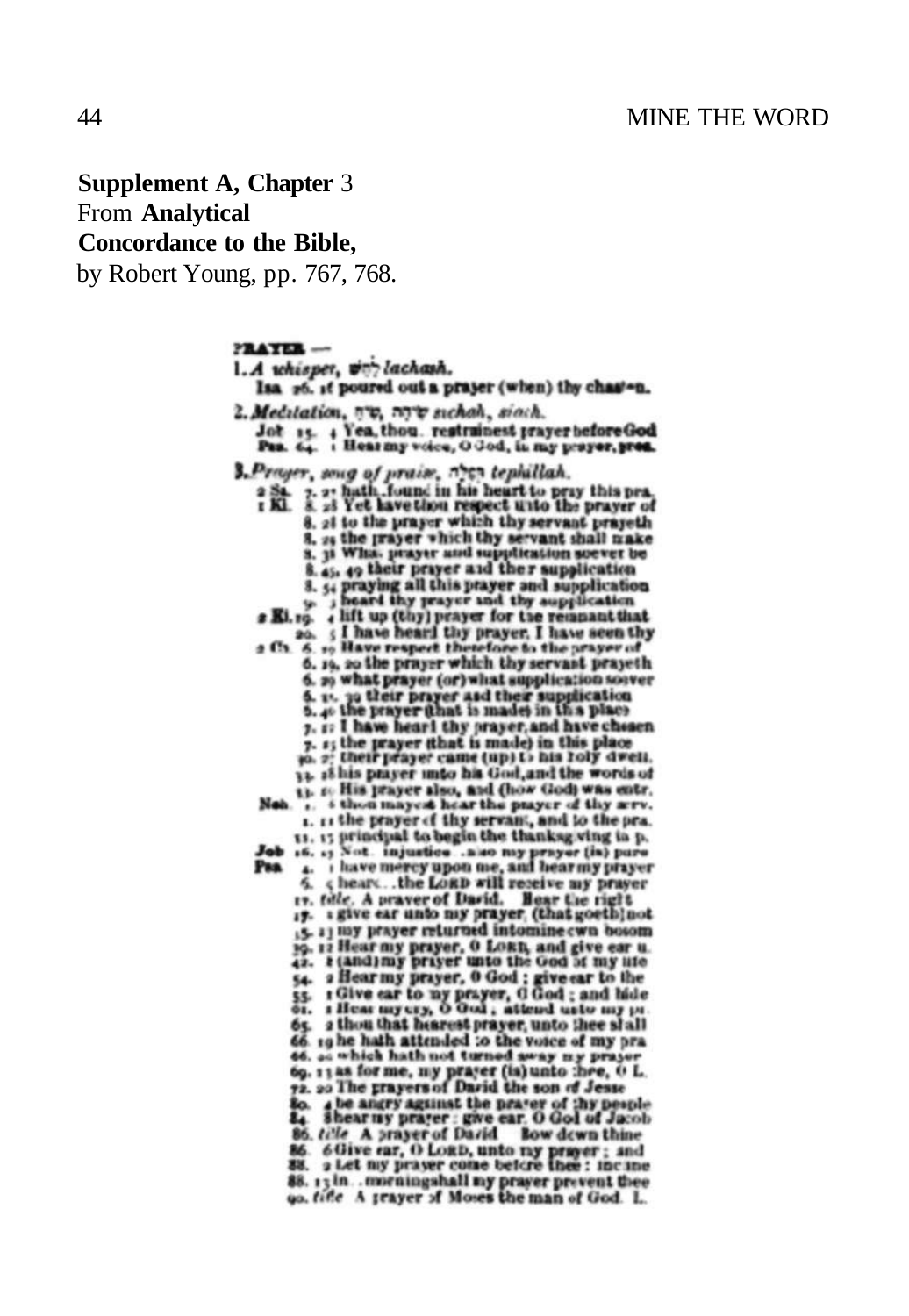**Supplement A, Chapter** 3
From **Analytical**
**Concordance to the Bible,**
by Robert Young, pp. 767, 768.

PRAYER —

1. *A whisper,* לַחַשׁ *lachash.*
   Isa 26. 16 poured out a prayer (when) thy chasten.

2. *Meditation,* שִׂיחַ, שִׂיחָה *sichah, siach.*
   Job 15. 4 Yea, thou restrainest prayer before God
   Psa. 64. 1 Hear my voice, O God, in my prayer, pres.

3. *Prayer, song of praise,* תְּפִלָּה *tephillah.*
   2 Sa. 7. 27 hath found in his heart to pray this pra.
   1 Ki. 8. 28 Yet have thou respect unto the prayer of
   8. 28 to the prayer which thy servant prayeth
   8. 29 the prayer which thy servant shall make
   8. 38 What prayer and supplication soever be
   8. 45, 49 their prayer and their supplication
   8. 54 praying all this prayer and supplication
   9. 3 heard thy prayer and thy supplication
   2 Ki. 19. 4 lift up (thy) prayer for the remnant that
   20. 5 I have heard thy prayer, I have seen thy
   2 Ch. 6. 19 Have respect therefore to the prayer of
   6. 19, 20 the prayer which thy servant prayeth
   6. 29 what prayer (or) what supplication soever
   6. 35, 39 their prayer and their supplication
   6. 40 the prayer (that is made) in this place
   7. 12 I have heard thy prayer, and have chosen
   7. 15 the prayer (that is made) in this place
   30. 27 their prayer came (up) to his holy dwell.
   33. 18 his prayer unto his God, and the words of
   33. 19 His prayer also, and (how God) was entr.
   Neh. 1. 6 thou mayest hear the prayer of thy serv.
   1. 11 the prayer of thy servant, and to the pra.
   11. 17 principal to begin the thanksgiving in p.
   Job 16. 17 Not injustice ... also my prayer (is) pure
   Psa. 4. 1 have mercy upon me, and hear my prayer
   6. 9 heard ... the LORD will receive my prayer
   17. title. A prayer of David. Hear the right
   17. 1 give ear unto my prayer, (that goeth) not
   35. 13 my prayer returned into mine own bosom
   39. 12 Hear my prayer, O LORD, and give ear u.
   42. 8 (and) my prayer unto the God of my life
   54. 2 Hear my prayer, O God; give ear to the
   55. 1 Give ear to my prayer, O God; and hide
   61. 1 Hear my cry, O God; attend unto my pr.
   65. 2 thou that hearest prayer, unto thee shall
   66. 19 he hath attended to the voice of my pra
   66. 20 which hath not turned away my prayer
   69. 13 as for me, my prayer (is) unto thee, O L.
   72. 20 The prayers of David the son of Jesse
   80. 4 be angry against the prayer of thy people
   84. 8 hear my prayer: give ear, O God of Jacob
   86. title A prayer of David. Bow down thine
   86. 6 Give ear, O LORD, unto my prayer; and
   88. 2 Let my prayer come before thee: incline
   88. 13 in ... morning shall my prayer prevent thee
   90. title A prayer of Moses the man of God. L.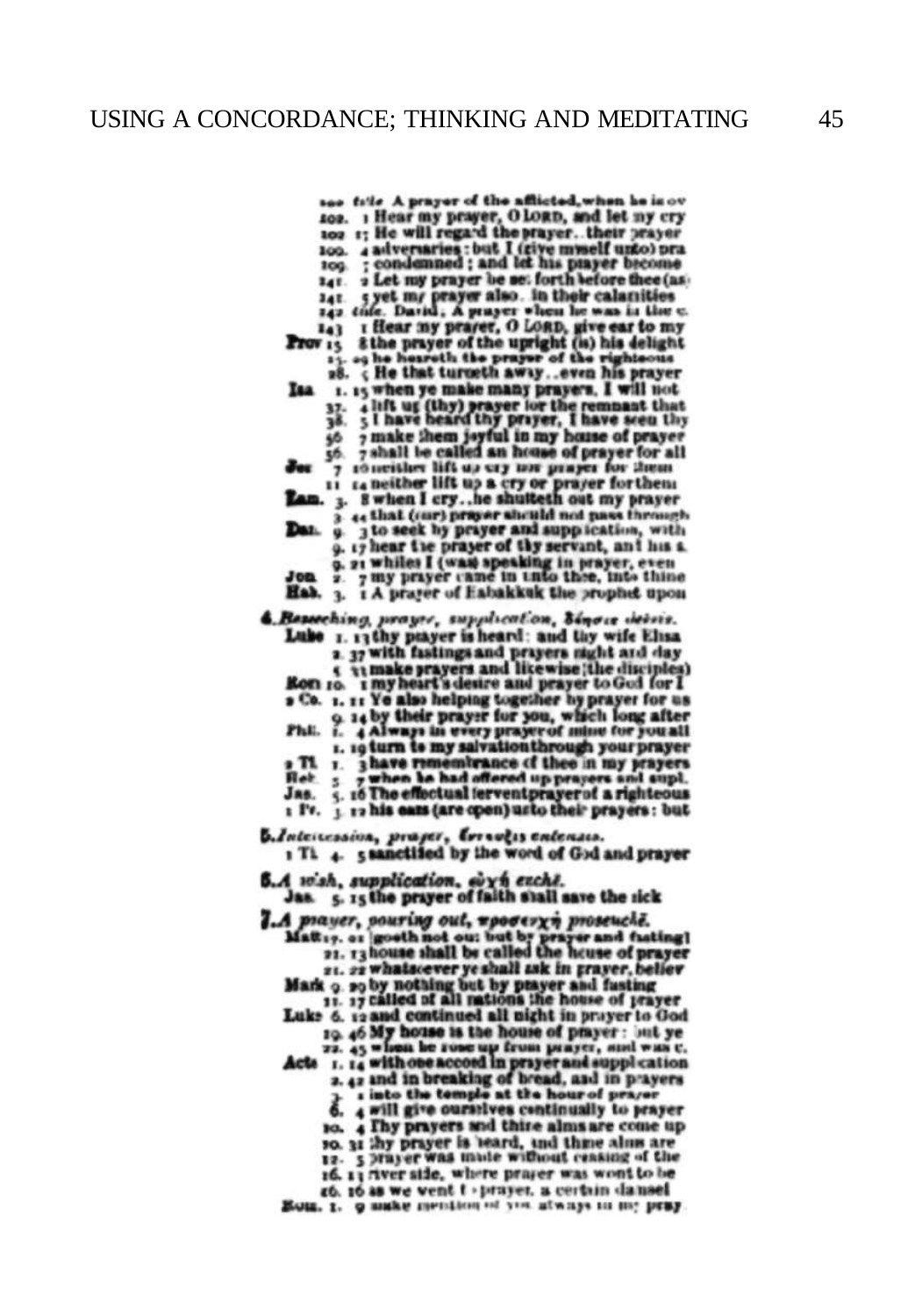102 *title* A prayer of the afflicted, when he is ov
102. 1 Hear my prayer, O LORD, and let my cry
102 17 He will regard the prayer..their prayer
109. 4 adversaries: but I (give myself unto) pra
109. 7 condemned; and let his prayer become
141. 2 Let my prayer be set forth before thee (as
141. 5 yet my prayer also.. in their calamities
142 *title*. David; A prayer when he was in the c.
143 1 Hear my prayer, O LORD, give ear to my
**Prov** 15. 8 the prayer of the upright (is) his delight
15. 29 he heareth the prayer of the righteous
28. 9 He that turneth away..even his prayer
**Isa** 1. 15 when ye make many prayers, I will not
37. 4 lift up (thy) prayer for the remnant that
38. 5 I have heard thy prayer, I have seen thy
56. 7 make them joyful in my house of prayer
56. 7 shall be called an house of prayer for all
**Jer** 7 16 neither lift up cry nor prayer for them
11 14 neither lift up a cry or prayer for them
**Lam.** 3. 8 when I cry..he shutteth out my prayer
3 44 that (our) prayer should not pass through
**Dan.** 9. 3 to seek by prayer and supplication, with
9. 17 hear the prayer of thy servant, and his s.
9. 21 whiles I (was) speaking in prayer, even
**Jon** 2. 7 my prayer came in unto thee, into thine
**Hab.** 3. 1 A prayer of Habakkuk the prophet upon

**4.** *Beseeching, prayer, supplication, δέησις deēsis.*
**Luke** 1. 13 thy prayer is heard: and thy wife Elisa
2. 37 with fastings and prayers night and day
5. 33 make prayers and likewise (the disciples)
**Rom** 10. 1 my heart's desire and prayer to God for I
**2 Co.** 1. 11 Ye also helping together by prayer for us
9. 14 by their prayer for you, which long after
**Phil.** 1. 4 Always in every prayer of mine for you all
1. 19 turn to my salvation through your prayer
**2 Ti** 1. 3 have remembrance of thee in my prayers
**Heb** 5 7 when he had offered up prayers and supl.
**Jas.** 5. 16 The effectual fervent prayer of a righteous
**1 Pe.** 3 12 his ears (are open) unto their prayers: but

**5.** *Intercession, prayer, ἔντευξις enteuxis.*
**1 Ti** 4. 5 sanctified by the word of God and prayer

**6.** *A wish, supplication, εὐχή euchē.*
**Jas** 5. 15 the prayer of faith shall save the sick

**7.** *A prayer, pouring out, προσευχή proseuchē.*
**Matt** 17. 21 goeth not out but by prayer and fasting
21. 13 house shall be called the house of prayer
21. 22 whatsoever ye shall ask in prayer, believ
**Mark** 9. 29 by nothing but by prayer and fasting
11. 17 called of all nations the house of prayer
**Luke** 6. 12 and continued all night in prayer to God
19. 46 My house is the house of prayer: but ye
22. 45 when he rose up from prayer, and was c.
**Acts** 1. 14 with one accord in prayer and supplication
2. 42 and in breaking of bread, and in prayers
3. 1 into the temple at the hour of prayer
6. 4 will give ourselves continually to prayer
10. 4 Thy prayers and thine alms are come up
10. 31 thy prayer is heard, and thine alms are
12. 5 prayer was made without ceasing of the
16. 13 river side, where prayer was wont to be
16. 16 as we went to prayer, a certain damsel
**Rom.** 1. 9 make mention of you always in my pray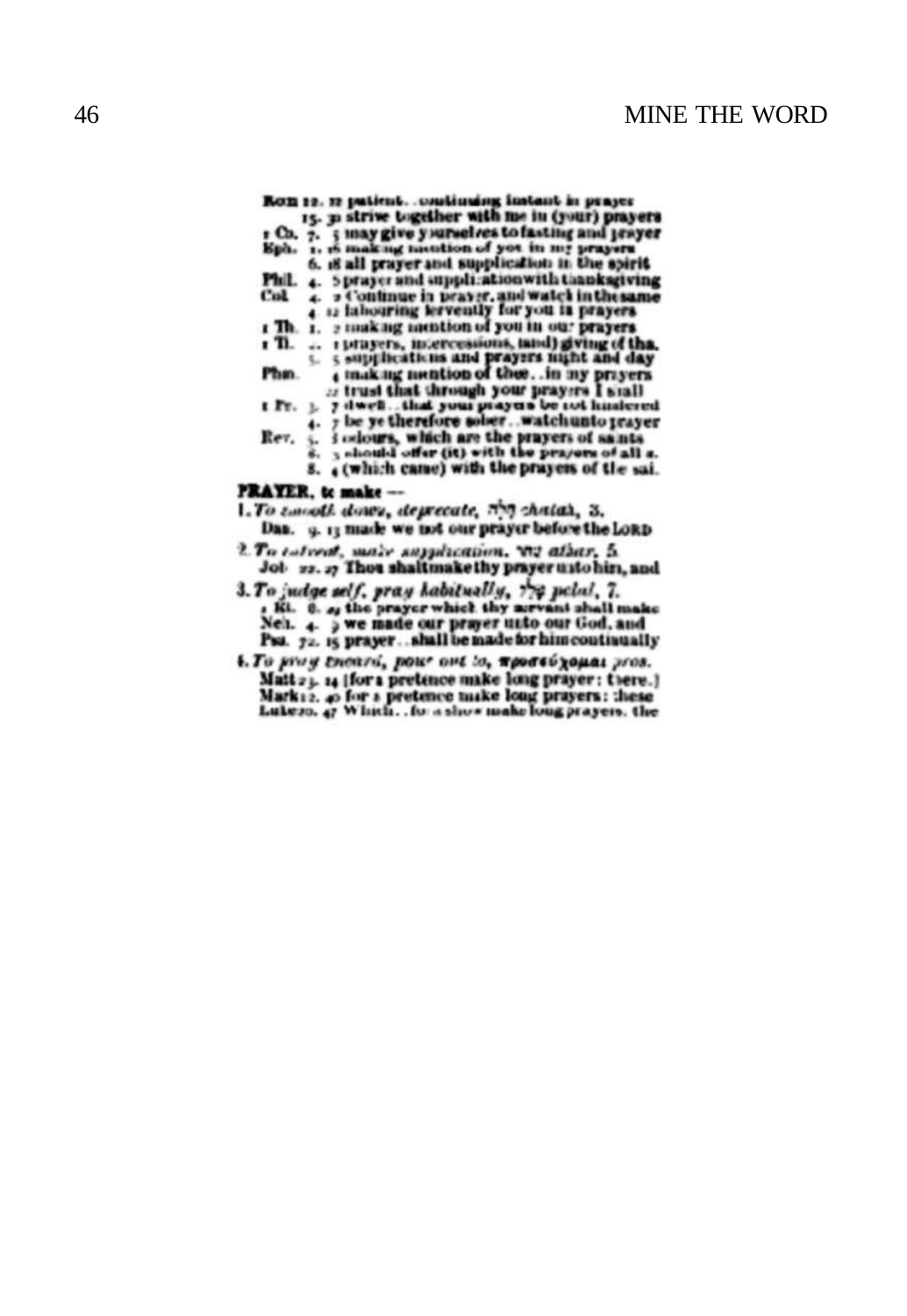Rom 12. 12 patient. . continuing instant in prayer
15. 30 strive together with me in (your) prayers
1 Co. 7. 5 may give yourselves to fasting and prayer
Eph. 1. 16 making mention of you in my prayers
6. 18 all prayer and supplication in the spirit
Phil. 4. 5 prayer and supplication with thanksgiving
Col. 4. 2 Continue in prayer, and watch in the same
4. 12 labouring fervently for you in prayers
1 Th. 1. 2 making mention of you in our prayers
1 Ti. .. 1 prayers, intercessions, (and) giving of tha.
5. 5 supplications and prayers night and day
Phm. 4 making mention of thee. . in my prayers
22 trust that through your prayers I shall
1 Pe. 3. 7 dwell. . that your prayers be not hindered
4. 7 be ye therefore sober. . watch unto prayer
Rev. 5. 8 odours, which are the prayers of saints
8. 3 should offer (it) with the prayers of all s.
8. 4 (which came) with the prayers of the sai.

**PRAYER, to make —**

1. *To smooth down, deprecate*, חלה *chalah*, 3.
Dan. 9. 13 made we not our prayer before the LORD
2. *To entreat, make supplication*, עתר *athar*, 5.
Job 22. 27 Thou shalt make thy prayer unto him, and
3. *To judge self, pray habitually*, פלל *palal*, 7.
1 Ki. 8. 29 the prayer which thy servant shall make
Neh. 4. 9 we made our prayer unto our God, and
Psa. 72. 15 prayer. . shall be made for him continually
4. *To pray toward, pour out to*, προσεύχομαι *pros.*
Matt 23. 14 [for a pretence make long prayer: there.]
Mark 12. 40 for a pretence make long prayers: these
Luke 20. 47 Which. . for a show make long prayers, the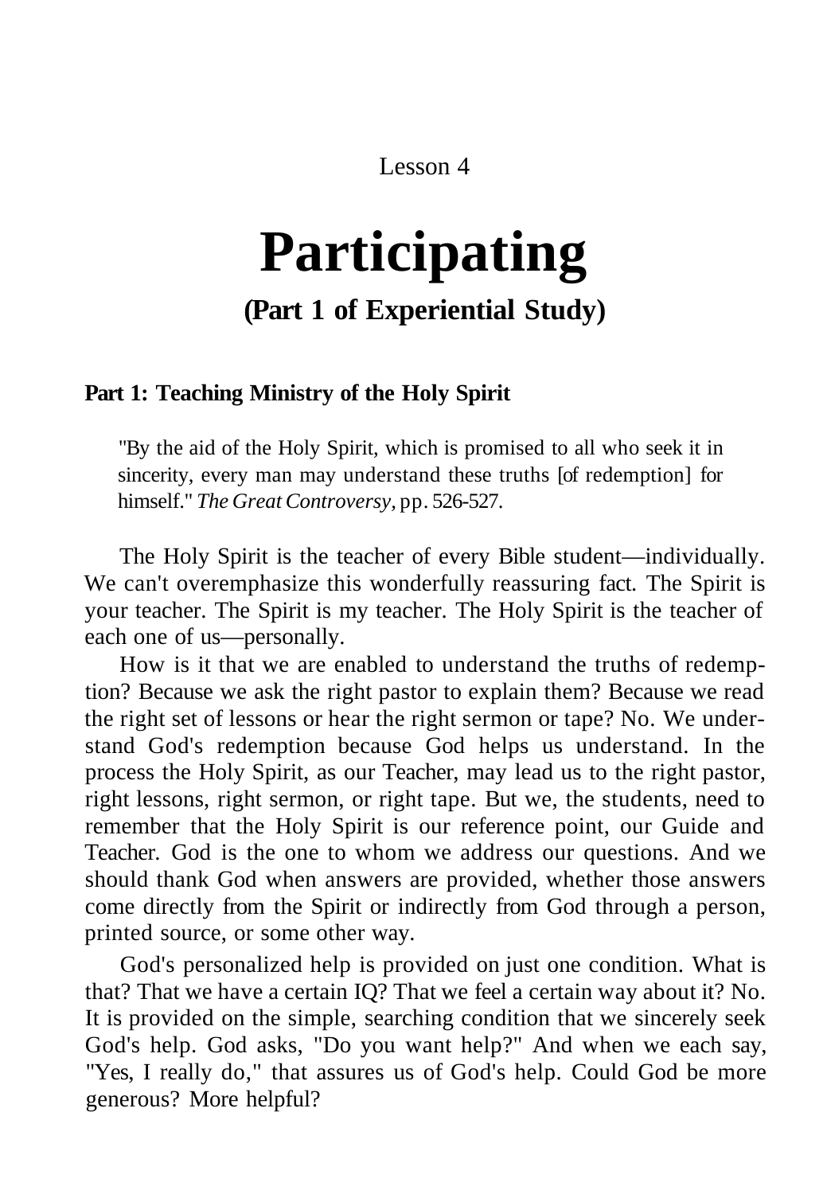Lesson 4

# Participating

## (Part 1 of Experiential Study)

### Part 1: Teaching Ministry of the Holy Spirit

> "By the aid of the Holy Spirit, which is promised to all who seek it in sincerity, every man may understand these truths [of redemption] for himself." *The Great Controversy,* pp. 526-527.

The Holy Spirit is the teacher of every Bible student—individually. We can't overemphasize this wonderfully reassuring fact. The Spirit is your teacher. The Spirit is my teacher. The Holy Spirit is the teacher of each one of us—personally.

How is it that we are enabled to understand the truths of redemption? Because we ask the right pastor to explain them? Because we read the right set of lessons or hear the right sermon or tape? No. We understand God's redemption because God helps us understand. In the process the Holy Spirit, as our Teacher, may lead us to the right pastor, right lessons, right sermon, or right tape. But we, the students, need to remember that the Holy Spirit is our reference point, our Guide and Teacher. God is the one to whom we address our questions. And we should thank God when answers are provided, whether those answers come directly from the Spirit or indirectly from God through a person, printed source, or some other way.

God's personalized help is provided on just one condition. What is that? That we have a certain IQ? That we feel a certain way about it? No. It is provided on the simple, searching condition that we sincerely seek God's help. God asks, "Do you want help?" And when we each say, "Yes, I really do," that assures us of God's help. Could God be more generous? More helpful?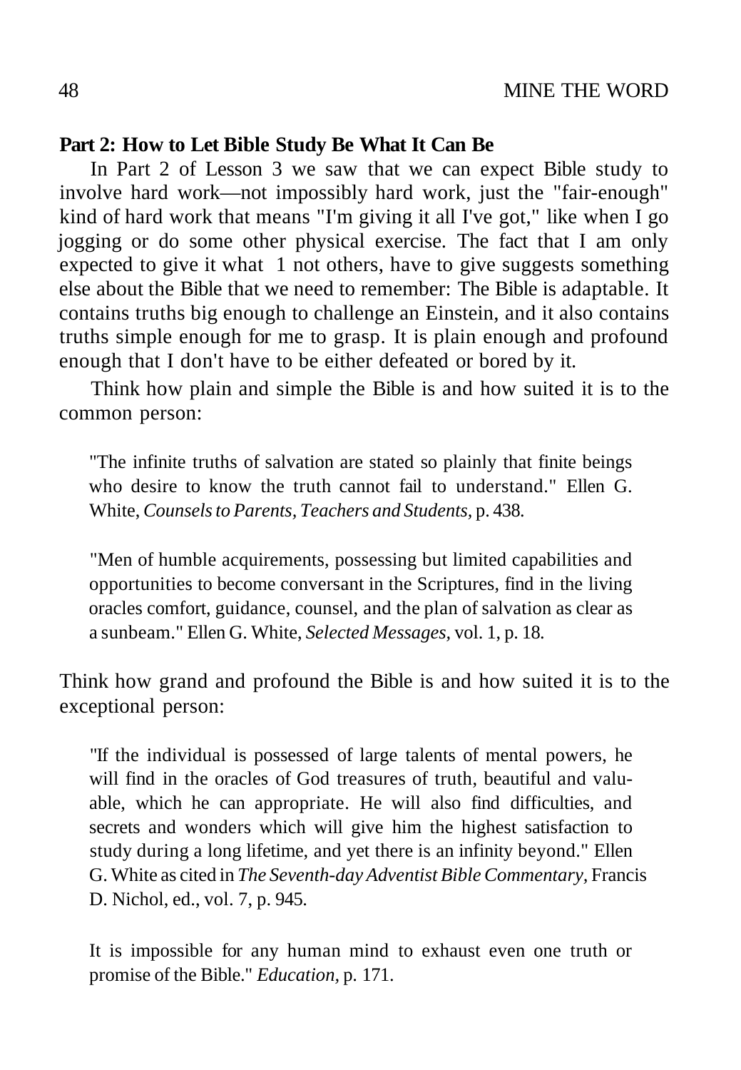**Part 2: How to Let Bible Study Be What It Can Be**

In Part 2 of Lesson 3 we saw that we can expect Bible study to involve hard work—not impossibly hard work, just the "fair-enough" kind of hard work that means "I'm giving it all I've got," like when I go jogging or do some other physical exercise. The fact that I am only expected to give it what 1 not others, have to give suggests something else about the Bible that we need to remember: The Bible is adaptable. It contains truths big enough to challenge an Einstein, and it also contains truths simple enough for me to grasp. It is plain enough and profound enough that I don't have to be either defeated or bored by it.

Think how plain and simple the Bible is and how suited it is to the common person:

> "The infinite truths of salvation are stated so plainly that finite beings who desire to know the truth cannot fail to understand." Ellen G. White, *Counsels to Parents, Teachers and Students,* p. 438.

> "Men of humble acquirements, possessing but limited capabilities and opportunities to become conversant in the Scriptures, find in the living oracles comfort, guidance, counsel, and the plan of salvation as clear as a sunbeam." Ellen G. White, *Selected Messages,* vol. 1, p. 18.

Think how grand and profound the Bible is and how suited it is to the exceptional person:

> "If the individual is possessed of large talents of mental powers, he will find in the oracles of God treasures of truth, beautiful and valuable, which he can appropriate. He will also find difficulties, and secrets and wonders which will give him the highest satisfaction to study during a long lifetime, and yet there is an infinity beyond." Ellen G. White as cited in *The Seventh-day Adventist Bible Commentary,* Francis D. Nichol, ed., vol. 7, p. 945.

> It is impossible for any human mind to exhaust even one truth or promise of the Bible." *Education,* p. 171.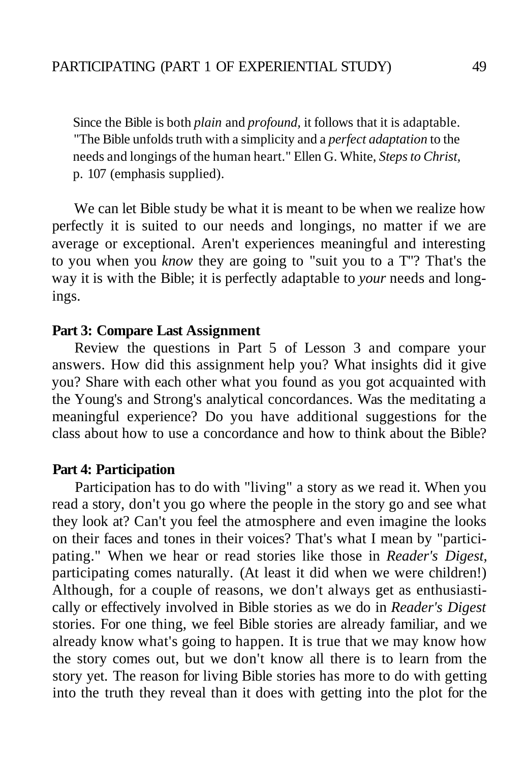Since the Bible is both *plain* and *profound*, it follows that it is adaptable. "The Bible unfolds truth with a simplicity and a *perfect adaptation* to the needs and longings of the human heart." Ellen G. White, *Steps to Christ*, p. 107 (emphasis supplied).

We can let Bible study be what it is meant to be when we realize how perfectly it is suited to our needs and longings, no matter if we are average or exceptional. Aren't experiences meaningful and interesting to you when you *know* they are going to "suit you to a T"? That's the way it is with the Bible; it is perfectly adaptable to *your* needs and longings.

**Part 3: Compare Last Assignment**

Review the questions in Part 5 of Lesson 3 and compare your answers. How did this assignment help you? What insights did it give you? Share with each other what you found as you got acquainted with the Young's and Strong's analytical concordances. Was the meditating a meaningful experience? Do you have additional suggestions for the class about how to use a concordance and how to think about the Bible?

**Part 4: Participation**

Participation has to do with "living" a story as we read it. When you read a story, don't you go where the people in the story go and see what they look at? Can't you feel the atmosphere and even imagine the looks on their faces and tones in their voices? That's what I mean by "participating." When we hear or read stories like those in *Reader's Digest*, participating comes naturally. (At least it did when we were children!) Although, for a couple of reasons, we don't always get as enthusiastically or effectively involved in Bible stories as we do in *Reader's Digest* stories. For one thing, we feel Bible stories are already familiar, and we already know what's going to happen. It is true that we may know how the story comes out, but we don't know all there is to learn from the story yet. The reason for living Bible stories has more to do with getting into the truth they reveal than it does with getting into the plot for the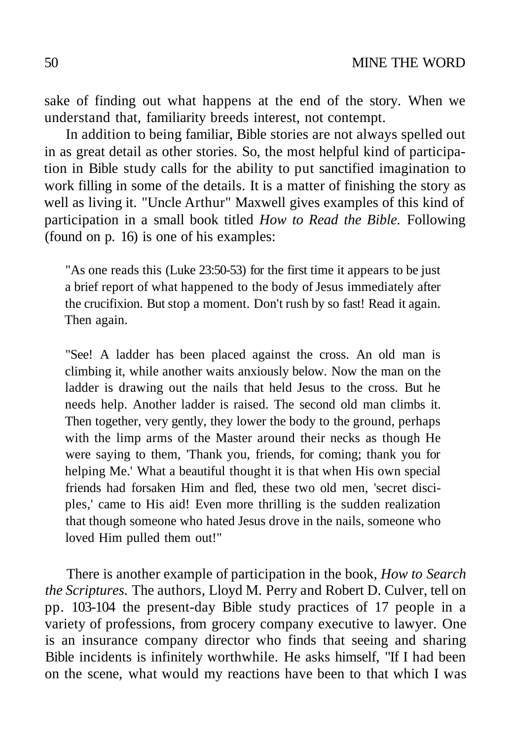sake of finding out what happens at the end of the story. When we understand that, familiarity breeds interest, not contempt.

In addition to being familiar, Bible stories are not always spelled out in as great detail as other stories. So, the most helpful kind of participation in Bible study calls for the ability to put sanctified imagination to work filling in some of the details. It is a matter of finishing the story as well as living it. "Uncle Arthur" Maxwell gives examples of this kind of participation in a small book titled *How to Read the Bible.* Following (found on p. 16) is one of his examples:

> "As one reads this (Luke 23:50-53) for the first time it appears to be just a brief report of what happened to the body of Jesus immediately after the crucifixion. But stop a moment. Don't rush by so fast! Read it again. Then again.
>
> "See! A ladder has been placed against the cross. An old man is climbing it, while another waits anxiously below. Now the man on the ladder is drawing out the nails that held Jesus to the cross. But he needs help. Another ladder is raised. The second old man climbs it. Then together, very gently, they lower the body to the ground, perhaps with the limp arms of the Master around their necks as though He were saying to them, 'Thank you, friends, for coming; thank you for helping Me.' What a beautiful thought it is that when His own special friends had forsaken Him and fled, these two old men, 'secret disciples,' came to His aid! Even more thrilling is the sudden realization that though someone who hated Jesus drove in the nails, someone who loved Him pulled them out!"

There is another example of participation in the book, *How to Search the Scriptures.* The authors, Lloyd M. Perry and Robert D. Culver, tell on pp. 103-104 the present-day Bible study practices of 17 people in a variety of professions, from grocery company executive to lawyer. One is an insurance company director who finds that seeing and sharing Bible incidents is infinitely worthwhile. He asks himself, "If I had been on the scene, what would my reactions have been to that which I was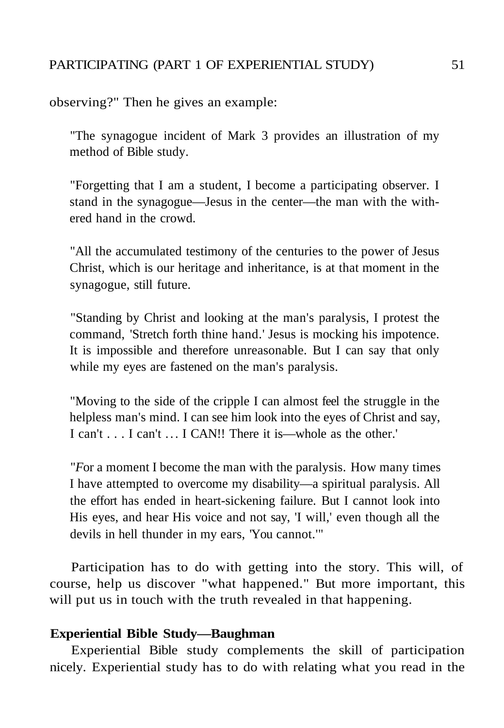observing?" Then he gives an example:

> "The synagogue incident of Mark 3 provides an illustration of my method of Bible study.
>
> "Forgetting that I am a student, I become a participating observer. I stand in the synagogue—Jesus in the center—the man with the withered hand in the crowd.
>
> "All the accumulated testimony of the centuries to the power of Jesus Christ, which is our heritage and inheritance, is at that moment in the synagogue, still future.
>
> "Standing by Christ and looking at the man's paralysis, I protest the command, 'Stretch forth thine hand.' Jesus is mocking his impotence. It is impossible and therefore unreasonable. But I can say that only while my eyes are fastened on the man's paralysis.
>
> "Moving to the side of the cripple I can almost feel the struggle in the helpless man's mind. I can see him look into the eyes of Christ and say, I can't . . . I can't … I CAN!! There it is—whole as the other.'
>
> "For a moment I become the man with the paralysis. How many times I have attempted to overcome my disability—a spiritual paralysis. All the effort has ended in heart-sickening failure. But I cannot look into His eyes, and hear His voice and not say, 'I will,' even though all the devils in hell thunder in my ears, 'You cannot.'"

Participation has to do with getting into the story. This will, of course, help us discover "what happened." But more important, this will put us in touch with the truth revealed in that happening.

**Experiential Bible Study—Baughman**

Experiential Bible study complements the skill of participation nicely. Experiential study has to do with relating what you read in the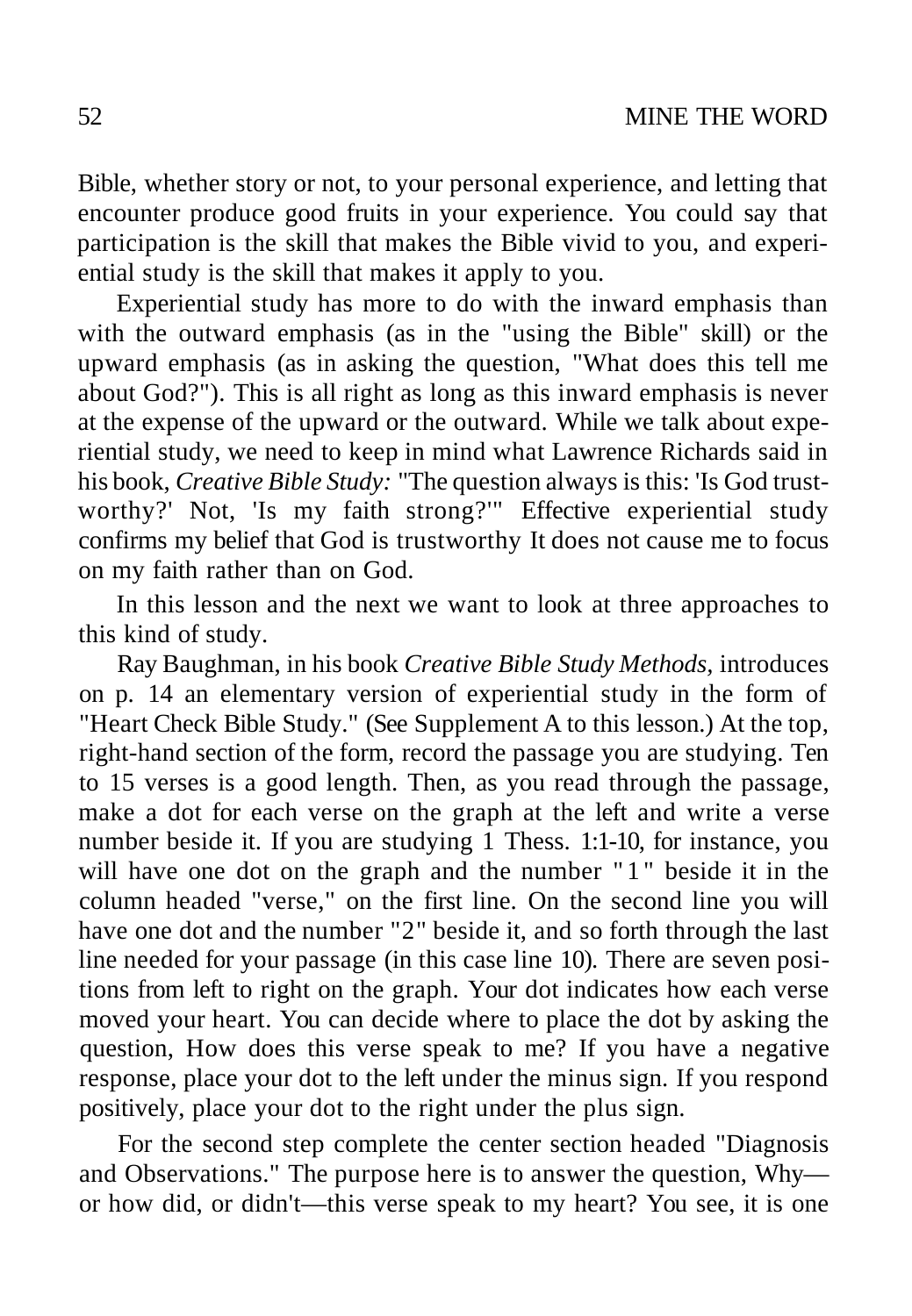Bible, whether story or not, to your personal experience, and letting that encounter produce good fruits in your experience. You could say that participation is the skill that makes the Bible vivid to you, and experiential study is the skill that makes it apply to you.

Experiential study has more to do with the inward emphasis than with the outward emphasis (as in the "using the Bible" skill) or the upward emphasis (as in asking the question, "What does this tell me about God?"). This is all right as long as this inward emphasis is never at the expense of the upward or the outward. While we talk about experiential study, we need to keep in mind what Lawrence Richards said in his book, *Creative Bible Study:* "The question always is this: 'Is God trustworthy?' Not, 'Is my faith strong?'" Effective experiential study confirms my belief that God is trustworthy It does not cause me to focus on my faith rather than on God.

In this lesson and the next we want to look at three approaches to this kind of study.

Ray Baughman, in his book *Creative Bible Study Methods*, introduces on p. 14 an elementary version of experiential study in the form of "Heart Check Bible Study." (See Supplement A to this lesson.) At the top, right-hand section of the form, record the passage you are studying. Ten to 15 verses is a good length. Then, as you read through the passage, make a dot for each verse on the graph at the left and write a verse number beside it. If you are studying 1 Thess. 1:1-10, for instance, you will have one dot on the graph and the number "1" beside it in the column headed "verse," on the first line. On the second line you will have one dot and the number "2" beside it, and so forth through the last line needed for your passage (in this case line 10). There are seven positions from left to right on the graph. Your dot indicates how each verse moved your heart. You can decide where to place the dot by asking the question, How does this verse speak to me? If you have a negative response, place your dot to the left under the minus sign. If you respond positively, place your dot to the right under the plus sign.

For the second step complete the center section headed "Diagnosis and Observations." The purpose here is to answer the question, Why—or how did, or didn't—this verse speak to my heart? You see, it is one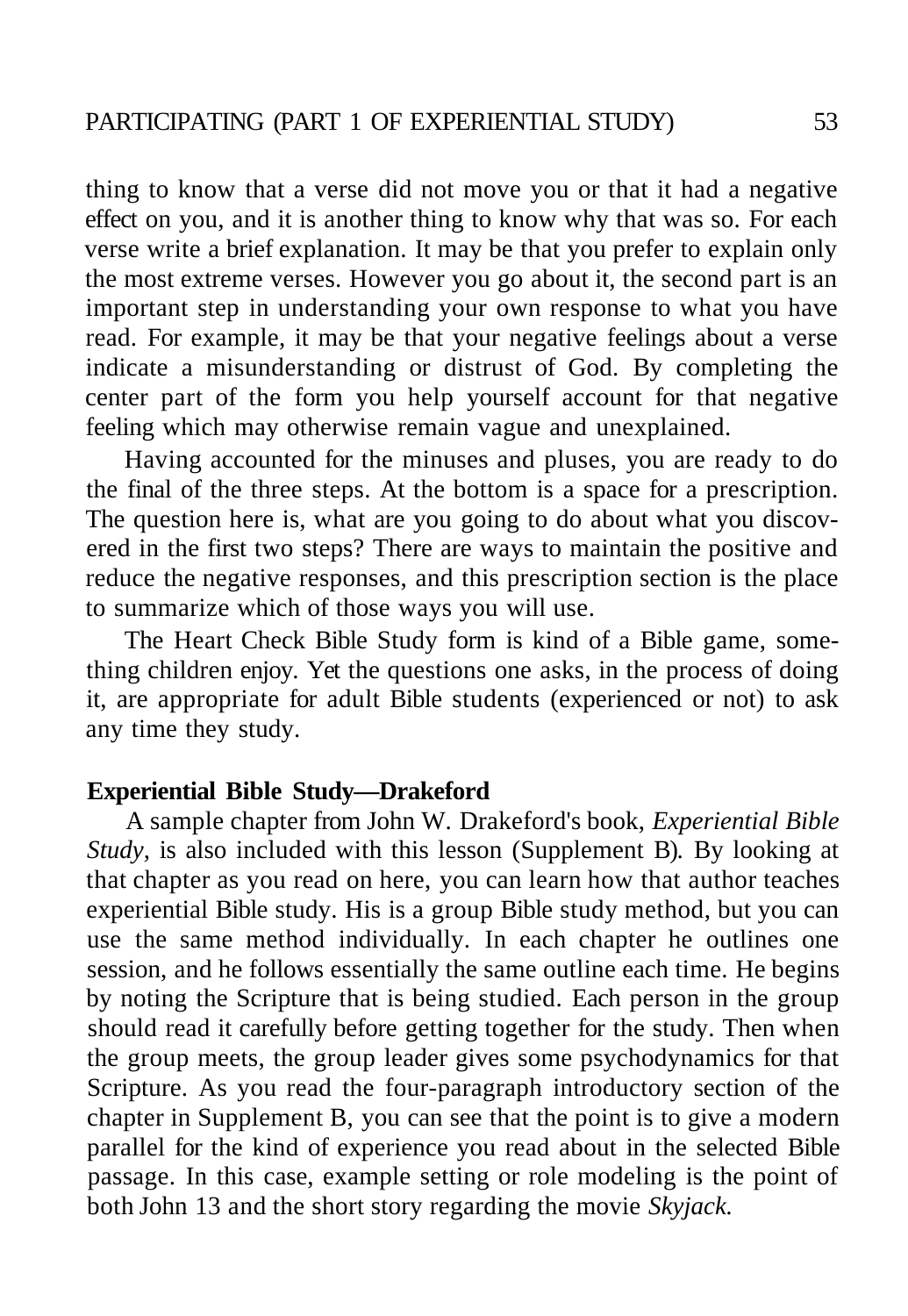thing to know that a verse did not move you or that it had a negative effect on you, and it is another thing to know why that was so. For each verse write a brief explanation. It may be that you prefer to explain only the most extreme verses. However you go about it, the second part is an important step in understanding your own response to what you have read. For example, it may be that your negative feelings about a verse indicate a misunderstanding or distrust of God. By completing the center part of the form you help yourself account for that negative feeling which may otherwise remain vague and unexplained.

Having accounted for the minuses and pluses, you are ready to do the final of the three steps. At the bottom is a space for a prescription. The question here is, what are you going to do about what you discovered in the first two steps? There are ways to maintain the positive and reduce the negative responses, and this prescription section is the place to summarize which of those ways you will use.

The Heart Check Bible Study form is kind of a Bible game, something children enjoy. Yet the questions one asks, in the process of doing it, are appropriate for adult Bible students (experienced or not) to ask any time they study.

**Experiential Bible Study—Drakeford**

A sample chapter from John W. Drakeford's book, *Experiential Bible Study*, is also included with this lesson (Supplement B). By looking at that chapter as you read on here, you can learn how that author teaches experiential Bible study. His is a group Bible study method, but you can use the same method individually. In each chapter he outlines one session, and he follows essentially the same outline each time. He begins by noting the Scripture that is being studied. Each person in the group should read it carefully before getting together for the study. Then when the group meets, the group leader gives some psychodynamics for that Scripture. As you read the four-paragraph introductory section of the chapter in Supplement B, you can see that the point is to give a modern parallel for the kind of experience you read about in the selected Bible passage. In this case, example setting or role modeling is the point of both John 13 and the short story regarding the movie *Skyjack*.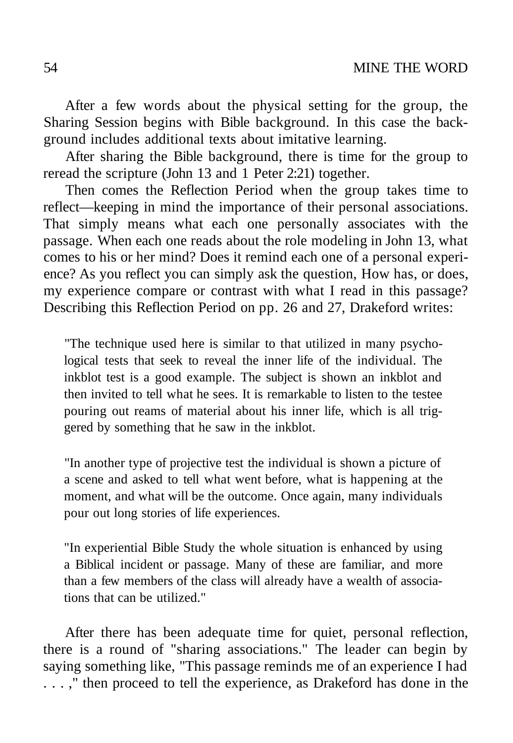After a few words about the physical setting for the group, the Sharing Session begins with Bible background. In this case the background includes additional texts about imitative learning.

After sharing the Bible background, there is time for the group to reread the scripture (John 13 and 1 Peter 2:21) together.

Then comes the Reflection Period when the group takes time to reflect—keeping in mind the importance of their personal associations. That simply means what each one personally associates with the passage. When each one reads about the role modeling in John 13, what comes to his or her mind? Does it remind each one of a personal experience? As you reflect you can simply ask the question, How has, or does, my experience compare or contrast with what I read in this passage? Describing this Reflection Period on pp. 26 and 27, Drakeford writes:

> "The technique used here is similar to that utilized in many psychological tests that seek to reveal the inner life of the individual. The inkblot test is a good example. The subject is shown an inkblot and then invited to tell what he sees. It is remarkable to listen to the testee pouring out reams of material about his inner life, which is all triggered by something that he saw in the inkblot.
>
> "In another type of projective test the individual is shown a picture of a scene and asked to tell what went before, what is happening at the moment, and what will be the outcome. Once again, many individuals pour out long stories of life experiences.
>
> "In experiential Bible Study the whole situation is enhanced by using a Biblical incident or passage. Many of these are familiar, and more than a few members of the class will already have a wealth of associations that can be utilized."

After there has been adequate time for quiet, personal reflection, there is a round of "sharing associations." The leader can begin by saying something like, "This passage reminds me of an experience I had . . . ," then proceed to tell the experience, as Drakeford has done in the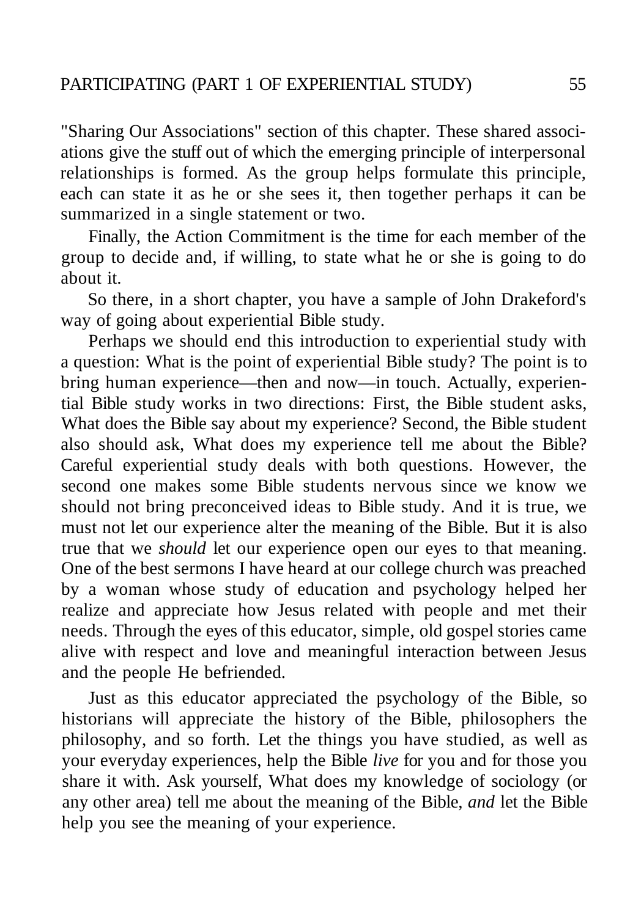"Sharing Our Associations" section of this chapter. These shared associations give the stuff out of which the emerging principle of interpersonal relationships is formed. As the group helps formulate this principle, each can state it as he or she sees it, then together perhaps it can be summarized in a single statement or two.

Finally, the Action Commitment is the time for each member of the group to decide and, if willing, to state what he or she is going to do about it.

So there, in a short chapter, you have a sample of John Drakeford's way of going about experiential Bible study.

Perhaps we should end this introduction to experiential study with a question: What is the point of experiential Bible study? The point is to bring human experience—then and now—in touch. Actually, experiential Bible study works in two directions: First, the Bible student asks, What does the Bible say about my experience? Second, the Bible student also should ask, What does my experience tell me about the Bible? Careful experiential study deals with both questions. However, the second one makes some Bible students nervous since we know we should not bring preconceived ideas to Bible study. And it is true, we must not let our experience alter the meaning of the Bible. But it is also true that we *should* let our experience open our eyes to that meaning. One of the best sermons I have heard at our college church was preached by a woman whose study of education and psychology helped her realize and appreciate how Jesus related with people and met their needs. Through the eyes of this educator, simple, old gospel stories came alive with respect and love and meaningful interaction between Jesus and the people He befriended.

Just as this educator appreciated the psychology of the Bible, so historians will appreciate the history of the Bible, philosophers the philosophy, and so forth. Let the things you have studied, as well as your everyday experiences, help the Bible *live* for you and for those you share it with. Ask yourself, What does my knowledge of sociology (or any other area) tell me about the meaning of the Bible, *and* let the Bible help you see the meaning of your experience.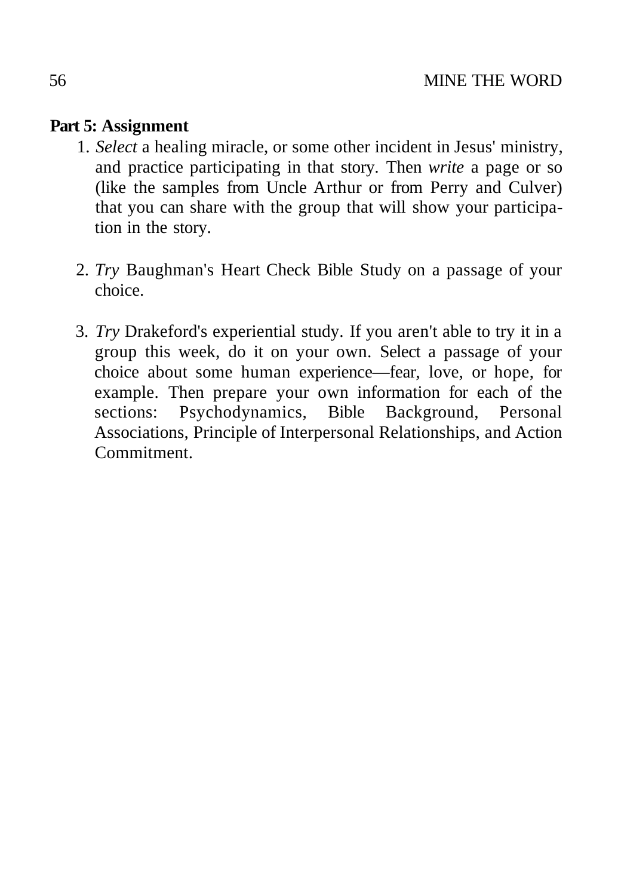**Part 5: Assignment**

1. *Select* a healing miracle, or some other incident in Jesus' ministry, and practice participating in that story. Then *write* a page or so (like the samples from Uncle Arthur or from Perry and Culver) that you can share with the group that will show your participation in the story.

2. *Try* Baughman's Heart Check Bible Study on a passage of your choice.

3. *Try* Drakeford's experiential study. If you aren't able to try it in a group this week, do it on your own. Select a passage of your choice about some human experience—fear, love, or hope, for example. Then prepare your own information for each of the sections: Psychodynamics, Bible Background, Personal Associations, Principle of Interpersonal Relationships, and Action Commitment.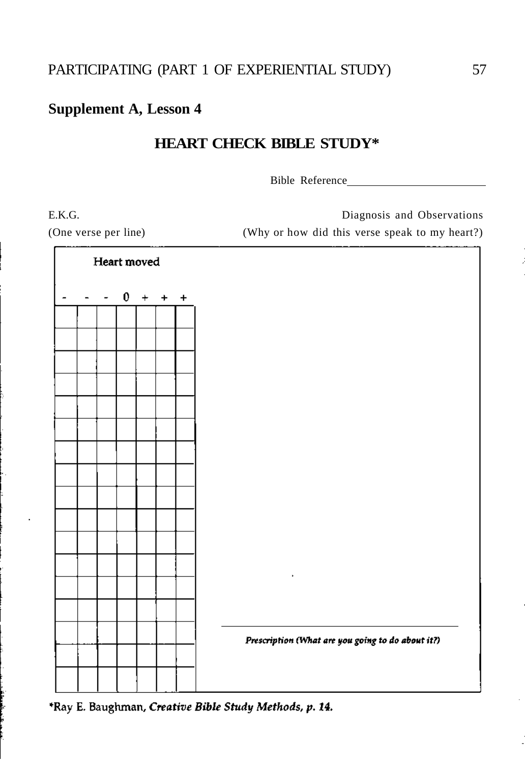## Supplement A, Lesson 4

### HEART CHECK BIBLE STUDY*

Bible Reference________________________

| E.K.G. (One verse per line) | | | | | | | Diagnosis and Observations (Why or how did this verse speak to my heart?) |
|---|---|---|---|---|---|---|---|
| Heart moved | | | | | | | |
| - | - | - | 0 | + | + | + | |
| | | | | | | | |
| | | | | | | | |
| | | | | | | | |
| | | | | | | | |
| | | | | | | | |
| | | | | | | | |
| | | | | | | | |
| | | | | | | | |
| | | | | | | | |
| | | | | | | | |
| | | | | | | | |
| | | | | | | | |
| | | | | | | | |
| | | | | | | | |
| | | | | | | | *Prescription (What are you going to do about it?)* |
| | | | | | | | |
| | | | | | | | |

*Ray E. Baughman, *Creative Bible Study Methods*, p. 14.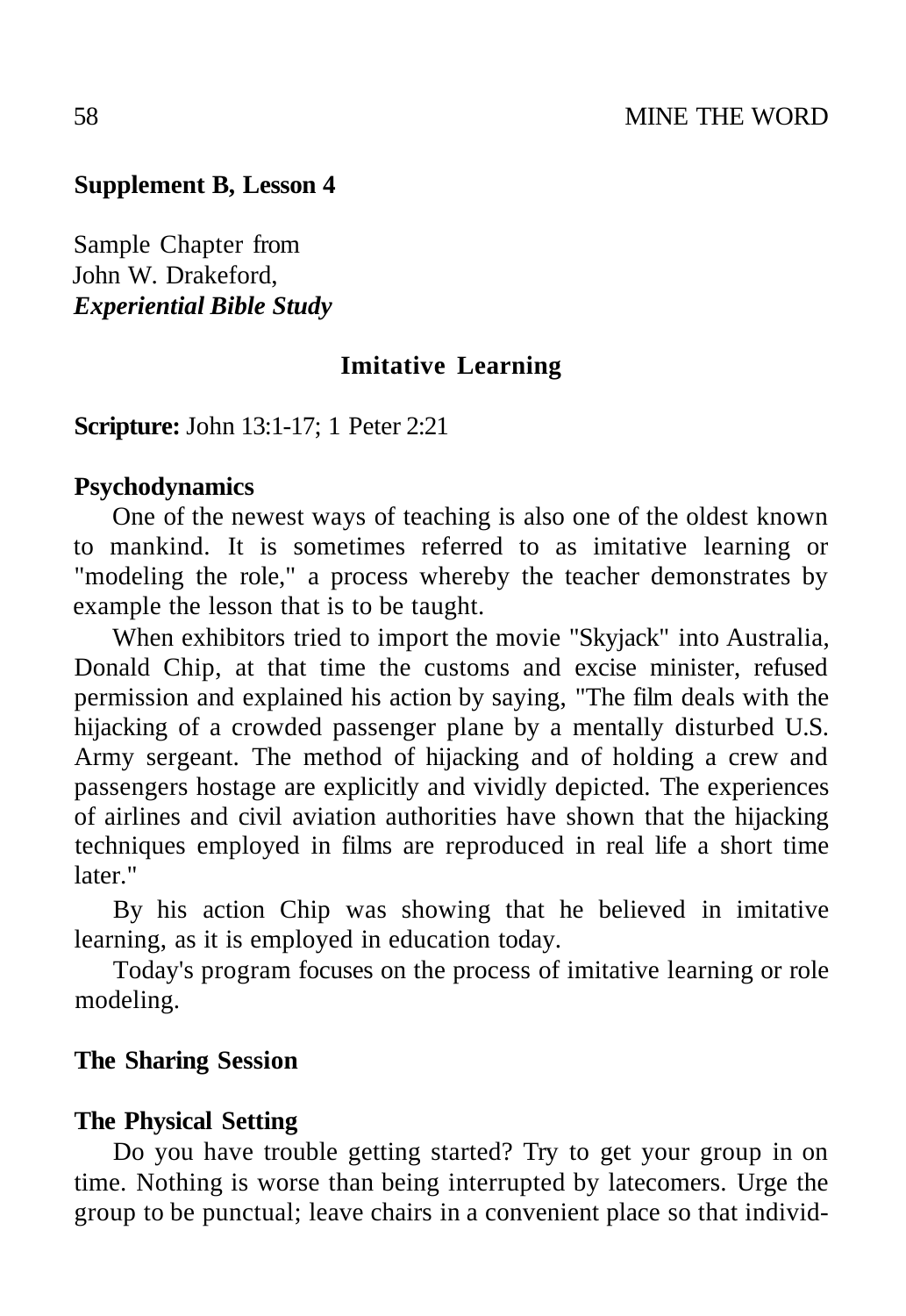**Supplement B, Lesson 4**

Sample Chapter from
John W. Drakeford,
***Experiential Bible Study***

## Imitative Learning

**Scripture:** John 13:1-17; 1 Peter 2:21

**Psychodynamics**

One of the newest ways of teaching is also one of the oldest known to mankind. It is sometimes referred to as imitative learning or "modeling the role," a process whereby the teacher demonstrates by example the lesson that is to be taught.

When exhibitors tried to import the movie "Skyjack" into Australia, Donald Chip, at that time the customs and excise minister, refused permission and explained his action by saying, "The film deals with the hijacking of a crowded passenger plane by a mentally disturbed U.S. Army sergeant. The method of hijacking and of holding a crew and passengers hostage are explicitly and vividly depicted. The experiences of airlines and civil aviation authorities have shown that the hijacking techniques employed in films are reproduced in real life a short time later."

By his action Chip was showing that he believed in imitative learning, as it is employed in education today.

Today's program focuses on the process of imitative learning or role modeling.

**The Sharing Session**

**The Physical Setting**

Do you have trouble getting started? Try to get your group in on time. Nothing is worse than being interrupted by latecomers. Urge the group to be punctual; leave chairs in a convenient place so that individ-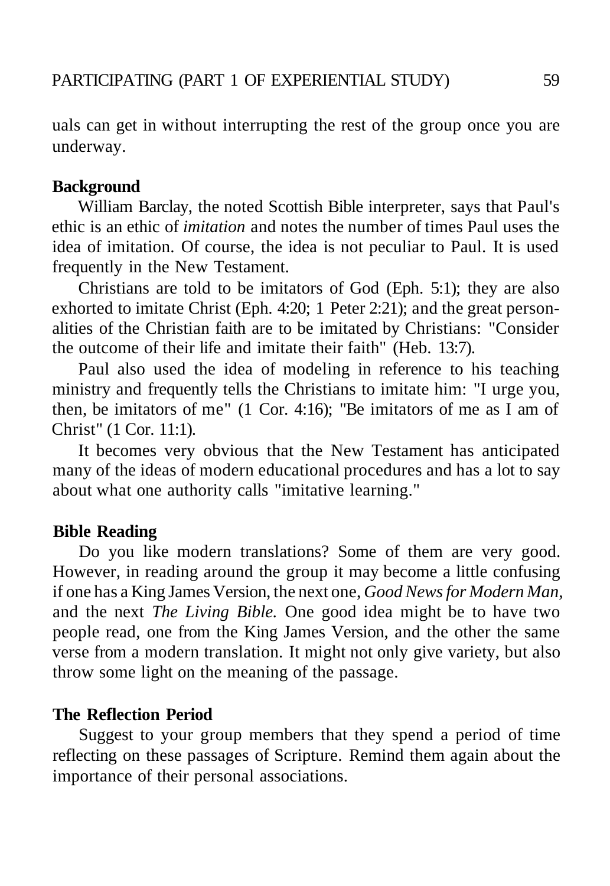uals can get in without interrupting the rest of the group once you are underway.

**Background**

William Barclay, the noted Scottish Bible interpreter, says that Paul's ethic is an ethic of *imitation* and notes the number of times Paul uses the idea of imitation. Of course, the idea is not peculiar to Paul. It is used frequently in the New Testament.

Christians are told to be imitators of God (Eph. 5:1); they are also exhorted to imitate Christ (Eph. 4:20; 1 Peter 2:21); and the great personalities of the Christian faith are to be imitated by Christians: "Consider the outcome of their life and imitate their faith" (Heb. 13:7).

Paul also used the idea of modeling in reference to his teaching ministry and frequently tells the Christians to imitate him: "I urge you, then, be imitators of me" (1 Cor. 4:16); "Be imitators of me as I am of Christ" (1 Cor. 11:1).

It becomes very obvious that the New Testament has anticipated many of the ideas of modern educational procedures and has a lot to say about what one authority calls "imitative learning."

**Bible Reading**

Do you like modern translations? Some of them are very good. However, in reading around the group it may become a little confusing if one has a King James Version, the next one, *Good News for Modern Man*, and the next *The Living Bible*. One good idea might be to have two people read, one from the King James Version, and the other the same verse from a modern translation. It might not only give variety, but also throw some light on the meaning of the passage.

**The Reflection Period**

Suggest to your group members that they spend a period of time reflecting on these passages of Scripture. Remind them again about the importance of their personal associations.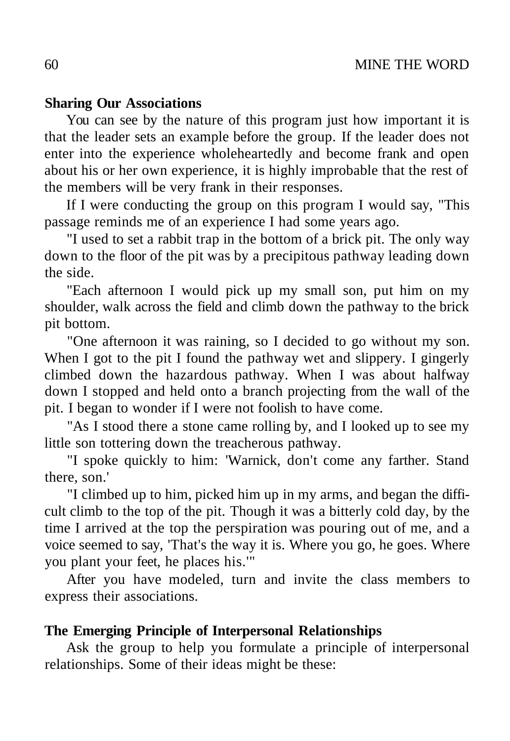### Sharing Our Associations

You can see by the nature of this program just how important it is that the leader sets an example before the group. If the leader does not enter into the experience wholeheartedly and become frank and open about his or her own experience, it is highly improbable that the rest of the members will be very frank in their responses.

If I were conducting the group on this program I would say, "This passage reminds me of an experience I had some years ago.

"I used to set a rabbit trap in the bottom of a brick pit. The only way down to the floor of the pit was by a precipitous pathway leading down the side.

"Each afternoon I would pick up my small son, put him on my shoulder, walk across the field and climb down the pathway to the brick pit bottom.

"One afternoon it was raining, so I decided to go without my son. When I got to the pit I found the pathway wet and slippery. I gingerly climbed down the hazardous pathway. When I was about halfway down I stopped and held onto a branch projecting from the wall of the pit. I began to wonder if I were not foolish to have come.

"As I stood there a stone came rolling by, and I looked up to see my little son tottering down the treacherous pathway.

"I spoke quickly to him: 'Warnick, don't come any farther. Stand there, son.'

"I climbed up to him, picked him up in my arms, and began the difficult climb to the top of the pit. Though it was a bitterly cold day, by the time I arrived at the top the perspiration was pouring out of me, and a voice seemed to say, 'That's the way it is. Where you go, he goes. Where you plant your feet, he places his.'"

After you have modeled, turn and invite the class members to express their associations.

### The Emerging Principle of Interpersonal Relationships

Ask the group to help you formulate a principle of interpersonal relationships. Some of their ideas might be these: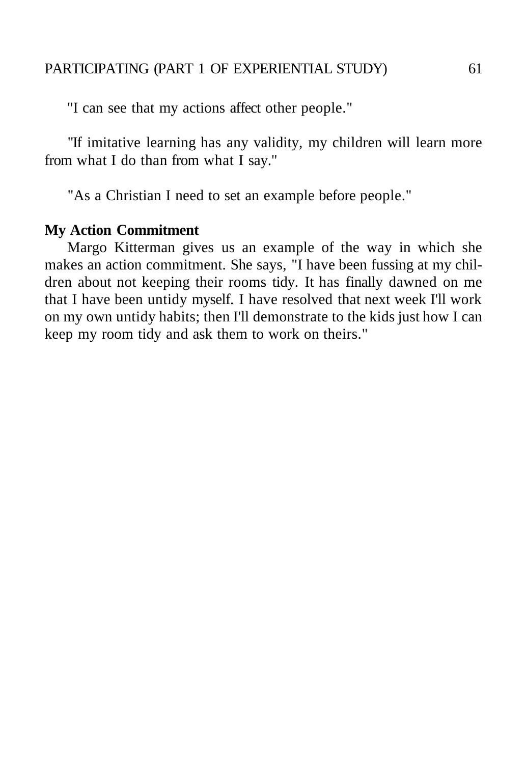"I can see that my actions affect other people."

"If imitative learning has any validity, my children will learn more from what I do than from what I say."

"As a Christian I need to set an example before people."

**My Action Commitment**

Margo Kitterman gives us an example of the way in which she makes an action commitment. She says, "I have been fussing at my children about not keeping their rooms tidy. It has finally dawned on me that I have been untidy myself. I have resolved that next week I'll work on my own untidy habits; then I'll demonstrate to the kids just how I can keep my room tidy and ask them to work on theirs."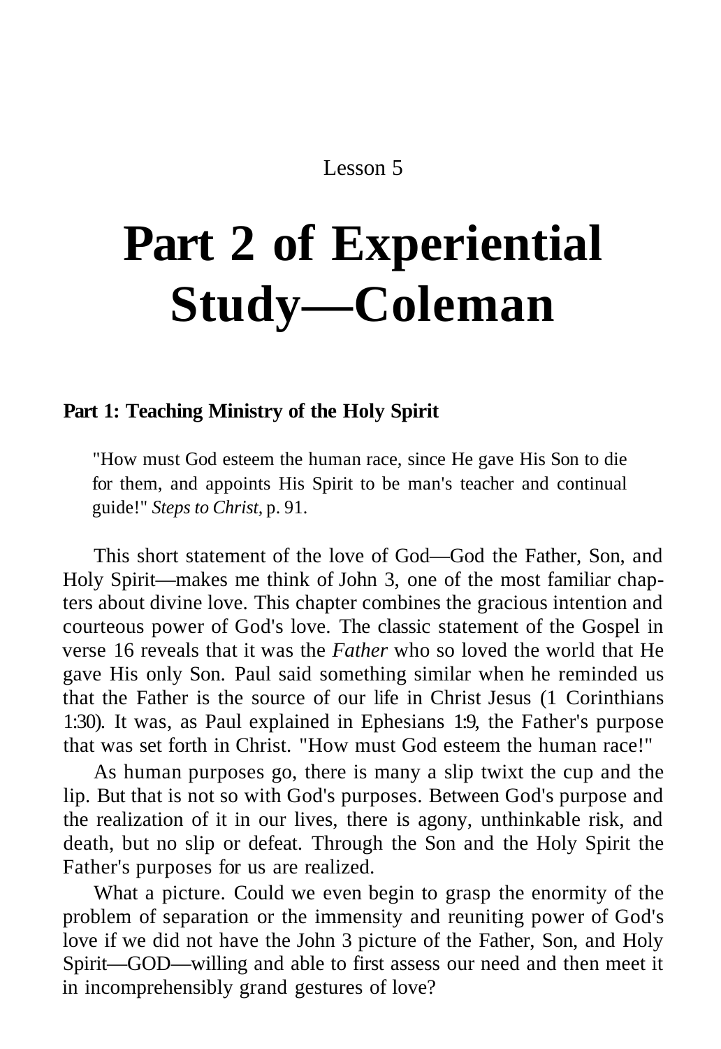Lesson 5

# Part 2 of Experiential Study—Coleman

## Part 1: Teaching Ministry of the Holy Spirit

> "How must God esteem the human race, since He gave His Son to die for them, and appoints His Spirit to be man's teacher and continual guide!" *Steps to Christ,* p. 91.

This short statement of the love of God—God the Father, Son, and Holy Spirit—makes me think of John 3, one of the most familiar chapters about divine love. This chapter combines the gracious intention and courteous power of God's love. The classic statement of the Gospel in verse 16 reveals that it was the *Father* who so loved the world that He gave His only Son. Paul said something similar when he reminded us that the Father is the source of our life in Christ Jesus (1 Corinthians 1:30). It was, as Paul explained in Ephesians 1:9, the Father's purpose that was set forth in Christ. "How must God esteem the human race!"

As human purposes go, there is many a slip twixt the cup and the lip. But that is not so with God's purposes. Between God's purpose and the realization of it in our lives, there is agony, unthinkable risk, and death, but no slip or defeat. Through the Son and the Holy Spirit the Father's purposes for us are realized.

What a picture. Could we even begin to grasp the enormity of the problem of separation or the immensity and reuniting power of God's love if we did not have the John 3 picture of the Father, Son, and Holy Spirit—GOD—willing and able to first assess our need and then meet it in incomprehensibly grand gestures of love?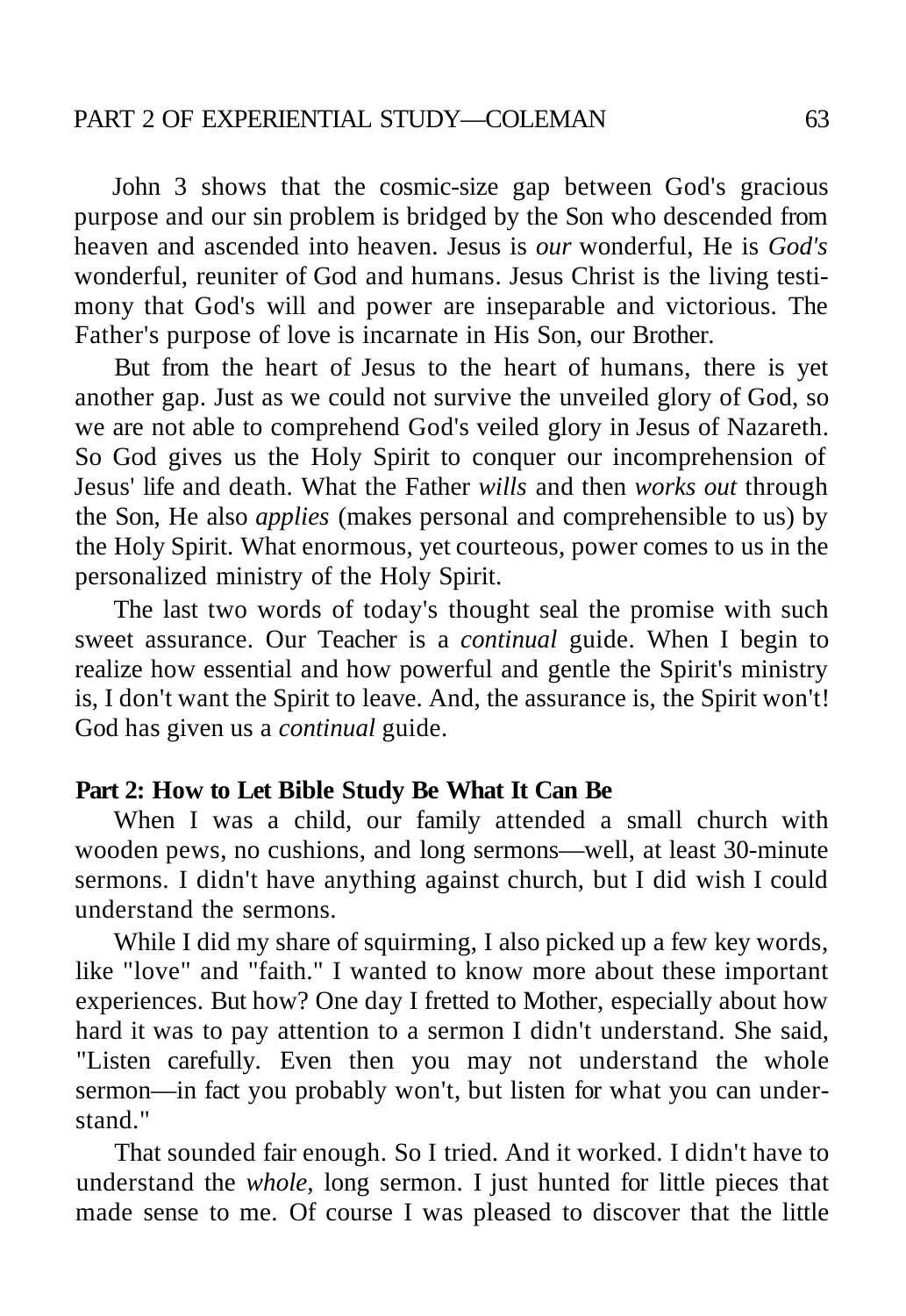John 3 shows that the cosmic-size gap between God's gracious purpose and our sin problem is bridged by the Son who descended from heaven and ascended into heaven. Jesus is *our* wonderful, He is *God's* wonderful, reuniter of God and humans. Jesus Christ is the living testimony that God's will and power are inseparable and victorious. The Father's purpose of love is incarnate in His Son, our Brother.

But from the heart of Jesus to the heart of humans, there is yet another gap. Just as we could not survive the unveiled glory of God, so we are not able to comprehend God's veiled glory in Jesus of Nazareth. So God gives us the Holy Spirit to conquer our incomprehension of Jesus' life and death. What the Father *wills* and then *works out* through the Son, He also *applies* (makes personal and comprehensible to us) by the Holy Spirit. What enormous, yet courteous, power comes to us in the personalized ministry of the Holy Spirit.

The last two words of today's thought seal the promise with such sweet assurance. Our Teacher is a *continual* guide. When I begin to realize how essential and how powerful and gentle the Spirit's ministry is, I don't want the Spirit to leave. And, the assurance is, the Spirit won't! God has given us a *continual* guide.

**Part 2: How to Let Bible Study Be What It Can Be**

When I was a child, our family attended a small church with wooden pews, no cushions, and long sermons—well, at least 30-minute sermons. I didn't have anything against church, but I did wish I could understand the sermons.

While I did my share of squirming, I also picked up a few key words, like "love" and "faith." I wanted to know more about these important experiences. But how? One day I fretted to Mother, especially about how hard it was to pay attention to a sermon I didn't understand. She said, "Listen carefully. Even then you may not understand the whole sermon—in fact you probably won't, but listen for what you can understand."

That sounded fair enough. So I tried. And it worked. I didn't have to understand the *whole*, long sermon. I just hunted for little pieces that made sense to me. Of course I was pleased to discover that the little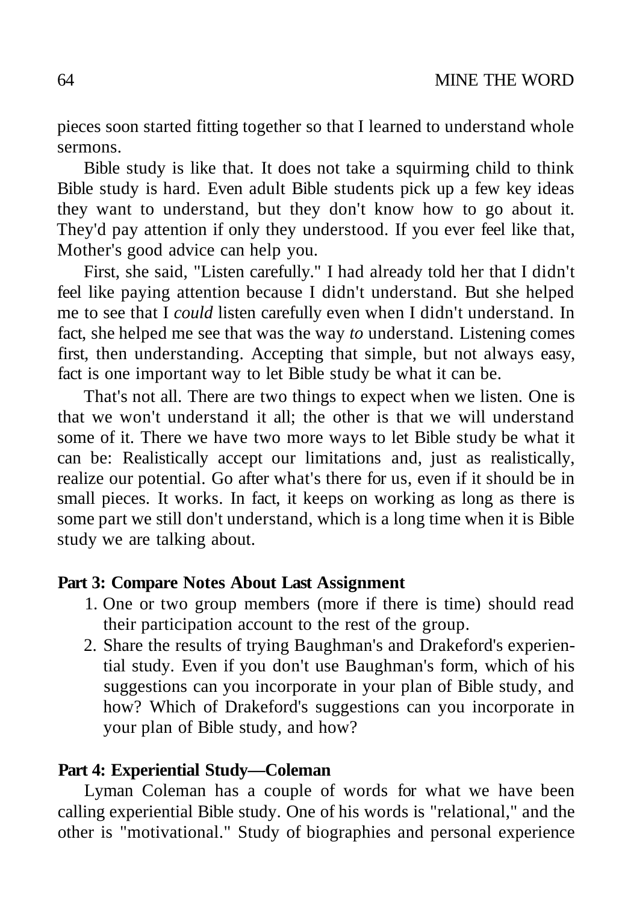pieces soon started fitting together so that I learned to understand whole sermons.

Bible study is like that. It does not take a squirming child to think Bible study is hard. Even adult Bible students pick up a few key ideas they want to understand, but they don't know how to go about it. They'd pay attention if only they understood. If you ever feel like that, Mother's good advice can help you.

First, she said, "Listen carefully." I had already told her that I didn't feel like paying attention because I didn't understand. But she helped me to see that I *could* listen carefully even when I didn't understand. In fact, she helped me see that was the way *to* understand. Listening comes first, then understanding. Accepting that simple, but not always easy, fact is one important way to let Bible study be what it can be.

That's not all. There are two things to expect when we listen. One is that we won't understand it all; the other is that we will understand some of it. There we have two more ways to let Bible study be what it can be: Realistically accept our limitations and, just as realistically, realize our potential. Go after what's there for us, even if it should be in small pieces. It works. In fact, it keeps on working as long as there is some part we still don't understand, which is a long time when it is Bible study we are talking about.

**Part 3: Compare Notes About Last Assignment**

1. One or two group members (more if there is time) should read their participation account to the rest of the group.
2. Share the results of trying Baughman's and Drakeford's experiential study. Even if you don't use Baughman's form, which of his suggestions can you incorporate in your plan of Bible study, and how? Which of Drakeford's suggestions can you incorporate in your plan of Bible study, and how?

**Part 4: Experiential Study—Coleman**

Lyman Coleman has a couple of words for what we have been calling experiential Bible study. One of his words is "relational," and the other is "motivational." Study of biographies and personal experience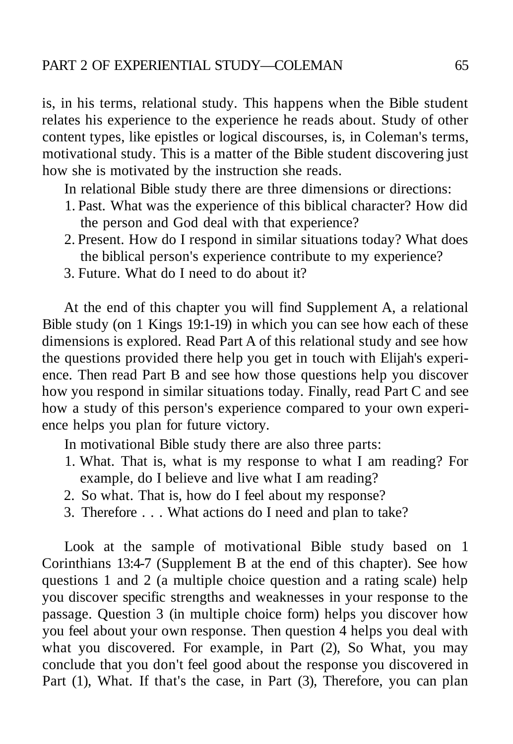is, in his terms, relational study. This happens when the Bible student relates his experience to the experience he reads about. Study of other content types, like epistles or logical discourses, is, in Coleman's terms, motivational study. This is a matter of the Bible student discovering just how she is motivated by the instruction she reads.

In relational Bible study there are three dimensions or directions:

1. Past. What was the experience of this biblical character? How did the person and God deal with that experience?
2. Present. How do I respond in similar situations today? What does the biblical person's experience contribute to my experience?
3. Future. What do I need to do about it?

At the end of this chapter you will find Supplement A, a relational Bible study (on 1 Kings 19:1-19) in which you can see how each of these dimensions is explored. Read Part A of this relational study and see how the questions provided there help you get in touch with Elijah's experience. Then read Part B and see how those questions help you discover how you respond in similar situations today. Finally, read Part C and see how a study of this person's experience compared to your own experience helps you plan for future victory.

In motivational Bible study there are also three parts:

1. What. That is, what is my response to what I am reading? For example, do I believe and live what I am reading?
2. So what. That is, how do I feel about my response?
3. Therefore . . . What actions do I need and plan to take?

Look at the sample of motivational Bible study based on 1 Corinthians 13:4-7 (Supplement B at the end of this chapter). See how questions 1 and 2 (a multiple choice question and a rating scale) help you discover specific strengths and weaknesses in your response to the passage. Question 3 (in multiple choice form) helps you discover how you feel about your own response. Then question 4 helps you deal with what you discovered. For example, in Part (2), So What, you may conclude that you don't feel good about the response you discovered in Part (1), What. If that's the case, in Part (3), Therefore, you can plan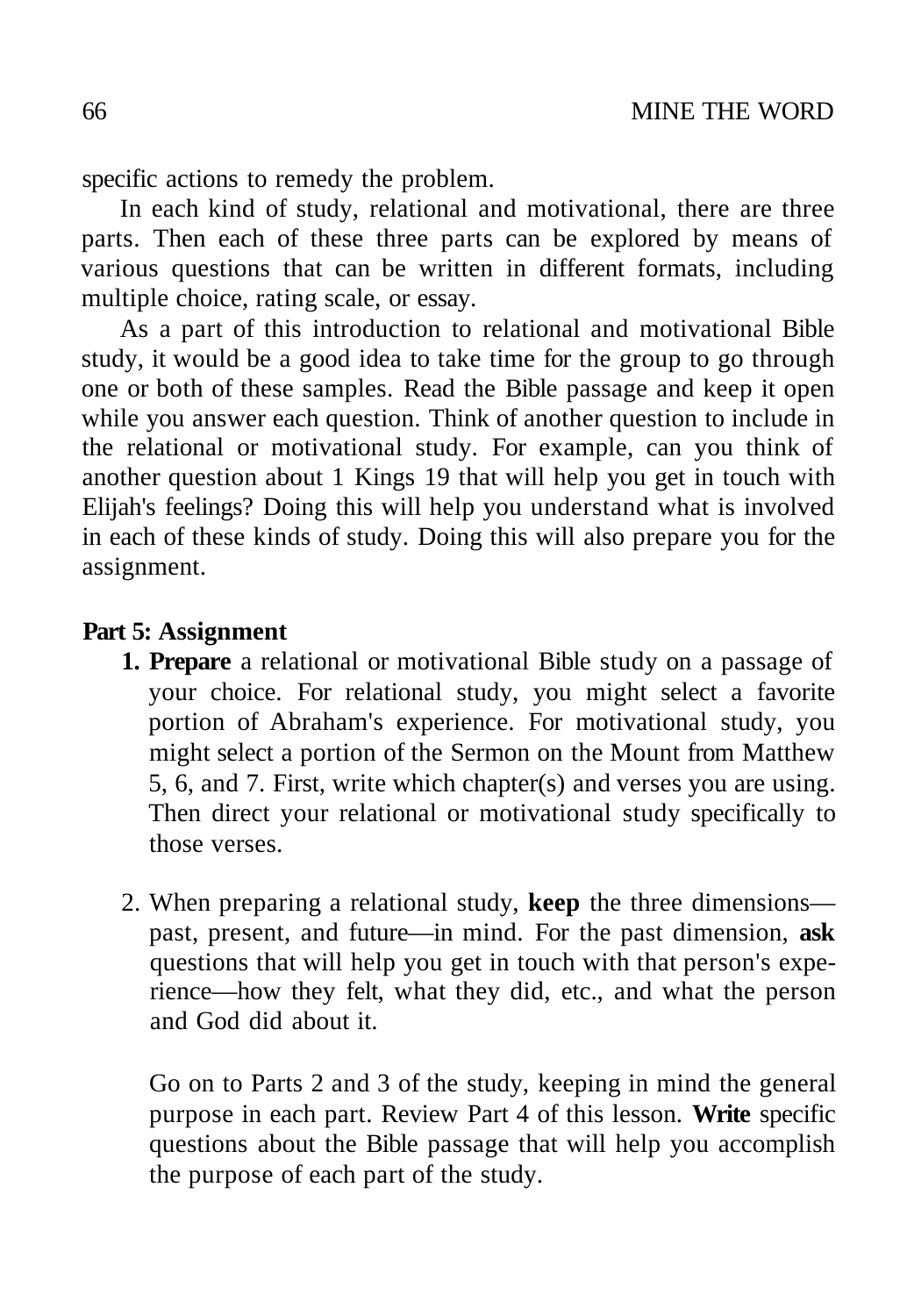specific actions to remedy the problem.

In each kind of study, relational and motivational, there are three parts. Then each of these three parts can be explored by means of various questions that can be written in different formats, including multiple choice, rating scale, or essay.

As a part of this introduction to relational and motivational Bible study, it would be a good idea to take time for the group to go through one or both of these samples. Read the Bible passage and keep it open while you answer each question. Think of another question to include in the relational or motivational study. For example, can you think of another question about 1 Kings 19 that will help you get in touch with Elijah's feelings? Doing this will help you understand what is involved in each of these kinds of study. Doing this will also prepare you for the assignment.

**Part 5: Assignment**

1. **Prepare** a relational or motivational Bible study on a passage of your choice. For relational study, you might select a favorite portion of Abraham's experience. For motivational study, you might select a portion of the Sermon on the Mount from Matthew 5, 6, and 7. First, write which chapter(s) and verses you are using. Then direct your relational or motivational study specifically to those verses.

2. When preparing a relational study, **keep** the three dimensions—past, present, and future—in mind. For the past dimension, **ask** questions that will help you get in touch with that person's experience—how they felt, what they did, etc., and what the person and God did about it.

   Go on to Parts 2 and 3 of the study, keeping in mind the general purpose in each part. Review Part 4 of this lesson. **Write** specific questions about the Bible passage that will help you accomplish the purpose of each part of the study.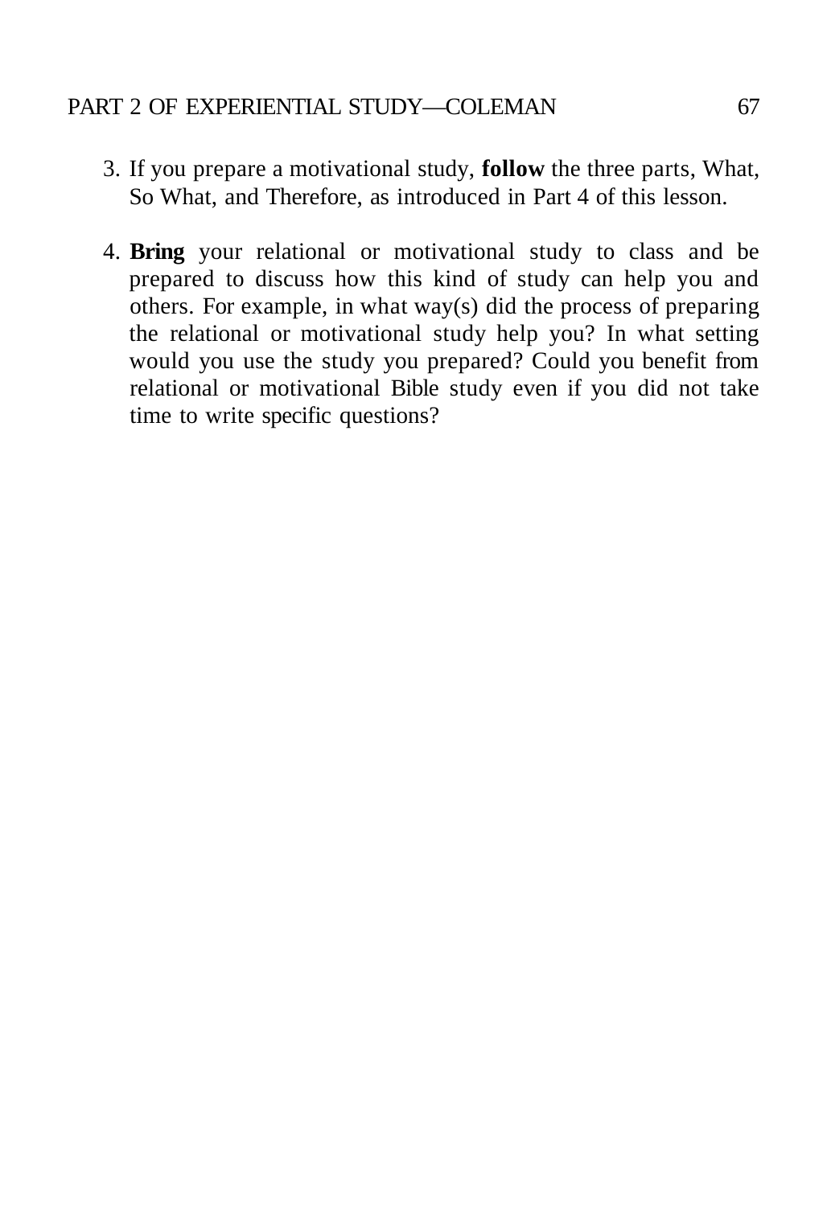3. If you prepare a motivational study, **follow** the three parts, What, So What, and Therefore, as introduced in Part 4 of this lesson.

4. **Bring** your relational or motivational study to class and be prepared to discuss how this kind of study can help you and others. For example, in what way(s) did the process of preparing the relational or motivational study help you? In what setting would you use the study you prepared? Could you benefit from relational or motivational Bible study even if you did not take time to write specific questions?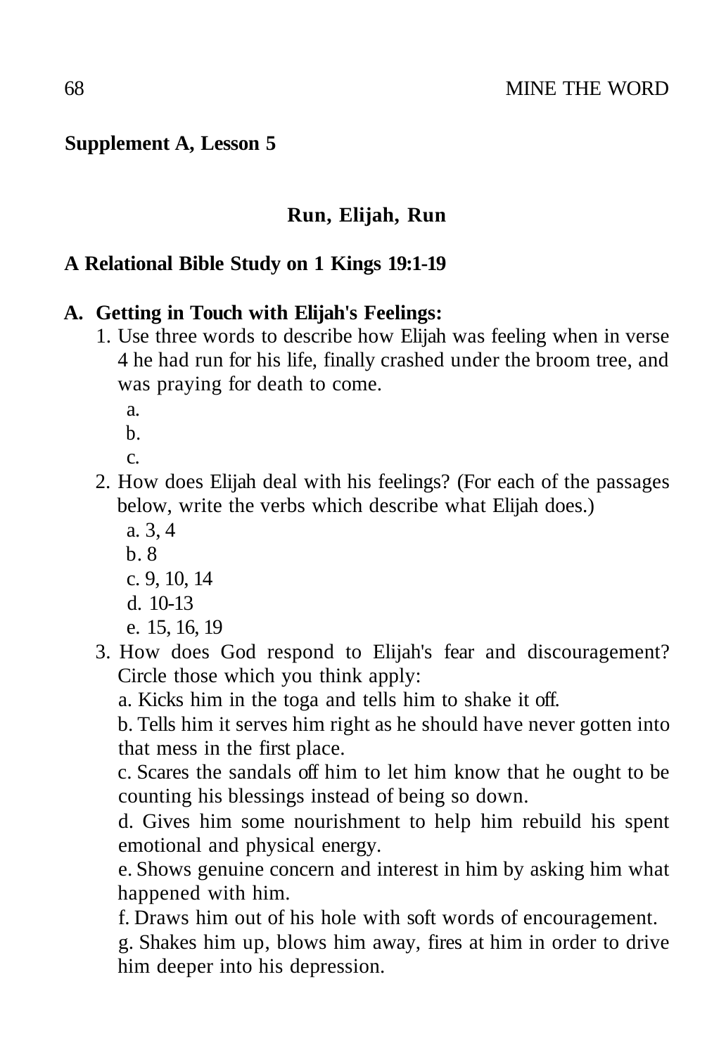**Supplement A, Lesson 5**

## Run, Elijah, Run

### A Relational Bible Study on 1 Kings 19:1-19

**A. Getting in Touch with Elijah's Feelings:**

1. Use three words to describe how Elijah was feeling when in verse 4 he had run for his life, finally crashed under the broom tree, and was praying for death to come.
   - a.
   - b.
   - c.
2. How does Elijah deal with his feelings? (For each of the passages below, write the verbs which describe what Elijah does.)
   - a. 3, 4
   - b. 8
   - c. 9, 10, 14
   - d. 10-13
   - e. 15, 16, 19
3. How does God respond to Elijah's fear and discouragement? Circle those which you think apply:

   a. Kicks him in the toga and tells him to shake it off.

   b. Tells him it serves him right as he should have never gotten into that mess in the first place.

   c. Scares the sandals off him to let him know that he ought to be counting his blessings instead of being so down.

   d. Gives him some nourishment to help him rebuild his spent emotional and physical energy.

   e. Shows genuine concern and interest in him by asking him what happened with him.

   f. Draws him out of his hole with soft words of encouragement.

   g. Shakes him up, blows him away, fires at him in order to drive him deeper into his depression.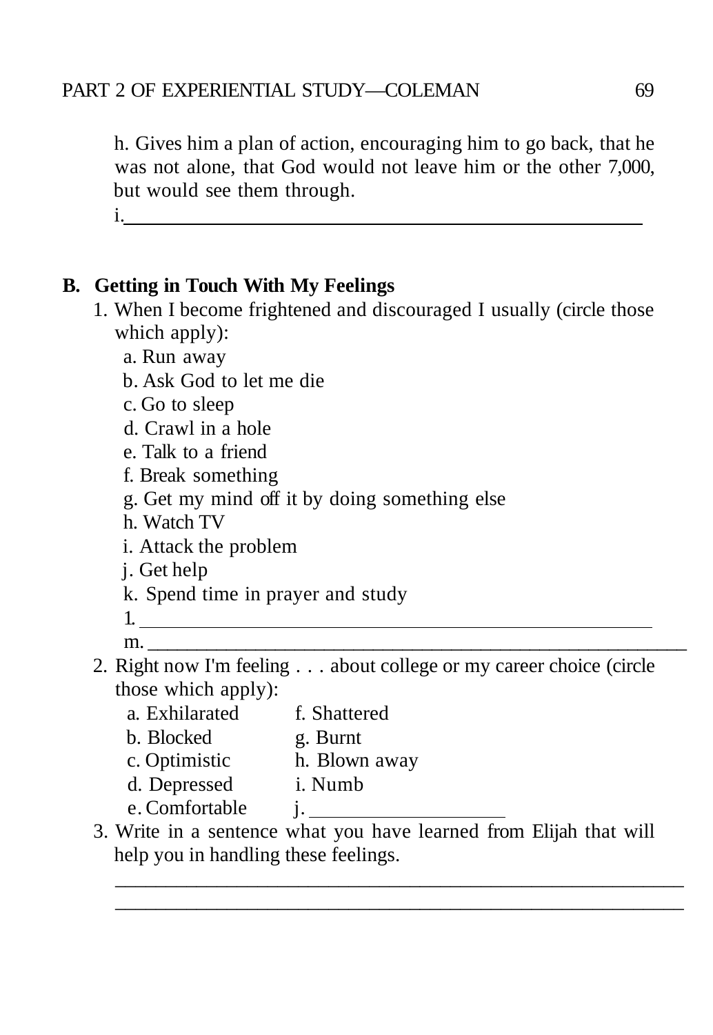h. Gives him a plan of action, encouraging him to go back, that he was not alone, that God would not leave him or the other 7,000, but would see them through.

i. ______________________________________________________

## B. Getting in Touch With My Feelings

1. When I become frightened and discouraged I usually (circle those which apply):
   - a. Run away
   - b. Ask God to let me die
   - c. Go to sleep
   - d. Crawl in a hole
   - e. Talk to a friend
   - f. Break something
   - g. Get my mind off it by doing something else
   - h. Watch TV
   - i. Attack the problem
   - j. Get help
   - k. Spend time in prayer and study
   - l. ______________________________________________________
   - m. ______________________________________________________
2. Right now I'm feeling . . . about college or my career choice (circle those which apply):

   | | |
   |---|---|
   | a. Exhilarated | f. Shattered |
   | b. Blocked | g. Burnt |
   | c. Optimistic | h. Blown away |
   | d. Depressed | i. Numb |
   | e. Comfortable | j. ____________________ |

3. Write in a sentence what you have learned from Elijah that will help you in handling these feelings.

   ______________________________________________________________

   ______________________________________________________________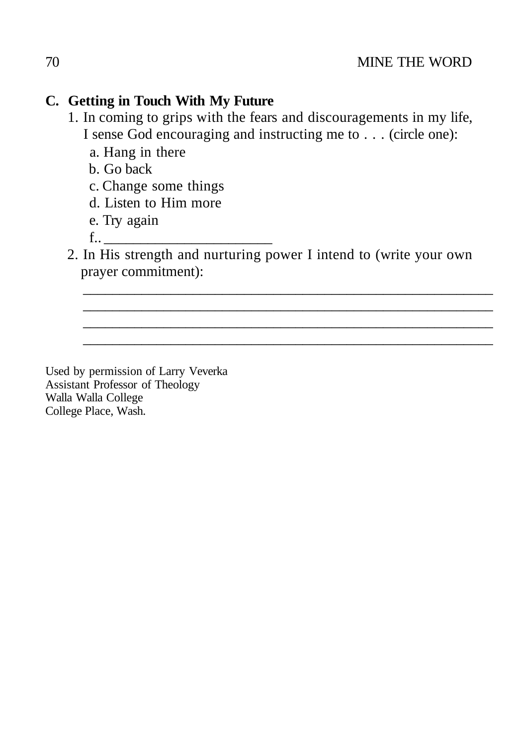### C. Getting in Touch With My Future

1. In coming to grips with the fears and discouragements in my life, I sense God encouraging and instructing me to . . . (circle one):
   - a. Hang in there
   - b. Go back
   - c. Change some things
   - d. Listen to Him more
   - e. Try again
   - f.. ______________________
2. In His strength and nurturing power I intend to (write your own prayer commitment):

   ________________________________________________________

   ________________________________________________________

   ________________________________________________________

   ________________________________________________________

Used by permission of Larry Veverka
Assistant Professor of Theology
Walla Walla College
College Place, Wash.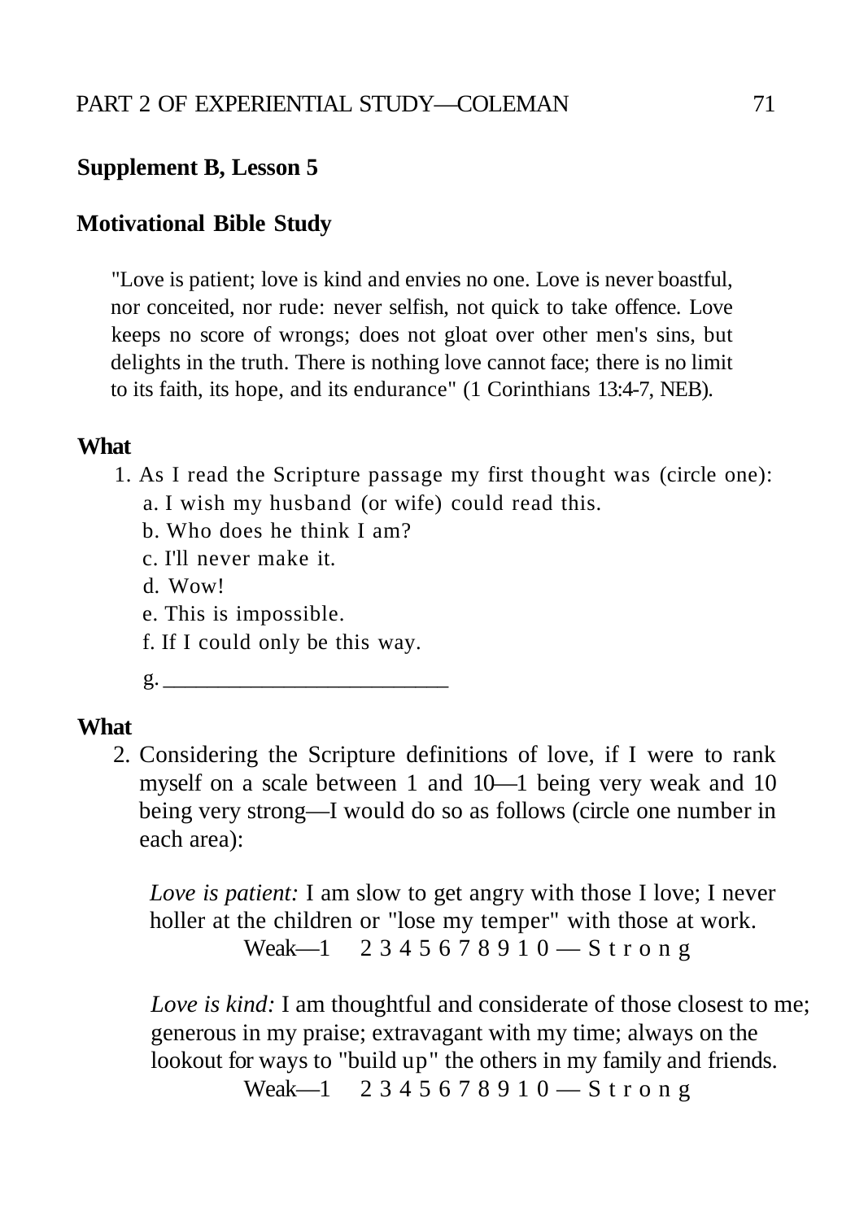## Supplement B, Lesson 5

### Motivational Bible Study

> "Love is patient; love is kind and envies no one. Love is never boastful, nor conceited, nor rude: never selfish, not quick to take offence. Love keeps no score of wrongs; does not gloat over other men's sins, but delights in the truth. There is nothing love cannot face; there is no limit to its faith, its hope, and its endurance" (1 Corinthians 13:4-7, NEB).

**What**

1. As I read the Scripture passage my first thought was (circle one):
   - a. I wish my husband (or wife) could read this.
   - b. Who does he think I am?
   - c. I'll never make it.
   - d. Wow!
   - e. This is impossible.
   - f. If I could only be this way.
   - g. ________________________

**What**

2. Considering the Scripture definitions of love, if I were to rank myself on a scale between 1 and 10—1 being very weak and 10 being very strong—I would do so as follows (circle one number in each area):

   *Love is patient:* I am slow to get angry with those I love; I never holler at the children or "lose my temper" with those at work.

   Weak—1 2 3 4 5 6 7 8 9 10 — Strong

   *Love is kind:* I am thoughtful and considerate of those closest to me; generous in my praise; extravagant with my time; always on the lookout for ways to "build up" the others in my family and friends.

   Weak—1 2 3 4 5 6 7 8 9 10 — Strong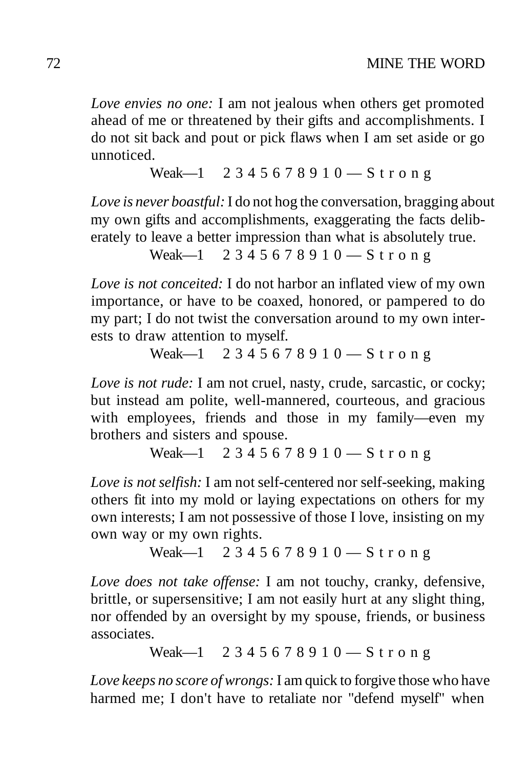*Love envies no one:* I am not jealous when others get promoted ahead of me or threatened by their gifts and accomplishments. I do not sit back and pout or pick flaws when I am set aside or go unnoticed.

Weak—1 2 3 4 5 6 7 8 9 1 0 — S t r o n g

*Love is never boastful:* I do not hog the conversation, bragging about my own gifts and accomplishments, exaggerating the facts deliberately to leave a better impression than what is absolutely true.

Weak—1 2 3 4 5 6 7 8 9 1 0 — S t r o n g

*Love is not conceited:* I do not harbor an inflated view of my own importance, or have to be coaxed, honored, or pampered to do my part; I do not twist the conversation around to my own interests to draw attention to myself.

Weak—1 2 3 4 5 6 7 8 9 1 0 — S t r o n g

*Love is not rude:* I am not cruel, nasty, crude, sarcastic, or cocky; but instead am polite, well-mannered, courteous, and gracious with employees, friends and those in my family—even my brothers and sisters and spouse.

Weak—1 2 3 4 5 6 7 8 9 1 0 — S t r o n g

*Love is not selfish:* I am not self-centered nor self-seeking, making others fit into my mold or laying expectations on others for my own interests; I am not possessive of those I love, insisting on my own way or my own rights.

Weak—1 2 3 4 5 6 7 8 9 1 0 — S t r o n g

*Love does not take offense:* I am not touchy, cranky, defensive, brittle, or supersensitive; I am not easily hurt at any slight thing, nor offended by an oversight by my spouse, friends, or business associates.

Weak—1 2 3 4 5 6 7 8 9 1 0 — S t r o n g

*Love keeps no score of wrongs:* I am quick to forgive those who have harmed me; I don't have to retaliate nor "defend myself" when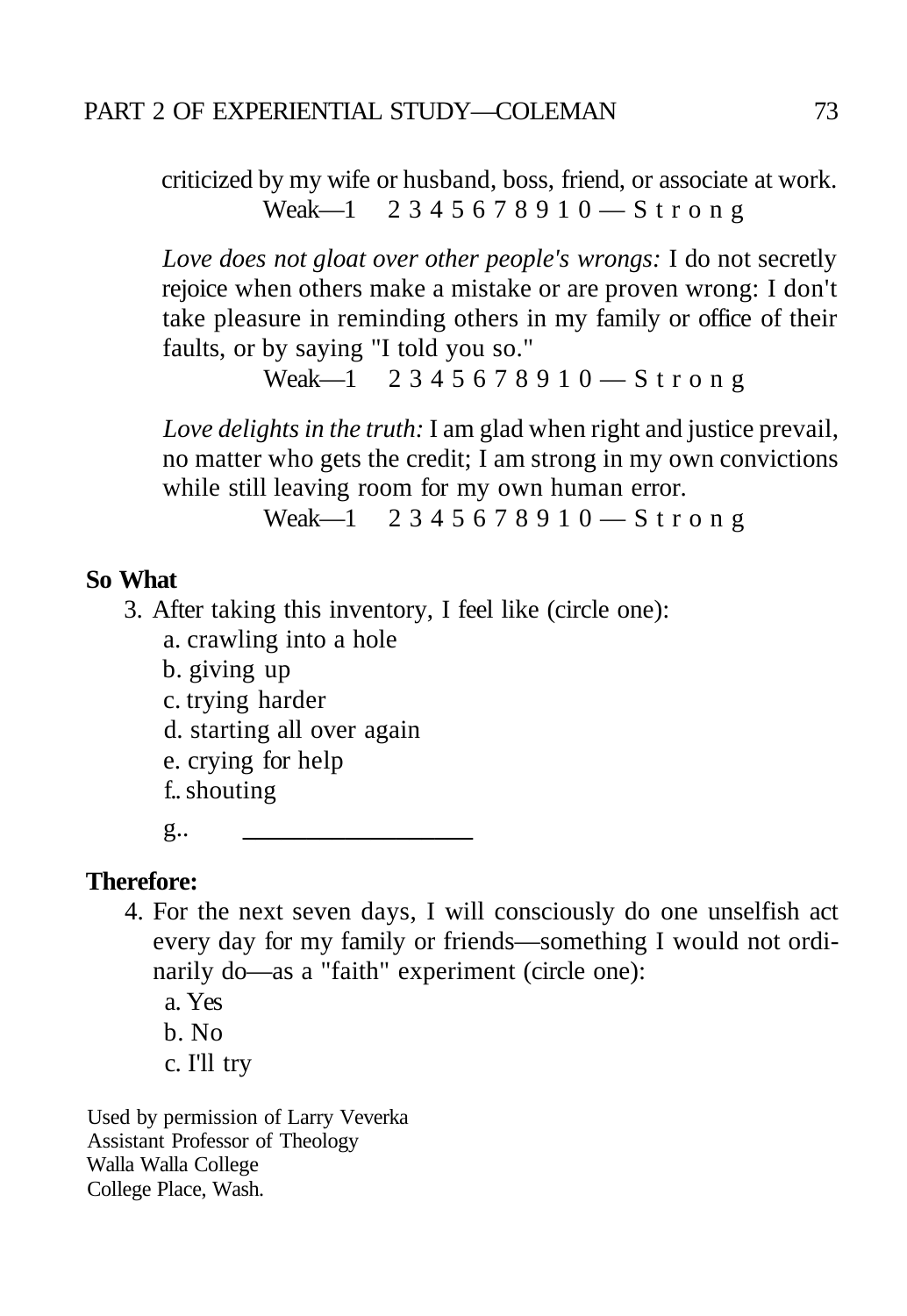criticized by my wife or husband, boss, friend, or associate at work.

Weak—1 2 3 4 5 6 7 8 9 1 0 — S t r o n g

*Love does not gloat over other people's wrongs:* I do not secretly rejoice when others make a mistake or are proven wrong: I don't take pleasure in reminding others in my family or office of their faults, or by saying "I told you so."

Weak—1 2 3 4 5 6 7 8 9 1 0 — S t r o n g

*Love delights in the truth:* I am glad when right and justice prevail, no matter who gets the credit; I am strong in my own convictions while still leaving room for my own human error.

Weak—1 2 3 4 5 6 7 8 9 1 0 — S t r o n g

**So What**

3. After taking this inventory, I feel like (circle one):
   a. crawling into a hole
   b. giving up
   c. trying harder
   d. starting all over again
   e. crying for help
   f.. shouting
   g.. ________________

**Therefore:**

4. For the next seven days, I will consciously do one unselfish act every day for my family or friends—something I would not ordinarily do—as a "faith" experiment (circle one):
   a. Yes
   b. No
   c. I'll try

Used by permission of Larry Veverka
Assistant Professor of Theology
Walla Walla College
College Place, Wash.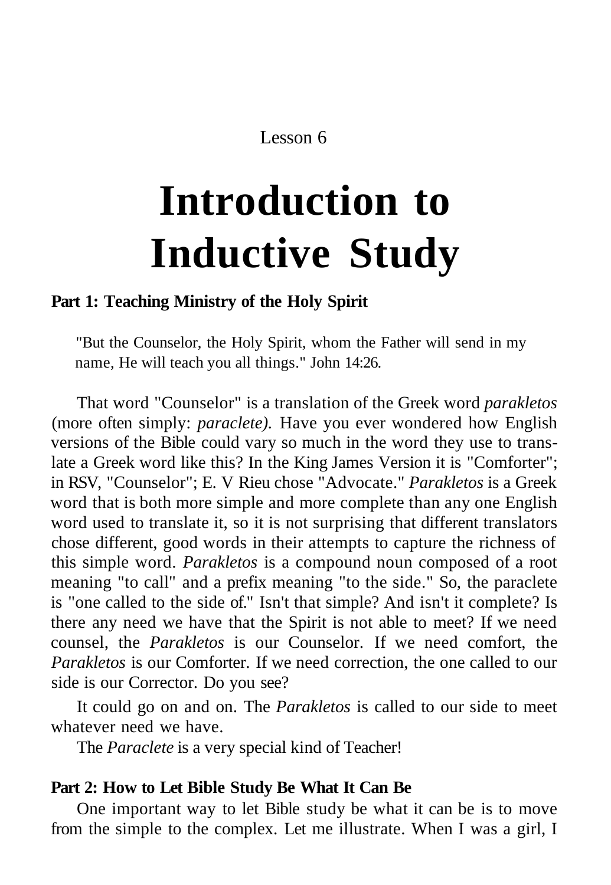Lesson 6

# Introduction to Inductive Study

## Part 1: Teaching Ministry of the Holy Spirit

> "But the Counselor, the Holy Spirit, whom the Father will send in my name, He will teach you all things." John 14:26.

That word "Counselor" is a translation of the Greek word *parakletos* (more often simply: *paraclete).* Have you ever wondered how English versions of the Bible could vary so much in the word they use to translate a Greek word like this? In the King James Version it is "Comforter"; in RSV, "Counselor"; E. V Rieu chose "Advocate." *Parakletos* is a Greek word that is both more simple and more complete than any one English word used to translate it, so it is not surprising that different translators chose different, good words in their attempts to capture the richness of this simple word. *Parakletos* is a compound noun composed of a root meaning "to call" and a prefix meaning "to the side." So, the paraclete is "one called to the side of." Isn't that simple? And isn't it complete? Is there any need we have that the Spirit is not able to meet? If we need counsel, the *Parakletos* is our Counselor. If we need comfort, the *Parakletos* is our Comforter. If we need correction, the one called to our side is our Corrector. Do you see?

It could go on and on. The *Parakletos* is called to our side to meet whatever need we have.

The *Paraclete* is a very special kind of Teacher!

## Part 2: How to Let Bible Study Be What It Can Be

One important way to let Bible study be what it can be is to move from the simple to the complex. Let me illustrate. When I was a girl, I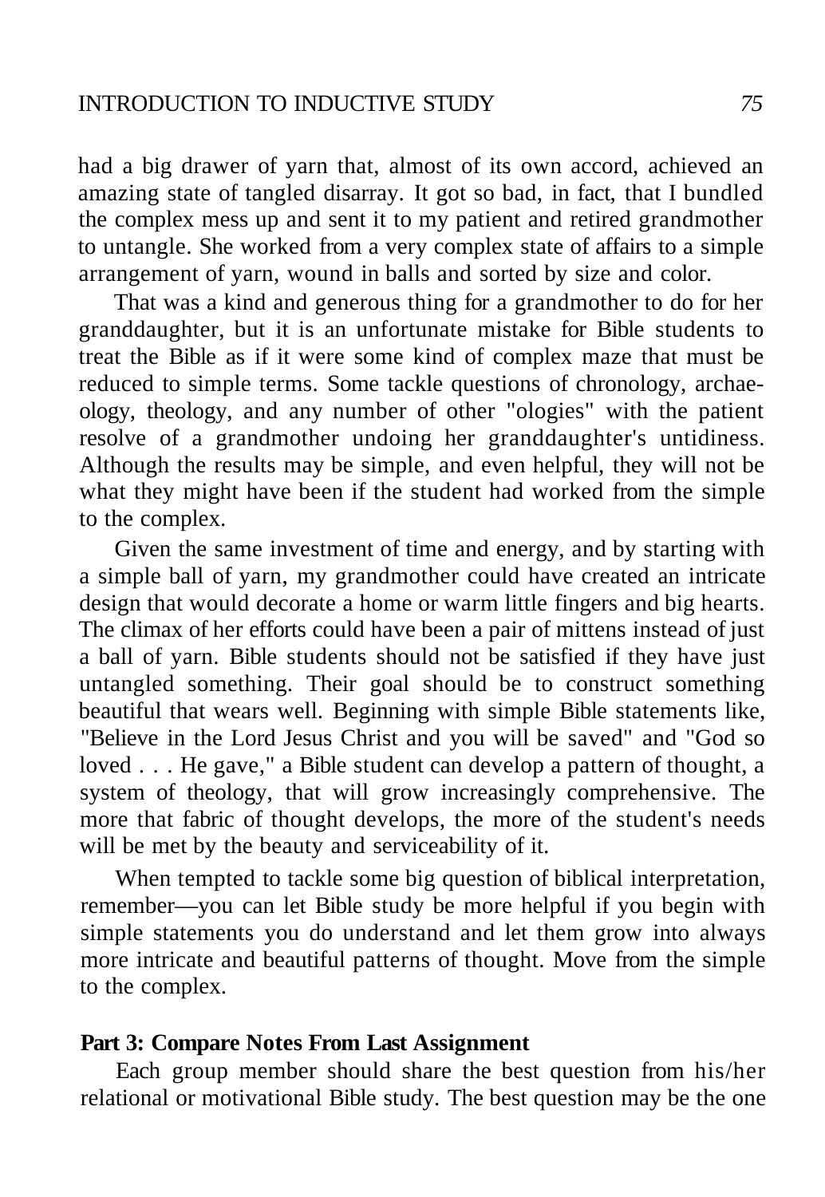had a big drawer of yarn that, almost of its own accord, achieved an amazing state of tangled disarray. It got so bad, in fact, that I bundled the complex mess up and sent it to my patient and retired grandmother to untangle. She worked from a very complex state of affairs to a simple arrangement of yarn, wound in balls and sorted by size and color.

That was a kind and generous thing for a grandmother to do for her granddaughter, but it is an unfortunate mistake for Bible students to treat the Bible as if it were some kind of complex maze that must be reduced to simple terms. Some tackle questions of chronology, archaeology, theology, and any number of other "ologies" with the patient resolve of a grandmother undoing her granddaughter's untidiness. Although the results may be simple, and even helpful, they will not be what they might have been if the student had worked from the simple to the complex.

Given the same investment of time and energy, and by starting with a simple ball of yarn, my grandmother could have created an intricate design that would decorate a home or warm little fingers and big hearts. The climax of her efforts could have been a pair of mittens instead of just a ball of yarn. Bible students should not be satisfied if they have just untangled something. Their goal should be to construct something beautiful that wears well. Beginning with simple Bible statements like, "Believe in the Lord Jesus Christ and you will be saved" and "God so loved . . . He gave," a Bible student can develop a pattern of thought, a system of theology, that will grow increasingly comprehensive. The more that fabric of thought develops, the more of the student's needs will be met by the beauty and serviceability of it.

When tempted to tackle some big question of biblical interpretation, remember—you can let Bible study be more helpful if you begin with simple statements you do understand and let them grow into always more intricate and beautiful patterns of thought. Move from the simple to the complex.

**Part 3: Compare Notes From Last Assignment**

Each group member should share the best question from his/her relational or motivational Bible study. The best question may be the one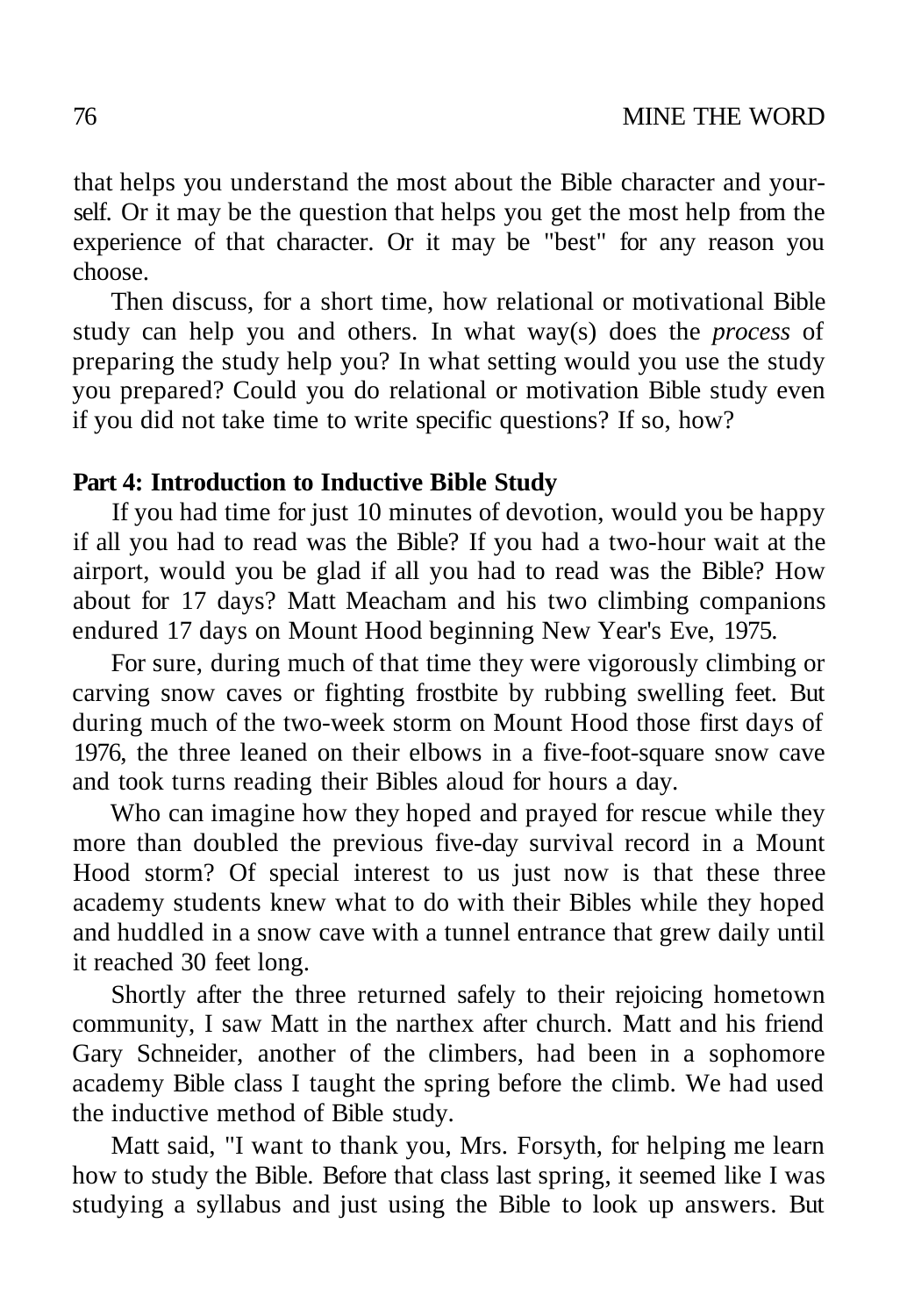that helps you understand the most about the Bible character and yourself. Or it may be the question that helps you get the most help from the experience of that character. Or it may be "best" for any reason you choose.

Then discuss, for a short time, how relational or motivational Bible study can help you and others. In what way(s) does the *process* of preparing the study help you? In what setting would you use the study you prepared? Could you do relational or motivation Bible study even if you did not take time to write specific questions? If so, how?

**Part 4: Introduction to Inductive Bible Study**

If you had time for just 10 minutes of devotion, would you be happy if all you had to read was the Bible? If you had a two-hour wait at the airport, would you be glad if all you had to read was the Bible? How about for 17 days? Matt Meacham and his two climbing companions endured 17 days on Mount Hood beginning New Year's Eve, 1975.

For sure, during much of that time they were vigorously climbing or carving snow caves or fighting frostbite by rubbing swelling feet. But during much of the two-week storm on Mount Hood those first days of 1976, the three leaned on their elbows in a five-foot-square snow cave and took turns reading their Bibles aloud for hours a day.

Who can imagine how they hoped and prayed for rescue while they more than doubled the previous five-day survival record in a Mount Hood storm? Of special interest to us just now is that these three academy students knew what to do with their Bibles while they hoped and huddled in a snow cave with a tunnel entrance that grew daily until it reached 30 feet long.

Shortly after the three returned safely to their rejoicing hometown community, I saw Matt in the narthex after church. Matt and his friend Gary Schneider, another of the climbers, had been in a sophomore academy Bible class I taught the spring before the climb. We had used the inductive method of Bible study.

Matt said, "I want to thank you, Mrs. Forsyth, for helping me learn how to study the Bible. Before that class last spring, it seemed like I was studying a syllabus and just using the Bible to look up answers. But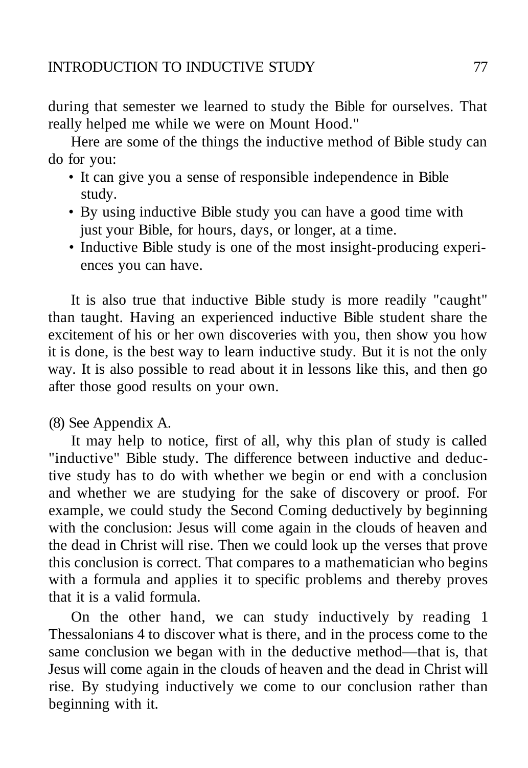during that semester we learned to study the Bible for ourselves. That really helped me while we were on Mount Hood."

Here are some of the things the inductive method of Bible study can do for you:

- It can give you a sense of responsible independence in Bible study.
- By using inductive Bible study you can have a good time with just your Bible, for hours, days, or longer, at a time.
- Inductive Bible study is one of the most insight-producing experiences you can have.

It is also true that inductive Bible study is more readily "caught" than taught. Having an experienced inductive Bible student share the excitement of his or her own discoveries with you, then show you how it is done, is the best way to learn inductive study. But it is not the only way. It is also possible to read about it in lessons like this, and then go after those good results on your own.

(8) See Appendix A.

It may help to notice, first of all, why this plan of study is called "inductive" Bible study. The difference between inductive and deductive study has to do with whether we begin or end with a conclusion and whether we are studying for the sake of discovery or proof. For example, we could study the Second Coming deductively by beginning with the conclusion: Jesus will come again in the clouds of heaven and the dead in Christ will rise. Then we could look up the verses that prove this conclusion is correct. That compares to a mathematician who begins with a formula and applies it to specific problems and thereby proves that it is a valid formula.

On the other hand, we can study inductively by reading 1 Thessalonians 4 to discover what is there, and in the process come to the same conclusion we began with in the deductive method—that is, that Jesus will come again in the clouds of heaven and the dead in Christ will rise. By studying inductively we come to our conclusion rather than beginning with it.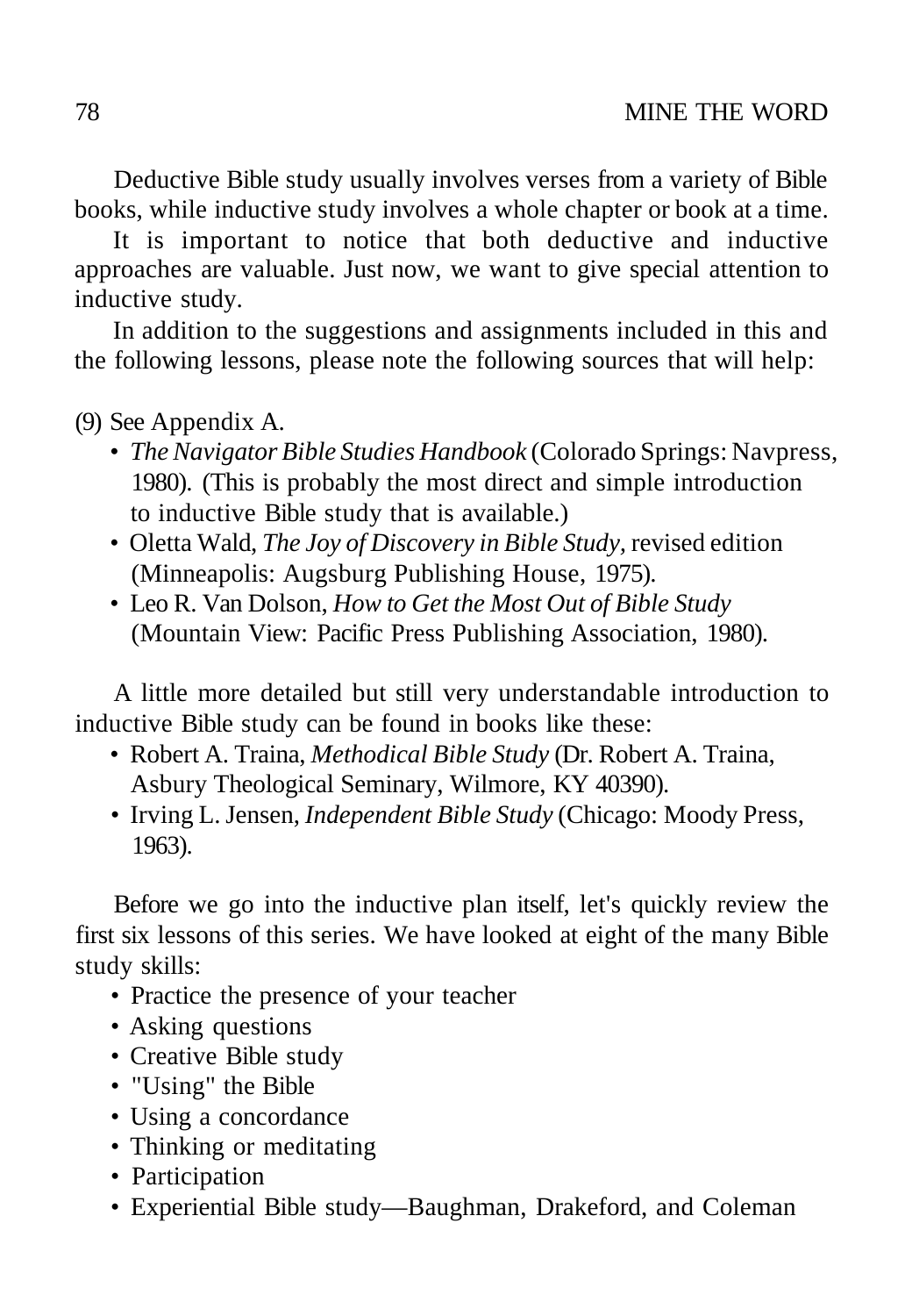Deductive Bible study usually involves verses from a variety of Bible books, while inductive study involves a whole chapter or book at a time.

It is important to notice that both deductive and inductive approaches are valuable. Just now, we want to give special attention to inductive study.

In addition to the suggestions and assignments included in this and the following lessons, please note the following sources that will help:

(9) See Appendix A.

- *The Navigator Bible Studies Handbook* (Colorado Springs: Navpress, 1980). (This is probably the most direct and simple introduction to inductive Bible study that is available.)
- Oletta Wald, *The Joy of Discovery in Bible Study*, revised edition (Minneapolis: Augsburg Publishing House, 1975).
- Leo R. Van Dolson, *How to Get the Most Out of Bible Study* (Mountain View: Pacific Press Publishing Association, 1980).

A little more detailed but still very understandable introduction to inductive Bible study can be found in books like these:

- Robert A. Traina, *Methodical Bible Study* (Dr. Robert A. Traina, Asbury Theological Seminary, Wilmore, KY 40390).
- Irving L. Jensen, *Independent Bible Study* (Chicago: Moody Press, 1963).

Before we go into the inductive plan itself, let's quickly review the first six lessons of this series. We have looked at eight of the many Bible study skills:

- Practice the presence of your teacher
- Asking questions
- Creative Bible study
- "Using" the Bible
- Using a concordance
- Thinking or meditating
- Participation
- Experiential Bible study—Baughman, Drakeford, and Coleman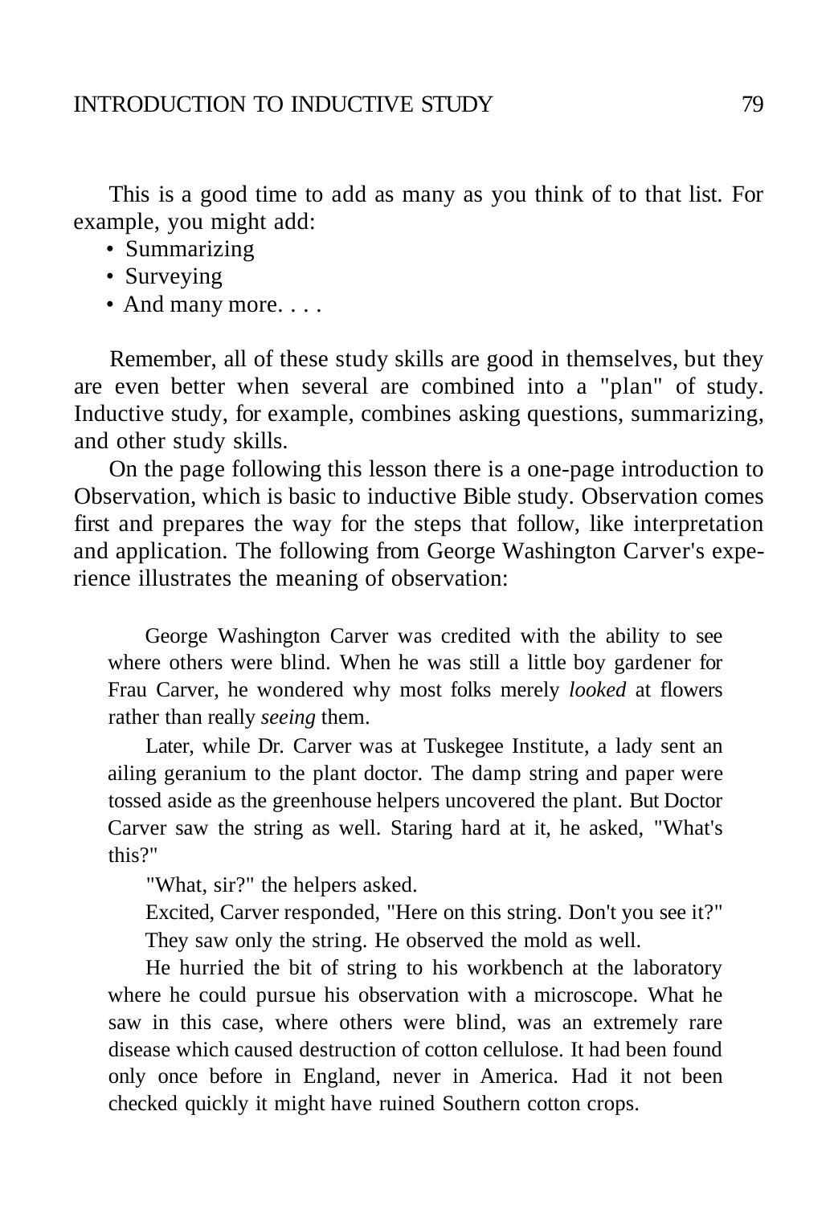This is a good time to add as many as you think of to that list. For example, you might add:

- Summarizing
- Surveying
- And many more. . . .

Remember, all of these study skills are good in themselves, but they are even better when several are combined into a "plan" of study. Inductive study, for example, combines asking questions, summarizing, and other study skills.

On the page following this lesson there is a one-page introduction to Observation, which is basic to inductive Bible study. Observation comes first and prepares the way for the steps that follow, like interpretation and application. The following from George Washington Carver's experience illustrates the meaning of observation:

> George Washington Carver was credited with the ability to see where others were blind. When he was still a little boy gardener for Frau Carver, he wondered why most folks merely *looked* at flowers rather than really *seeing* them.
>
> Later, while Dr. Carver was at Tuskegee Institute, a lady sent an ailing geranium to the plant doctor. The damp string and paper were tossed aside as the greenhouse helpers uncovered the plant. But Doctor Carver saw the string as well. Staring hard at it, he asked, "What's this?"
>
> "What, sir?" the helpers asked.
>
> Excited, Carver responded, "Here on this string. Don't you see it?"
>
> They saw only the string. He observed the mold as well.
>
> He hurried the bit of string to his workbench at the laboratory where he could pursue his observation with a microscope. What he saw in this case, where others were blind, was an extremely rare disease which caused destruction of cotton cellulose. It had been found only once before in England, never in America. Had it not been checked quickly it might have ruined Southern cotton crops.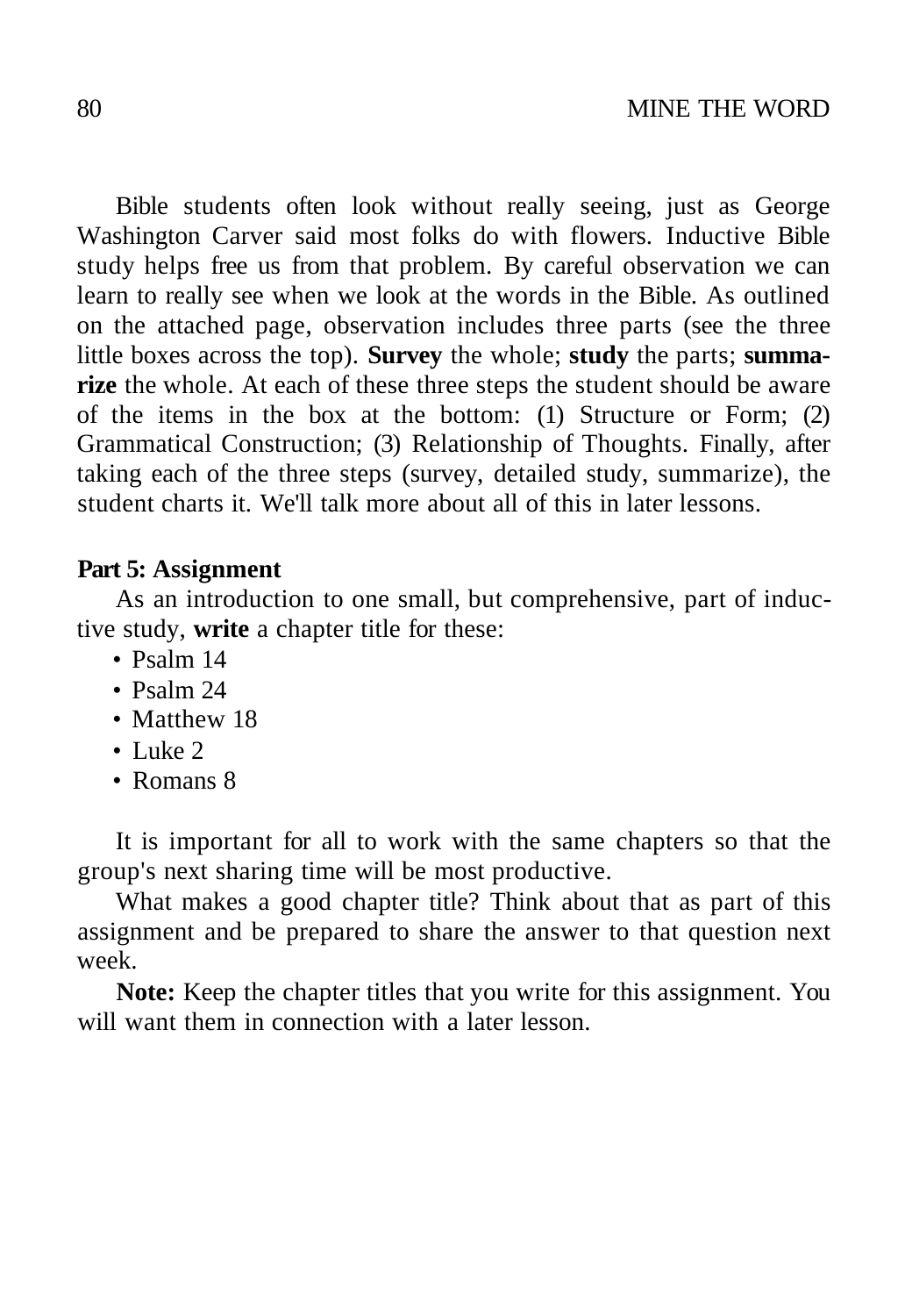Bible students often look without really seeing, just as George Washington Carver said most folks do with flowers. Inductive Bible study helps free us from that problem. By careful observation we can learn to really see when we look at the words in the Bible. As outlined on the attached page, observation includes three parts (see the three little boxes across the top). **Survey** the whole; **study** the parts; **summarize** the whole. At each of these three steps the student should be aware of the items in the box at the bottom: (1) Structure or Form; (2) Grammatical Construction; (3) Relationship of Thoughts. Finally, after taking each of the three steps (survey, detailed study, summarize), the student charts it. We'll talk more about all of this in later lessons.

**Part 5: Assignment**

As an introduction to one small, but comprehensive, part of inductive study, **write** a chapter title for these:

- Psalm 14
- Psalm 24
- Matthew 18
- Luke 2
- Romans 8

It is important for all to work with the same chapters so that the group's next sharing time will be most productive.

What makes a good chapter title? Think about that as part of this assignment and be prepared to share the answer to that question next week.

**Note:** Keep the chapter titles that you write for this assignment. You will want them in connection with a later lesson.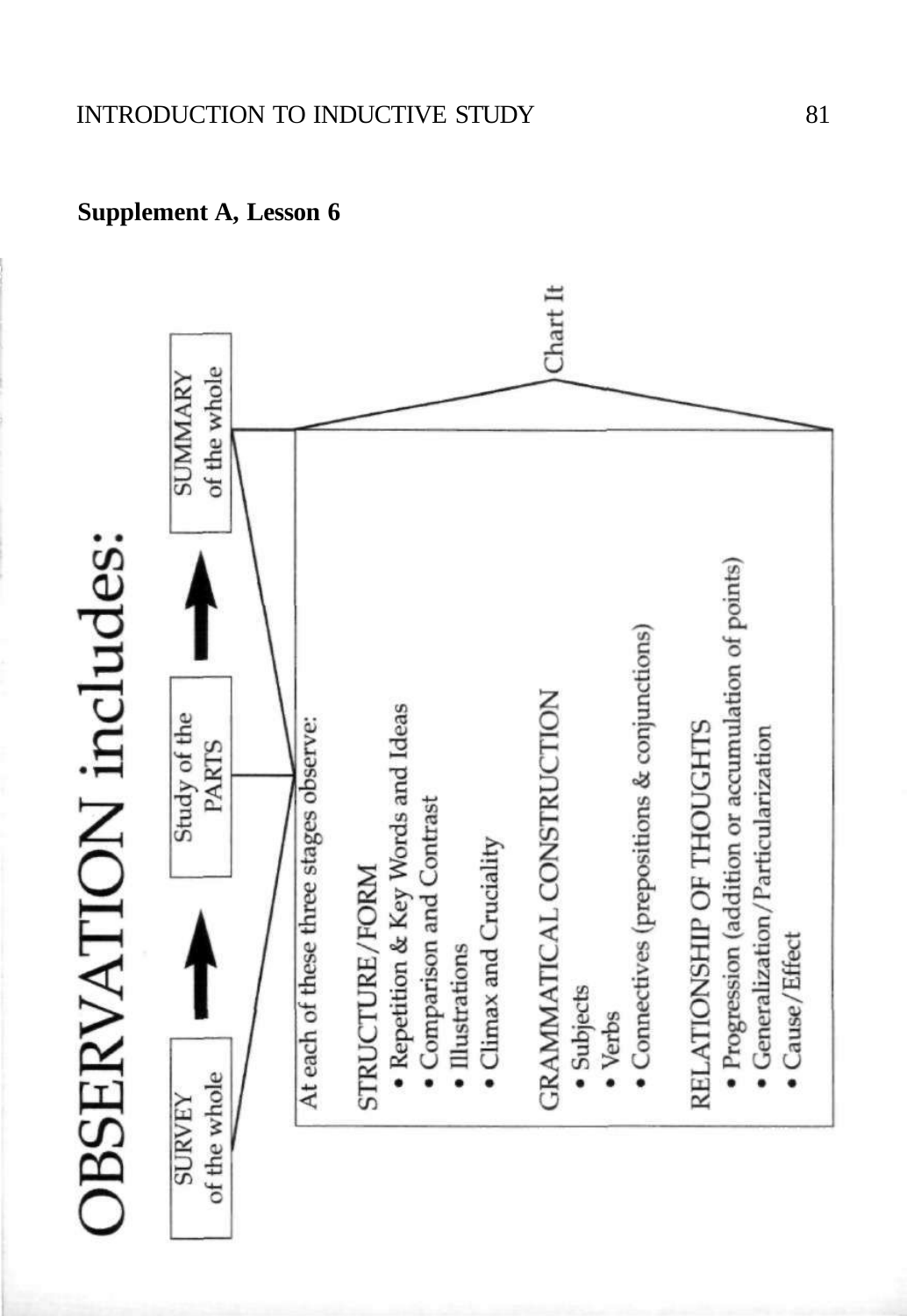## Supplement A, Lesson 6

# OBSERVATION includes:

SURVEY of the whole → Study of the PARTS → SUMMARY of the whole

Chart It

At each of these three stages observe:

**STRUCTURE/FORM**

- Repetition & Key Words and Ideas
- Comparison and Contrast
- Illustrations
- Climax and Cruciality

**GRAMMATICAL CONSTRUCTION**

- Subjects
- Verbs
- Connectives (prepositions & conjunctions)

**RELATIONSHIP OF THOUGHTS**

- Progression (addition or accumulation of points)
- Generalization/Particularization
- Cause/Effect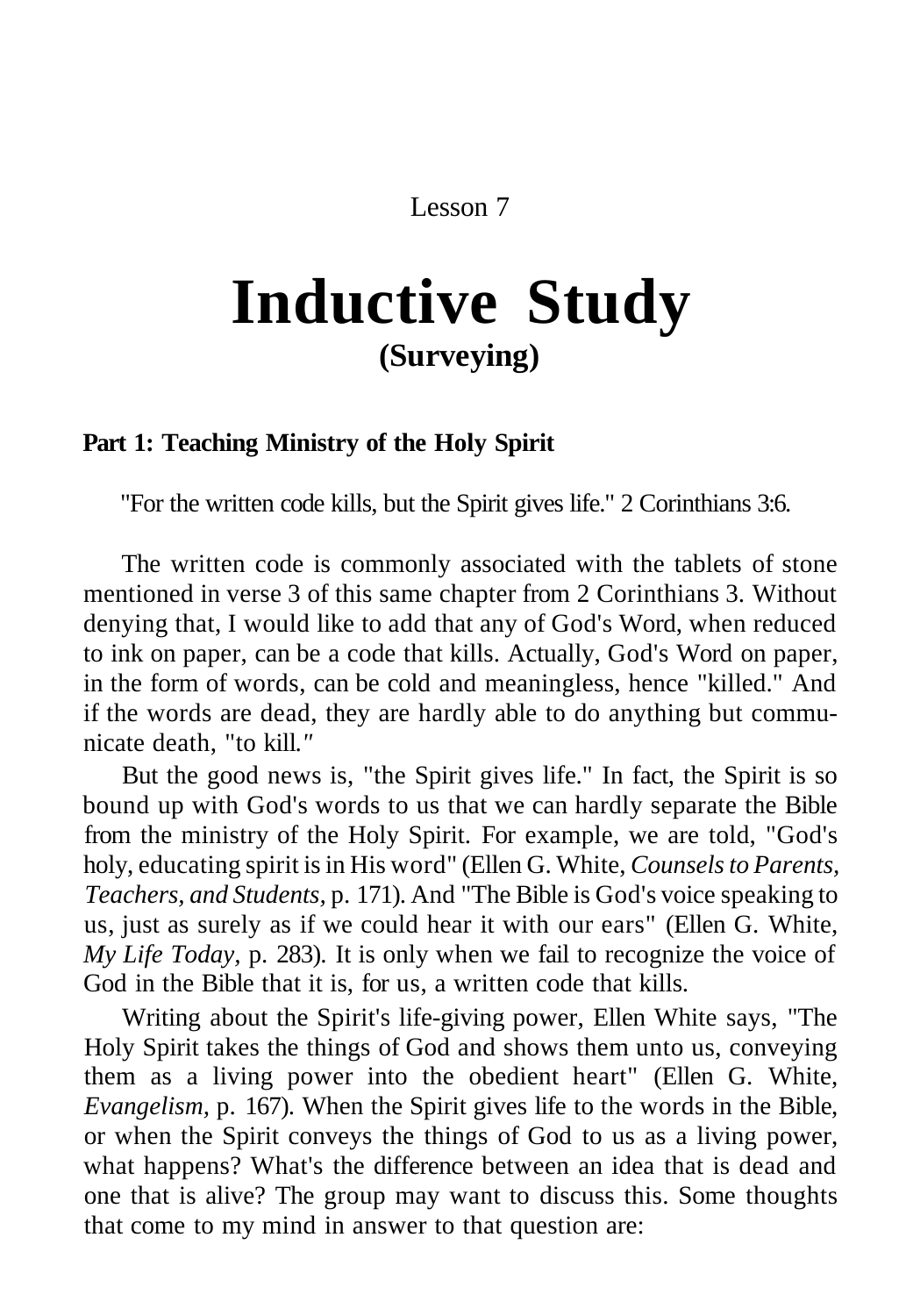Lesson 7

# Inductive Study
## (Surveying)

### Part 1: Teaching Ministry of the Holy Spirit

"For the written code kills, but the Spirit gives life." 2 Corinthians 3:6.

The written code is commonly associated with the tablets of stone mentioned in verse 3 of this same chapter from 2 Corinthians 3. Without denying that, I would like to add that any of God's Word, when reduced to ink on paper, can be a code that kills. Actually, God's Word on paper, in the form of words, can be cold and meaningless, hence "killed." And if the words are dead, they are hardly able to do anything but communicate death, "to kill."

But the good news is, "the Spirit gives life." In fact, the Spirit is so bound up with God's words to us that we can hardly separate the Bible from the ministry of the Holy Spirit. For example, we are told, "God's holy, educating spirit is in His word" (Ellen G. White, *Counsels to Parents, Teachers, and Students,* p. 171). And "The Bible is God's voice speaking to us, just as surely as if we could hear it with our ears" (Ellen G. White, *My Life Today,* p. 283). It is only when we fail to recognize the voice of God in the Bible that it is, for us, a written code that kills.

Writing about the Spirit's life-giving power, Ellen White says, "The Holy Spirit takes the things of God and shows them unto us, conveying them as a living power into the obedient heart" (Ellen G. White, *Evangelism,* p. 167). When the Spirit gives life to the words in the Bible, or when the Spirit conveys the things of God to us as a living power, what happens? What's the difference between an idea that is dead and one that is alive? The group may want to discuss this. Some thoughts that come to my mind in answer to that question are: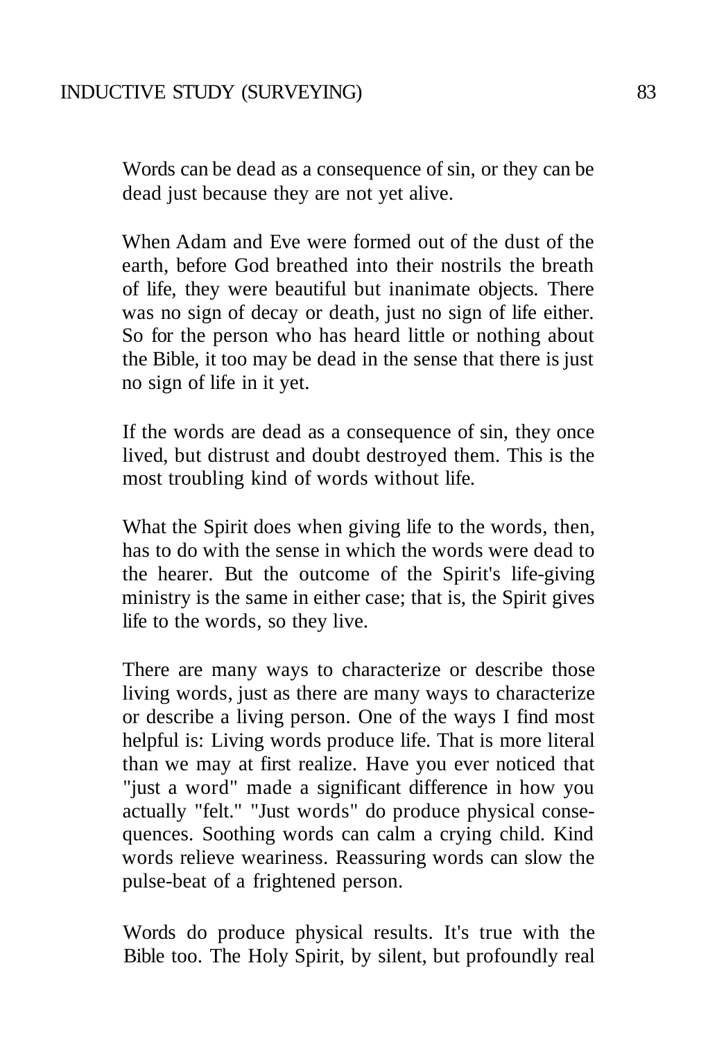Words can be dead as a consequence of sin, or they can be dead just because they are not yet alive.

When Adam and Eve were formed out of the dust of the earth, before God breathed into their nostrils the breath of life, they were beautiful but inanimate objects. There was no sign of decay or death, just no sign of life either. So for the person who has heard little or nothing about the Bible, it too may be dead in the sense that there is just no sign of life in it yet.

If the words are dead as a consequence of sin, they once lived, but distrust and doubt destroyed them. This is the most troubling kind of words without life.

What the Spirit does when giving life to the words, then, has to do with the sense in which the words were dead to the hearer. But the outcome of the Spirit's life-giving ministry is the same in either case; that is, the Spirit gives life to the words, so they live.

There are many ways to characterize or describe those living words, just as there are many ways to characterize or describe a living person. One of the ways I find most helpful is: Living words produce life. That is more literal than we may at first realize. Have you ever noticed that "just a word" made a significant difference in how you actually "felt." "Just words" do produce physical consequences. Soothing words can calm a crying child. Kind words relieve weariness. Reassuring words can slow the pulse-beat of a frightened person.

Words do produce physical results. It's true with the Bible too. The Holy Spirit, by silent, but profoundly real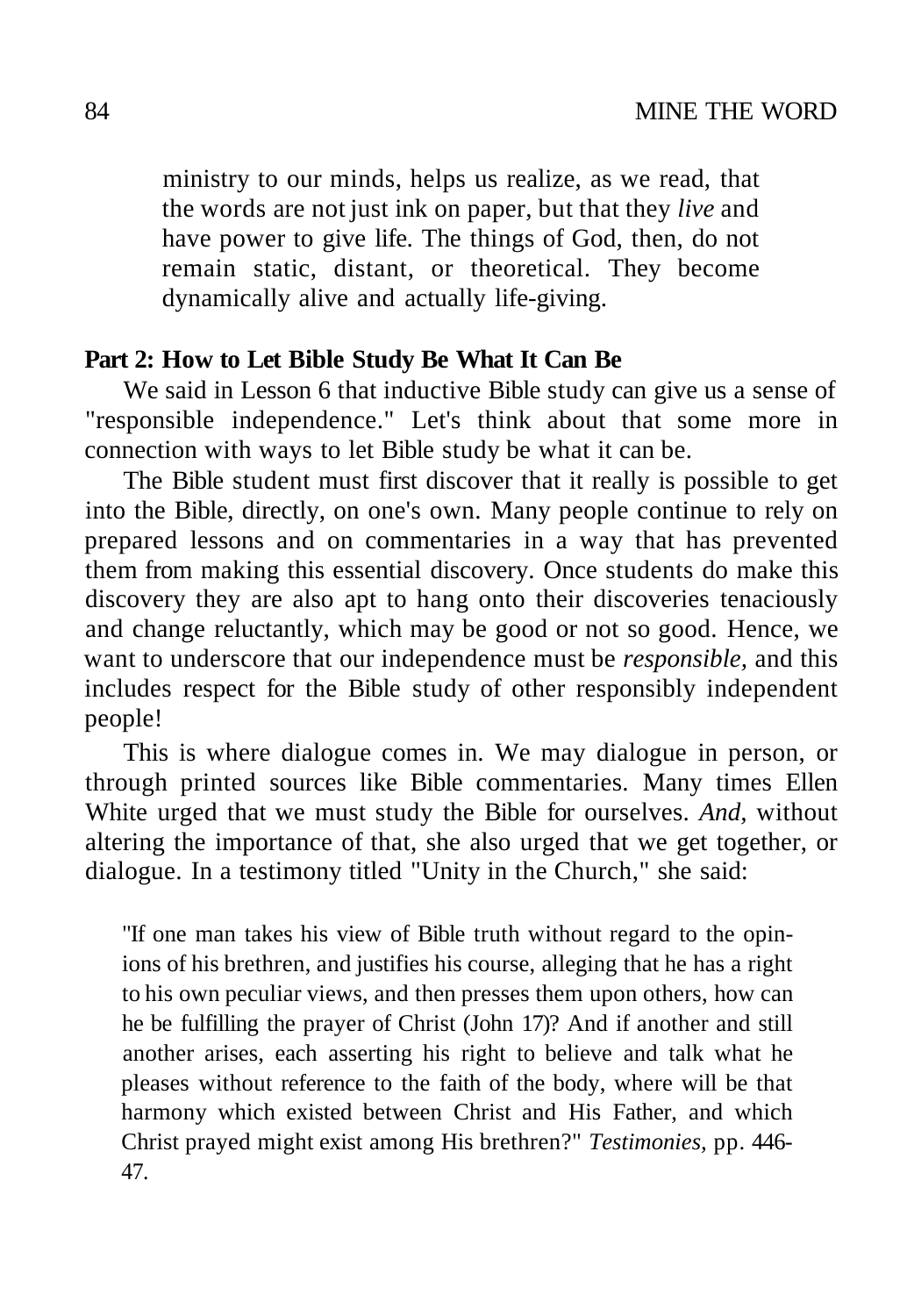ministry to our minds, helps us realize, as we read, that the words are not just ink on paper, but that they *live* and have power to give life. The things of God, then, do not remain static, distant, or theoretical. They become dynamically alive and actually life-giving.

**Part 2: How to Let Bible Study Be What It Can Be**

We said in Lesson 6 that inductive Bible study can give us a sense of "responsible independence." Let's think about that some more in connection with ways to let Bible study be what it can be.

The Bible student must first discover that it really is possible to get into the Bible, directly, on one's own. Many people continue to rely on prepared lessons and on commentaries in a way that has prevented them from making this essential discovery. Once students do make this discovery they are also apt to hang onto their discoveries tenaciously and change reluctantly, which may be good or not so good. Hence, we want to underscore that our independence must be *responsible,* and this includes respect for the Bible study of other responsibly independent people!

This is where dialogue comes in. We may dialogue in person, or through printed sources like Bible commentaries. Many times Ellen White urged that we must study the Bible for ourselves. *And*, without altering the importance of that, she also urged that we get together, or dialogue. In a testimony titled "Unity in the Church," she said:

> "If one man takes his view of Bible truth without regard to the opinions of his brethren, and justifies his course, alleging that he has a right to his own peculiar views, and then presses them upon others, how can he be fulfilling the prayer of Christ (John 17)? And if another and still another arises, each asserting his right to believe and talk what he pleases without reference to the faith of the body, where will be that harmony which existed between Christ and His Father, and which Christ prayed might exist among His brethren?" *Testimonies,* pp. 446-47.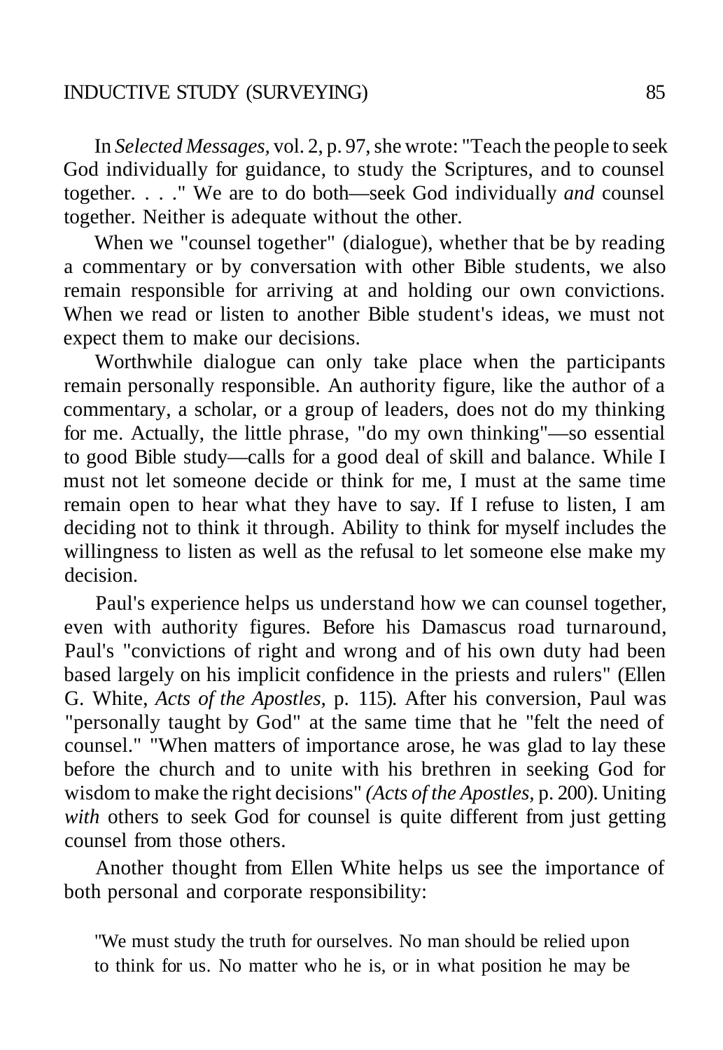In *Selected Messages,* vol. 2, p. 97, she wrote: "Teach the people to seek God individually for guidance, to study the Scriptures, and to counsel together. . . ." We are to do both—seek God individually *and* counsel together. Neither is adequate without the other.

When we "counsel together" (dialogue), whether that be by reading a commentary or by conversation with other Bible students, we also remain responsible for arriving at and holding our own convictions. When we read or listen to another Bible student's ideas, we must not expect them to make our decisions.

Worthwhile dialogue can only take place when the participants remain personally responsible. An authority figure, like the author of a commentary, a scholar, or a group of leaders, does not do my thinking for me. Actually, the little phrase, "do my own thinking"—so essential to good Bible study—calls for a good deal of skill and balance. While I must not let someone decide or think for me, I must at the same time remain open to hear what they have to say. If I refuse to listen, I am deciding not to think it through. Ability to think for myself includes the willingness to listen as well as the refusal to let someone else make my decision.

Paul's experience helps us understand how we can counsel together, even with authority figures. Before his Damascus road turnaround, Paul's "convictions of right and wrong and of his own duty had been based largely on his implicit confidence in the priests and rulers" (Ellen G. White, *Acts of the Apostles,* p. 115). After his conversion, Paul was "personally taught by God" at the same time that he "felt the need of counsel." "When matters of importance arose, he was glad to lay these before the church and to unite with his brethren in seeking God for wisdom to make the right decisions" *(Acts of the Apostles,* p. 200). Uniting *with* others to seek God for counsel is quite different from just getting counsel from those others.

Another thought from Ellen White helps us see the importance of both personal and corporate responsibility:

> "We must study the truth for ourselves. No man should be relied upon to think for us. No matter who he is, or in what position he may be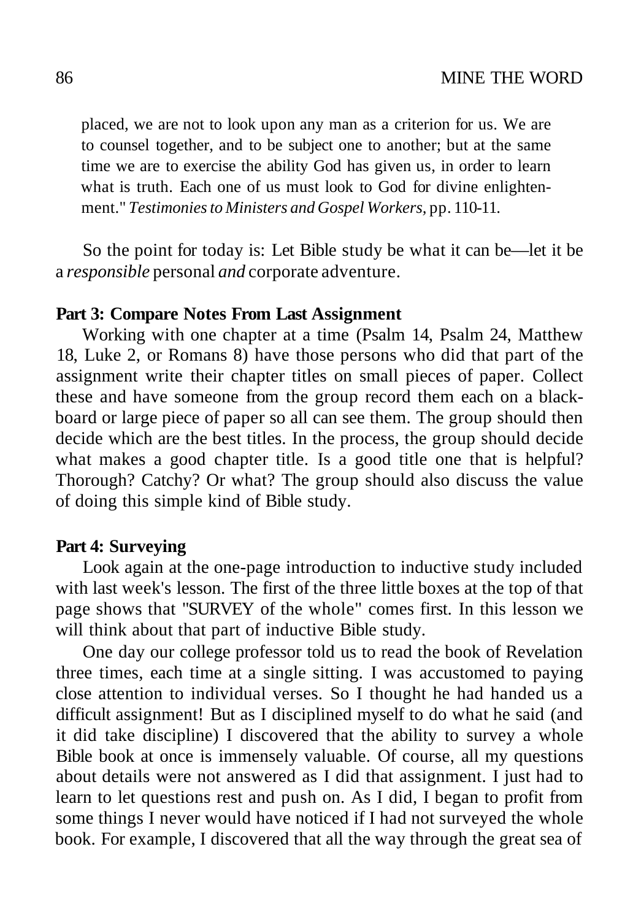placed, we are not to look upon any man as a criterion for us. We are to counsel together, and to be subject one to another; but at the same time we are to exercise the ability God has given us, in order to learn what is truth. Each one of us must look to God for divine enlightenment." *Testimonies to Ministers and Gospel Workers,* pp. 110-11.

So the point for today is: Let Bible study be what it can be—let it be a *responsible* personal *and* corporate adventure.

**Part 3: Compare Notes From Last Assignment**

Working with one chapter at a time (Psalm 14, Psalm 24, Matthew 18, Luke 2, or Romans 8) have those persons who did that part of the assignment write their chapter titles on small pieces of paper. Collect these and have someone from the group record them each on a blackboard or large piece of paper so all can see them. The group should then decide which are the best titles. In the process, the group should decide what makes a good chapter title. Is a good title one that is helpful? Thorough? Catchy? Or what? The group should also discuss the value of doing this simple kind of Bible study.

**Part 4: Surveying**

Look again at the one-page introduction to inductive study included with last week's lesson. The first of the three little boxes at the top of that page shows that "SURVEY of the whole" comes first. In this lesson we will think about that part of inductive Bible study.

One day our college professor told us to read the book of Revelation three times, each time at a single sitting. I was accustomed to paying close attention to individual verses. So I thought he had handed us a difficult assignment! But as I disciplined myself to do what he said (and it did take discipline) I discovered that the ability to survey a whole Bible book at once is immensely valuable. Of course, all my questions about details were not answered as I did that assignment. I just had to learn to let questions rest and push on. As I did, I began to profit from some things I never would have noticed if I had not surveyed the whole book. For example, I discovered that all the way through the great sea of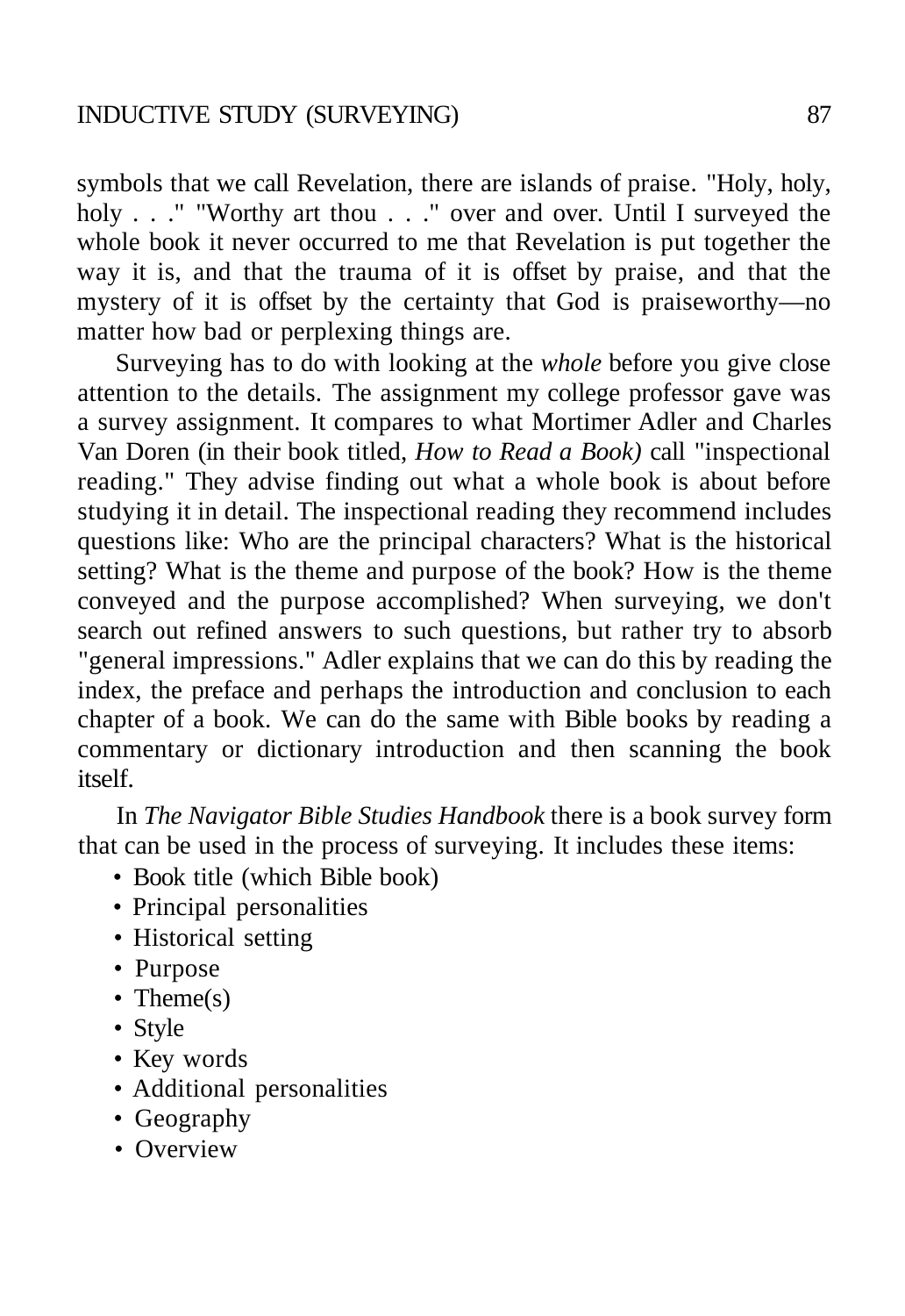symbols that we call Revelation, there are islands of praise. "Holy, holy, holy . . ." "Worthy art thou . . ." over and over. Until I surveyed the whole book it never occurred to me that Revelation is put together the way it is, and that the trauma of it is offset by praise, and that the mystery of it is offset by the certainty that God is praiseworthy—no matter how bad or perplexing things are.

Surveying has to do with looking at the *whole* before you give close attention to the details. The assignment my college professor gave was a survey assignment. It compares to what Mortimer Adler and Charles Van Doren (in their book titled, *How to Read a Book)* call "inspectional reading." They advise finding out what a whole book is about before studying it in detail. The inspectional reading they recommend includes questions like: Who are the principal characters? What is the historical setting? What is the theme and purpose of the book? How is the theme conveyed and the purpose accomplished? When surveying, we don't search out refined answers to such questions, but rather try to absorb "general impressions." Adler explains that we can do this by reading the index, the preface and perhaps the introduction and conclusion to each chapter of a book. We can do the same with Bible books by reading a commentary or dictionary introduction and then scanning the book itself.

In *The Navigator Bible Studies Handbook* there is a book survey form that can be used in the process of surveying. It includes these items:

- Book title (which Bible book)
- Principal personalities
- Historical setting
- Purpose
- Theme(s)
- Style
- Key words
- Additional personalities
- Geography
- Overview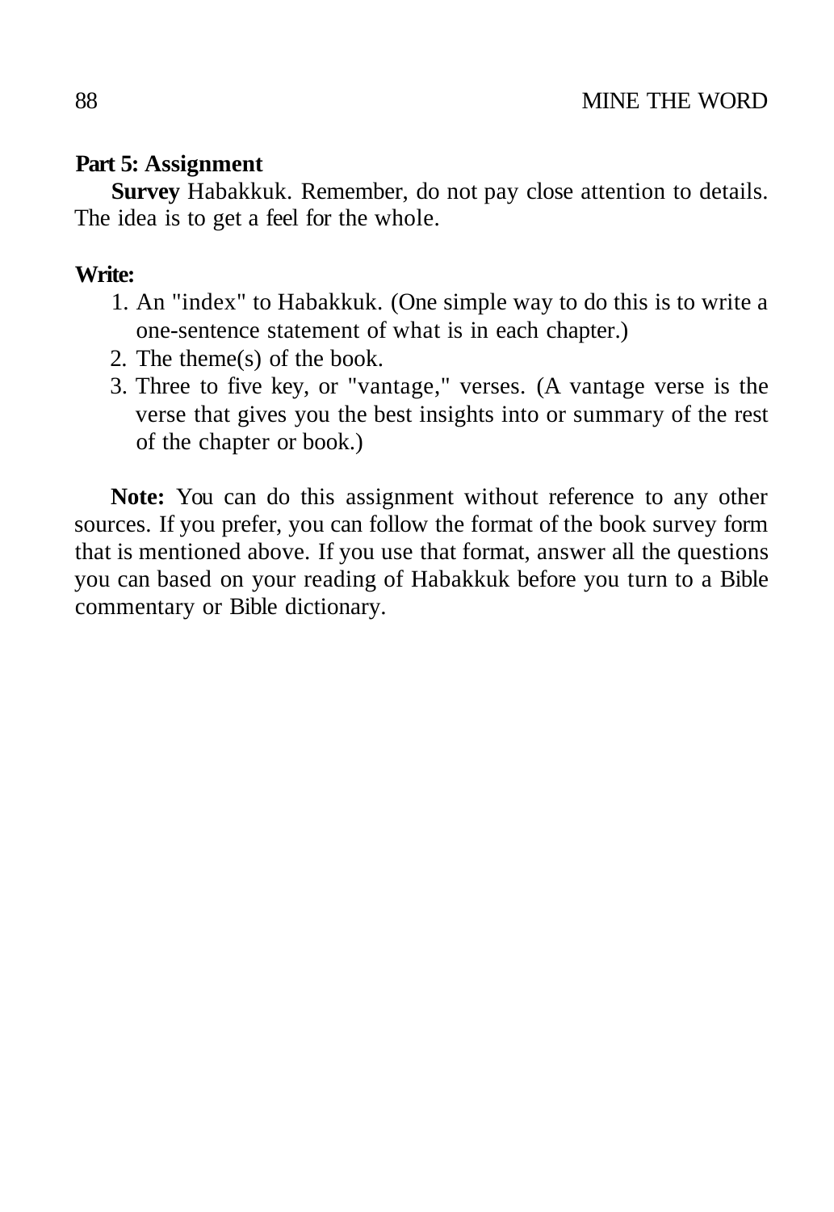**Part 5: Assignment**

**Survey** Habakkuk. Remember, do not pay close attention to details. The idea is to get a feel for the whole.

**Write:**

1. An "index" to Habakkuk. (One simple way to do this is to write a one-sentence statement of what is in each chapter.)
2. The theme(s) of the book.
3. Three to five key, or "vantage," verses. (A vantage verse is the verse that gives you the best insights into or summary of the rest of the chapter or book.)

**Note:** You can do this assignment without reference to any other sources. If you prefer, you can follow the format of the book survey form that is mentioned above. If you use that format, answer all the questions you can based on your reading of Habakkuk before you turn to a Bible commentary or Bible dictionary.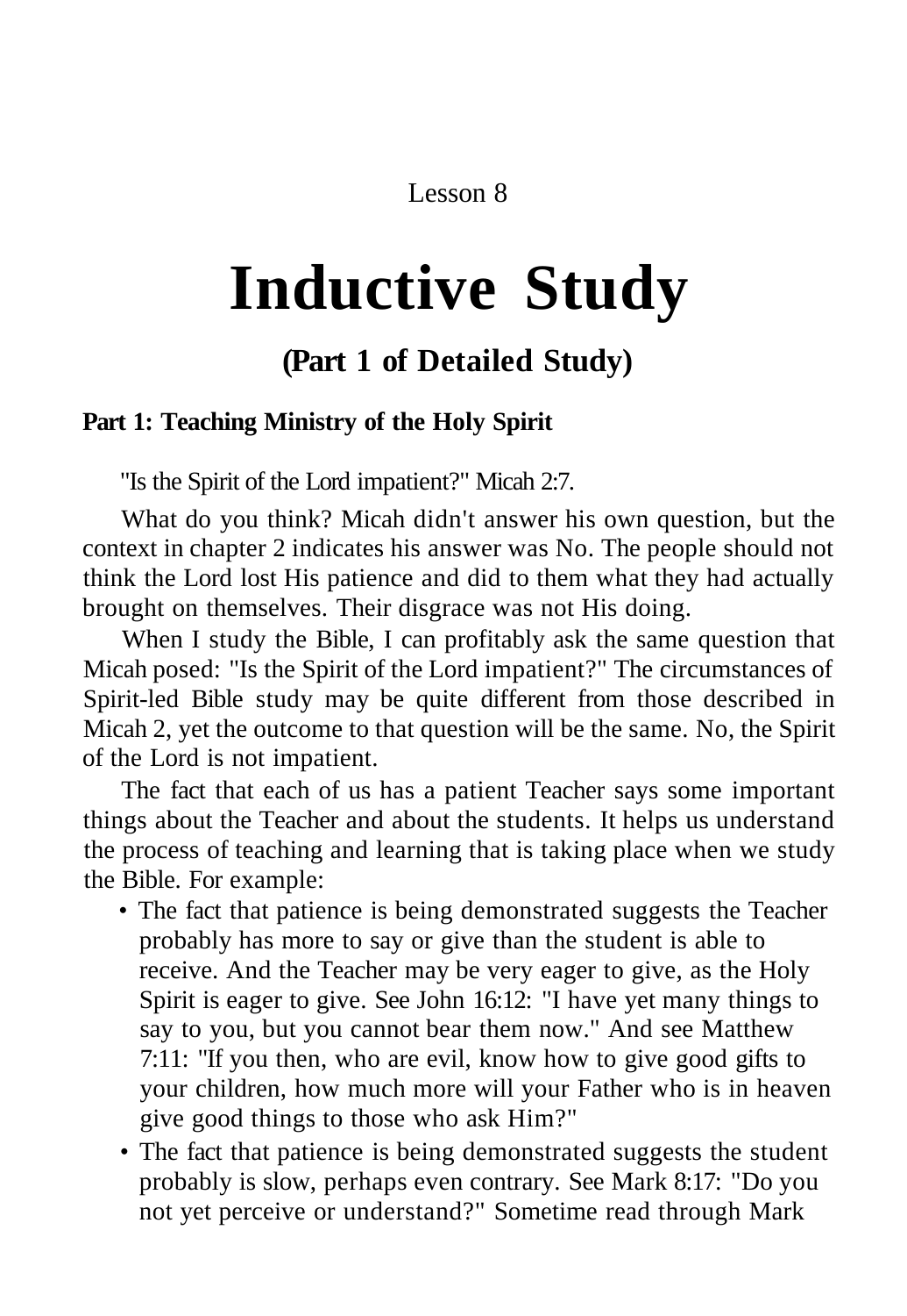Lesson 8

# Inductive Study

## (Part 1 of Detailed Study)

**Part 1: Teaching Ministry of the Holy Spirit**

"Is the Spirit of the Lord impatient?" Micah 2:7.

What do you think? Micah didn't answer his own question, but the context in chapter 2 indicates his answer was No. The people should not think the Lord lost His patience and did to them what they had actually brought on themselves. Their disgrace was not His doing.

When I study the Bible, I can profitably ask the same question that Micah posed: "Is the Spirit of the Lord impatient?" The circumstances of Spirit-led Bible study may be quite different from those described in Micah 2, yet the outcome to that question will be the same. No, the Spirit of the Lord is not impatient.

The fact that each of us has a patient Teacher says some important things about the Teacher and about the students. It helps us understand the process of teaching and learning that is taking place when we study the Bible. For example:

- The fact that patience is being demonstrated suggests the Teacher probably has more to say or give than the student is able to receive. And the Teacher may be very eager to give, as the Holy Spirit is eager to give. See John 16:12: "I have yet many things to say to you, but you cannot bear them now." And see Matthew 7:11: "If you then, who are evil, know how to give good gifts to your children, how much more will your Father who is in heaven give good things to those who ask Him?"
- The fact that patience is being demonstrated suggests the student probably is slow, perhaps even contrary. See Mark 8:17: "Do you not yet perceive or understand?" Sometime read through Mark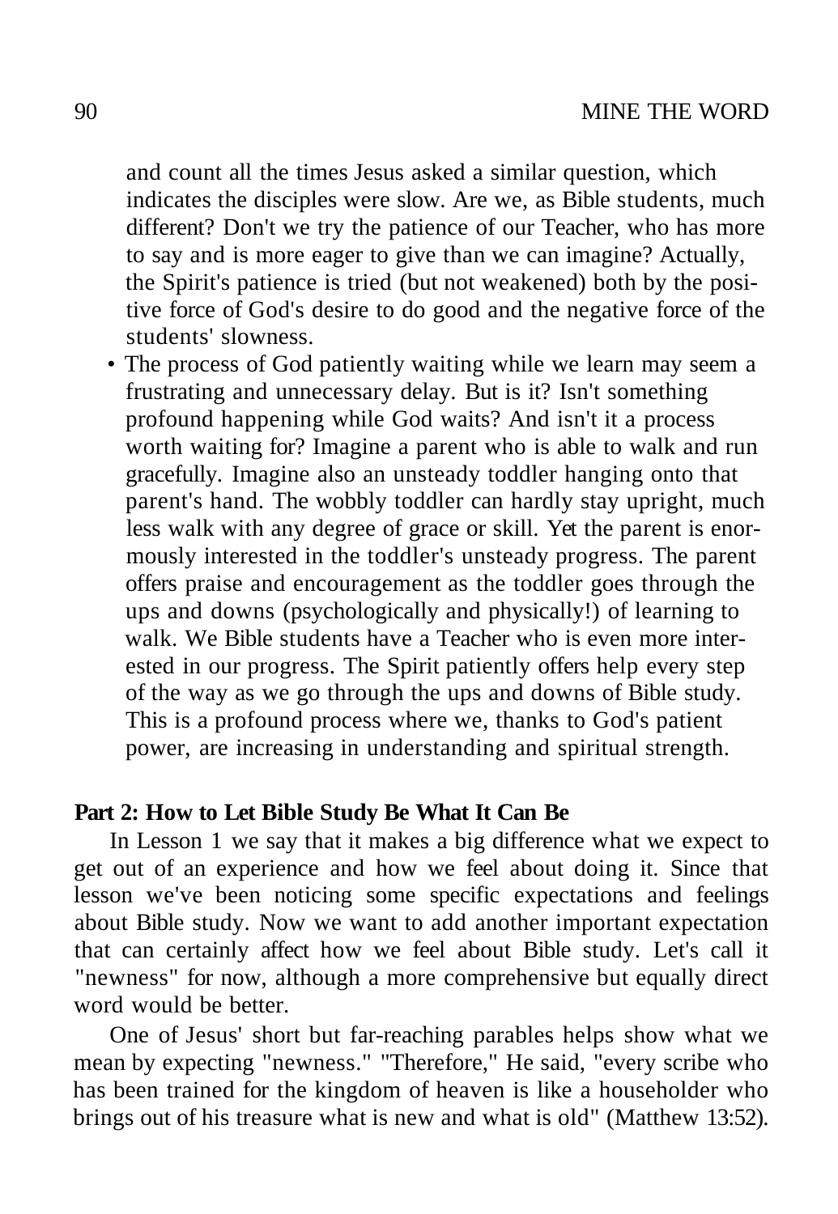and count all the times Jesus asked a similar question, which indicates the disciples were slow. Are we, as Bible students, much different? Don't we try the patience of our Teacher, who has more to say and is more eager to give than we can imagine? Actually, the Spirit's patience is tried (but not weakened) both by the positive force of God's desire to do good and the negative force of the students' slowness.

- The process of God patiently waiting while we learn may seem a frustrating and unnecessary delay. But is it? Isn't something profound happening while God waits? And isn't it a process worth waiting for? Imagine a parent who is able to walk and run gracefully. Imagine also an unsteady toddler hanging onto that parent's hand. The wobbly toddler can hardly stay upright, much less walk with any degree of grace or skill. Yet the parent is enormously interested in the toddler's unsteady progress. The parent offers praise and encouragement as the toddler goes through the ups and downs (psychologically and physically!) of learning to walk. We Bible students have a Teacher who is even more interested in our progress. The Spirit patiently offers help every step of the way as we go through the ups and downs of Bible study. This is a profound process where we, thanks to God's patient power, are increasing in understanding and spiritual strength.

**Part 2: How to Let Bible Study Be What It Can Be**

In Lesson 1 we say that it makes a big difference what we expect to get out of an experience and how we feel about doing it. Since that lesson we've been noticing some specific expectations and feelings about Bible study. Now we want to add another important expectation that can certainly affect how we feel about Bible study. Let's call it "newness" for now, although a more comprehensive but equally direct word would be better.

One of Jesus' short but far-reaching parables helps show what we mean by expecting "newness." "Therefore," He said, "every scribe who has been trained for the kingdom of heaven is like a householder who brings out of his treasure what is new and what is old" (Matthew 13:52).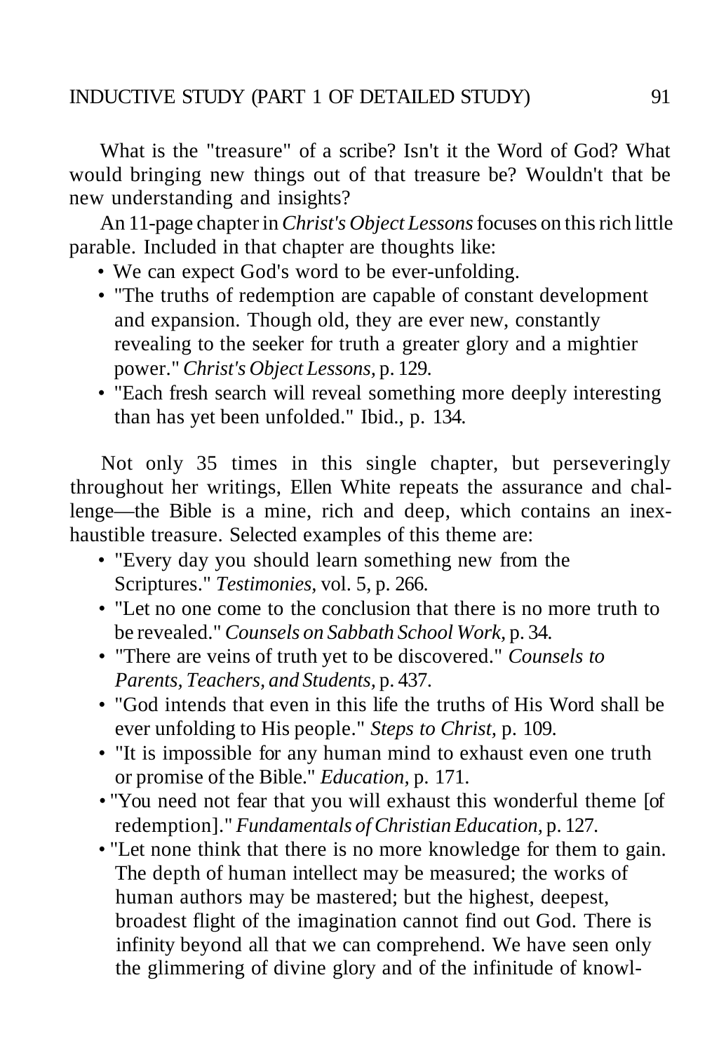What is the "treasure" of a scribe? Isn't it the Word of God? What would bringing new things out of that treasure be? Wouldn't that be new understanding and insights?

An 11-page chapter in *Christ's Object Lessons* focuses on this rich little parable. Included in that chapter are thoughts like:

- We can expect God's word to be ever-unfolding.
- "The truths of redemption are capable of constant development and expansion. Though old, they are ever new, constantly revealing to the seeker for truth a greater glory and a mightier power." *Christ's Object Lessons,* p. 129.
- "Each fresh search will reveal something more deeply interesting than has yet been unfolded." Ibid., p. 134.

Not only 35 times in this single chapter, but perseveringly throughout her writings, Ellen White repeats the assurance and challenge—the Bible is a mine, rich and deep, which contains an inexhaustible treasure. Selected examples of this theme are:

- "Every day you should learn something new from the Scriptures." *Testimonies,* vol. 5, p. 266.
- "Let no one come to the conclusion that there is no more truth to be revealed." *Counsels on Sabbath School Work,* p. 34.
- "There are veins of truth yet to be discovered." *Counsels to Parents, Teachers, and Students,* p. 437.
- "God intends that even in this life the truths of His Word shall be ever unfolding to His people." *Steps to Christ,* p. 109.
- "It is impossible for any human mind to exhaust even one truth or promise of the Bible." *Education,* p. 171.
- "You need not fear that you will exhaust this wonderful theme [of redemption]." *Fundamentals of Christian Education,* p. 127.
- "Let none think that there is no more knowledge for them to gain. The depth of human intellect may be measured; the works of human authors may be mastered; but the highest, deepest, broadest flight of the imagination cannot find out God. There is infinity beyond all that we can comprehend. We have seen only the glimmering of divine glory and of the infinitude of knowl-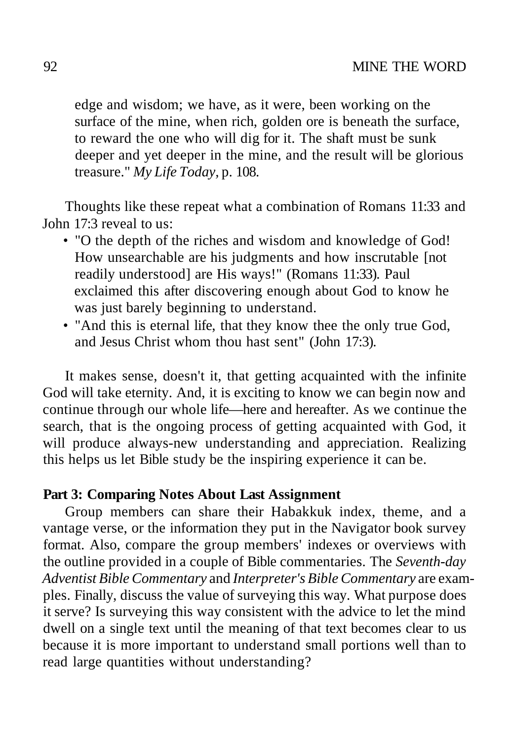edge and wisdom; we have, as it were, been working on the surface of the mine, when rich, golden ore is beneath the surface, to reward the one who will dig for it. The shaft must be sunk deeper and yet deeper in the mine, and the result will be glorious treasure." *My Life Today,* p. 108.

Thoughts like these repeat what a combination of Romans 11:33 and John 17:3 reveal to us:

- "O the depth of the riches and wisdom and knowledge of God! How unsearchable are his judgments and how inscrutable [not readily understood] are His ways!" (Romans 11:33). Paul exclaimed this after discovering enough about God to know he was just barely beginning to understand.
- "And this is eternal life, that they know thee the only true God, and Jesus Christ whom thou hast sent" (John 17:3).

It makes sense, doesn't it, that getting acquainted with the infinite God will take eternity. And, it is exciting to know we can begin now and continue through our whole life—here and hereafter. As we continue the search, that is the ongoing process of getting acquainted with God, it will produce always-new understanding and appreciation. Realizing this helps us let Bible study be the inspiring experience it can be.

**Part 3: Comparing Notes About Last Assignment**

Group members can share their Habakkuk index, theme, and a vantage verse, or the information they put in the Navigator book survey format. Also, compare the group members' indexes or overviews with the outline provided in a couple of Bible commentaries. The *Seventh-day Adventist Bible Commentary* and *Interpreter's Bible Commentary* are examples. Finally, discuss the value of surveying this way. What purpose does it serve? Is surveying this way consistent with the advice to let the mind dwell on a single text until the meaning of that text becomes clear to us because it is more important to understand small portions well than to read large quantities without understanding?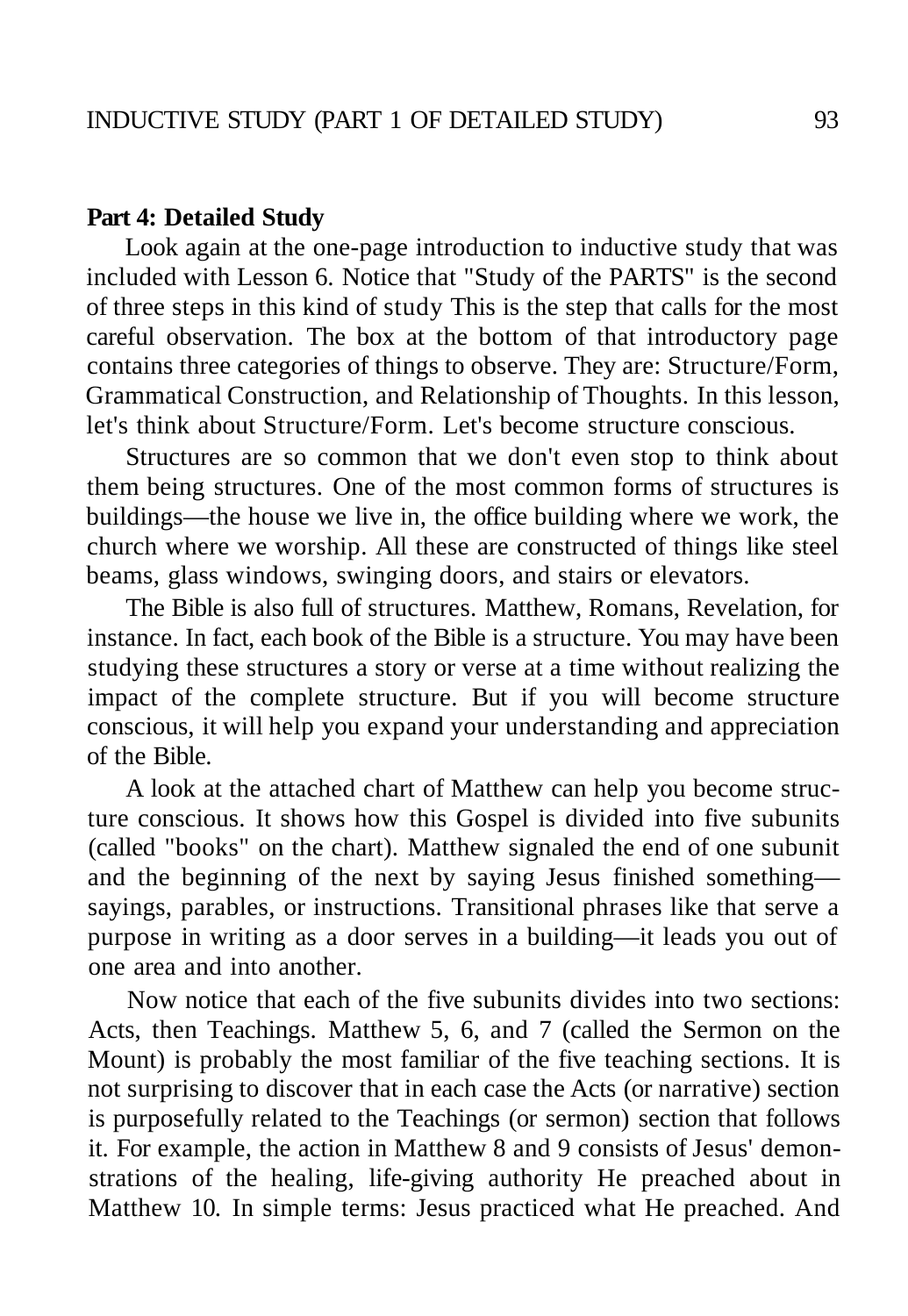**Part 4: Detailed Study**

Look again at the one-page introduction to inductive study that was included with Lesson 6. Notice that "Study of the PARTS" is the second of three steps in this kind of study This is the step that calls for the most careful observation. The box at the bottom of that introductory page contains three categories of things to observe. They are: Structure/Form, Grammatical Construction, and Relationship of Thoughts. In this lesson, let's think about Structure/Form. Let's become structure conscious.

Structures are so common that we don't even stop to think about them being structures. One of the most common forms of structures is buildings—the house we live in, the office building where we work, the church where we worship. All these are constructed of things like steel beams, glass windows, swinging doors, and stairs or elevators.

The Bible is also full of structures. Matthew, Romans, Revelation, for instance. In fact, each book of the Bible is a structure. You may have been studying these structures a story or verse at a time without realizing the impact of the complete structure. But if you will become structure conscious, it will help you expand your understanding and appreciation of the Bible.

A look at the attached chart of Matthew can help you become structure conscious. It shows how this Gospel is divided into five subunits (called "books" on the chart). Matthew signaled the end of one subunit and the beginning of the next by saying Jesus finished something—sayings, parables, or instructions. Transitional phrases like that serve a purpose in writing as a door serves in a building—it leads you out of one area and into another.

Now notice that each of the five subunits divides into two sections: Acts, then Teachings. Matthew 5, 6, and 7 (called the Sermon on the Mount) is probably the most familiar of the five teaching sections. It is not surprising to discover that in each case the Acts (or narrative) section is purposefully related to the Teachings (or sermon) section that follows it. For example, the action in Matthew 8 and 9 consists of Jesus' demonstrations of the healing, life-giving authority He preached about in Matthew 10. In simple terms: Jesus practiced what He preached. And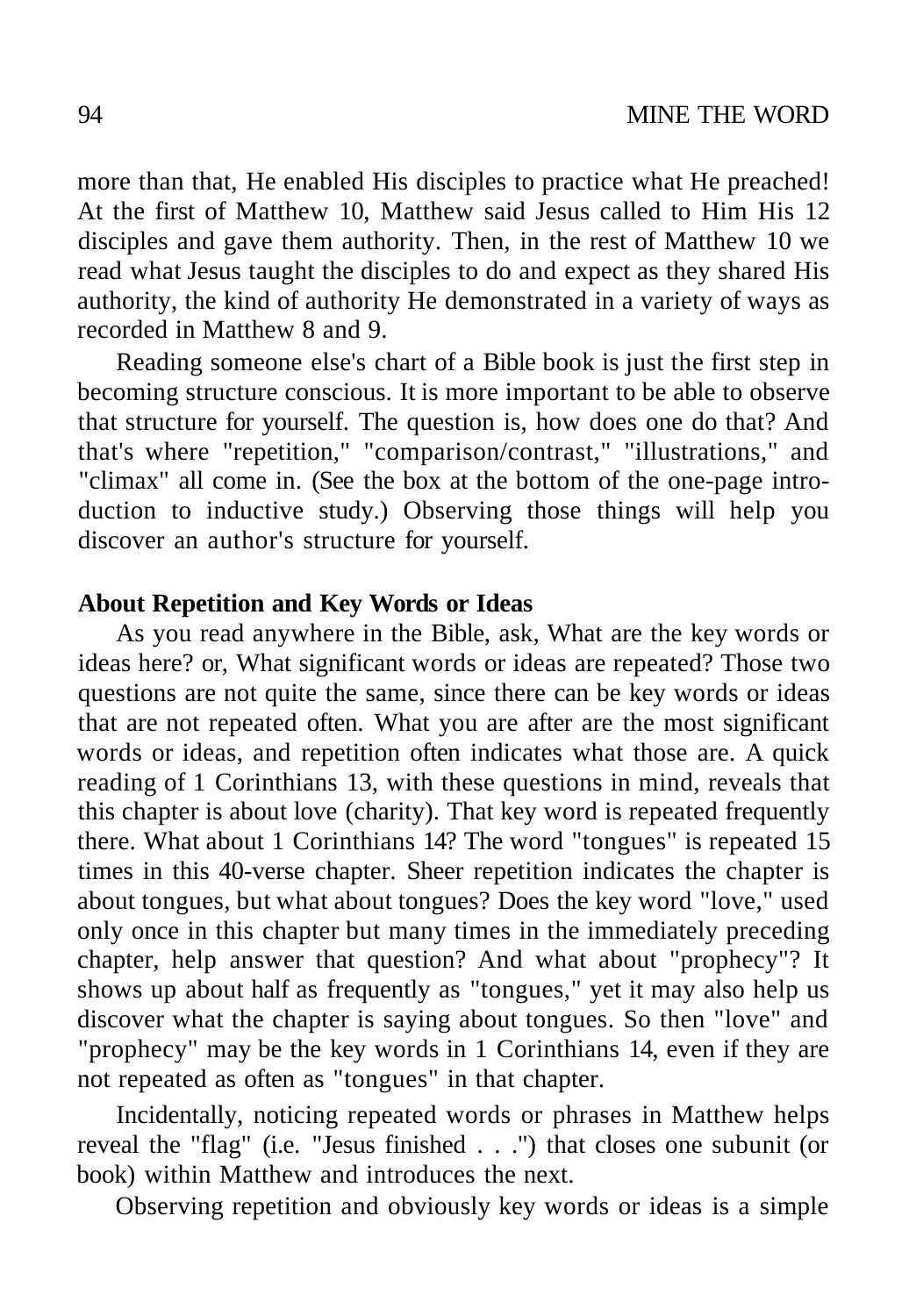more than that, He enabled His disciples to practice what He preached! At the first of Matthew 10, Matthew said Jesus called to Him His 12 disciples and gave them authority. Then, in the rest of Matthew 10 we read what Jesus taught the disciples to do and expect as they shared His authority, the kind of authority He demonstrated in a variety of ways as recorded in Matthew 8 and 9.

Reading someone else's chart of a Bible book is just the first step in becoming structure conscious. It is more important to be able to observe that structure for yourself. The question is, how does one do that? And that's where "repetition," "comparison/contrast," "illustrations," and "climax" all come in. (See the box at the bottom of the one-page introduction to inductive study.) Observing those things will help you discover an author's structure for yourself.

**About Repetition and Key Words or Ideas**

As you read anywhere in the Bible, ask, What are the key words or ideas here? or, What significant words or ideas are repeated? Those two questions are not quite the same, since there can be key words or ideas that are not repeated often. What you are after are the most significant words or ideas, and repetition often indicates what those are. A quick reading of 1 Corinthians 13, with these questions in mind, reveals that this chapter is about love (charity). That key word is repeated frequently there. What about 1 Corinthians 14? The word "tongues" is repeated 15 times in this 40-verse chapter. Sheer repetition indicates the chapter is about tongues, but what about tongues? Does the key word "love," used only once in this chapter but many times in the immediately preceding chapter, help answer that question? And what about "prophecy"? It shows up about half as frequently as "tongues," yet it may also help us discover what the chapter is saying about tongues. So then "love" and "prophecy" may be the key words in 1 Corinthians 14, even if they are not repeated as often as "tongues" in that chapter.

Incidentally, noticing repeated words or phrases in Matthew helps reveal the "flag" (i.e. "Jesus finished . . .") that closes one subunit (or book) within Matthew and introduces the next.

Observing repetition and obviously key words or ideas is a simple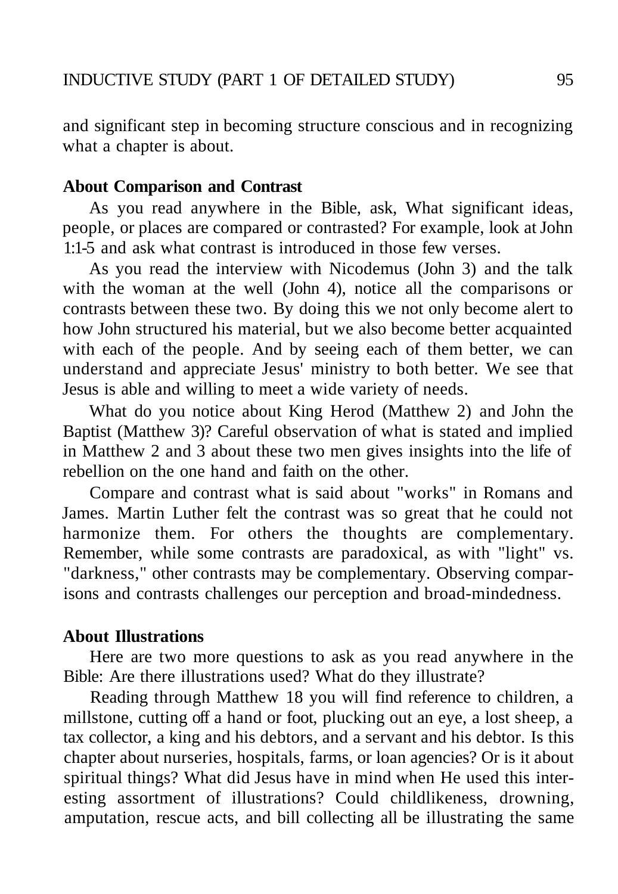and significant step in becoming structure conscious and in recognizing what a chapter is about.

**About Comparison and Contrast**

As you read anywhere in the Bible, ask, What significant ideas, people, or places are compared or contrasted? For example, look at John 1:1-5 and ask what contrast is introduced in those few verses.

As you read the interview with Nicodemus (John 3) and the talk with the woman at the well (John 4), notice all the comparisons or contrasts between these two. By doing this we not only become alert to how John structured his material, but we also become better acquainted with each of the people. And by seeing each of them better, we can understand and appreciate Jesus' ministry to both better. We see that Jesus is able and willing to meet a wide variety of needs.

What do you notice about King Herod (Matthew 2) and John the Baptist (Matthew 3)? Careful observation of what is stated and implied in Matthew 2 and 3 about these two men gives insights into the life of rebellion on the one hand and faith on the other.

Compare and contrast what is said about "works" in Romans and James. Martin Luther felt the contrast was so great that he could not harmonize them. For others the thoughts are complementary. Remember, while some contrasts are paradoxical, as with "light" vs. "darkness," other contrasts may be complementary. Observing comparisons and contrasts challenges our perception and broad-mindedness.

**About Illustrations**

Here are two more questions to ask as you read anywhere in the Bible: Are there illustrations used? What do they illustrate?

Reading through Matthew 18 you will find reference to children, a millstone, cutting off a hand or foot, plucking out an eye, a lost sheep, a tax collector, a king and his debtors, and a servant and his debtor. Is this chapter about nurseries, hospitals, farms, or loan agencies? Or is it about spiritual things? What did Jesus have in mind when He used this interesting assortment of illustrations? Could childlikeness, drowning, amputation, rescue acts, and bill collecting all be illustrating the same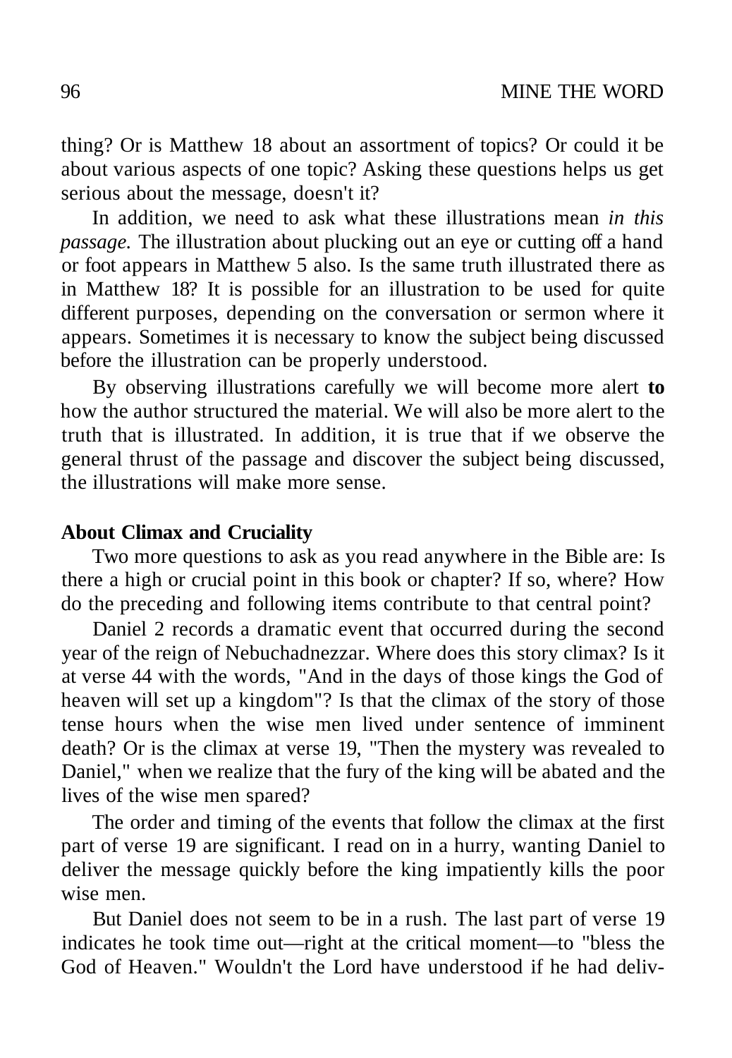thing? Or is Matthew 18 about an assortment of topics? Or could it be about various aspects of one topic? Asking these questions helps us get serious about the message, doesn't it?

In addition, we need to ask what these illustrations mean *in this passage.* The illustration about plucking out an eye or cutting off a hand or foot appears in Matthew 5 also. Is the same truth illustrated there as in Matthew 18? It is possible for an illustration to be used for quite different purposes, depending on the conversation or sermon where it appears. Sometimes it is necessary to know the subject being discussed before the illustration can be properly understood.

By observing illustrations carefully we will become more alert **to** how the author structured the material. We will also be more alert to the truth that is illustrated. In addition, it is true that if we observe the general thrust of the passage and discover the subject being discussed, the illustrations will make more sense.

**About Climax and Cruciality**

Two more questions to ask as you read anywhere in the Bible are: Is there a high or crucial point in this book or chapter? If so, where? How do the preceding and following items contribute to that central point?

Daniel 2 records a dramatic event that occurred during the second year of the reign of Nebuchadnezzar. Where does this story climax? Is it at verse 44 with the words, "And in the days of those kings the God of heaven will set up a kingdom"? Is that the climax of the story of those tense hours when the wise men lived under sentence of imminent death? Or is the climax at verse 19, "Then the mystery was revealed to Daniel," when we realize that the fury of the king will be abated and the lives of the wise men spared?

The order and timing of the events that follow the climax at the first part of verse 19 are significant. I read on in a hurry, wanting Daniel to deliver the message quickly before the king impatiently kills the poor wise men.

But Daniel does not seem to be in a rush. The last part of verse 19 indicates he took time out—right at the critical moment—to "bless the God of Heaven." Wouldn't the Lord have understood if he had deliv-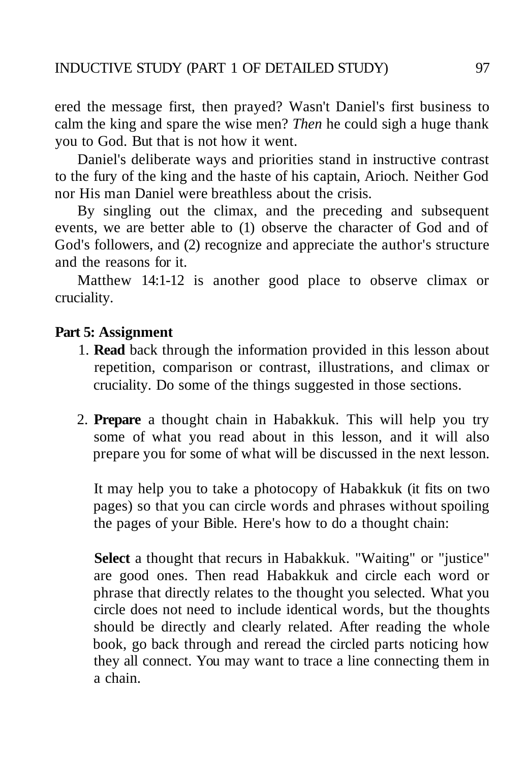ered the message first, then prayed? Wasn't Daniel's first business to calm the king and spare the wise men? *Then* he could sigh a huge thank you to God. But that is not how it went.

Daniel's deliberate ways and priorities stand in instructive contrast to the fury of the king and the haste of his captain, Arioch. Neither God nor His man Daniel were breathless about the crisis.

By singling out the climax, and the preceding and subsequent events, we are better able to (1) observe the character of God and of God's followers, and (2) recognize and appreciate the author's structure and the reasons for it.

Matthew 14:1-12 is another good place to observe climax or cruciality.

**Part 5: Assignment**

1. **Read** back through the information provided in this lesson about repetition, comparison or contrast, illustrations, and climax or cruciality. Do some of the things suggested in those sections.

2. **Prepare** a thought chain in Habakkuk. This will help you try some of what you read about in this lesson, and it will also prepare you for some of what will be discussed in the next lesson.

   It may help you to take a photocopy of Habakkuk (it fits on two pages) so that you can circle words and phrases without spoiling the pages of your Bible. Here's how to do a thought chain:

   **Select** a thought that recurs in Habakkuk. "Waiting" or "justice" are good ones. Then read Habakkuk and circle each word or phrase that directly relates to the thought you selected. What you circle does not need to include identical words, but the thoughts should be directly and clearly related. After reading the whole book, go back through and reread the circled parts noticing how they all connect. You may want to trace a line connecting them in a chain.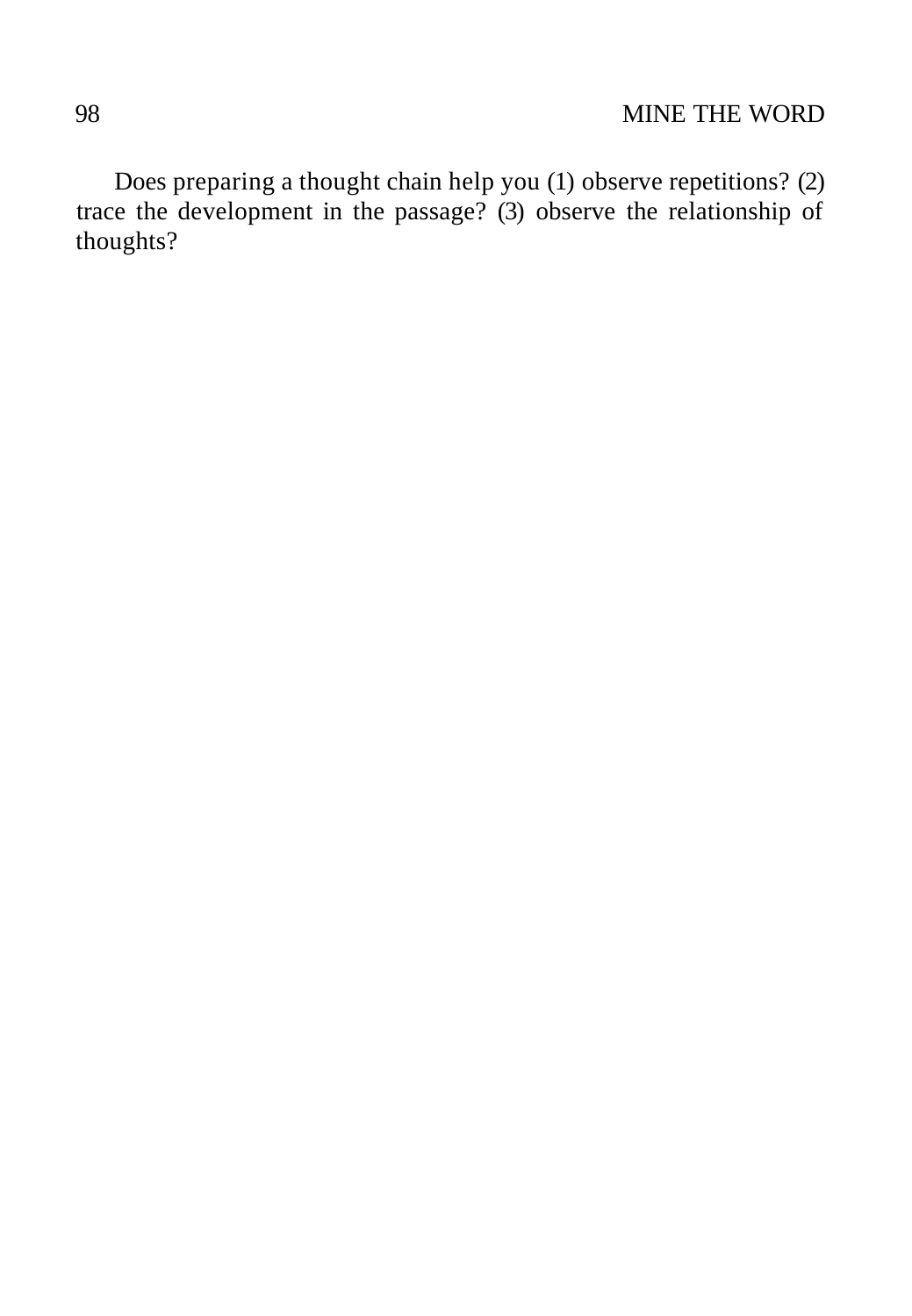Does preparing a thought chain help you (1) observe repetitions? (2) trace the development in the passage? (3) observe the relationship of thoughts?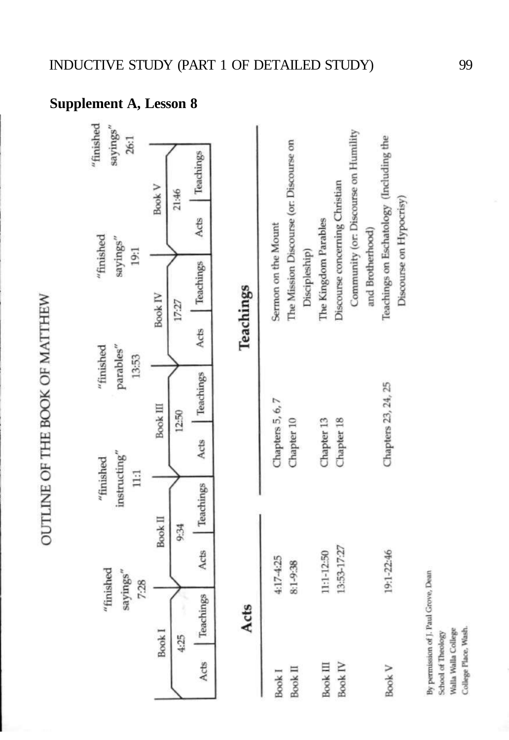## Supplement A, Lesson 8

# OUTLINE OF THE BOOK OF MATTHEW

| Book I | | | Book II | | | Book III | | | Book IV | | | Book V | | |
|---|---|---|---|---|---|---|---|---|---|---|---|---|---|---|
| 4:25 | | "finished sayings" 7:28 | 9:34 | | "finished instructing" 11:1 | 12:50 | | "finished parables" 13:53 | 17:27 | | "finished sayings" 19:1 | 21:46 | | "finished sayings" 26:1 |
| Acts | Teachings | | Acts | Teachings | | Acts | Teachings | | Acts | Teachings | | Acts | Teachings | |

| | Acts | Teachings | |
|---|---|---|---|
| Book I | 4:17-4:25 | Chapters 5, 6, 7 | Sermon on the Mount |
| Book II | 8:1-9:38 | Chapter 10 | The Mission Discourse (or: Discourse on Discipleship) |
| Book III | 11:1-12:50 | Chapter 13 | The Kingdom Parables |
| Book IV | 13:53-17:27 | Chapter 18 | Discourse concerning Christian Community (or: Discourse on Humility and Brotherhood) |
| Book V | 19:1-22:46 | Chapters 23, 24, 25 | Teachings on Eschatology (Including the Discourse on Hypocrisy) |

By permission of J. Paul Grove, Dean
School of Theology
Walla Walla College
College Place, Wash.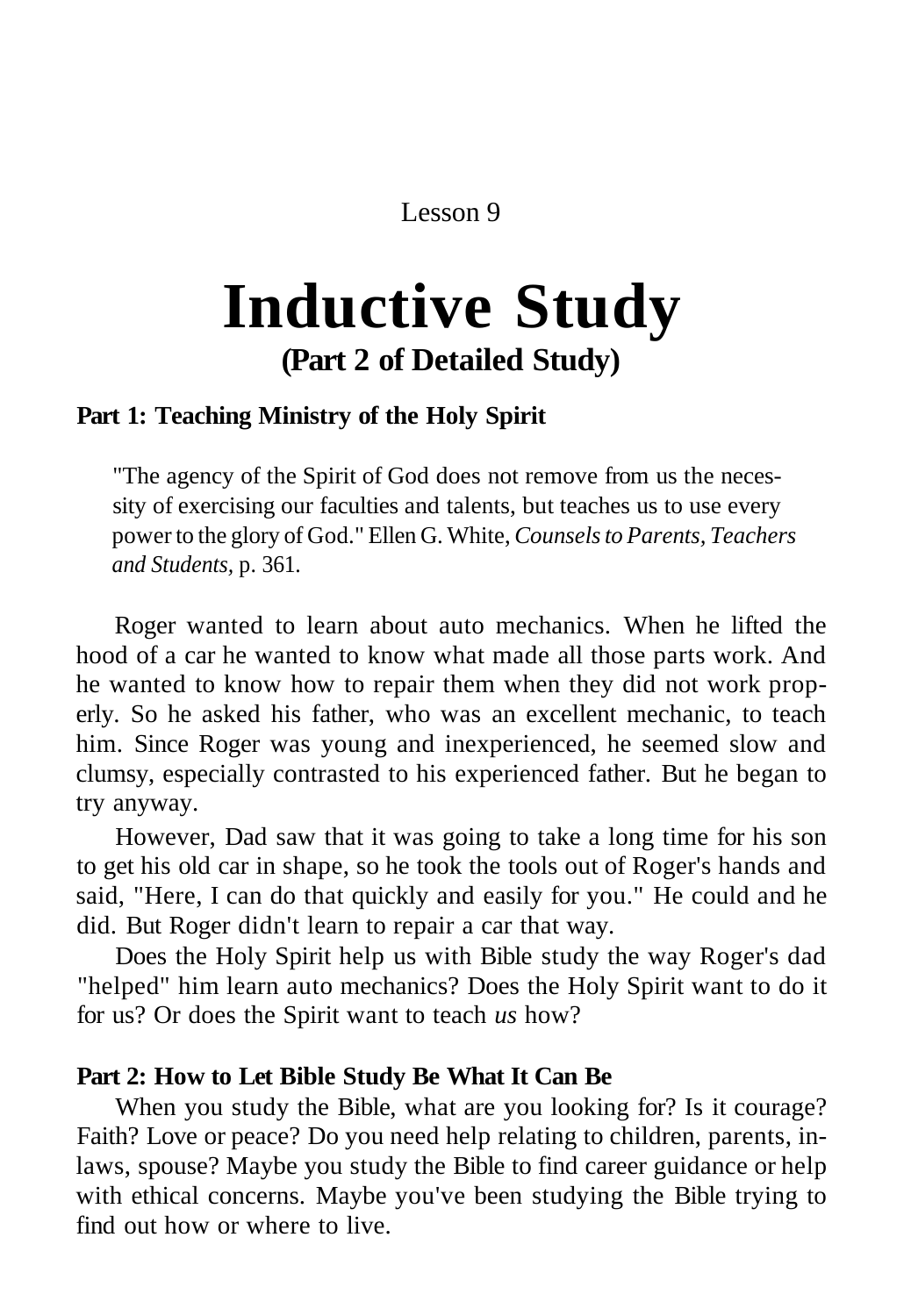Lesson 9

# Inductive Study

## (Part 2 of Detailed Study)

### Part 1: Teaching Ministry of the Holy Spirit

> "The agency of the Spirit of God does not remove from us the necessity of exercising our faculties and talents, but teaches us to use every power to the glory of God." Ellen G. White, *Counsels to Parents, Teachers and Students,* p. 361.

Roger wanted to learn about auto mechanics. When he lifted the hood of a car he wanted to know what made all those parts work. And he wanted to know how to repair them when they did not work properly. So he asked his father, who was an excellent mechanic, to teach him. Since Roger was young and inexperienced, he seemed slow and clumsy, especially contrasted to his experienced father. But he began to try anyway.

However, Dad saw that it was going to take a long time for his son to get his old car in shape, so he took the tools out of Roger's hands and said, "Here, I can do that quickly and easily for you." He could and he did. But Roger didn't learn to repair a car that way.

Does the Holy Spirit help us with Bible study the way Roger's dad "helped" him learn auto mechanics? Does the Holy Spirit want to do it for us? Or does the Spirit want to teach *us* how?

### Part 2: How to Let Bible Study Be What It Can Be

When you study the Bible, what are you looking for? Is it courage? Faith? Love or peace? Do you need help relating to children, parents, in-laws, spouse? Maybe you study the Bible to find career guidance or help with ethical concerns. Maybe you've been studying the Bible trying to find out how or where to live.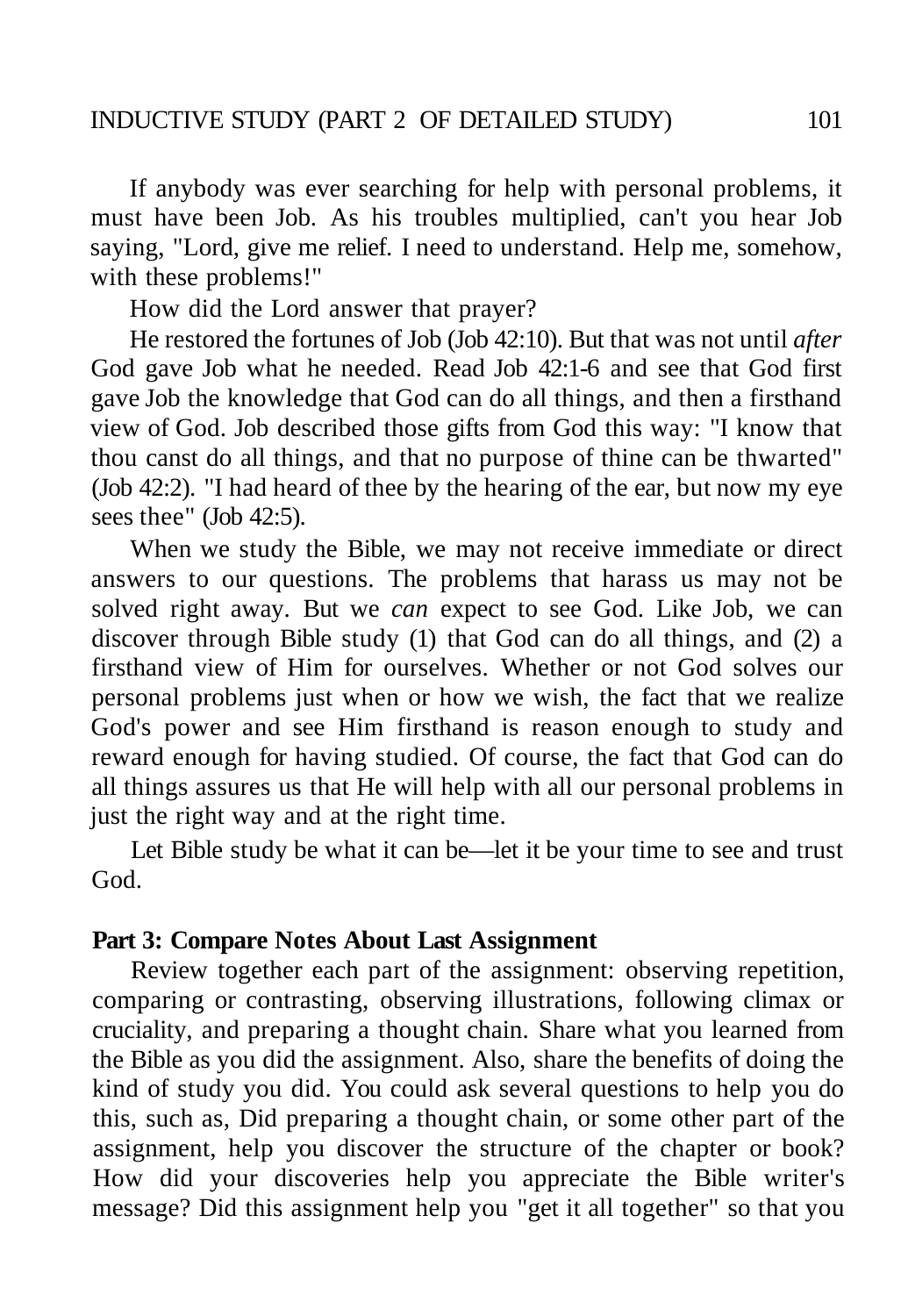If anybody was ever searching for help with personal problems, it must have been Job. As his troubles multiplied, can't you hear Job saying, "Lord, give me relief. I need to understand. Help me, somehow, with these problems!"

How did the Lord answer that prayer?

He restored the fortunes of Job (Job 42:10). But that was not until *after* God gave Job what he needed. Read Job 42:1-6 and see that God first gave Job the knowledge that God can do all things, and then a firsthand view of God. Job described those gifts from God this way: "I know that thou canst do all things, and that no purpose of thine can be thwarted" (Job 42:2). "I had heard of thee by the hearing of the ear, but now my eye sees thee" (Job 42:5).

When we study the Bible, we may not receive immediate or direct answers to our questions. The problems that harass us may not be solved right away. But we *can* expect to see God. Like Job, we can discover through Bible study (1) that God can do all things, and (2) a firsthand view of Him for ourselves. Whether or not God solves our personal problems just when or how we wish, the fact that we realize God's power and see Him firsthand is reason enough to study and reward enough for having studied. Of course, the fact that God can do all things assures us that He will help with all our personal problems in just the right way and at the right time.

Let Bible study be what it can be—let it be your time to see and trust God.

**Part 3: Compare Notes About Last Assignment**

Review together each part of the assignment: observing repetition, comparing or contrasting, observing illustrations, following climax or cruciality, and preparing a thought chain. Share what you learned from the Bible as you did the assignment. Also, share the benefits of doing the kind of study you did. You could ask several questions to help you do this, such as, Did preparing a thought chain, or some other part of the assignment, help you discover the structure of the chapter or book? How did your discoveries help you appreciate the Bible writer's message? Did this assignment help you "get it all together" so that you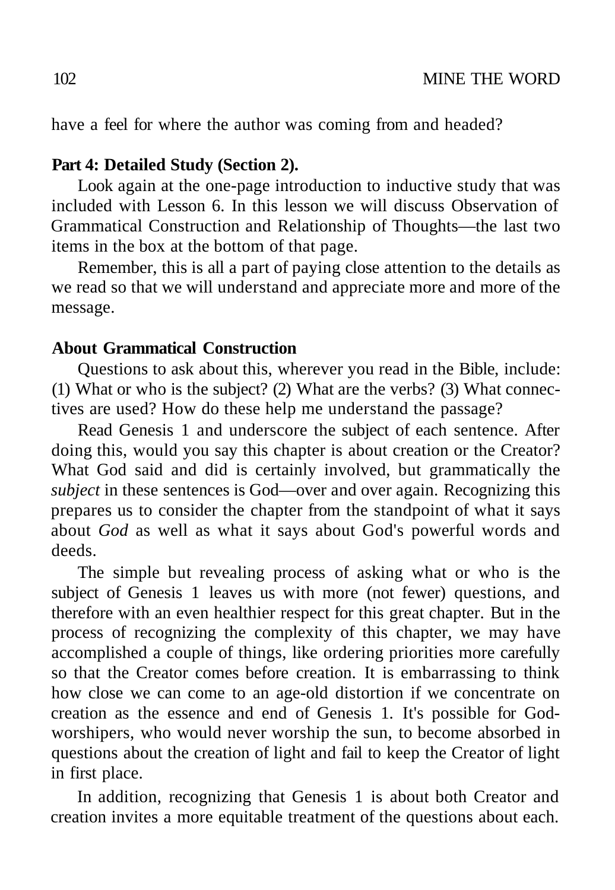have a feel for where the author was coming from and headed?

**Part 4: Detailed Study (Section 2).**

Look again at the one-page introduction to inductive study that was included with Lesson 6. In this lesson we will discuss Observation of Grammatical Construction and Relationship of Thoughts—the last two items in the box at the bottom of that page.

Remember, this is all a part of paying close attention to the details as we read so that we will understand and appreciate more and more of the message.

**About Grammatical Construction**

Questions to ask about this, wherever you read in the Bible, include: (1) What or who is the subject? (2) What are the verbs? (3) What connectives are used? How do these help me understand the passage?

Read Genesis 1 and underscore the subject of each sentence. After doing this, would you say this chapter is about creation or the Creator? What God said and did is certainly involved, but grammatically the *subject* in these sentences is God—over and over again. Recognizing this prepares us to consider the chapter from the standpoint of what it says about *God* as well as what it says about God's powerful words and deeds.

The simple but revealing process of asking what or who is the subject of Genesis 1 leaves us with more (not fewer) questions, and therefore with an even healthier respect for this great chapter. But in the process of recognizing the complexity of this chapter, we may have accomplished a couple of things, like ordering priorities more carefully so that the Creator comes before creation. It is embarrassing to think how close we can come to an age-old distortion if we concentrate on creation as the essence and end of Genesis 1. It's possible for God-worshipers, who would never worship the sun, to become absorbed in questions about the creation of light and fail to keep the Creator of light in first place.

In addition, recognizing that Genesis 1 is about both Creator and creation invites a more equitable treatment of the questions about each.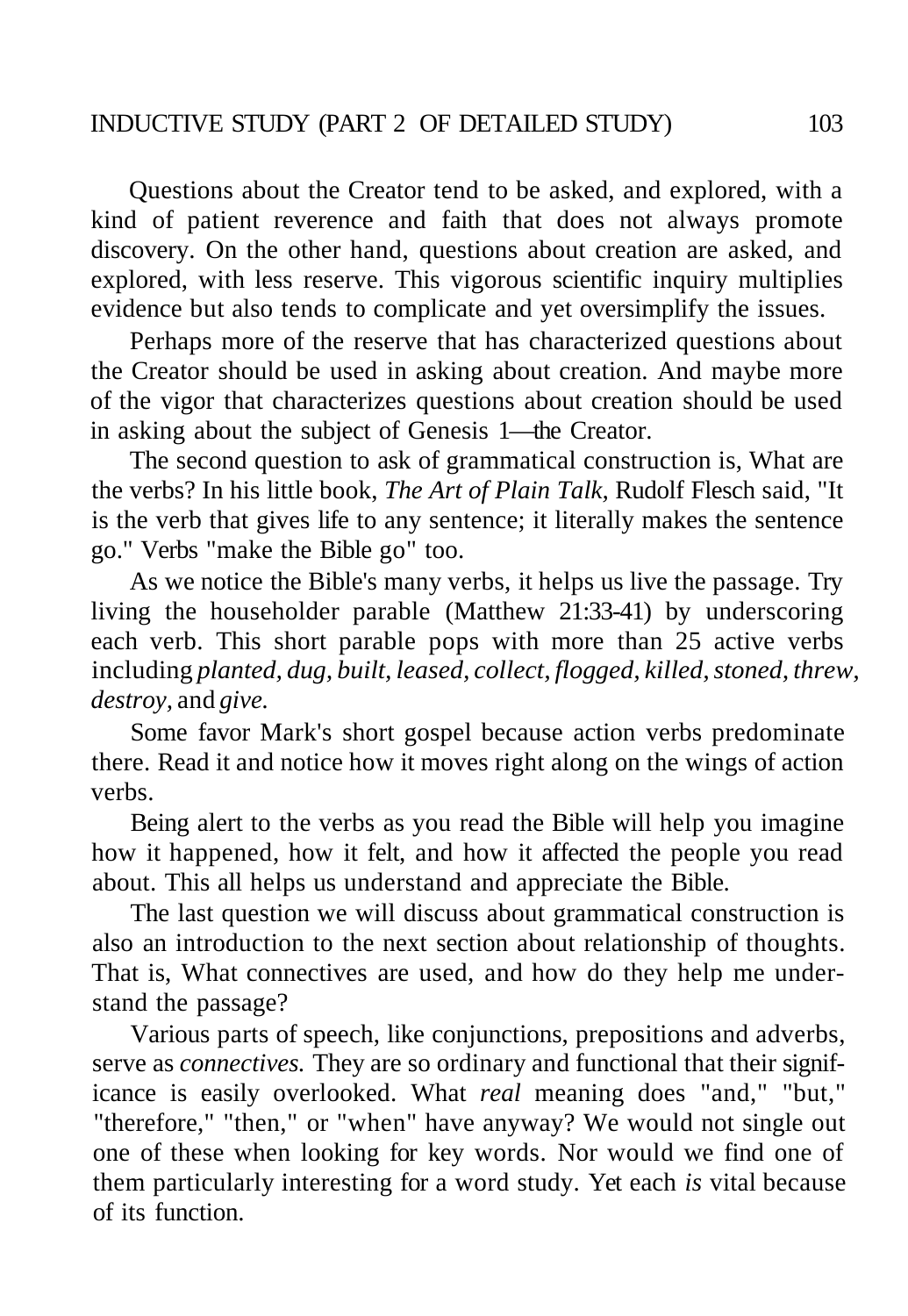Questions about the Creator tend to be asked, and explored, with a kind of patient reverence and faith that does not always promote discovery. On the other hand, questions about creation are asked, and explored, with less reserve. This vigorous scientific inquiry multiplies evidence but also tends to complicate and yet oversimplify the issues.

Perhaps more of the reserve that has characterized questions about the Creator should be used in asking about creation. And maybe more of the vigor that characterizes questions about creation should be used in asking about the subject of Genesis 1—the Creator.

The second question to ask of grammatical construction is, What are the verbs? In his little book, *The Art of Plain Talk,* Rudolf Flesch said, "It is the verb that gives life to any sentence; it literally makes the sentence go." Verbs "make the Bible go" too.

As we notice the Bible's many verbs, it helps us live the passage. Try living the householder parable (Matthew 21:33-41) by underscoring each verb. This short parable pops with more than 25 active verbs including *planted, dug, built, leased, collect, flogged, killed, stoned, threw, destroy,* and *give.*

Some favor Mark's short gospel because action verbs predominate there. Read it and notice how it moves right along on the wings of action verbs.

Being alert to the verbs as you read the Bible will help you imagine how it happened, how it felt, and how it affected the people you read about. This all helps us understand and appreciate the Bible.

The last question we will discuss about grammatical construction is also an introduction to the next section about relationship of thoughts. That is, What connectives are used, and how do they help me understand the passage?

Various parts of speech, like conjunctions, prepositions and adverbs, serve as *connectives.* They are so ordinary and functional that their significance is easily overlooked. What *real* meaning does "and," "but," "therefore," "then," or "when" have anyway? We would not single out one of these when looking for key words. Nor would we find one of them particularly interesting for a word study. Yet each *is* vital because of its function.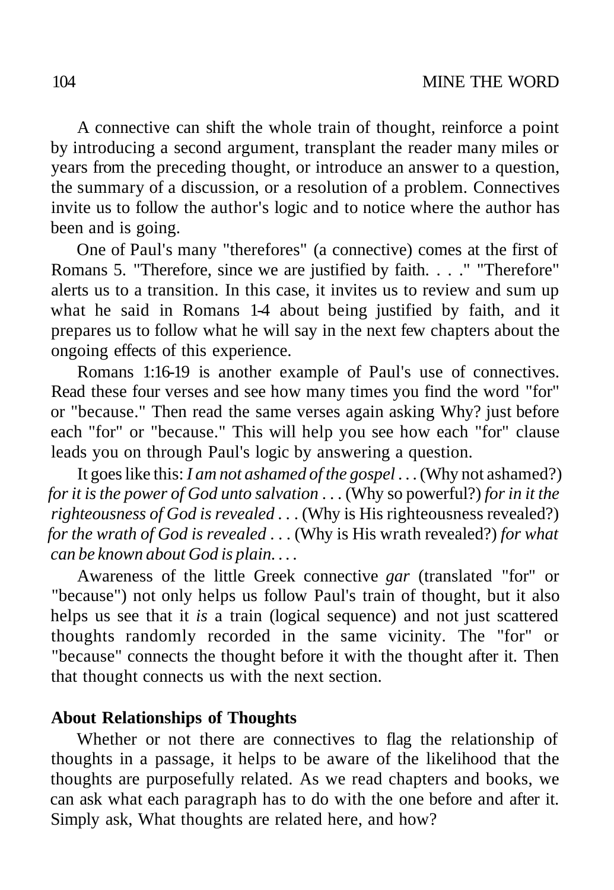A connective can shift the whole train of thought, reinforce a point by introducing a second argument, transplant the reader many miles or years from the preceding thought, or introduce an answer to a question, the summary of a discussion, or a resolution of a problem. Connectives invite us to follow the author's logic and to notice where the author has been and is going.

One of Paul's many "therefores" (a connective) comes at the first of Romans 5. "Therefore, since we are justified by faith. . . ." "Therefore" alerts us to a transition. In this case, it invites us to review and sum up what he said in Romans 1-4 about being justified by faith, and it prepares us to follow what he will say in the next few chapters about the ongoing effects of this experience.

Romans 1:16-19 is another example of Paul's use of connectives. Read these four verses and see how many times you find the word "for" or "because." Then read the same verses again asking Why? just before each "for" or "because." This will help you see how each "for" clause leads you on through Paul's logic by answering a question.

It goes like this: *I am not ashamed of the gospel* . . . (Why not ashamed?) *for it is the power of God unto salvation* . . . (Why so powerful?) *for in it the righteousness of God is revealed* . . . (Why is His righteousness revealed?) *for the wrath of God is revealed* . . . (Why is His wrath revealed?) *for what can be known about God is plain. . . .*

Awareness of the little Greek connective *gar* (translated "for" or "because") not only helps us follow Paul's train of thought, but it also helps us see that it *is* a train (logical sequence) and not just scattered thoughts randomly recorded in the same vicinity. The "for" or "because" connects the thought before it with the thought after it. Then that thought connects us with the next section.

**About Relationships of Thoughts**

Whether or not there are connectives to flag the relationship of thoughts in a passage, it helps to be aware of the likelihood that the thoughts are purposefully related. As we read chapters and books, we can ask what each paragraph has to do with the one before and after it. Simply ask, What thoughts are related here, and how?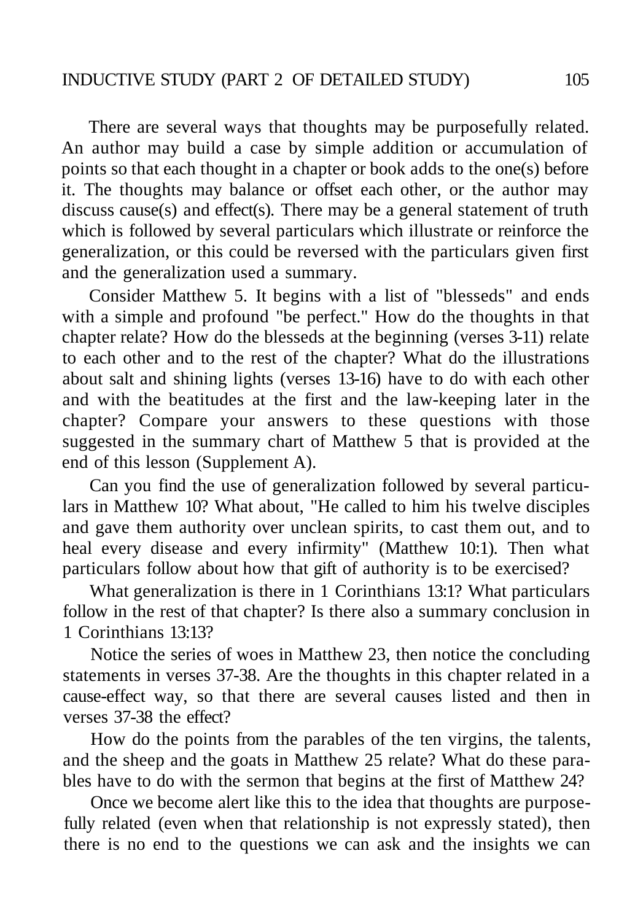There are several ways that thoughts may be purposefully related. An author may build a case by simple addition or accumulation of points so that each thought in a chapter or book adds to the one(s) before it. The thoughts may balance or offset each other, or the author may discuss cause(s) and effect(s). There may be a general statement of truth which is followed by several particulars which illustrate or reinforce the generalization, or this could be reversed with the particulars given first and the generalization used a summary.

Consider Matthew 5. It begins with a list of "blesseds" and ends with a simple and profound "be perfect." How do the thoughts in that chapter relate? How do the blesseds at the beginning (verses 3-11) relate to each other and to the rest of the chapter? What do the illustrations about salt and shining lights (verses 13-16) have to do with each other and with the beatitudes at the first and the law-keeping later in the chapter? Compare your answers to these questions with those suggested in the summary chart of Matthew 5 that is provided at the end of this lesson (Supplement A).

Can you find the use of generalization followed by several particulars in Matthew 10? What about, "He called to him his twelve disciples and gave them authority over unclean spirits, to cast them out, and to heal every disease and every infirmity" (Matthew 10:1). Then what particulars follow about how that gift of authority is to be exercised?

What generalization is there in 1 Corinthians 13:1? What particulars follow in the rest of that chapter? Is there also a summary conclusion in 1 Corinthians 13:13?

Notice the series of woes in Matthew 23, then notice the concluding statements in verses 37-38. Are the thoughts in this chapter related in a cause-effect way, so that there are several causes listed and then in verses 37-38 the effect?

How do the points from the parables of the ten virgins, the talents, and the sheep and the goats in Matthew 25 relate? What do these parables have to do with the sermon that begins at the first of Matthew 24?

Once we become alert like this to the idea that thoughts are purposefully related (even when that relationship is not expressly stated), then there is no end to the questions we can ask and the insights we can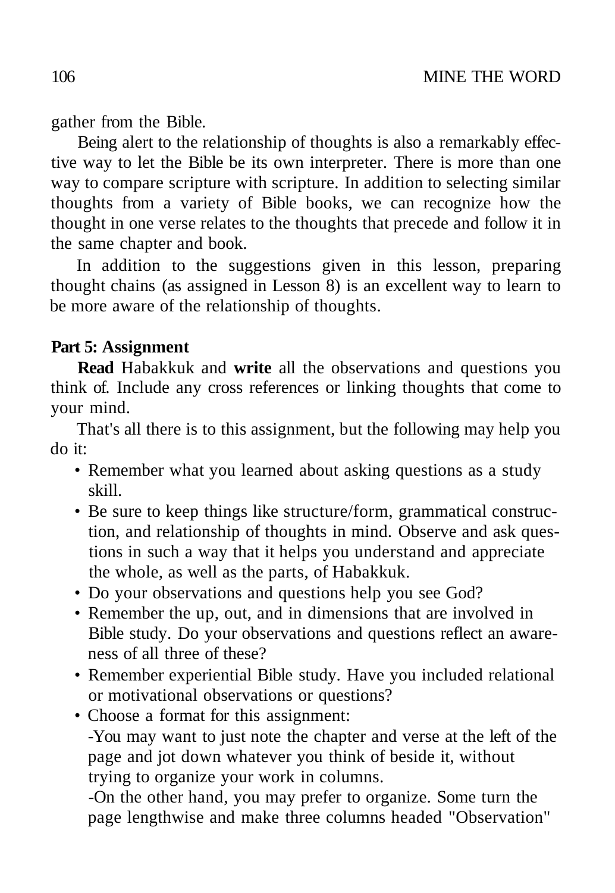gather from the Bible.

Being alert to the relationship of thoughts is also a remarkably effective way to let the Bible be its own interpreter. There is more than one way to compare scripture with scripture. In addition to selecting similar thoughts from a variety of Bible books, we can recognize how the thought in one verse relates to the thoughts that precede and follow it in the same chapter and book.

In addition to the suggestions given in this lesson, preparing thought chains (as assigned in Lesson 8) is an excellent way to learn to be more aware of the relationship of thoughts.

### Part 5: Assignment

**Read** Habakkuk and **write** all the observations and questions you think of. Include any cross references or linking thoughts that come to your mind.

That's all there is to this assignment, but the following may help you do it:

- Remember what you learned about asking questions as a study skill.
- Be sure to keep things like structure/form, grammatical construction, and relationship of thoughts in mind. Observe and ask questions in such a way that it helps you understand and appreciate the whole, as well as the parts, of Habakkuk.
- Do your observations and questions help you see God?
- Remember the up, out, and in dimensions that are involved in Bible study. Do your observations and questions reflect an awareness of all three of these?
- Remember experiential Bible study. Have you included relational or motivational observations or questions?
- Choose a format for this assignment:
  - -You may want to just note the chapter and verse at the left of the page and jot down whatever you think of beside it, without trying to organize your work in columns.
  - -On the other hand, you may prefer to organize. Some turn the page lengthwise and make three columns headed "Observation"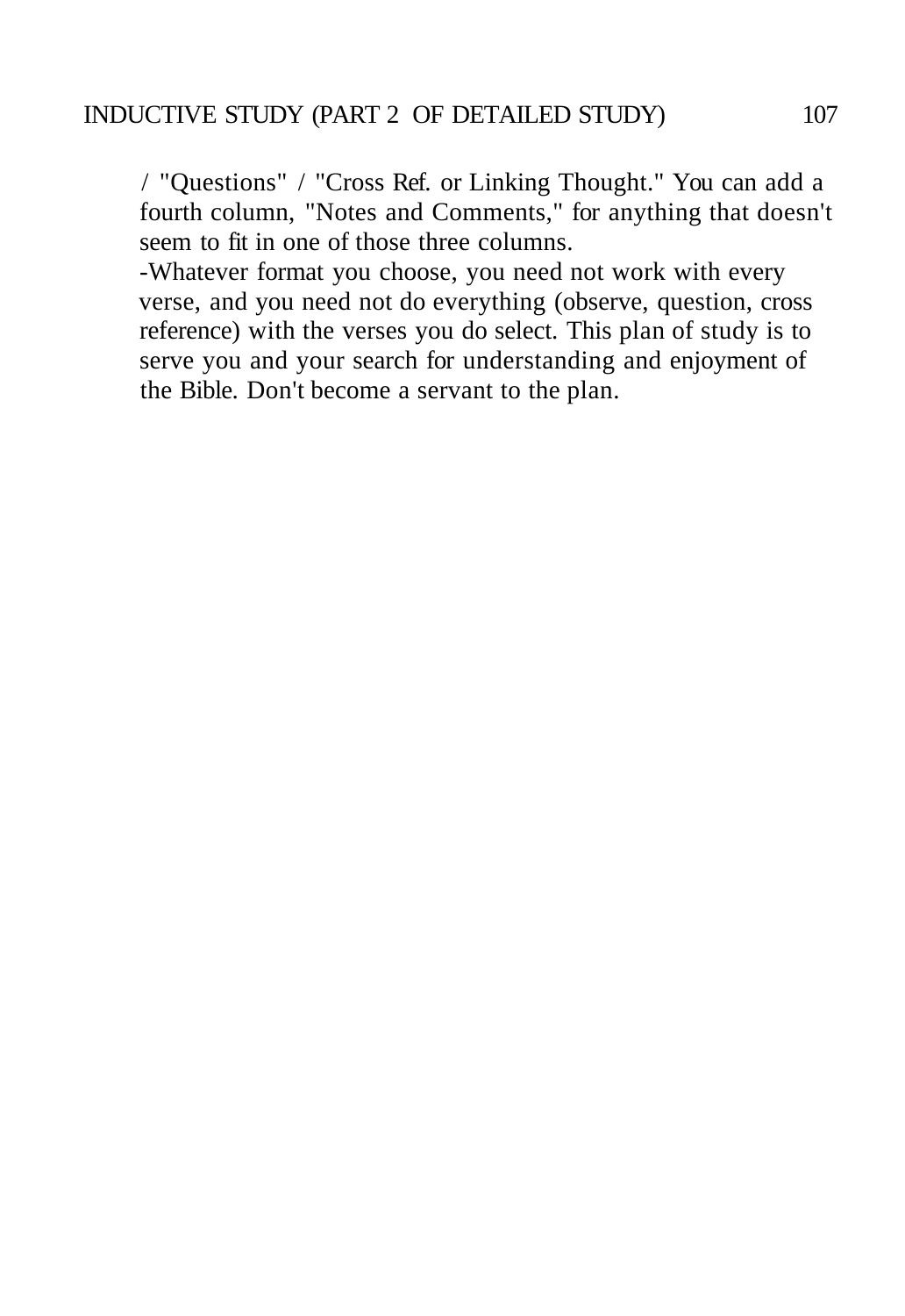/ "Questions" / "Cross Ref. or Linking Thought." You can add a fourth column, "Notes and Comments," for anything that doesn't seem to fit in one of those three columns.

-Whatever format you choose, you need not work with every verse, and you need not do everything (observe, question, cross reference) with the verses you do select. This plan of study is to serve you and your search for understanding and enjoyment of the Bible. Don't become a servant to the plan.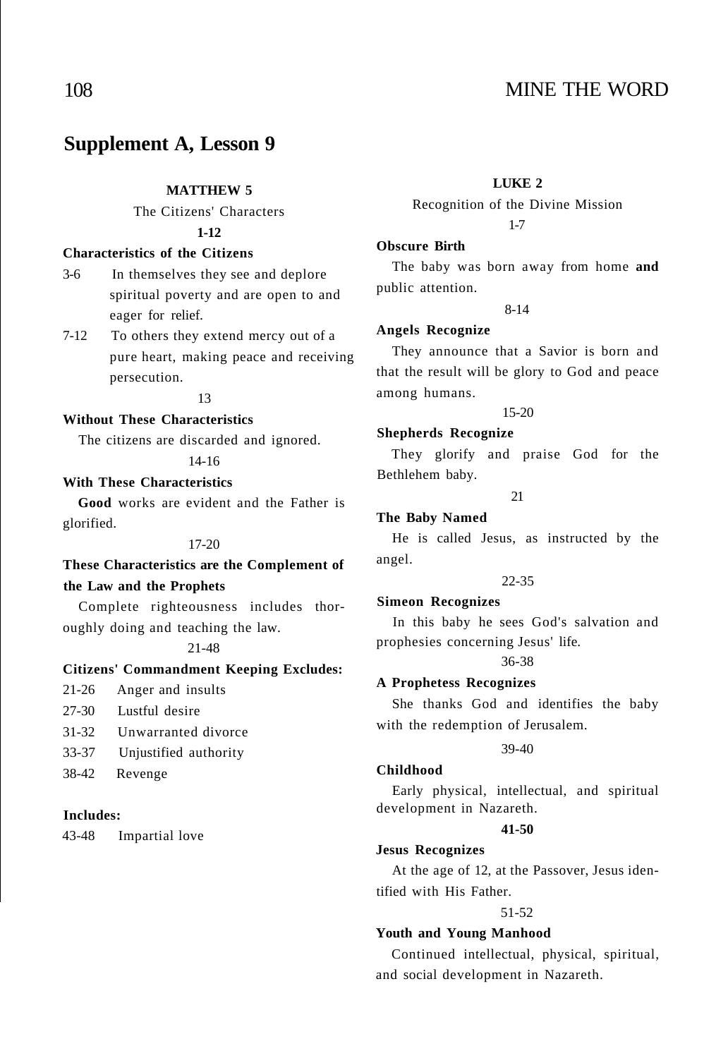## Supplement A, Lesson 9

**MATTHEW 5**

The Citizens' Characters

**1-12**

**Characteristics of the Citizens**

3-6 In themselves they see and deplore spiritual poverty and are open to and eager for relief.

7-12 To others they extend mercy out of a pure heart, making peace and receiving persecution.

13

**Without These Characteristics**

The citizens are discarded and ignored.

14-16

**With These Characteristics**

**Good** works are evident and the Father is glorified.

17-20

**These Characteristics are the Complement of the Law and the Prophets**

Complete righteousness includes thoroughly doing and teaching the law.

21-48

**Citizens' Commandment Keeping Excludes:**

21-26 Anger and insults

27-30 Lustful desire

31-32 Unwarranted divorce

33-37 Unjustified authority

38-42 Revenge

**Includes:**

43-48 Impartial love

**LUKE 2**

Recognition of the Divine Mission

1-7

**Obscure Birth**

The baby was born away from home **and** public attention.

8-14

**Angels Recognize**

They announce that a Savior is born and that the result will be glory to God and peace among humans.

15-20

**Shepherds Recognize**

They glorify and praise God for the Bethlehem baby.

21

**The Baby Named**

He is called Jesus, as instructed by the angel.

22-35

**Simeon Recognizes**

In this baby he sees God's salvation and prophesies concerning Jesus' life.

36-38

**A Prophetess Recognizes**

She thanks God and identifies the baby with the redemption of Jerusalem.

39-40

**Childhood**

Early physical, intellectual, and spiritual development in Nazareth.

**41-50**

**Jesus Recognizes**

At the age of 12, at the Passover, Jesus identified with His Father.

51-52

**Youth and Young Manhood**

Continued intellectual, physical, spiritual, and social development in Nazareth.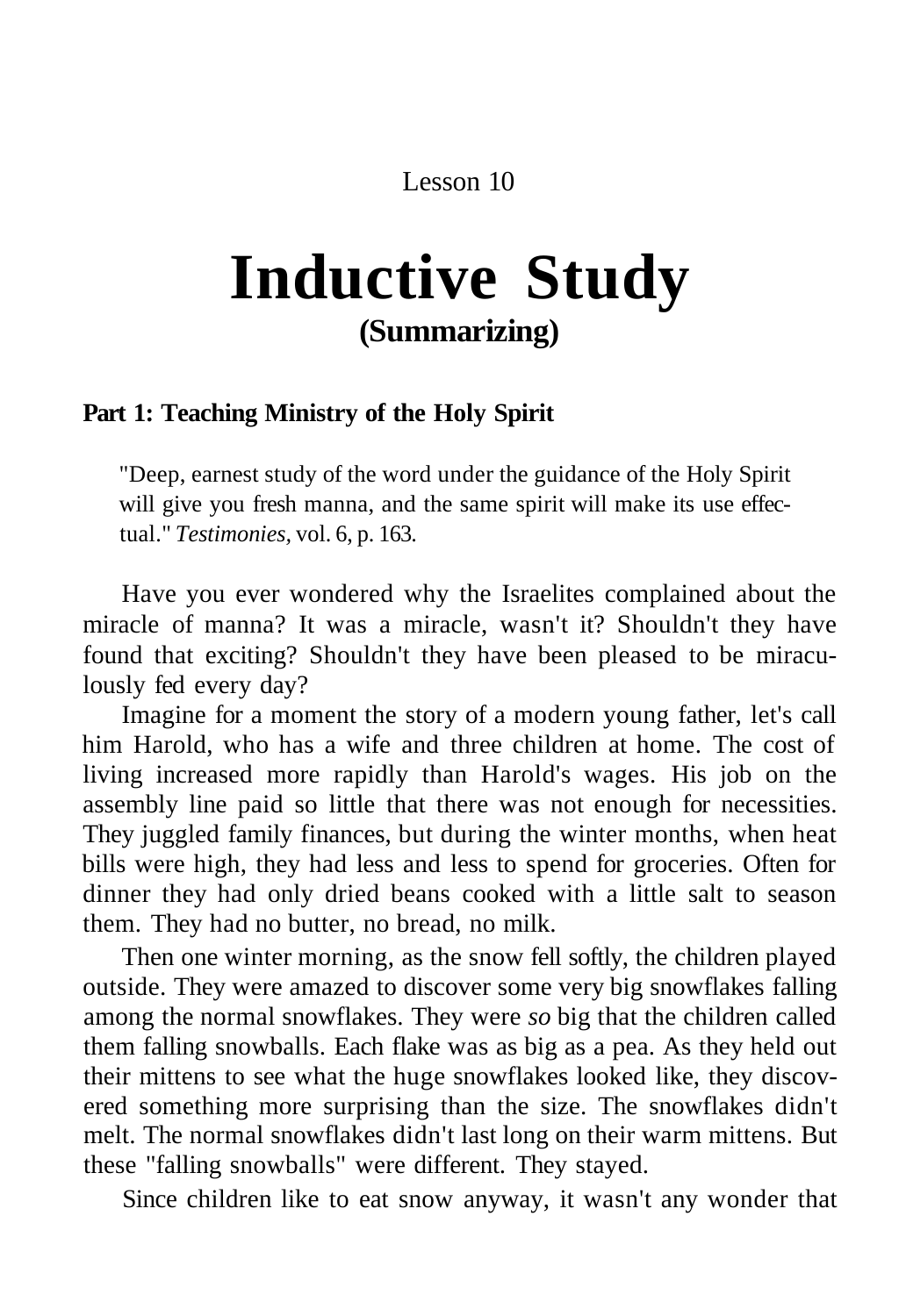Lesson 10

# Inductive Study

## (Summarizing)

### Part 1: Teaching Ministry of the Holy Spirit

> "Deep, earnest study of the word under the guidance of the Holy Spirit will give you fresh manna, and the same spirit will make its use effectual." *Testimonies,* vol. 6, p. 163.

Have you ever wondered why the Israelites complained about the miracle of manna? It was a miracle, wasn't it? Shouldn't they have found that exciting? Shouldn't they have been pleased to be miraculously fed every day?

Imagine for a moment the story of a modern young father, let's call him Harold, who has a wife and three children at home. The cost of living increased more rapidly than Harold's wages. His job on the assembly line paid so little that there was not enough for necessities. They juggled family finances, but during the winter months, when heat bills were high, they had less and less to spend for groceries. Often for dinner they had only dried beans cooked with a little salt to season them. They had no butter, no bread, no milk.

Then one winter morning, as the snow fell softly, the children played outside. They were amazed to discover some very big snowflakes falling among the normal snowflakes. They were *so* big that the children called them falling snowballs. Each flake was as big as a pea. As they held out their mittens to see what the huge snowflakes looked like, they discovered something more surprising than the size. The snowflakes didn't melt. The normal snowflakes didn't last long on their warm mittens. But these "falling snowballs" were different. They stayed.

Since children like to eat snow anyway, it wasn't any wonder that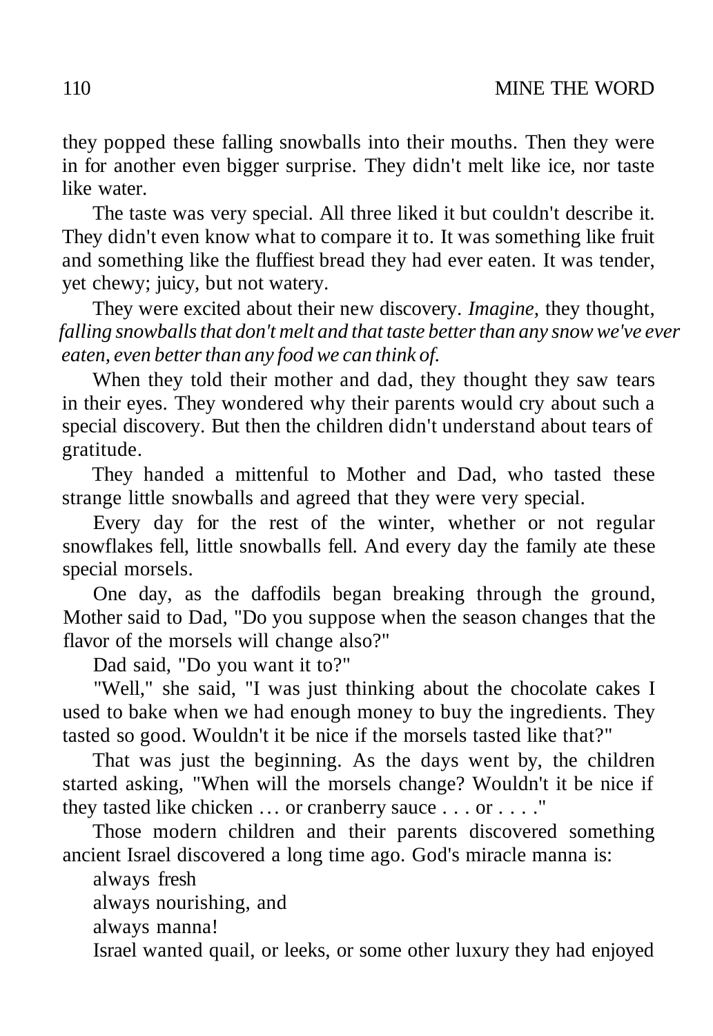they popped these falling snowballs into their mouths. Then they were in for another even bigger surprise. They didn't melt like ice, nor taste like water.

The taste was very special. All three liked it but couldn't describe it. They didn't even know what to compare it to. It was something like fruit and something like the fluffiest bread they had ever eaten. It was tender, yet chewy; juicy, but not watery.

They were excited about their new discovery. *Imagine,* they thought, *falling snowballs that don't melt and that taste better than any snow we've ever eaten, even better than any food we can think of.*

When they told their mother and dad, they thought they saw tears in their eyes. They wondered why their parents would cry about such a special discovery. But then the children didn't understand about tears of gratitude.

They handed a mittenful to Mother and Dad, who tasted these strange little snowballs and agreed that they were very special.

Every day for the rest of the winter, whether or not regular snowflakes fell, little snowballs fell. And every day the family ate these special morsels.

One day, as the daffodils began breaking through the ground, Mother said to Dad, "Do you suppose when the season changes that the flavor of the morsels will change also?"

Dad said, "Do you want it to?"

"Well," she said, "I was just thinking about the chocolate cakes I used to bake when we had enough money to buy the ingredients. They tasted so good. Wouldn't it be nice if the morsels tasted like that?"

That was just the beginning. As the days went by, the children started asking, "When will the morsels change? Wouldn't it be nice if they tasted like chicken … or cranberry sauce . . . or . . . ."

Those modern children and their parents discovered something ancient Israel discovered a long time ago. God's miracle manna is:

always fresh
always nourishing, and
always manna!

Israel wanted quail, or leeks, or some other luxury they had enjoyed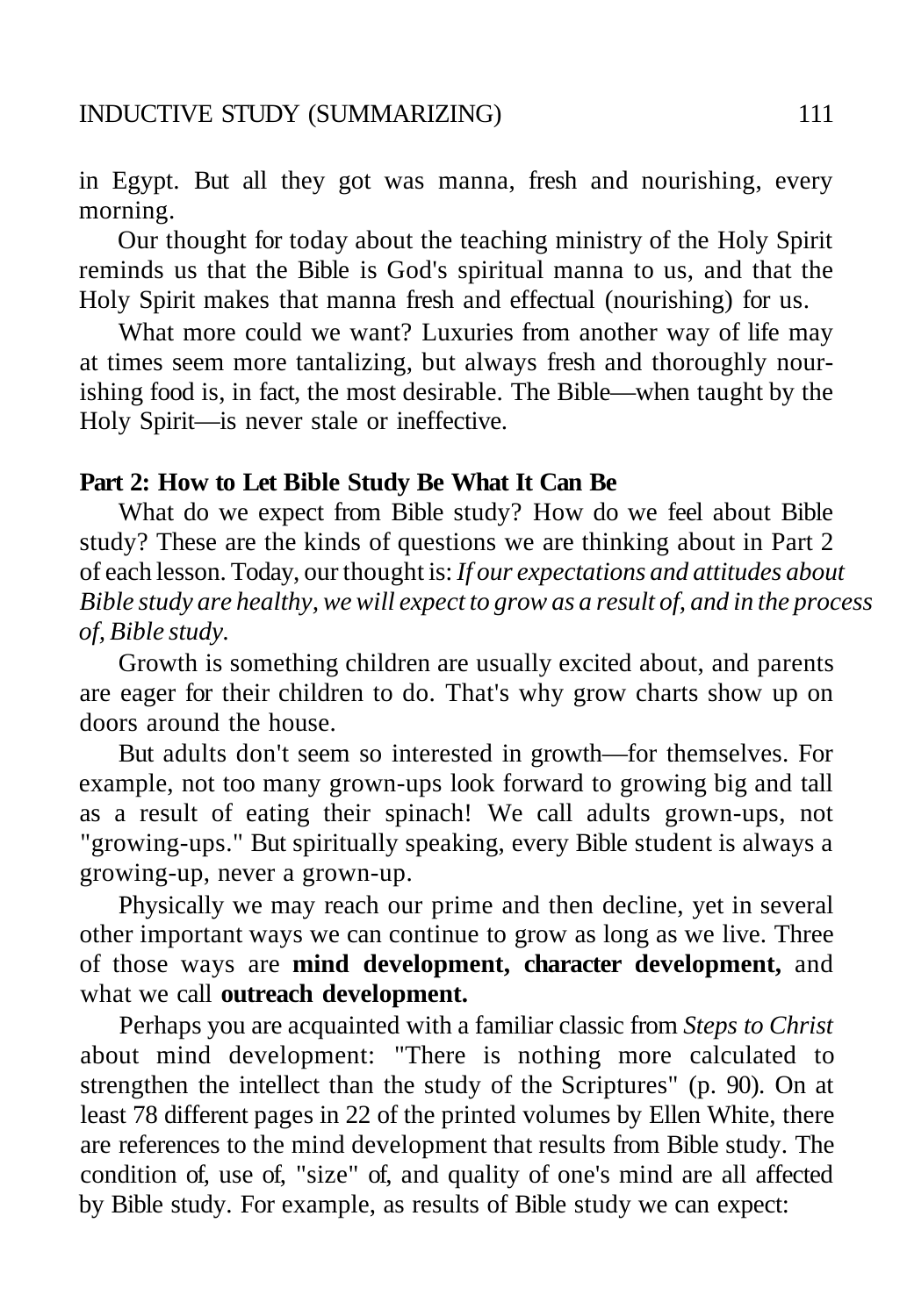in Egypt. But all they got was manna, fresh and nourishing, every morning.

Our thought for today about the teaching ministry of the Holy Spirit reminds us that the Bible is God's spiritual manna to us, and that the Holy Spirit makes that manna fresh and effectual (nourishing) for us.

What more could we want? Luxuries from another way of life may at times seem more tantalizing, but always fresh and thoroughly nourishing food is, in fact, the most desirable. The Bible—when taught by the Holy Spirit—is never stale or ineffective.

**Part 2: How to Let Bible Study Be What It Can Be**

What do we expect from Bible study? How do we feel about Bible study? These are the kinds of questions we are thinking about in Part 2 of each lesson. Today, our thought is: *If our expectations and attitudes about Bible study are healthy, we will expect to grow as a result of, and in the process of, Bible study.*

Growth is something children are usually excited about, and parents are eager for their children to do. That's why grow charts show up on doors around the house.

But adults don't seem so interested in growth—for themselves. For example, not too many grown-ups look forward to growing big and tall as a result of eating their spinach! We call adults grown-ups, not "growing-ups." But spiritually speaking, every Bible student is always a growing-up, never a grown-up.

Physically we may reach our prime and then decline, yet in several other important ways we can continue to grow as long as we live. Three of those ways are **mind development, character development,** and what we call **outreach development.**

Perhaps you are acquainted with a familiar classic from *Steps to Christ* about mind development: "There is nothing more calculated to strengthen the intellect than the study of the Scriptures" (p. 90). On at least 78 different pages in 22 of the printed volumes by Ellen White, there are references to the mind development that results from Bible study. The condition of, use of, "size" of, and quality of one's mind are all affected by Bible study. For example, as results of Bible study we can expect: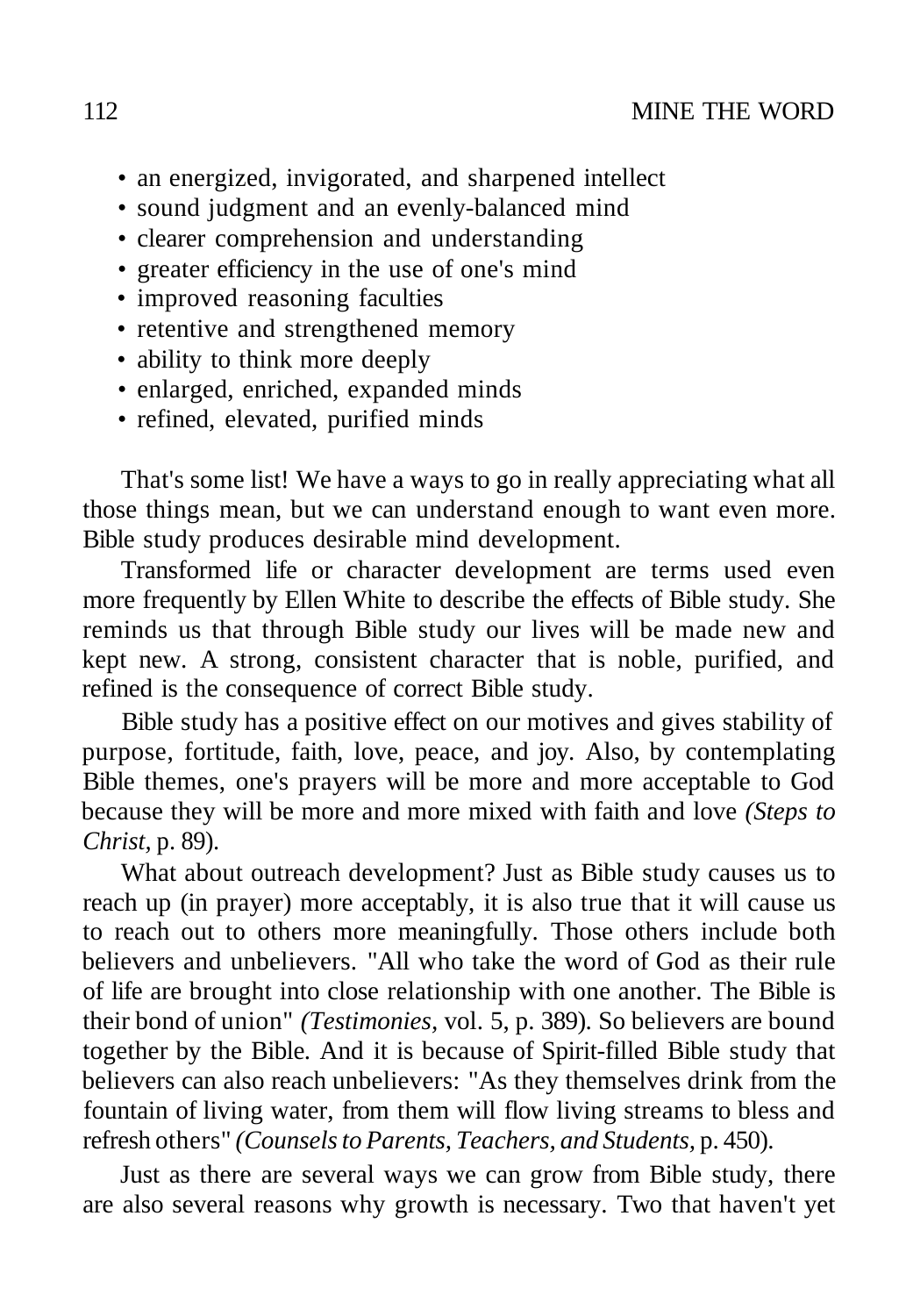- an energized, invigorated, and sharpened intellect
- sound judgment and an evenly-balanced mind
- clearer comprehension and understanding
- greater efficiency in the use of one's mind
- improved reasoning faculties
- retentive and strengthened memory
- ability to think more deeply
- enlarged, enriched, expanded minds
- refined, elevated, purified minds

That's some list! We have a ways to go in really appreciating what all those things mean, but we can understand enough to want even more. Bible study produces desirable mind development.

Transformed life or character development are terms used even more frequently by Ellen White to describe the effects of Bible study. She reminds us that through Bible study our lives will be made new and kept new. A strong, consistent character that is noble, purified, and refined is the consequence of correct Bible study.

Bible study has a positive effect on our motives and gives stability of purpose, fortitude, faith, love, peace, and joy. Also, by contemplating Bible themes, one's prayers will be more and more acceptable to God because they will be more and more mixed with faith and love *(Steps to Christ,* p. 89).

What about outreach development? Just as Bible study causes us to reach up (in prayer) more acceptably, it is also true that it will cause us to reach out to others more meaningfully. Those others include both believers and unbelievers. "All who take the word of God as their rule of life are brought into close relationship with one another. The Bible is their bond of union" *(Testimonies,* vol. 5, p. 389). So believers are bound together by the Bible. And it is because of Spirit-filled Bible study that believers can also reach unbelievers: "As they themselves drink from the fountain of living water, from them will flow living streams to bless and refresh others" *(Counsels to Parents, Teachers, and Students,* p. 450).

Just as there are several ways we can grow from Bible study, there are also several reasons why growth is necessary. Two that haven't yet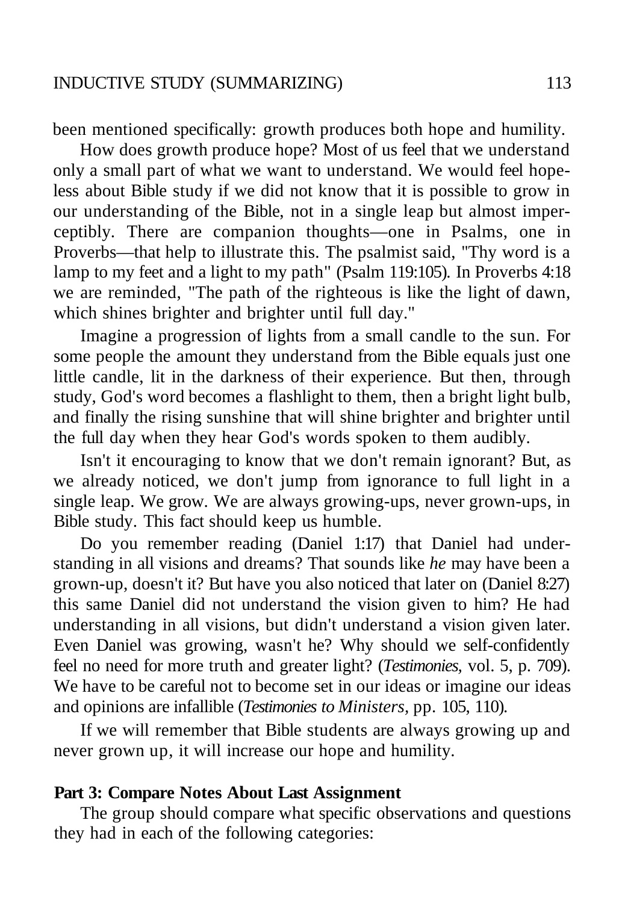been mentioned specifically: growth produces both hope and humility.

How does growth produce hope? Most of us feel that we understand only a small part of what we want to understand. We would feel hopeless about Bible study if we did not know that it is possible to grow in our understanding of the Bible, not in a single leap but almost imperceptibly. There are companion thoughts—one in Psalms, one in Proverbs—that help to illustrate this. The psalmist said, "Thy word is a lamp to my feet and a light to my path" (Psalm 119:105). In Proverbs 4:18 we are reminded, "The path of the righteous is like the light of dawn, which shines brighter and brighter until full day."

Imagine a progression of lights from a small candle to the sun. For some people the amount they understand from the Bible equals just one little candle, lit in the darkness of their experience. But then, through study, God's word becomes a flashlight to them, then a bright light bulb, and finally the rising sunshine that will shine brighter and brighter until the full day when they hear God's words spoken to them audibly.

Isn't it encouraging to know that we don't remain ignorant? But, as we already noticed, we don't jump from ignorance to full light in a single leap. We grow. We are always growing-ups, never grown-ups, in Bible study. This fact should keep us humble.

Do you remember reading (Daniel 1:17) that Daniel had understanding in all visions and dreams? That sounds like *he* may have been a grown-up, doesn't it? But have you also noticed that later on (Daniel 8:27) this same Daniel did not understand the vision given to him? He had understanding in all visions, but didn't understand a vision given later. Even Daniel was growing, wasn't he? Why should we self-confidently feel no need for more truth and greater light? (*Testimonies*, vol. 5, p. 709). We have to be careful not to become set in our ideas or imagine our ideas and opinions are infallible (*Testimonies to Ministers*, pp. 105, 110).

If we will remember that Bible students are always growing up and never grown up, it will increase our hope and humility.

**Part 3: Compare Notes About Last Assignment**

The group should compare what specific observations and questions they had in each of the following categories: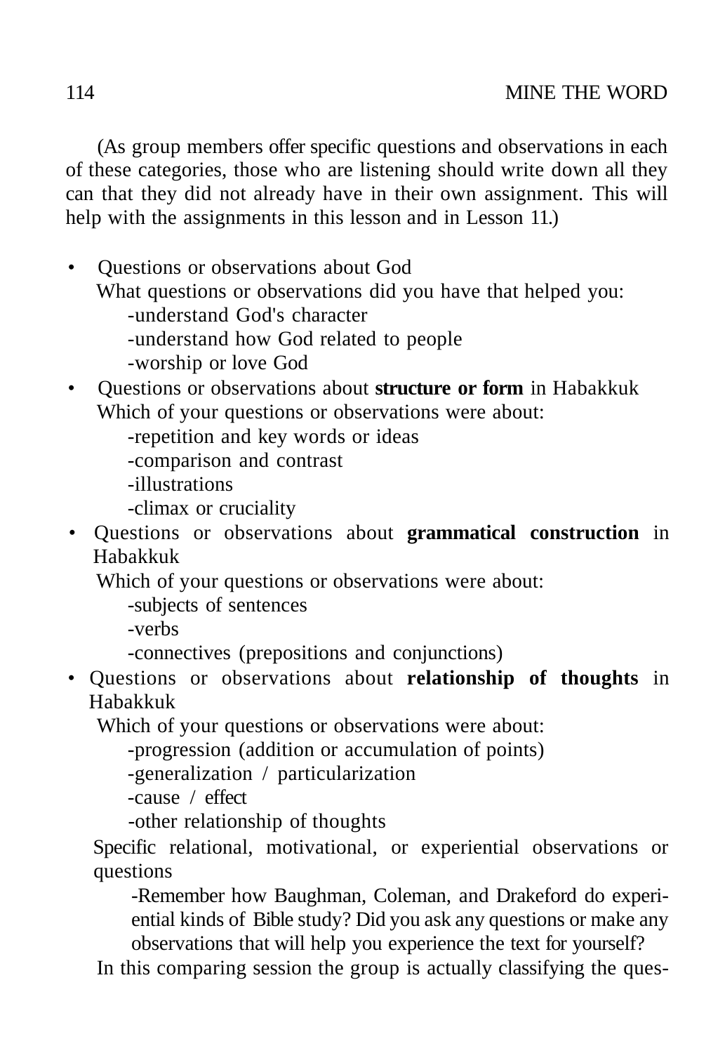(As group members offer specific questions and observations in each of these categories, those who are listening should write down all they can that they did not already have in their own assignment. This will help with the assignments in this lesson and in Lesson 11.)

- Questions or observations about God
  What questions or observations did you have that helped you:
  - -understand God's character
  - -understand how God related to people
  - -worship or love God
- Questions or observations about **structure or form** in Habakkuk
  Which of your questions or observations were about:
  - -repetition and key words or ideas
  - -comparison and contrast
  - -illustrations
  - -climax or cruciality
- Questions or observations about **grammatical construction** in Habakkuk
  Which of your questions or observations were about:
  - -subjects of sentences
  - -verbs
  - -connectives (prepositions and conjunctions)
- Questions or observations about **relationship of thoughts** in Habakkuk
  Which of your questions or observations were about:
  - -progression (addition or accumulation of points)
  - -generalization / particularization
  - -cause / effect
  - -other relationship of thoughts

  Specific relational, motivational, or experiential observations or questions
  - -Remember how Baughman, Coleman, and Drakeford do experiential kinds of Bible study? Did you ask any questions or make any observations that will help you experience the text for yourself?

In this comparing session the group is actually classifying the ques-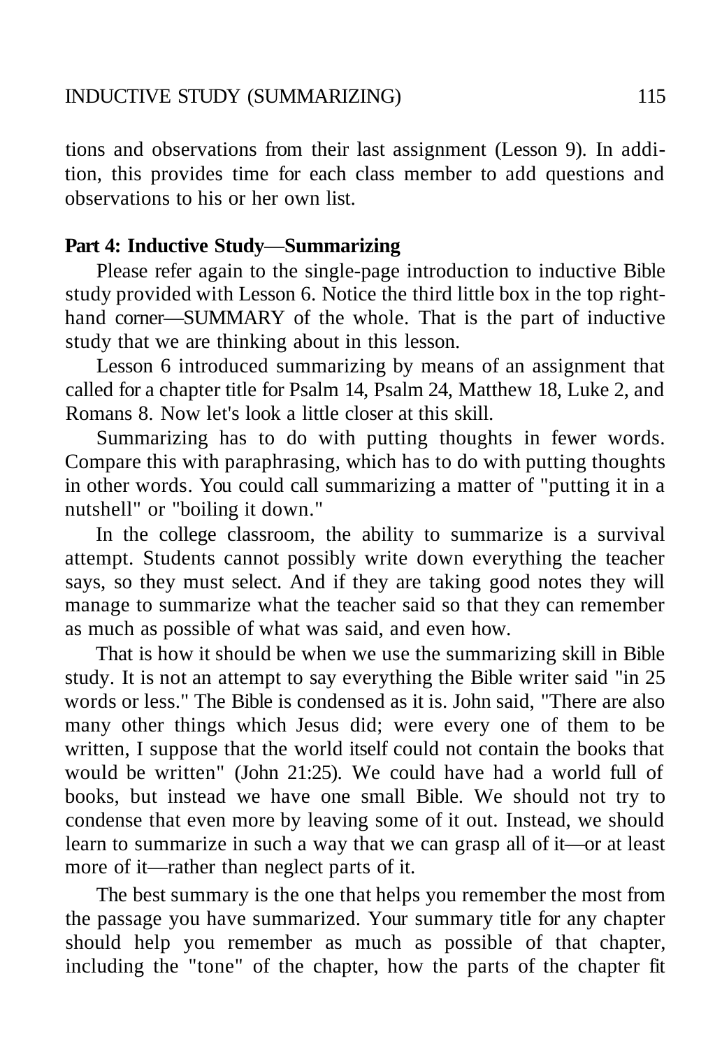tions and observations from their last assignment (Lesson 9). In addition, this provides time for each class member to add questions and observations to his or her own list.

**Part 4: Inductive Study—Summarizing**

Please refer again to the single-page introduction to inductive Bible study provided with Lesson 6. Notice the third little box in the top right-hand corner—SUMMARY of the whole. That is the part of inductive study that we are thinking about in this lesson.

Lesson 6 introduced summarizing by means of an assignment that called for a chapter title for Psalm 14, Psalm 24, Matthew 18, Luke 2, and Romans 8. Now let's look a little closer at this skill.

Summarizing has to do with putting thoughts in fewer words. Compare this with paraphrasing, which has to do with putting thoughts in other words. You could call summarizing a matter of "putting it in a nutshell" or "boiling it down."

In the college classroom, the ability to summarize is a survival attempt. Students cannot possibly write down everything the teacher says, so they must select. And if they are taking good notes they will manage to summarize what the teacher said so that they can remember as much as possible of what was said, and even how.

That is how it should be when we use the summarizing skill in Bible study. It is not an attempt to say everything the Bible writer said "in 25 words or less." The Bible is condensed as it is. John said, "There are also many other things which Jesus did; were every one of them to be written, I suppose that the world itself could not contain the books that would be written" (John 21:25). We could have had a world full of books, but instead we have one small Bible. We should not try to condense that even more by leaving some of it out. Instead, we should learn to summarize in such a way that we can grasp all of it—or at least more of it—rather than neglect parts of it.

The best summary is the one that helps you remember the most from the passage you have summarized. Your summary title for any chapter should help you remember as much as possible of that chapter, including the "tone" of the chapter, how the parts of the chapter fit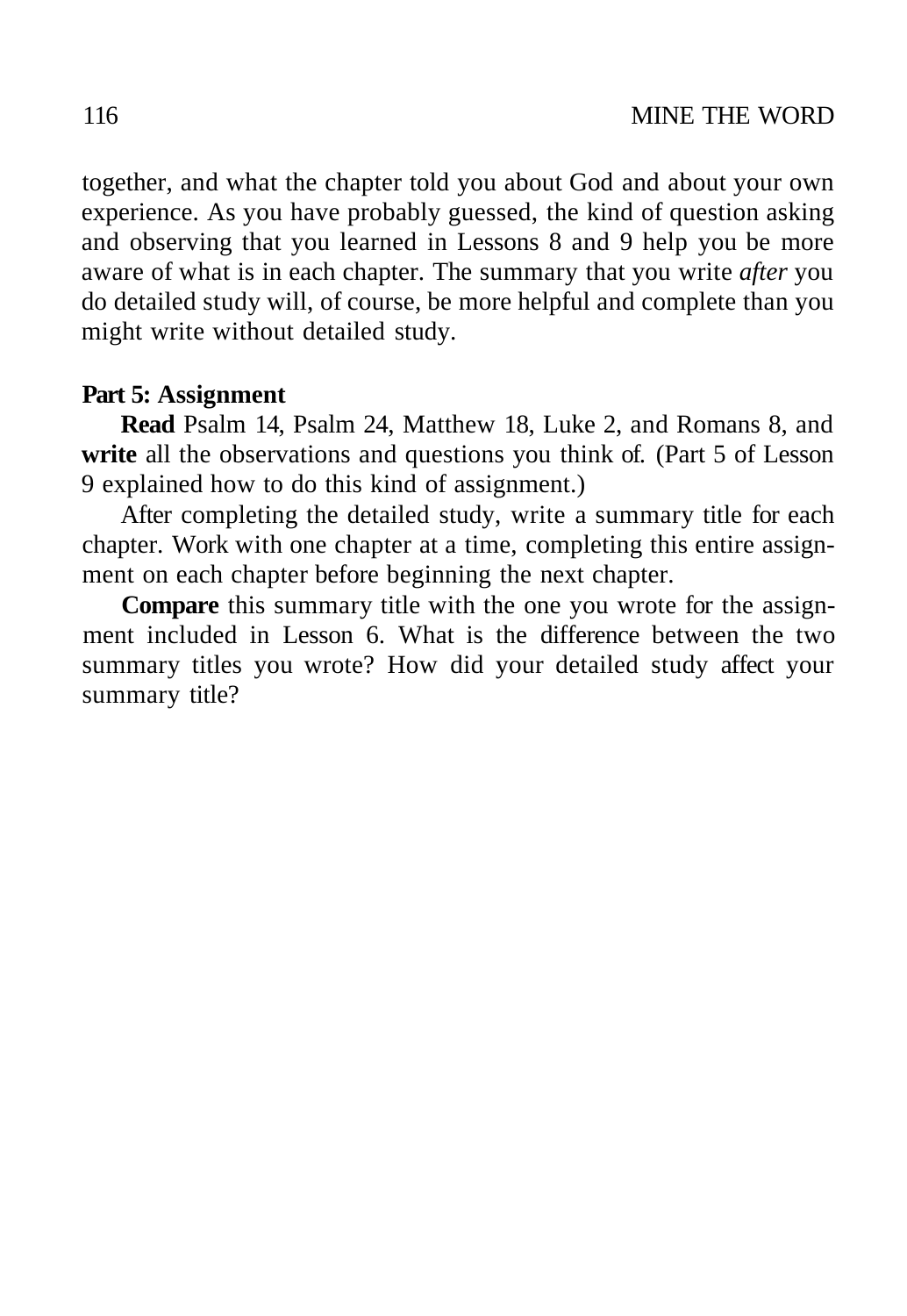together, and what the chapter told you about God and about your own experience. As you have probably guessed, the kind of question asking and observing that you learned in Lessons 8 and 9 help you be more aware of what is in each chapter. The summary that you write *after* you do detailed study will, of course, be more helpful and complete than you might write without detailed study.

**Part 5: Assignment**

**Read** Psalm 14, Psalm 24, Matthew 18, Luke 2, and Romans 8, and **write** all the observations and questions you think of. (Part 5 of Lesson 9 explained how to do this kind of assignment.)

After completing the detailed study, write a summary title for each chapter. Work with one chapter at a time, completing this entire assignment on each chapter before beginning the next chapter.

**Compare** this summary title with the one you wrote for the assignment included in Lesson 6. What is the difference between the two summary titles you wrote? How did your detailed study affect your summary title?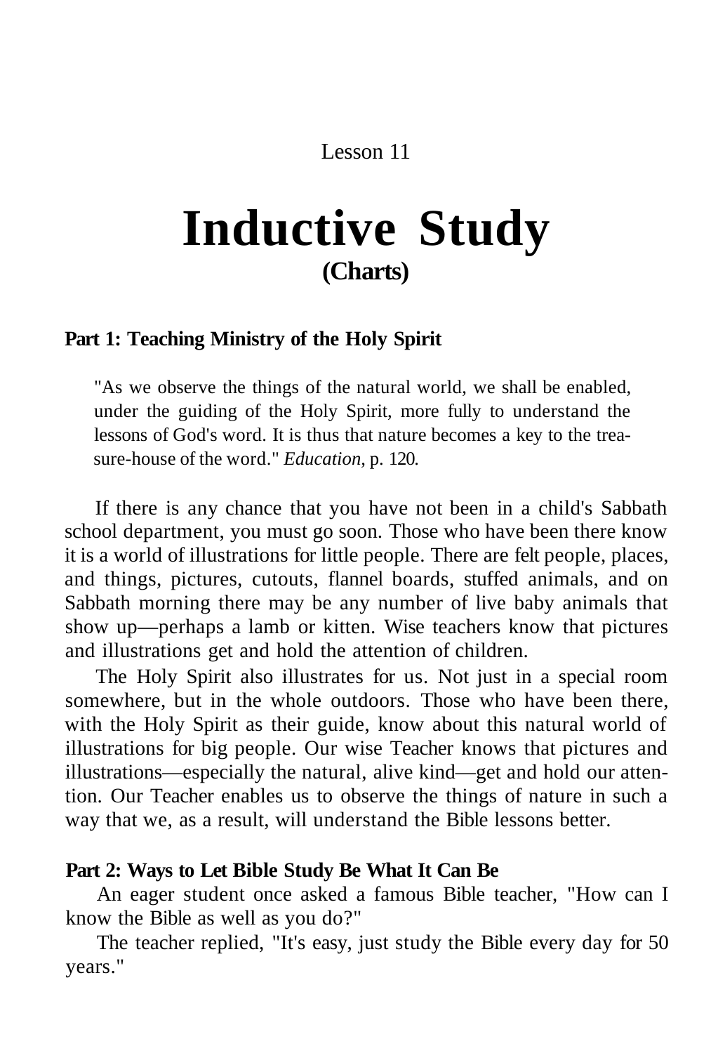Lesson 11

# Inductive Study

## (Charts)

### Part 1: Teaching Ministry of the Holy Spirit

> "As we observe the things of the natural world, we shall be enabled, under the guiding of the Holy Spirit, more fully to understand the lessons of God's word. It is thus that nature becomes a key to the treasure-house of the word." *Education,* p. 120.

If there is any chance that you have not been in a child's Sabbath school department, you must go soon. Those who have been there know it is a world of illustrations for little people. There are felt people, places, and things, pictures, cutouts, flannel boards, stuffed animals, and on Sabbath morning there may be any number of live baby animals that show up—perhaps a lamb or kitten. Wise teachers know that pictures and illustrations get and hold the attention of children.

The Holy Spirit also illustrates for us. Not just in a special room somewhere, but in the whole outdoors. Those who have been there, with the Holy Spirit as their guide, know about this natural world of illustrations for big people. Our wise Teacher knows that pictures and illustrations—especially the natural, alive kind—get and hold our attention. Our Teacher enables us to observe the things of nature in such a way that we, as a result, will understand the Bible lessons better.

### Part 2: Ways to Let Bible Study Be What It Can Be

An eager student once asked a famous Bible teacher, "How can I know the Bible as well as you do?"

The teacher replied, "It's easy, just study the Bible every day for 50 years."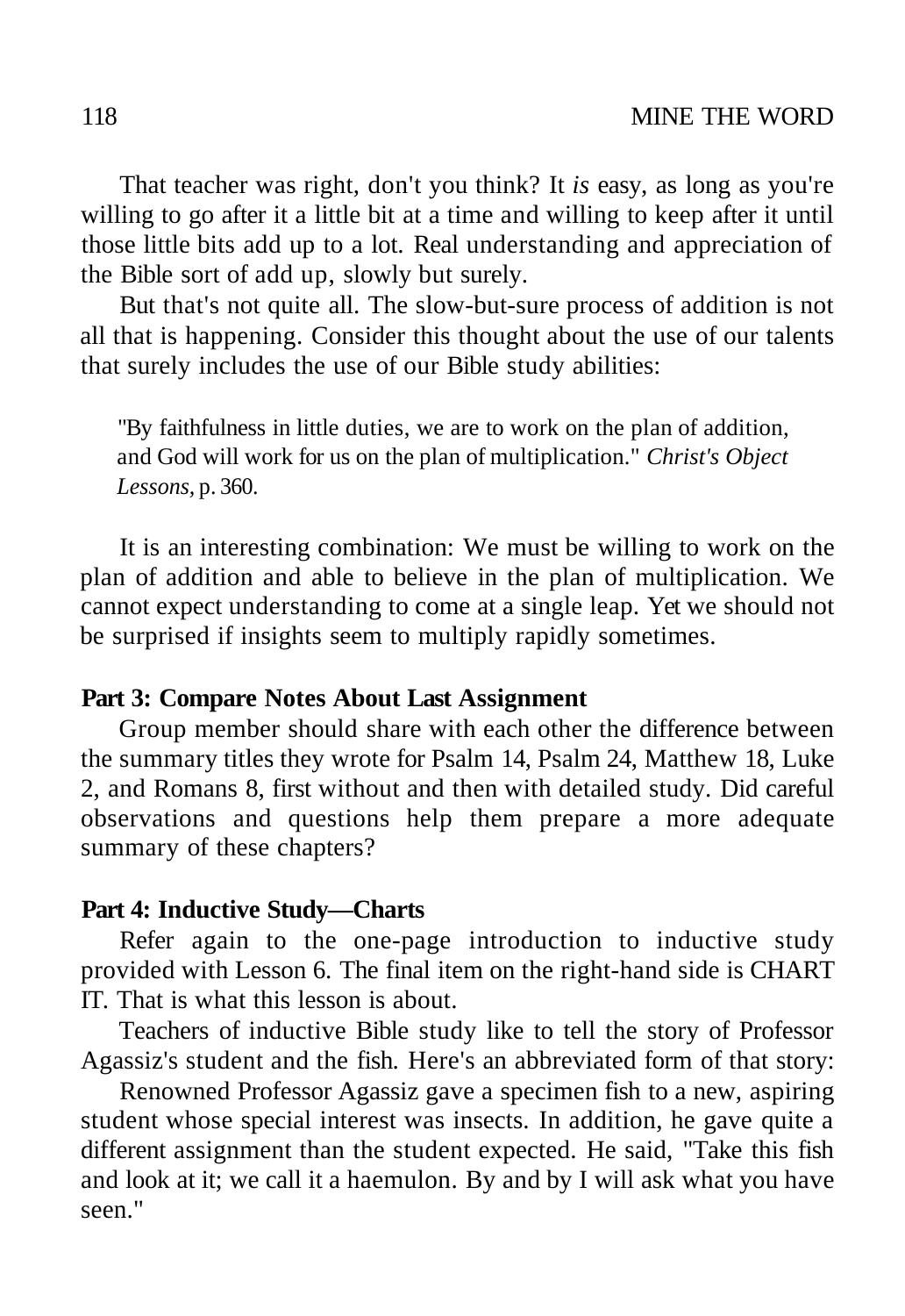That teacher was right, don't you think? It *is* easy, as long as you're willing to go after it a little bit at a time and willing to keep after it until those little bits add up to a lot. Real understanding and appreciation of the Bible sort of add up, slowly but surely.

But that's not quite all. The slow-but-sure process of addition is not all that is happening. Consider this thought about the use of our talents that surely includes the use of our Bible study abilities:

> "By faithfulness in little duties, we are to work on the plan of addition, and God will work for us on the plan of multiplication." *Christ's Object Lessons,* p. 360.

It is an interesting combination: We must be willing to work on the plan of addition and able to believe in the plan of multiplication. We cannot expect understanding to come at a single leap. Yet we should not be surprised if insights seem to multiply rapidly sometimes.

**Part 3: Compare Notes About Last Assignment**

Group member should share with each other the difference between the summary titles they wrote for Psalm 14, Psalm 24, Matthew 18, Luke 2, and Romans 8, first without and then with detailed study. Did careful observations and questions help them prepare a more adequate summary of these chapters?

**Part 4: Inductive Study—Charts**

Refer again to the one-page introduction to inductive study provided with Lesson 6. The final item on the right-hand side is CHART IT. That is what this lesson is about.

Teachers of inductive Bible study like to tell the story of Professor Agassiz's student and the fish. Here's an abbreviated form of that story:

Renowned Professor Agassiz gave a specimen fish to a new, aspiring student whose special interest was insects. In addition, he gave quite a different assignment than the student expected. He said, "Take this fish and look at it; we call it a haemulon. By and by I will ask what you have seen."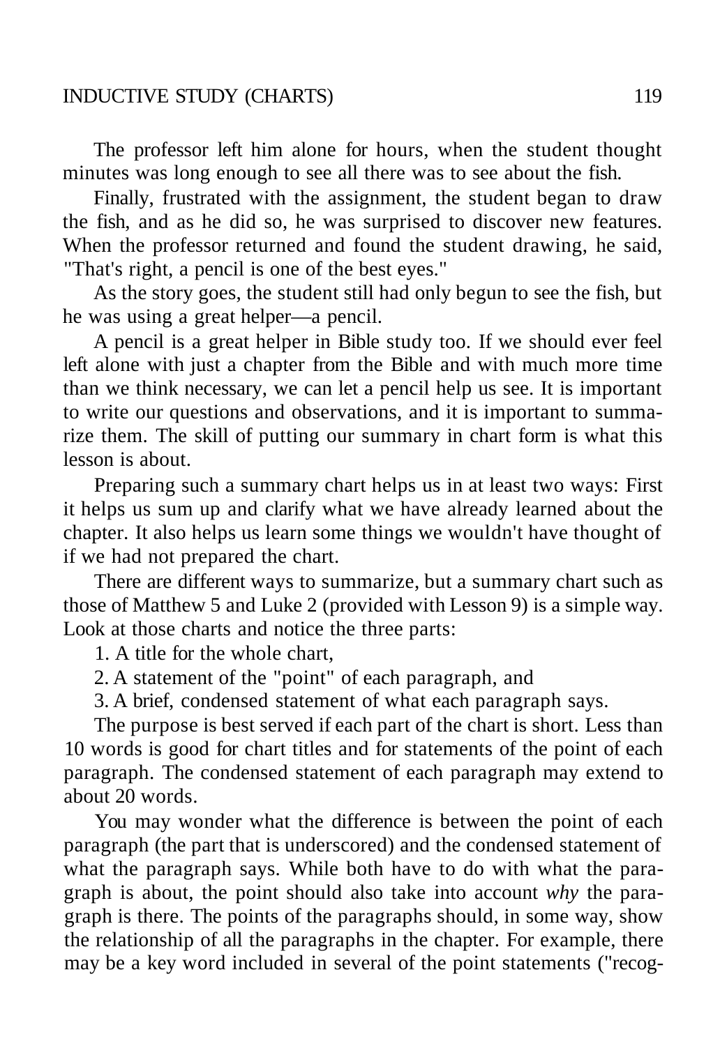The professor left him alone for hours, when the student thought minutes was long enough to see all there was to see about the fish.

Finally, frustrated with the assignment, the student began to draw the fish, and as he did so, he was surprised to discover new features. When the professor returned and found the student drawing, he said, "That's right, a pencil is one of the best eyes."

As the story goes, the student still had only begun to see the fish, but he was using a great helper—a pencil.

A pencil is a great helper in Bible study too. If we should ever feel left alone with just a chapter from the Bible and with much more time than we think necessary, we can let a pencil help us see. It is important to write our questions and observations, and it is important to summarize them. The skill of putting our summary in chart form is what this lesson is about.

Preparing such a summary chart helps us in at least two ways: First it helps us sum up and clarify what we have already learned about the chapter. It also helps us learn some things we wouldn't have thought of if we had not prepared the chart.

There are different ways to summarize, but a summary chart such as those of Matthew 5 and Luke 2 (provided with Lesson 9) is a simple way. Look at those charts and notice the three parts:

1. A title for the whole chart,
2. A statement of the "point" of each paragraph, and
3. A brief, condensed statement of what each paragraph says.

The purpose is best served if each part of the chart is short. Less than 10 words is good for chart titles and for statements of the point of each paragraph. The condensed statement of each paragraph may extend to about 20 words.

You may wonder what the difference is between the point of each paragraph (the part that is underscored) and the condensed statement of what the paragraph says. While both have to do with what the paragraph is about, the point should also take into account *why* the paragraph is there. The points of the paragraphs should, in some way, show the relationship of all the paragraphs in the chapter. For example, there may be a key word included in several of the point statements ("recog-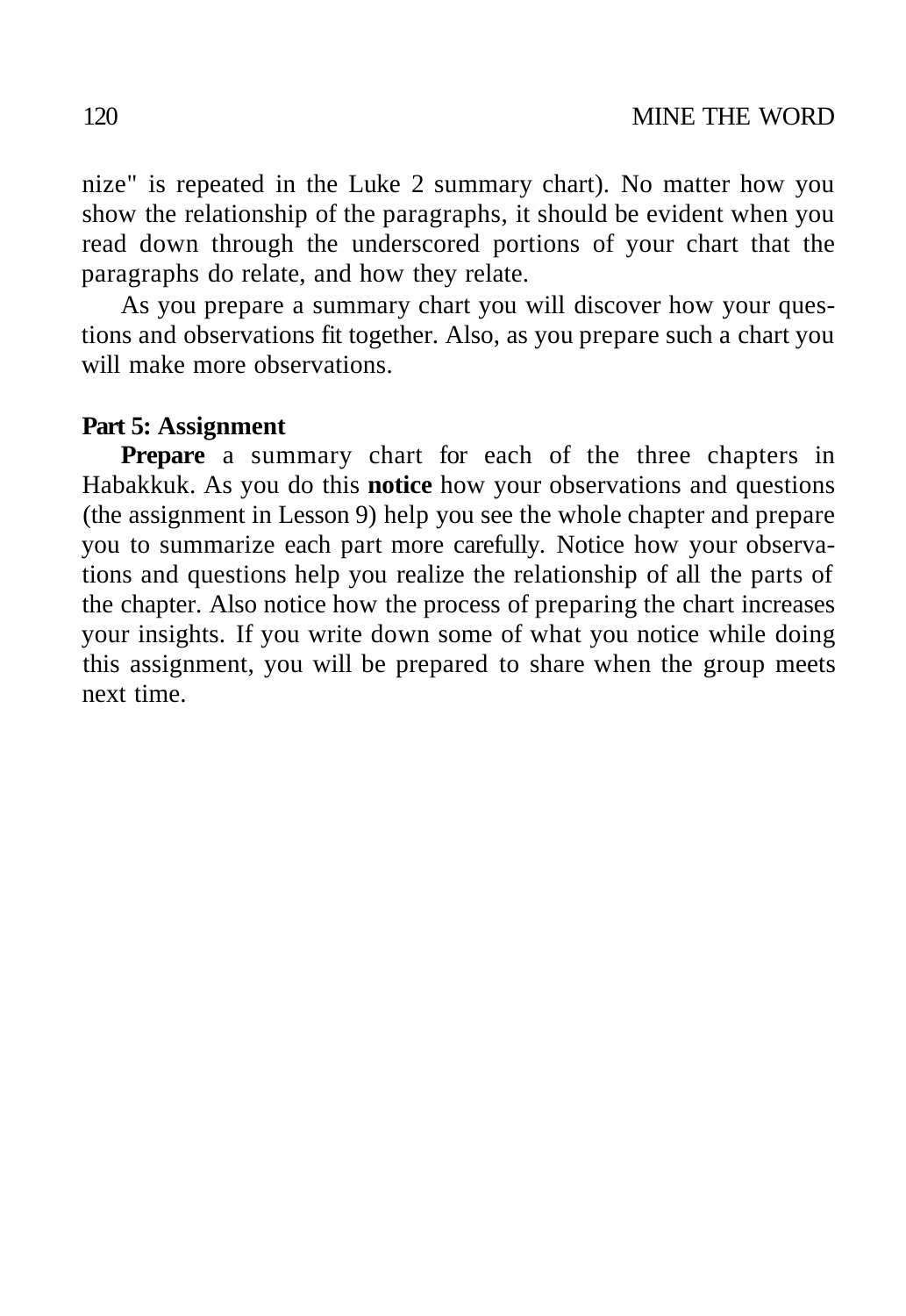nize" is repeated in the Luke 2 summary chart). No matter how you show the relationship of the paragraphs, it should be evident when you read down through the underscored portions of your chart that the paragraphs do relate, and how they relate.

As you prepare a summary chart you will discover how your questions and observations fit together. Also, as you prepare such a chart you will make more observations.

**Part 5: Assignment**

**Prepare** a summary chart for each of the three chapters in Habakkuk. As you do this **notice** how your observations and questions (the assignment in Lesson 9) help you see the whole chapter and prepare you to summarize each part more carefully. Notice how your observations and questions help you realize the relationship of all the parts of the chapter. Also notice how the process of preparing the chart increases your insights. If you write down some of what you notice while doing this assignment, you will be prepared to share when the group meets next time.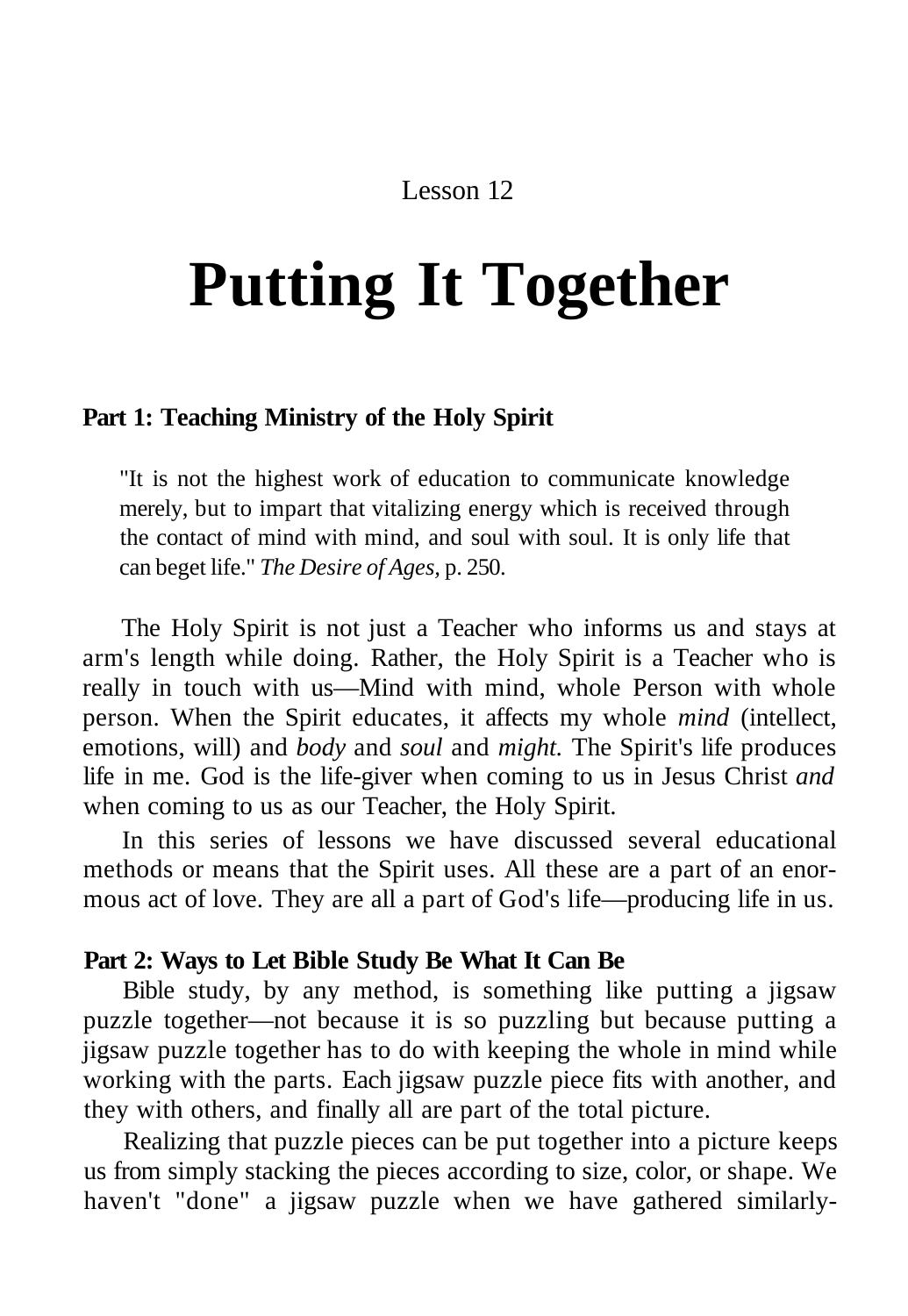Lesson 12

# Putting It Together

### Part 1: Teaching Ministry of the Holy Spirit

> "It is not the highest work of education to communicate knowledge merely, but to impart that vitalizing energy which is received through the contact of mind with mind, and soul with soul. It is only life that can beget life." *The Desire of Ages,* p. 250.

The Holy Spirit is not just a Teacher who informs us and stays at arm's length while doing. Rather, the Holy Spirit is a Teacher who is really in touch with us—Mind with mind, whole Person with whole person. When the Spirit educates, it affects my whole *mind* (intellect, emotions, will) and *body* and *soul* and *might.* The Spirit's life produces life in me. God is the life-giver when coming to us in Jesus Christ *and* when coming to us as our Teacher, the Holy Spirit.

In this series of lessons we have discussed several educational methods or means that the Spirit uses. All these are a part of an enormous act of love. They are all a part of God's life—producing life in us.

### Part 2: Ways to Let Bible Study Be What It Can Be

Bible study, by any method, is something like putting a jigsaw puzzle together—not because it is so puzzling but because putting a jigsaw puzzle together has to do with keeping the whole in mind while working with the parts. Each jigsaw puzzle piece fits with another, and they with others, and finally all are part of the total picture.

Realizing that puzzle pieces can be put together into a picture keeps us from simply stacking the pieces according to size, color, or shape. We haven't "done" a jigsaw puzzle when we have gathered similarly-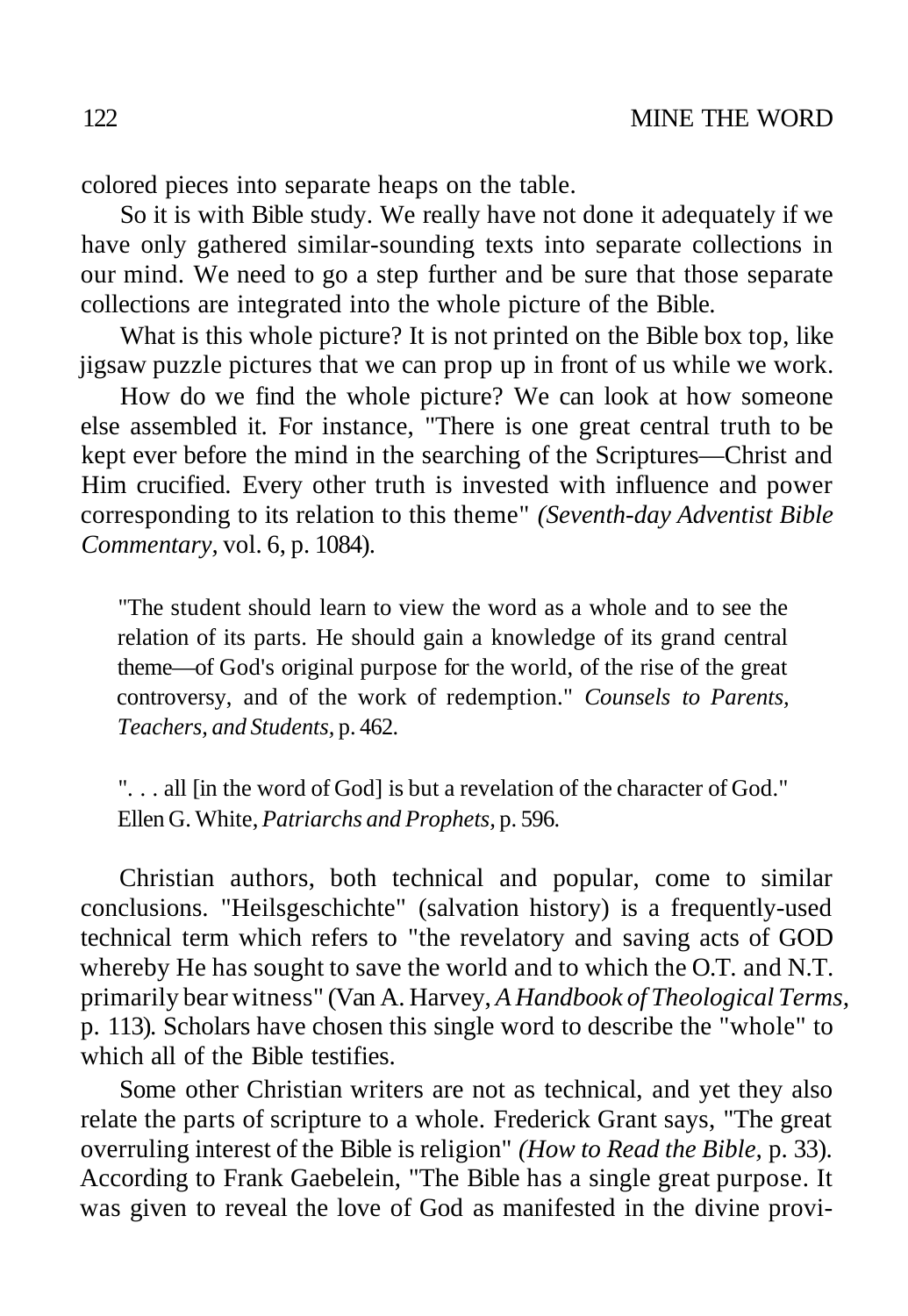colored pieces into separate heaps on the table.

So it is with Bible study. We really have not done it adequately if we have only gathered similar-sounding texts into separate collections in our mind. We need to go a step further and be sure that those separate collections are integrated into the whole picture of the Bible.

What is this whole picture? It is not printed on the Bible box top, like jigsaw puzzle pictures that we can prop up in front of us while we work.

How do we find the whole picture? We can look at how someone else assembled it. For instance, "There is one great central truth to be kept ever before the mind in the searching of the Scriptures—Christ and Him crucified. Every other truth is invested with influence and power corresponding to its relation to this theme" *(Seventh-day Adventist Bible Commentary,* vol. 6, p. 1084).

> "The student should learn to view the word as a whole and to see the relation of its parts. He should gain a knowledge of its grand central theme—of God's original purpose for the world, of the rise of the great controversy, and of the work of redemption." *Counsels to Parents, Teachers, and Students,* p. 462.

> ". . . all [in the word of God] is but a revelation of the character of God." Ellen G. White, *Patriarchs and Prophets,* p. 596.

Christian authors, both technical and popular, come to similar conclusions. "Heilsgeschichte" (salvation history) is a frequently-used technical term which refers to "the revelatory and saving acts of GOD whereby He has sought to save the world and to which the O.T. and N.T. primarily bear witness" (Van A. Harvey, *A Handbook of Theological Terms,* p. 113). Scholars have chosen this single word to describe the "whole" to which all of the Bible testifies.

Some other Christian writers are not as technical, and yet they also relate the parts of scripture to a whole. Frederick Grant says, "The great overruling interest of the Bible is religion" *(How to Read the Bible,* p. 33). According to Frank Gaebelein, "The Bible has a single great purpose. It was given to reveal the love of God as manifested in the divine provi-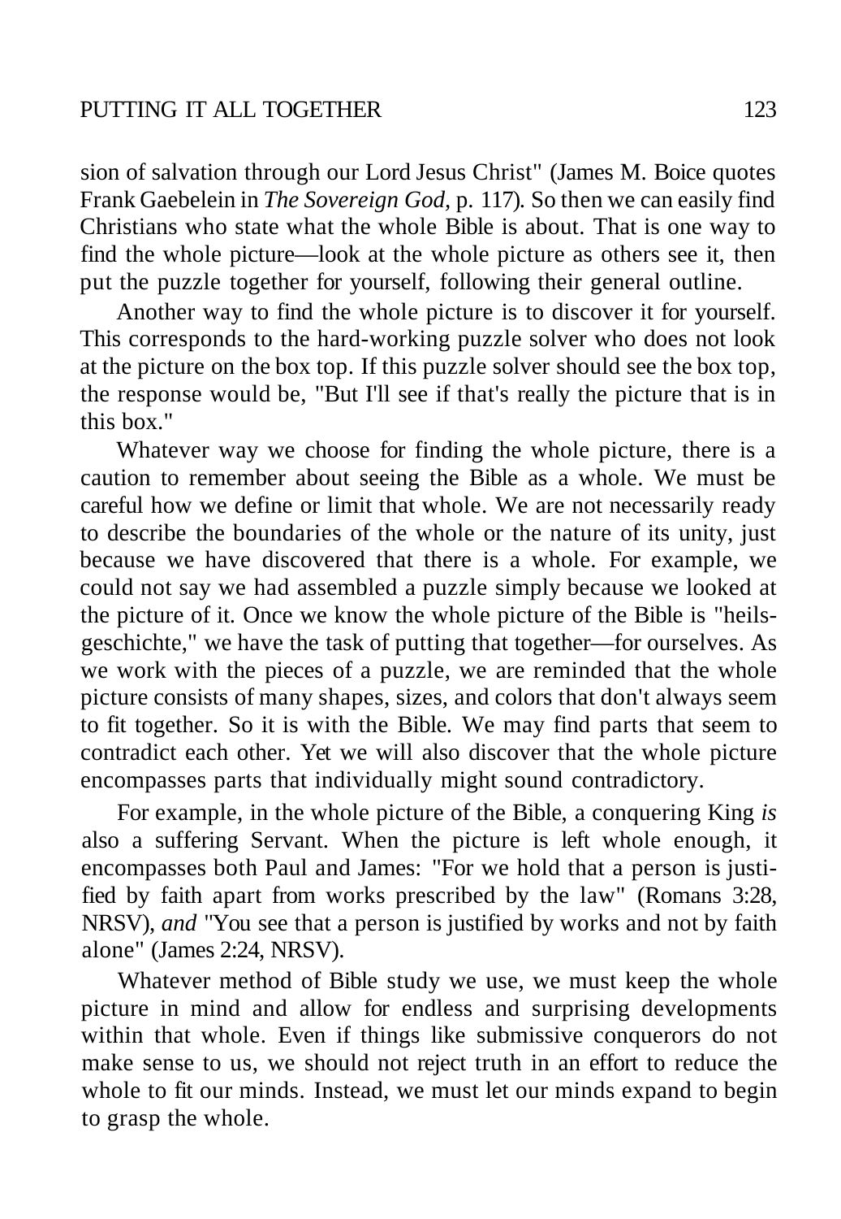sion of salvation through our Lord Jesus Christ" (James M. Boice quotes Frank Gaebelein in *The Sovereign God*, p. 117). So then we can easily find Christians who state what the whole Bible is about. That is one way to find the whole picture—look at the whole picture as others see it, then put the puzzle together for yourself, following their general outline.

Another way to find the whole picture is to discover it for yourself. This corresponds to the hard-working puzzle solver who does not look at the picture on the box top. If this puzzle solver should see the box top, the response would be, "But I'll see if that's really the picture that is in this box."

Whatever way we choose for finding the whole picture, there is a caution to remember about seeing the Bible as a whole. We must be careful how we define or limit that whole. We are not necessarily ready to describe the boundaries of the whole or the nature of its unity, just because we have discovered that there is a whole. For example, we could not say we had assembled a puzzle simply because we looked at the picture of it. Once we know the whole picture of the Bible is "heilsgeschichte," we have the task of putting that together—for ourselves. As we work with the pieces of a puzzle, we are reminded that the whole picture consists of many shapes, sizes, and colors that don't always seem to fit together. So it is with the Bible. We may find parts that seem to contradict each other. Yet we will also discover that the whole picture encompasses parts that individually might sound contradictory.

For example, in the whole picture of the Bible, a conquering King *is* also a suffering Servant. When the picture is left whole enough, it encompasses both Paul and James: "For we hold that a person is justified by faith apart from works prescribed by the law" (Romans 3:28, NRSV), *and* "You see that a person is justified by works and not by faith alone" (James 2:24, NRSV).

Whatever method of Bible study we use, we must keep the whole picture in mind and allow for endless and surprising developments within that whole. Even if things like submissive conquerors do not make sense to us, we should not reject truth in an effort to reduce the whole to fit our minds. Instead, we must let our minds expand to begin to grasp the whole.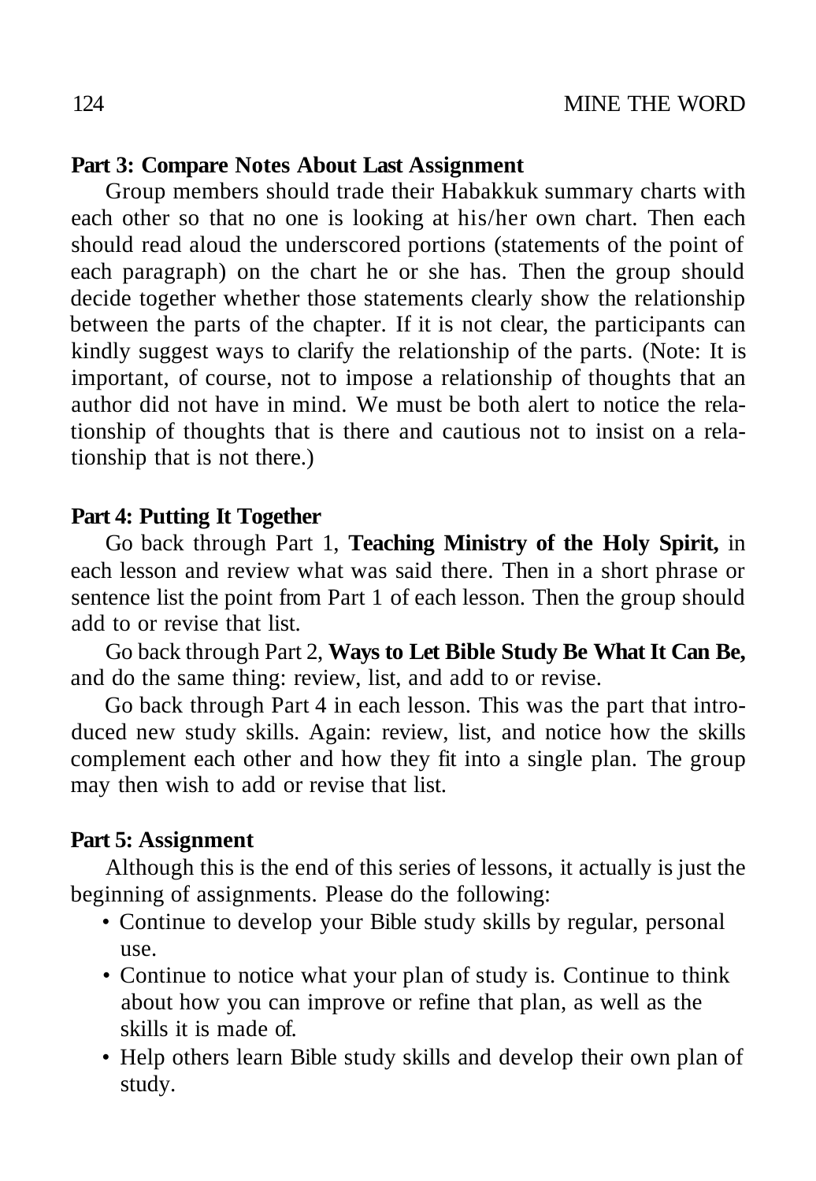**Part 3: Compare Notes About Last Assignment**

Group members should trade their Habakkuk summary charts with each other so that no one is looking at his/her own chart. Then each should read aloud the underscored portions (statements of the point of each paragraph) on the chart he or she has. Then the group should decide together whether those statements clearly show the relationship between the parts of the chapter. If it is not clear, the participants can kindly suggest ways to clarify the relationship of the parts. (Note: It is important, of course, not to impose a relationship of thoughts that an author did not have in mind. We must be both alert to notice the relationship of thoughts that is there and cautious not to insist on a relationship that is not there.)

**Part 4: Putting It Together**

Go back through Part 1, **Teaching Ministry of the Holy Spirit,** in each lesson and review what was said there. Then in a short phrase or sentence list the point from Part 1 of each lesson. Then the group should add to or revise that list.

Go back through Part 2, **Ways to Let Bible Study Be What It Can Be,** and do the same thing: review, list, and add to or revise.

Go back through Part 4 in each lesson. This was the part that introduced new study skills. Again: review, list, and notice how the skills complement each other and how they fit into a single plan. The group may then wish to add or revise that list.

**Part 5: Assignment**

Although this is the end of this series of lessons, it actually is just the beginning of assignments. Please do the following:

- Continue to develop your Bible study skills by regular, personal use.
- Continue to notice what your plan of study is. Continue to think about how you can improve or refine that plan, as well as the skills it is made of.
- Help others learn Bible study skills and develop their own plan of study.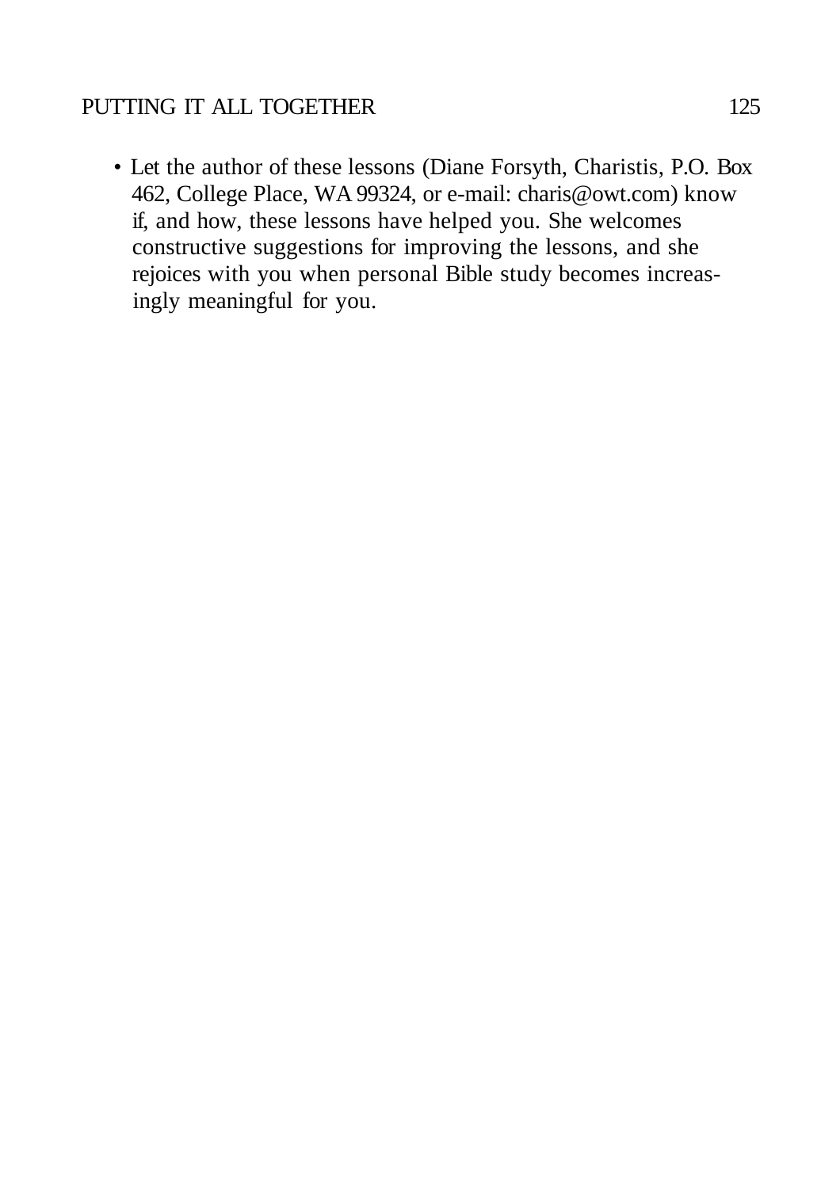- Let the author of these lessons (Diane Forsyth, Charistis, P.O. Box 462, College Place, WA 99324, or e-mail: charis@owt.com) know if, and how, these lessons have helped you. She welcomes constructive suggestions for improving the lessons, and she rejoices with you when personal Bible study becomes increasingly meaningful for you.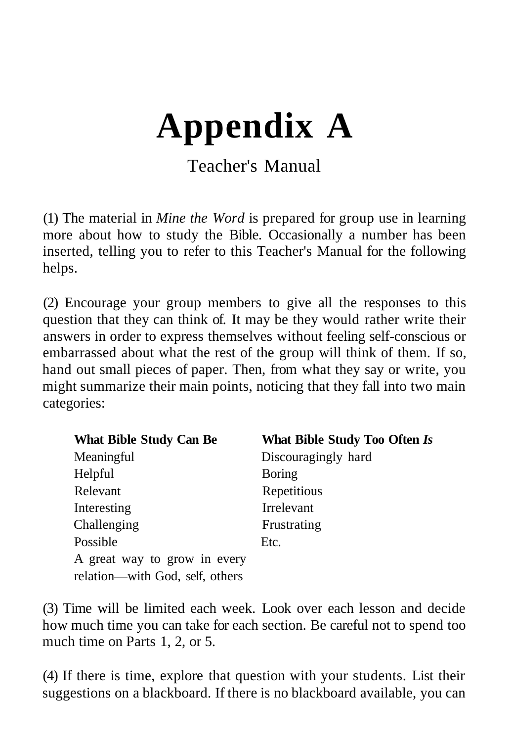# Appendix A

Teacher's Manual

(1) The material in *Mine the Word* is prepared for group use in learning more about how to study the Bible. Occasionally a number has been inserted, telling you to refer to this Teacher's Manual for the following helps.

(2) Encourage your group members to give all the responses to this question that they can think of. It may be they would rather write their answers in order to express themselves without feeling self-conscious or embarrassed about what the rest of the group will think of them. If so, hand out small pieces of paper. Then, from what they say or write, you might summarize their main points, noticing that they fall into two main categories:

| **What Bible Study Can Be** | **What Bible Study Too Often *Is*** |
|---|---|
| Meaningful | Discouragingly hard |
| Helpful | Boring |
| Relevant | Repetitious |
| Interesting | Irrelevant |
| Challenging | Frustrating |
| Possible | Etc. |
| A great way to grow in every relation—with God, self, others | |

(3) Time will be limited each week. Look over each lesson and decide how much time you can take for each section. Be careful not to spend too much time on Parts 1, 2, or 5.

(4) If there is time, explore that question with your students. List their suggestions on a blackboard. If there is no blackboard available, you can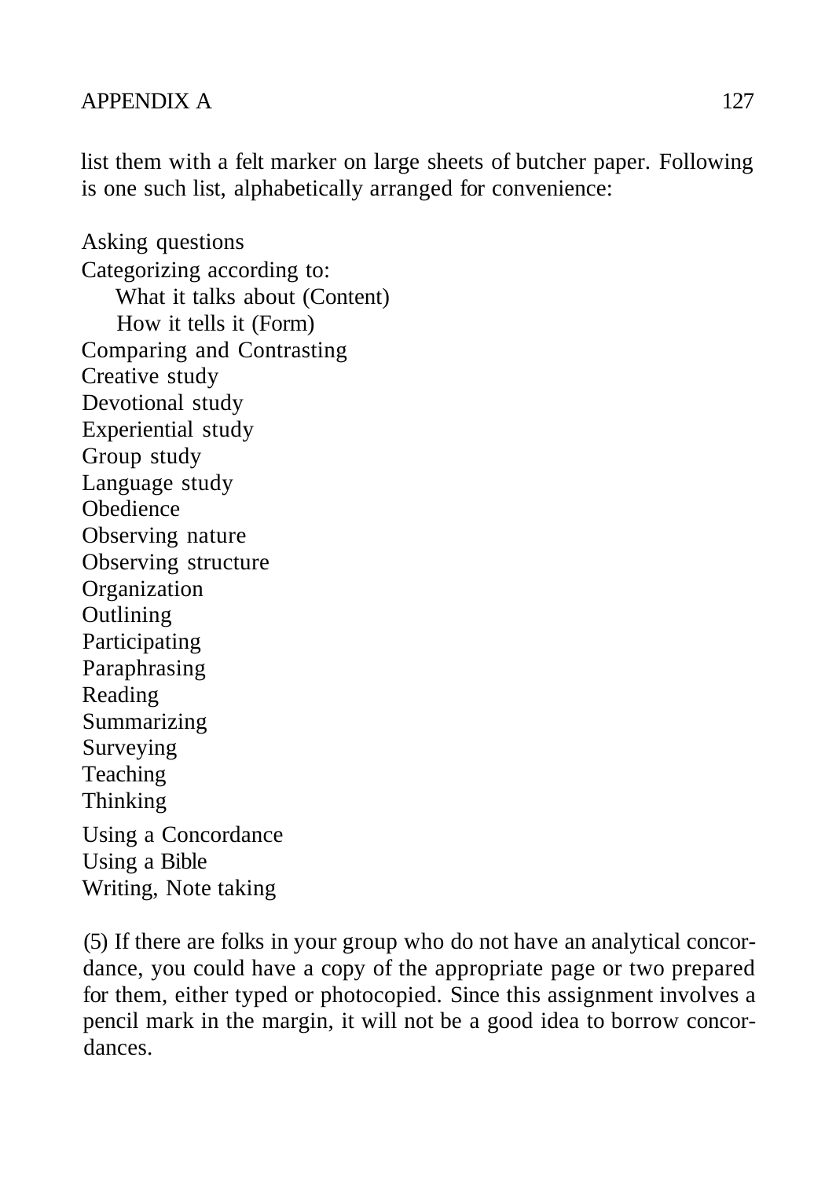list them with a felt marker on large sheets of butcher paper. Following is one such list, alphabetically arranged for convenience:

Asking questions  
Categorizing according to:  
    What it talks about (Content)  
    How it tells it (Form)  
Comparing and Contrasting  
Creative study  
Devotional study  
Experiential study  
Group study  
Language study  
Obedience  
Observing nature  
Observing structure  
Organization  
Outlining  
Participating  
Paraphrasing  
Reading  
Summarizing  
Surveying  
Teaching  
Thinking  
Using a Concordance  
Using a Bible  
Writing, Note taking

(5) If there are folks in your group who do not have an analytical concordance, you could have a copy of the appropriate page or two prepared for them, either typed or photocopied. Since this assignment involves a pencil mark in the margin, it will not be a good idea to borrow concordances.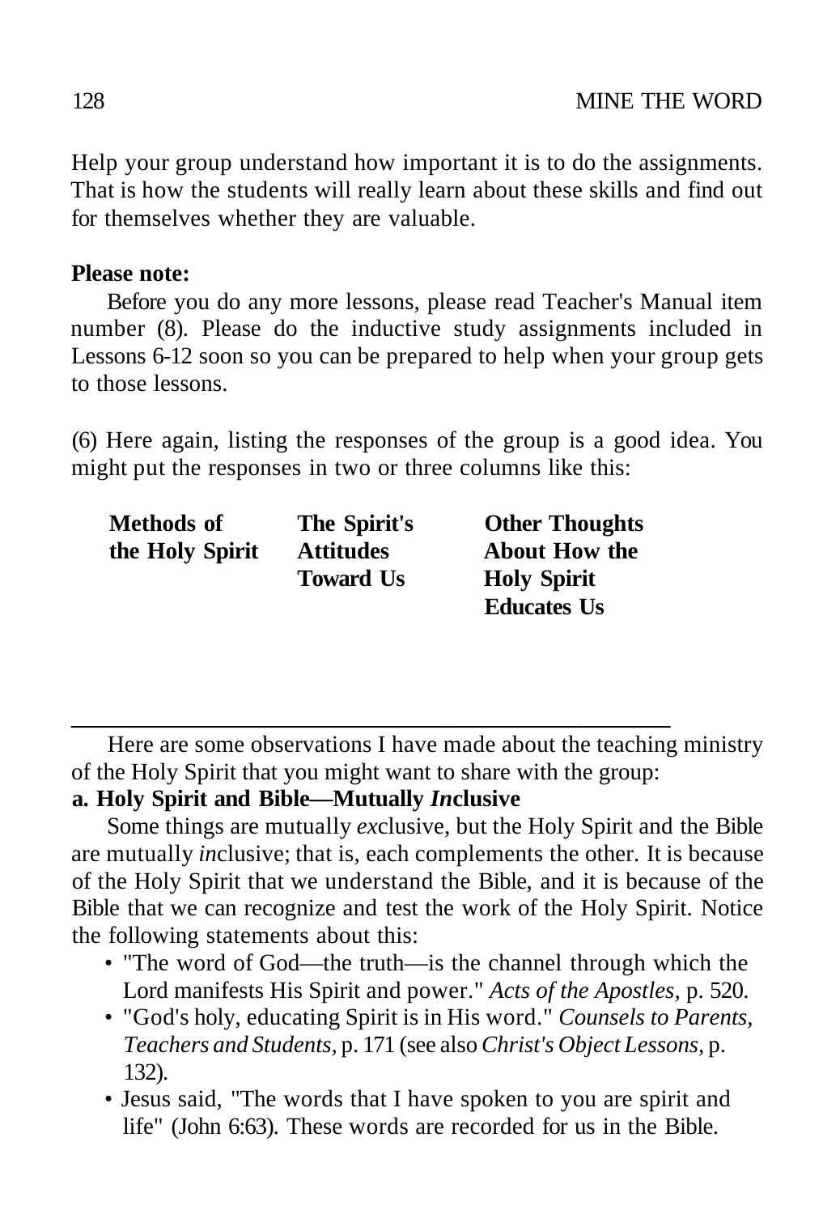Help your group understand how important it is to do the assignments. That is how the students will really learn about these skills and find out for themselves whether they are valuable.

**Please note:**

Before you do any more lessons, please read Teacher's Manual item number (8). Please do the inductive study assignments included in Lessons 6-12 soon so you can be prepared to help when your group gets to those lessons.

(6) Here again, listing the responses of the group is a good idea. You might put the responses in two or three columns like this:

| Methods of the Holy Spirit | The Spirit's Attitudes Toward Us | Other Thoughts About How the Holy Spirit Educates Us |
|---|---|---|
| | | |

---

Here are some observations I have made about the teaching ministry of the Holy Spirit that you might want to share with the group:

**a. Holy Spirit and Bible—Mutually *In*clusive**

Some things are mutually *ex*clusive, but the Holy Spirit and the Bible are mutually *in*clusive; that is, each complements the other. It is because of the Holy Spirit that we understand the Bible, and it is because of the Bible that we can recognize and test the work of the Holy Spirit. Notice the following statements about this:

- "The word of God—the truth—is the channel through which the Lord manifests His Spirit and power." *Acts of the Apostles*, p. 520.
- "God's holy, educating Spirit is in His word." *Counsels to Parents, Teachers and Students*, p. 171 (see also *Christ's Object Lessons*, p. 132).
- Jesus said, "The words that I have spoken to you are spirit and life" (John 6:63). These words are recorded for us in the Bible.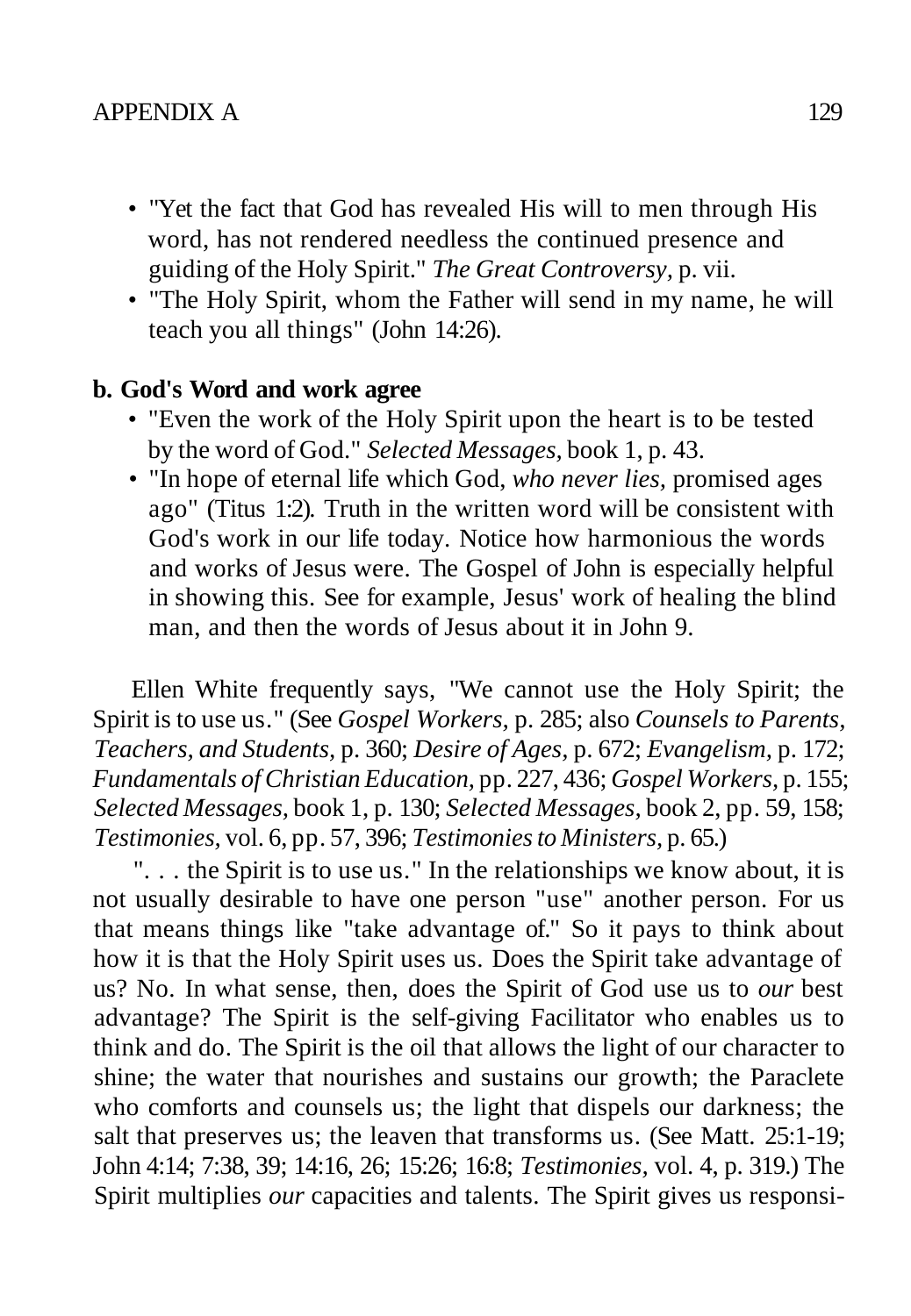- "Yet the fact that God has revealed His will to men through His word, has not rendered needless the continued presence and guiding of the Holy Spirit." *The Great Controversy*, p. vii.
- "The Holy Spirit, whom the Father will send in my name, he will teach you all things" (John 14:26).

**b. God's Word and work agree**

- "Even the work of the Holy Spirit upon the heart is to be tested by the word of God." *Selected Messages*, book 1, p. 43.
- "In hope of eternal life which God, *who never lies*, promised ages ago" (Titus 1:2). Truth in the written word will be consistent with God's work in our life today. Notice how harmonious the words and works of Jesus were. The Gospel of John is especially helpful in showing this. See for example, Jesus' work of healing the blind man, and then the words of Jesus about it in John 9.

Ellen White frequently says, "We cannot use the Holy Spirit; the Spirit is to use us." (See *Gospel Workers*, p. 285; also *Counsels to Parents, Teachers, and Students*, p. 360; *Desire of Ages*, p. 672; *Evangelism*, p. 172; *Fundamentals of Christian Education*, pp. 227, 436; *Gospel Workers*, p. 155; *Selected Messages*, book 1, p. 130; *Selected Messages*, book 2, pp. 59, 158; *Testimonies*, vol. 6, pp. 57, 396; *Testimonies to Ministers*, p. 65.)

". . . the Spirit is to use us." In the relationships we know about, it is not usually desirable to have one person "use" another person. For us that means things like "take advantage of." So it pays to think about how it is that the Holy Spirit uses us. Does the Spirit take advantage of us? No. In what sense, then, does the Spirit of God use us to *our* best advantage? The Spirit is the self-giving Facilitator who enables us to think and do. The Spirit is the oil that allows the light of our character to shine; the water that nourishes and sustains our growth; the Paraclete who comforts and counsels us; the light that dispels our darkness; the salt that preserves us; the leaven that transforms us. (See Matt. 25:1-19; John 4:14; 7:38, 39; 14:16, 26; 15:26; 16:8; *Testimonies*, vol. 4, p. 319.) The Spirit multiplies *our* capacities and talents. The Spirit gives us responsi-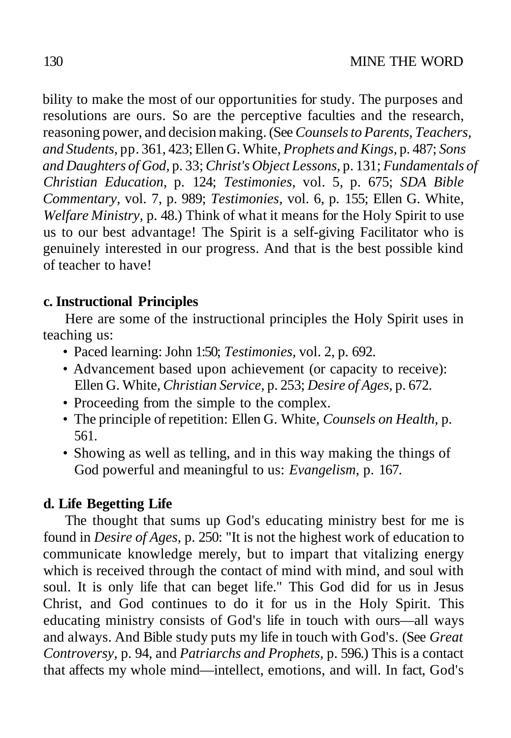bility to make the most of our opportunities for study. The purposes and resolutions are ours. So are the perceptive faculties and the research, reasoning power, and decision making. (See *Counsels to Parents, Teachers, and Students,* pp. 361, 423; Ellen G. White, *Prophets and Kings,* p. 487; *Sons and Daughters of God,* p. 33; *Christ's Object Lessons,* p. 131; *Fundamentals of Christian Education,* p. 124; *Testimonies,* vol. 5, p. 675; *SDA Bible Commentary,* vol. 7, p. 989; *Testimonies,* vol. 6, p. 155; Ellen G. White, *Welfare Ministry,* p. 48.) Think of what it means for the Holy Spirit to use us to our best advantage! The Spirit is a self-giving Facilitator who is genuinely interested in our progress. And that is the best possible kind of teacher to have!

**c. Instructional Principles**

Here are some of the instructional principles the Holy Spirit uses in teaching us:

- Paced learning: John 1:50; *Testimonies,* vol. 2, p. 692.
- Advancement based upon achievement (or capacity to receive): Ellen G. White, *Christian Service,* p. 253; *Desire of Ages,* p. 672.
- Proceeding from the simple to the complex.
- The principle of repetition: Ellen G. White, *Counsels on Health,* p. 561.
- Showing as well as telling, and in this way making the things of God powerful and meaningful to us: *Evangelism,* p. 167.

**d. Life Begetting Life**

The thought that sums up God's educating ministry best for me is found in *Desire of Ages,* p. 250: "It is not the highest work of education to communicate knowledge merely, but to impart that vitalizing energy which is received through the contact of mind with mind, and soul with soul. It is only life that can beget life." This God did for us in Jesus Christ, and God continues to do it for us in the Holy Spirit. This educating ministry consists of God's life in touch with ours—all ways and always. And Bible study puts my life in touch with God's. (See *Great Controversy,* p. 94, and *Patriarchs and Prophets,* p. 596.) This is a contact that affects my whole mind—intellect, emotions, and will. In fact, God's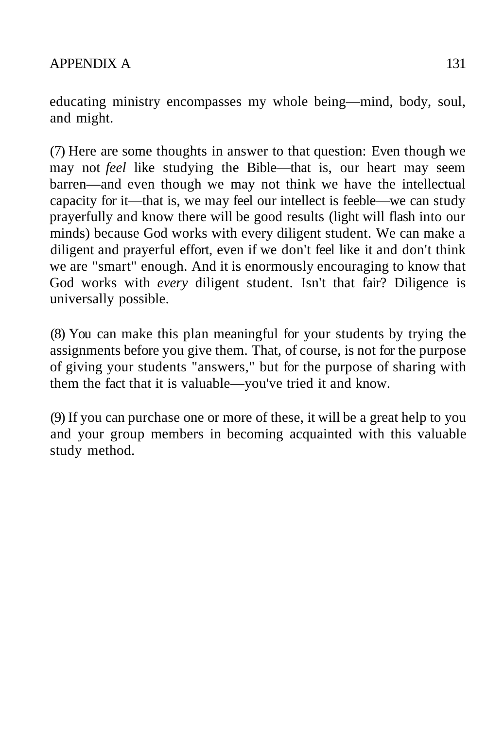educating ministry encompasses my whole being—mind, body, soul, and might.

(7) Here are some thoughts in answer to that question: Even though we may not *feel* like studying the Bible—that is, our heart may seem barren—and even though we may not think we have the intellectual capacity for it—that is, we may feel our intellect is feeble—we can study prayerfully and know there will be good results (light will flash into our minds) because God works with every diligent student. We can make a diligent and prayerful effort, even if we don't feel like it and don't think we are "smart" enough. And it is enormously encouraging to know that God works with *every* diligent student. Isn't that fair? Diligence is universally possible.

(8) You can make this plan meaningful for your students by trying the assignments before you give them. That, of course, is not for the purpose of giving your students "answers," but for the purpose of sharing with them the fact that it is valuable—you've tried it and know.

(9) If you can purchase one or more of these, it will be a great help to you and your group members in becoming acquainted with this valuable study method.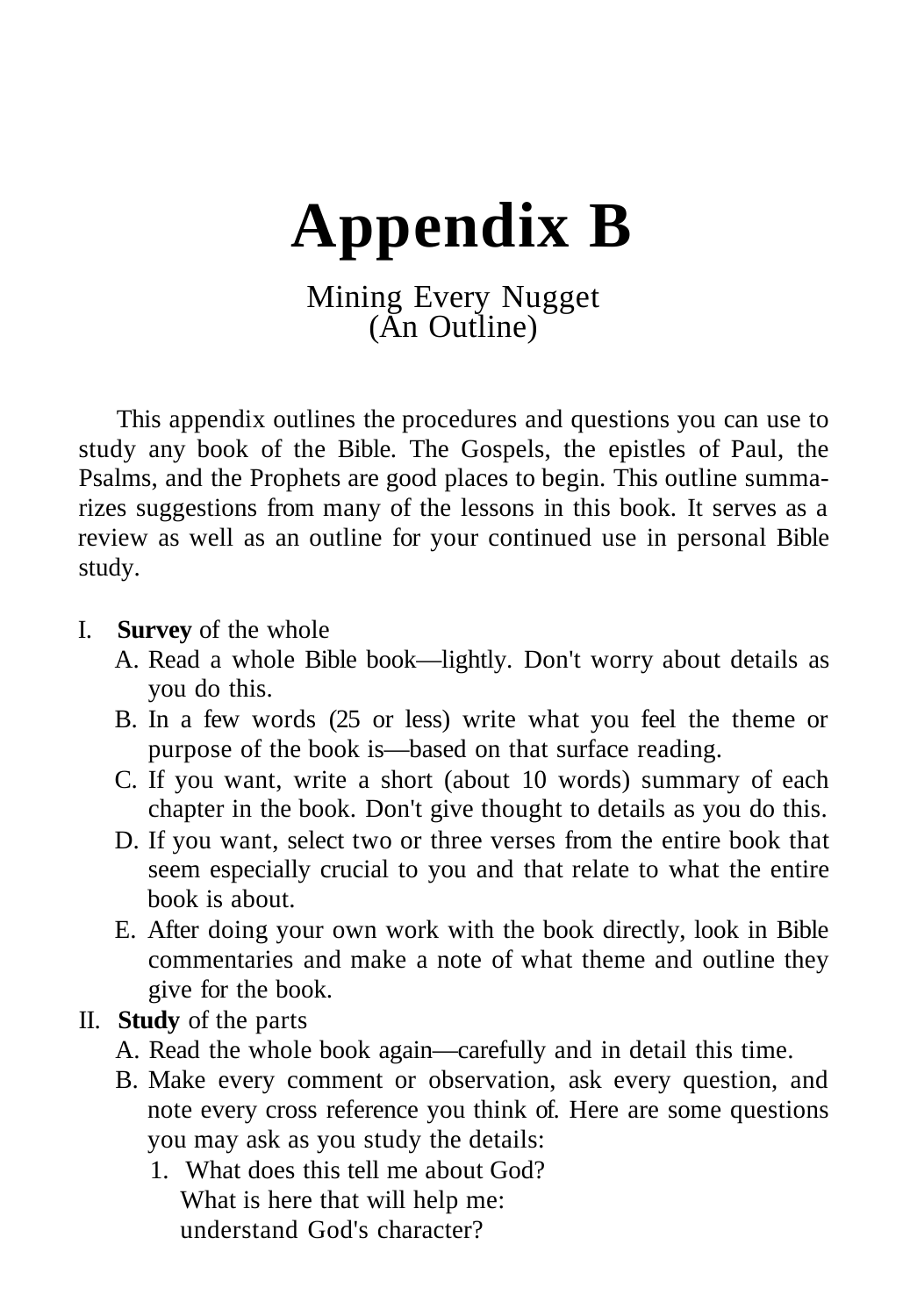# Appendix B

Mining Every Nugget
(An Outline)

This appendix outlines the procedures and questions you can use to study any book of the Bible. The Gospels, the epistles of Paul, the Psalms, and the Prophets are good places to begin. This outline summarizes suggestions from many of the lessons in this book. It serves as a review as well as an outline for your continued use in personal Bible study.

I. **Survey** of the whole
   A. Read a whole Bible book—lightly. Don't worry about details as you do this.
   B. In a few words (25 or less) write what you feel the theme or purpose of the book is—based on that surface reading.
   C. If you want, write a short (about 10 words) summary of each chapter in the book. Don't give thought to details as you do this.
   D. If you want, select two or three verses from the entire book that seem especially crucial to you and that relate to what the entire book is about.
   E. After doing your own work with the book directly, look in Bible commentaries and make a note of what theme and outline they give for the book.

II. **Study** of the parts
   A. Read the whole book again—carefully and in detail this time.
   B. Make every comment or observation, ask every question, and note every cross reference you think of. Here are some questions you may ask as you study the details:
      1. What does this tell me about God?
         What is here that will help me:
         understand God's character?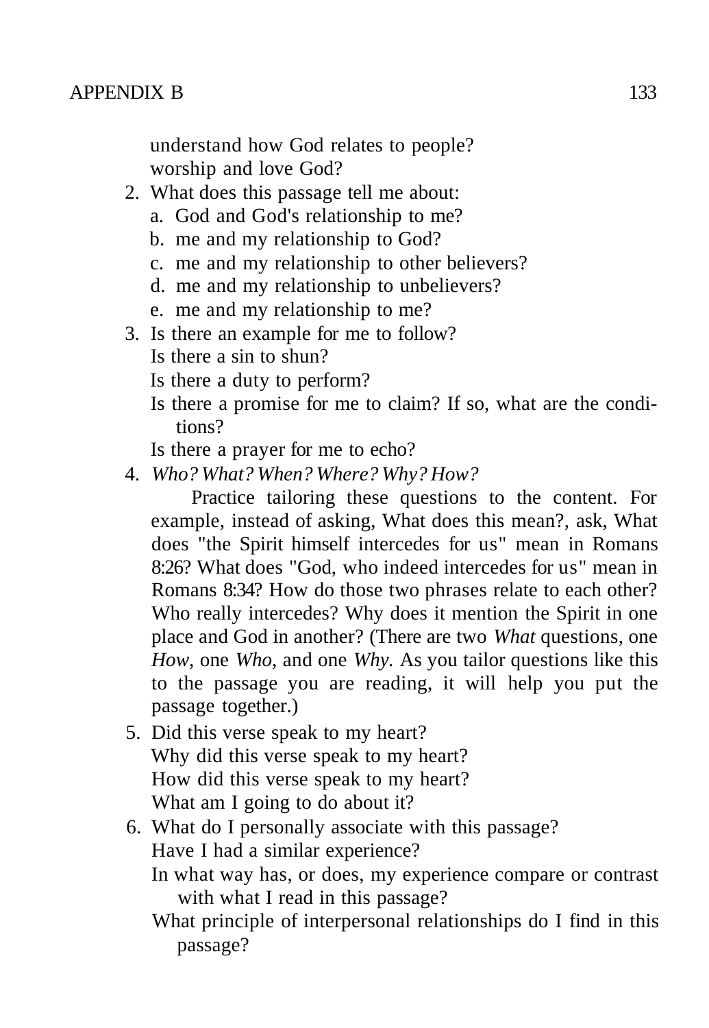understand how God relates to people?
worship and love God?

2. What does this passage tell me about:
   a. God and God's relationship to me?
   b. me and my relationship to God?
   c. me and my relationship to other believers?
   d. me and my relationship to unbelievers?
   e. me and my relationship to me?
3. Is there an example for me to follow?
   Is there a sin to shun?
   Is there a duty to perform?
   Is there a promise for me to claim? If so, what are the conditions?
   Is there a prayer for me to echo?
4. *Who? What? When? Where? Why? How?*

   Practice tailoring these questions to the content. For example, instead of asking, What does this mean?, ask, What does "the Spirit himself intercedes for us" mean in Romans 8:26? What does "God, who indeed intercedes for us" mean in Romans 8:34? How do those two phrases relate to each other? Who really intercedes? Why does it mention the Spirit in one place and God in another? (There are two *What* questions, one *How*, one *Who*, and one *Why*. As you tailor questions like this to the passage you are reading, it will help you put the passage together.)
5. Did this verse speak to my heart?
   Why did this verse speak to my heart?
   How did this verse speak to my heart?
   What am I going to do about it?
6. What do I personally associate with this passage?
   Have I had a similar experience?
   In what way has, or does, my experience compare or contrast with what I read in this passage?
   What principle of interpersonal relationships do I find in this passage?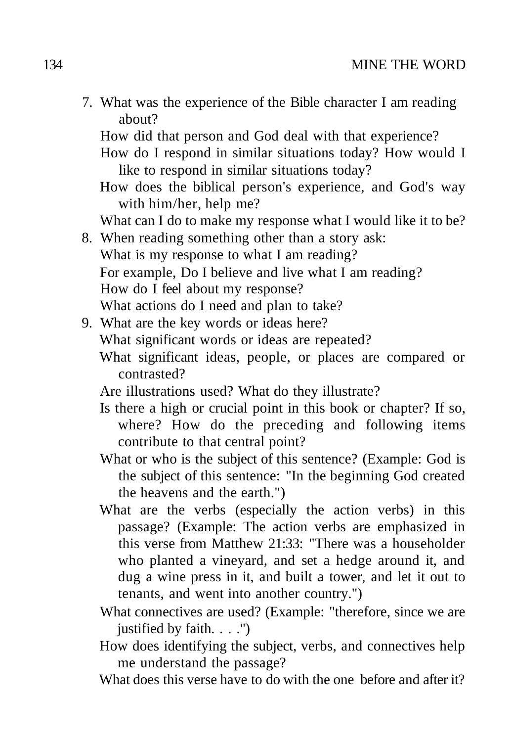7. What was the experience of the Bible character I am reading about?

   How did that person and God deal with that experience?

   How do I respond in similar situations today? How would I like to respond in similar situations today?

   How does the biblical person's experience, and God's way with him/her, help me?

   What can I do to make my response what I would like it to be?

8. When reading something other than a story ask:

   What is my response to what I am reading?

   For example, Do I believe and live what I am reading?

   How do I feel about my response?

   What actions do I need and plan to take?

9. What are the key words or ideas here?

   What significant words or ideas are repeated?

   What significant ideas, people, or places are compared or contrasted?

   Are illustrations used? What do they illustrate?

   Is there a high or crucial point in this book or chapter? If so, where? How do the preceding and following items contribute to that central point?

   What or who is the subject of this sentence? (Example: God is the subject of this sentence: "In the beginning God created the heavens and the earth.")

   What are the verbs (especially the action verbs) in this passage? (Example: The action verbs are emphasized in this verse from Matthew 21:33: "There was a householder who planted a vineyard, and set a hedge around it, and dug a wine press in it, and built a tower, and let it out to tenants, and went into another country.")

   What connectives are used? (Example: "therefore, since we are justified by faith. . . .")

   How does identifying the subject, verbs, and connectives help me understand the passage?

   What does this verse have to do with the one before and after it?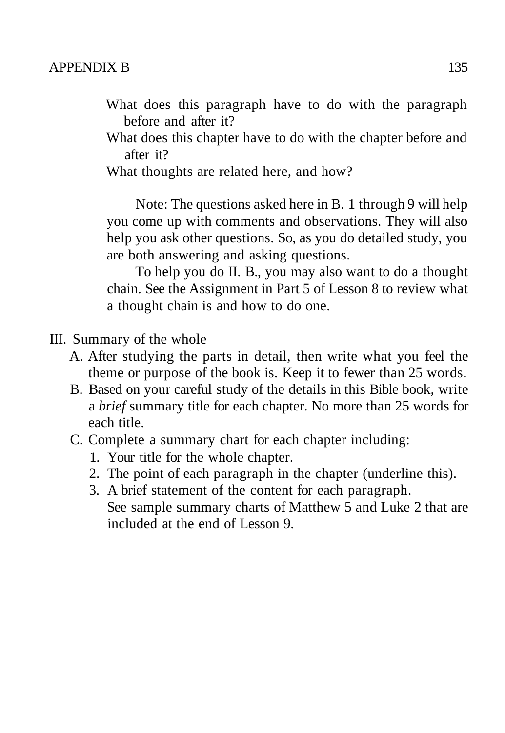What does this paragraph have to do with the paragraph before and after it?

What does this chapter have to do with the chapter before and after it?

What thoughts are related here, and how?

Note: The questions asked here in B. 1 through 9 will help you come up with comments and observations. They will also help you ask other questions. So, as you do detailed study, you are both answering and asking questions.

To help you do II. B., you may also want to do a thought chain. See the Assignment in Part 5 of Lesson 8 to review what a thought chain is and how to do one.

III. Summary of the whole

A. After studying the parts in detail, then write what you feel the theme or purpose of the book is. Keep it to fewer than 25 words.

B. Based on your careful study of the details in this Bible book, write a *brief* summary title for each chapter. No more than 25 words for each title.

C. Complete a summary chart for each chapter including:

1. Your title for the whole chapter.
2. The point of each paragraph in the chapter (underline this).
3. A brief statement of the content for each paragraph.

   See sample summary charts of Matthew 5 and Luke 2 that are included at the end of Lesson 9.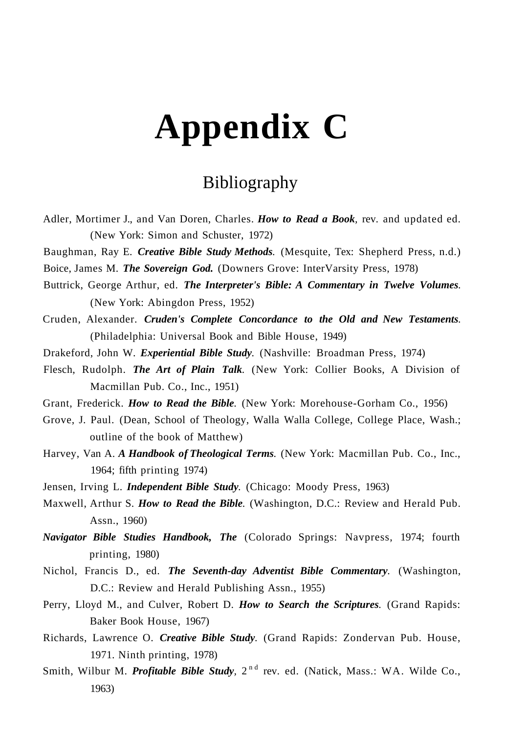# Appendix C

## Bibliography

Adler, Mortimer J., and Van Doren, Charles. ***How to Read a Book***, rev. and updated ed. (New York: Simon and Schuster, 1972)

Baughman, Ray E. ***Creative Bible Study Methods.*** (Mesquite, Tex: Shepherd Press, n.d.)

Boice, James M. ***The Sovereign God.*** (Downers Grove: InterVarsity Press, 1978)

Buttrick, George Arthur, ed. ***The Interpreter's Bible: A Commentary in Twelve Volumes.*** (New York: Abingdon Press, 1952)

Cruden, Alexander. ***Cruden's Complete Concordance to the Old and New Testaments.*** (Philadelphia: Universal Book and Bible House, 1949)

Drakeford, John W. ***Experiential Bible Study.*** (Nashville: Broadman Press, 1974)

Flesch, Rudolph. ***The Art of Plain Talk.*** (New York: Collier Books, A Division of Macmillan Pub. Co., Inc., 1951)

Grant, Frederick. ***How to Read the Bible.*** (New York: Morehouse-Gorham Co., 1956)

Grove, J. Paul. (Dean, School of Theology, Walla Walla College, College Place, Wash.; outline of the book of Matthew)

Harvey, Van A. ***A Handbook of Theological Terms.*** (New York: Macmillan Pub. Co., Inc., 1964; fifth printing 1974)

Jensen, Irving L. ***Independent Bible Study.*** (Chicago: Moody Press, 1963)

Maxwell, Arthur S. ***How to Read the Bible.*** (Washington, D.C.: Review and Herald Pub. Assn., 1960)

***Navigator Bible Studies Handbook, The*** (Colorado Springs: Navpress, 1974; fourth printing, 1980)

Nichol, Francis D., ed. ***The Seventh-day Adventist Bible Commentary.*** (Washington, D.C.: Review and Herald Publishing Assn., 1955)

Perry, Lloyd M., and Culver, Robert D. ***How to Search the Scriptures.*** (Grand Rapids: Baker Book House, 1967)

Richards, Lawrence O. ***Creative Bible Study.*** (Grand Rapids: Zondervan Pub. House, 1971. Ninth printing, 1978)

Smith, Wilbur M. ***Profitable Bible Study***, 2nd rev. ed. (Natick, Mass.: WA. Wilde Co., 1963)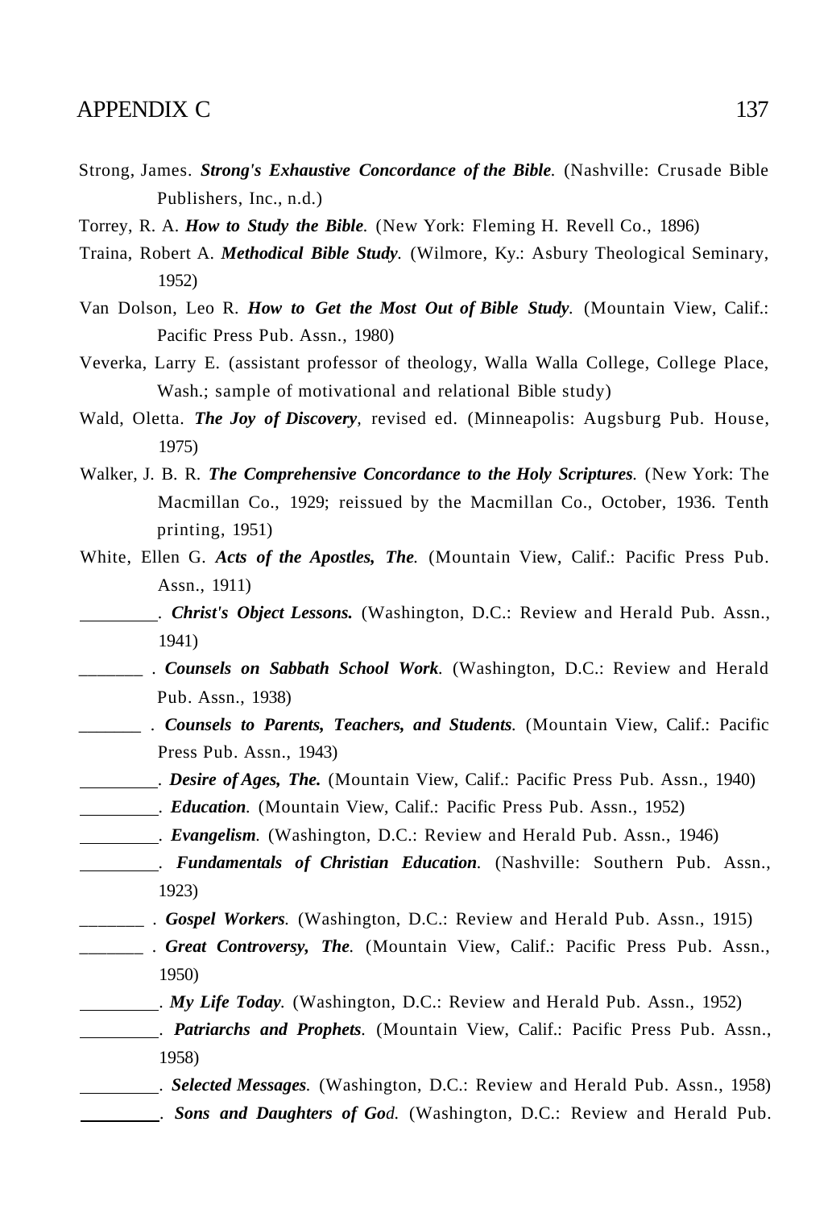Strong, James. ***Strong's Exhaustive Concordance of the Bible.*** (Nashville: Crusade Bible Publishers, Inc., n.d.)

Torrey, R. A. ***How to Study the Bible.*** (New York: Fleming H. Revell Co., 1896)

Traina, Robert A. ***Methodical Bible Study.*** (Wilmore, Ky.: Asbury Theological Seminary, 1952)

Van Dolson, Leo R. ***How to Get the Most Out of Bible Study.*** (Mountain View, Calif.: Pacific Press Pub. Assn., 1980)

Veverka, Larry E. (assistant professor of theology, Walla Walla College, College Place, Wash.; sample of motivational and relational Bible study)

Wald, Oletta. ***The Joy of Discovery,*** revised ed. (Minneapolis: Augsburg Pub. House, 1975)

Walker, J. B. R. ***The Comprehensive Concordance to the Holy Scriptures.*** (New York: The Macmillan Co., 1929; reissued by the Macmillan Co., October, 1936. Tenth printing, 1951)

White, Ellen G. ***Acts of the Apostles, The.*** (Mountain View, Calif.: Pacific Press Pub. Assn., 1911)

________. ***Christ's Object Lessons.*** (Washington, D.C.: Review and Herald Pub. Assn., 1941)

________. ***Counsels on Sabbath School Work.*** (Washington, D.C.: Review and Herald Pub. Assn., 1938)

________. ***Counsels to Parents, Teachers, and Students.*** (Mountain View, Calif.: Pacific Press Pub. Assn., 1943)

________. ***Desire of Ages, The.*** (Mountain View, Calif.: Pacific Press Pub. Assn., 1940)

________. ***Education.*** (Mountain View, Calif.: Pacific Press Pub. Assn., 1952)

________. ***Evangelism.*** (Washington, D.C.: Review and Herald Pub. Assn., 1946)

________. ***Fundamentals of Christian Education.*** (Nashville: Southern Pub. Assn., 1923)

________. ***Gospel Workers.*** (Washington, D.C.: Review and Herald Pub. Assn., 1915)

________. ***Great Controversy, The.*** (Mountain View, Calif.: Pacific Press Pub. Assn., 1950)

________. ***My Life Today.*** (Washington, D.C.: Review and Herald Pub. Assn., 1952)

________. ***Patriarchs and Prophets.*** (Mountain View, Calif.: Pacific Press Pub. Assn., 1958)

________. ***Selected Messages.*** (Washington, D.C.: Review and Herald Pub. Assn., 1958)

________. ***Sons and Daughters of God.*** (Washington, D.C.: Review and Herald Pub.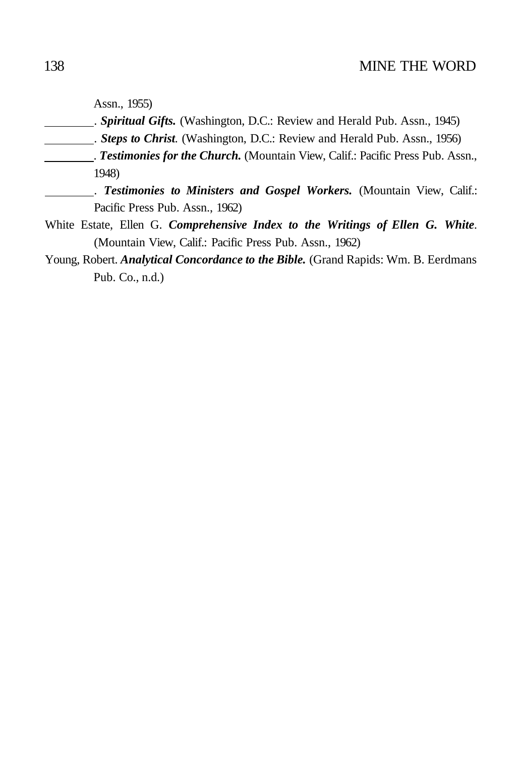Assn., 1955)

\_\_\_\_\_\_\_\_. ***Spiritual Gifts.*** (Washington, D.C.: Review and Herald Pub. Assn., 1945)

\_\_\_\_\_\_\_\_. ***Steps to Christ*.** (Washington, D.C.: Review and Herald Pub. Assn., 1956)

\_\_\_\_\_\_\_\_. ***Testimonies for the Church.*** (Mountain View, Calif.: Pacific Press Pub. Assn., 1948)

\_\_\_\_\_\_\_\_. ***Testimonies to Ministers and Gospel Workers.*** (Mountain View, Calif.: Pacific Press Pub. Assn., 1962)

White Estate, Ellen G. ***Comprehensive Index to the Writings of Ellen G. White*.** (Mountain View, Calif.: Pacific Press Pub. Assn., 1962)

Young, Robert. ***Analytical Concordance to the Bible.*** (Grand Rapids: Wm. B. Eerdmans Pub. Co., n.d.)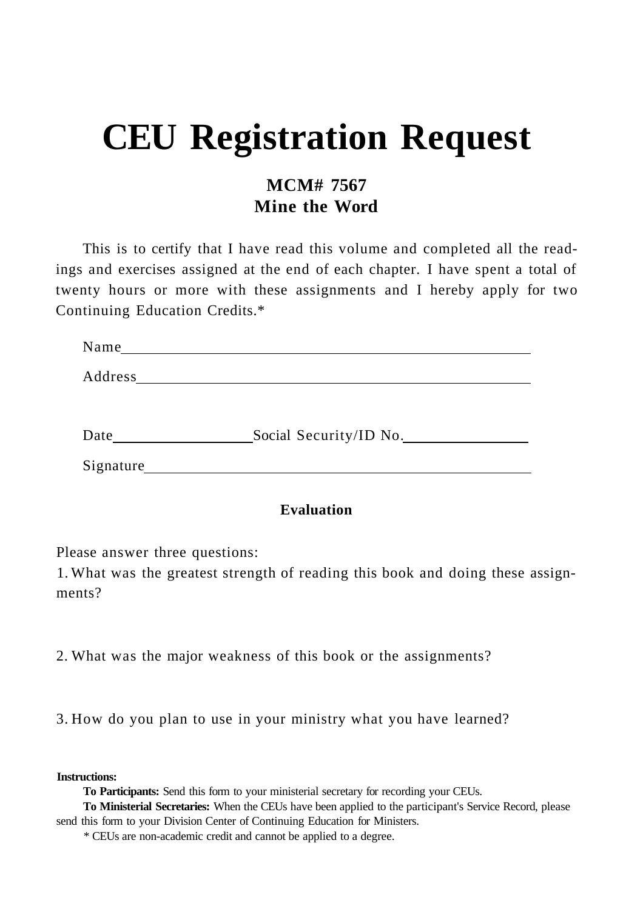# CEU Registration Request

## MCM# 7567
## Mine the Word

This is to certify that I have read this volume and completed all the readings and exercises assigned at the end of each chapter. I have spent a total of twenty hours or more with these assignments and I hereby apply for two Continuing Education Credits.*

Name________________________________________________

Address______________________________________________

Date__________________ Social Security/ID No.________________

Signature_____________________________________________

### Evaluation

Please answer three questions:

1. What was the greatest strength of reading this book and doing these assignments?

2. What was the major weakness of this book or the assignments?

3. How do you plan to use in your ministry what you have learned?

**Instructions:**

**To Participants:** Send this form to your ministerial secretary for recording your CEUs.

**To Ministerial Secretaries:** When the CEUs have been applied to the participant's Service Record, please send this form to your Division Center of Continuing Education for Ministers.

\* CEUs are non-academic credit and cannot be applied to a degree.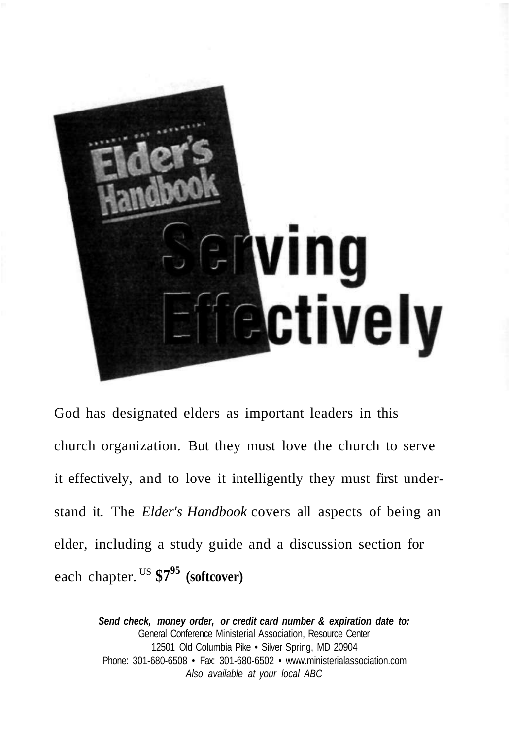# Serving Effectively

God has designated elders as important leaders in this church organization. But they must love the church to serve it effectively, and to love it intelligently they must first understand it. The *Elder's Handbook* covers all aspects of being an elder, including a study guide and a discussion section for each chapter. US **$7.95 (softcover)**

***Send check, money order, or credit card number & expiration date to:***
General Conference Ministerial Association, Resource Center
12501 Old Columbia Pike • Silver Spring, MD 20904
Phone: 301-680-6508 • Fax: 301-680-6502 • www.ministerialassociation.com
*Also available at your local ABC*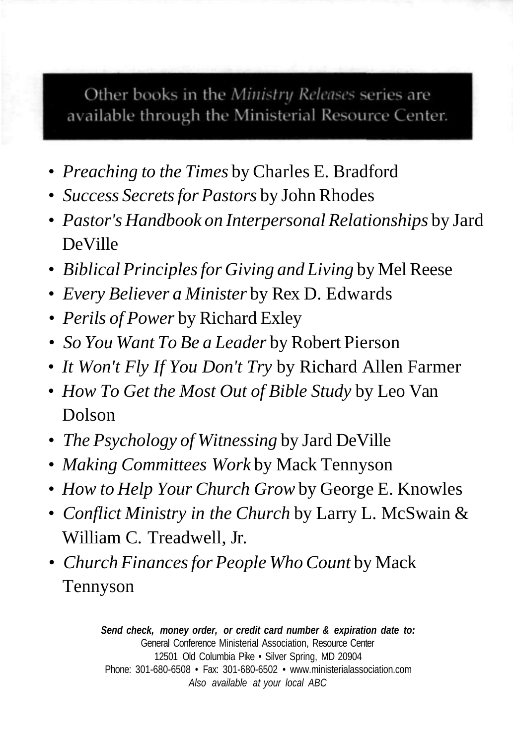Other books in the *Ministry Releases* series are available through the Ministerial Resource Center.

- *Preaching to the Times* by Charles E. Bradford
- *Success Secrets for Pastors* by John Rhodes
- *Pastor's Handbook on Interpersonal Relationships* by Jard DeVille
- *Biblical Principles for Giving and Living* by Mel Reese
- *Every Believer a Minister* by Rex D. Edwards
- *Perils of Power* by Richard Exley
- *So You Want To Be a Leader* by Robert Pierson
- *It Won't Fly If You Don't Try* by Richard Allen Farmer
- *How To Get the Most Out of Bible Study* by Leo Van Dolson
- *The Psychology of Witnessing* by Jard DeVille
- *Making Committees Work* by Mack Tennyson
- *How to Help Your Church Grow* by George E. Knowles
- *Conflict Ministry in the Church* by Larry L. McSwain & William C. Treadwell, Jr.
- *Church Finances for People Who Count* by Mack Tennyson

***Send check, money order, or credit card number & expiration date to:***
General Conference Ministerial Association, Resource Center
12501 Old Columbia Pike • Silver Spring, MD 20904
Phone: 301-680-6508 • Fax: 301-680-6502 • www.ministerialassociation.com
*Also available at your local ABC*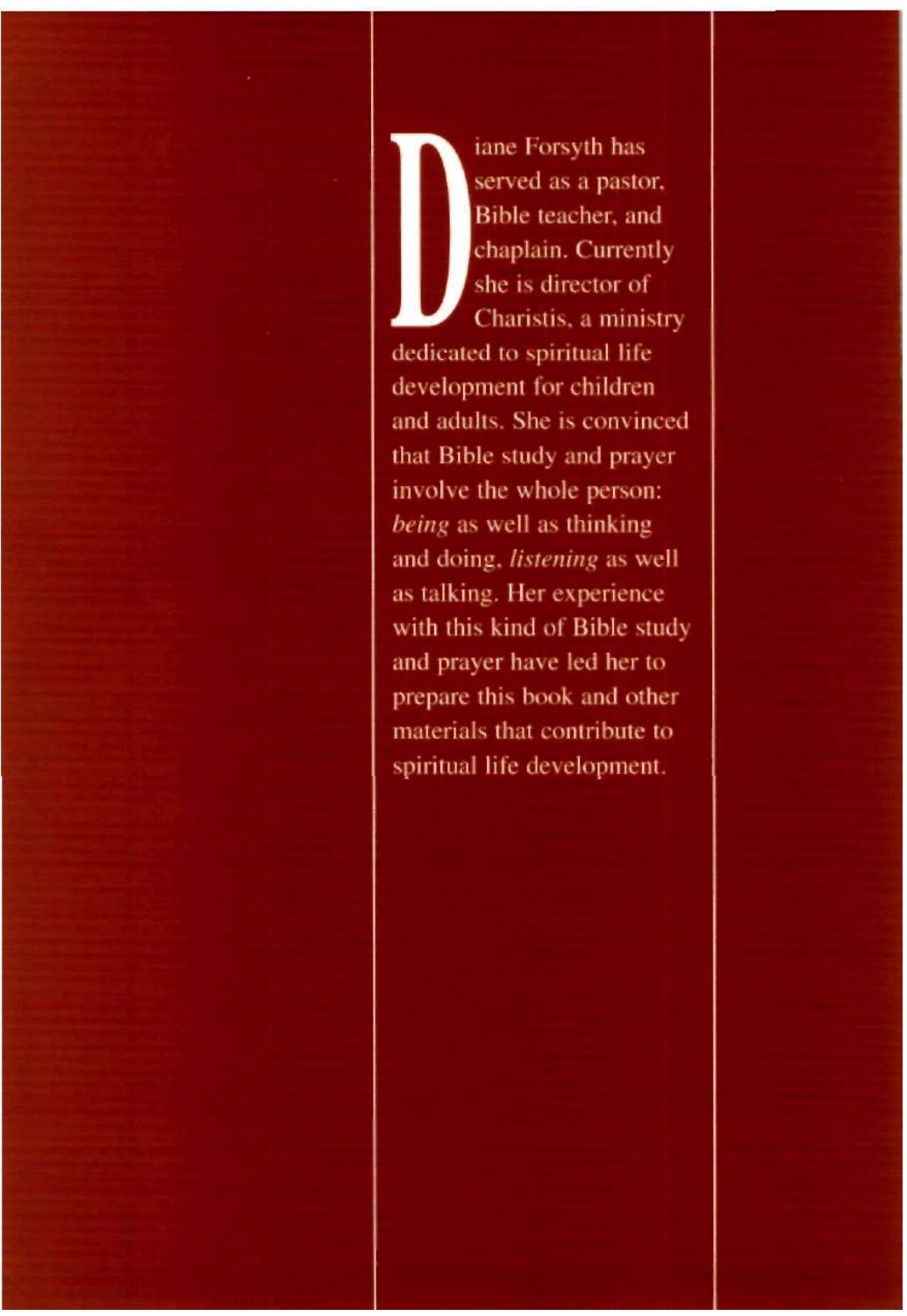Diane Forsyth has served as a pastor, Bible teacher, and chaplain. Currently she is director of Charistis, a ministry dedicated to spiritual life development for children and adults. She is convinced that Bible study and prayer involve the whole person: *being* as well as thinking and doing, *listening* as well as talking. Her experience with this kind of Bible study and prayer have led her to prepare this book and other materials that contribute to spiritual life development.